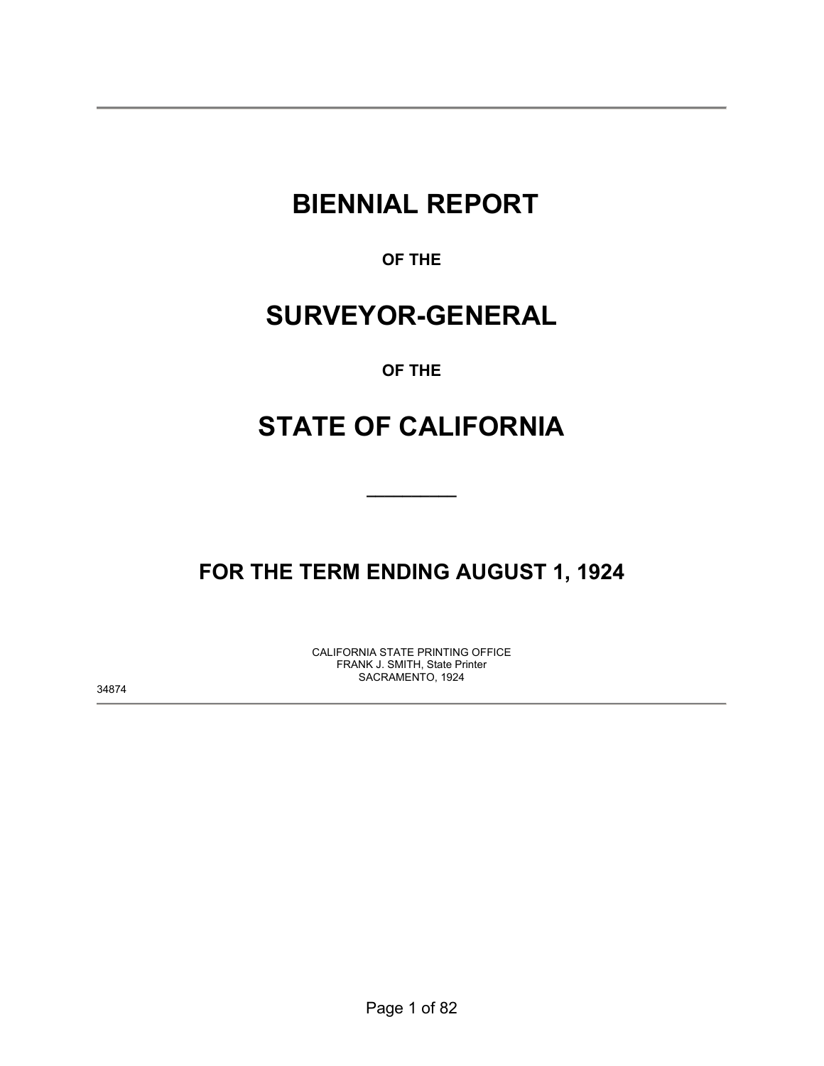# BIENNIAL REPORT

**OF THE**

# SURVEYOR-GENERAL

**OF THE**

# STATE OF CALIFORNIA

---

## FOR THE TERM ENDING AUGUST 1, 1924

CALIFORNIA STATE PRINTING OFFICE
FRANK J. SMITH, State Printer
SACRAMENTO, 1924

34874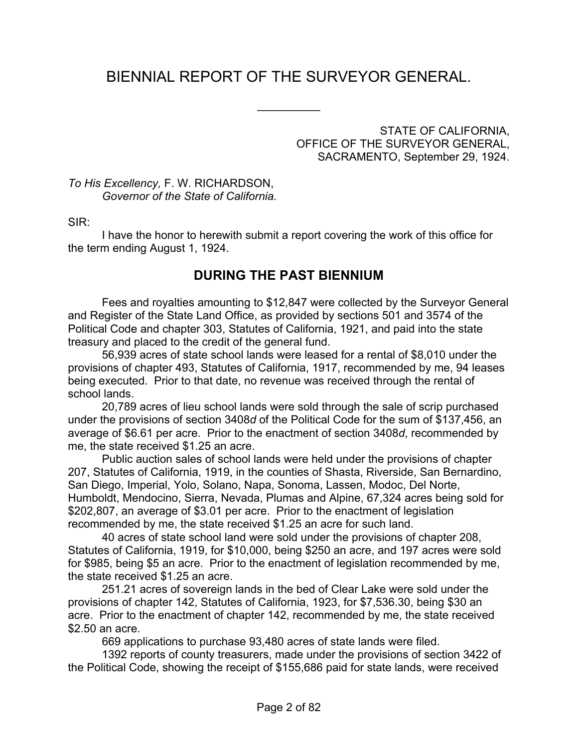# BIENNIAL REPORT OF THE SURVEYOR GENERAL.

---

STATE OF CALIFORNIA,
OFFICE OF THE SURVEYOR GENERAL,
SACRAMENTO, September 29, 1924.

*To His Excellency,* F. W. RICHARDSON,
*Governor of the State of California.*

SIR:

I have the honor to herewith submit a report covering the work of this office for the term ending August 1, 1924.

## DURING THE PAST BIENNIUM

Fees and royalties amounting to $12,847 were collected by the Surveyor General and Register of the State Land Office, as provided by sections 501 and 3574 of the Political Code and chapter 303, Statutes of California, 1921, and paid into the state treasury and placed to the credit of the general fund.

56,939 acres of state school lands were leased for a rental of $8,010 under the provisions of chapter 493, Statutes of California, 1917, recommended by me, 94 leases being executed. Prior to that date, no revenue was received through the rental of school lands.

20,789 acres of lieu school lands were sold through the sale of scrip purchased under the provisions of section 3408*d* of the Political Code for the sum of $137,456, an average of $6.61 per acre. Prior to the enactment of section 3408*d*, recommended by me, the state received $1.25 an acre.

Public auction sales of school lands were held under the provisions of chapter 207, Statutes of California, 1919, in the counties of Shasta, Riverside, San Bernardino, San Diego, Imperial, Yolo, Solano, Napa, Sonoma, Lassen, Modoc, Del Norte, Humboldt, Mendocino, Sierra, Nevada, Plumas and Alpine, 67,324 acres being sold for $202,807, an average of $3.01 per acre. Prior to the enactment of legislation recommended by me, the state received $1.25 an acre for such land.

40 acres of state school land were sold under the provisions of chapter 208, Statutes of California, 1919, for $10,000, being $250 an acre, and 197 acres were sold for $985, being $5 an acre. Prior to the enactment of legislation recommended by me, the state received $1.25 an acre.

251.21 acres of sovereign lands in the bed of Clear Lake were sold under the provisions of chapter 142, Statutes of California, 1923, for $7,536.30, being $30 an acre. Prior to the enactment of chapter 142, recommended by me, the state received $2.50 an acre.

669 applications to purchase 93,480 acres of state lands were filed.

1392 reports of county treasurers, made under the provisions of section 3422 of the Political Code, showing the receipt of $155,686 paid for state lands, were received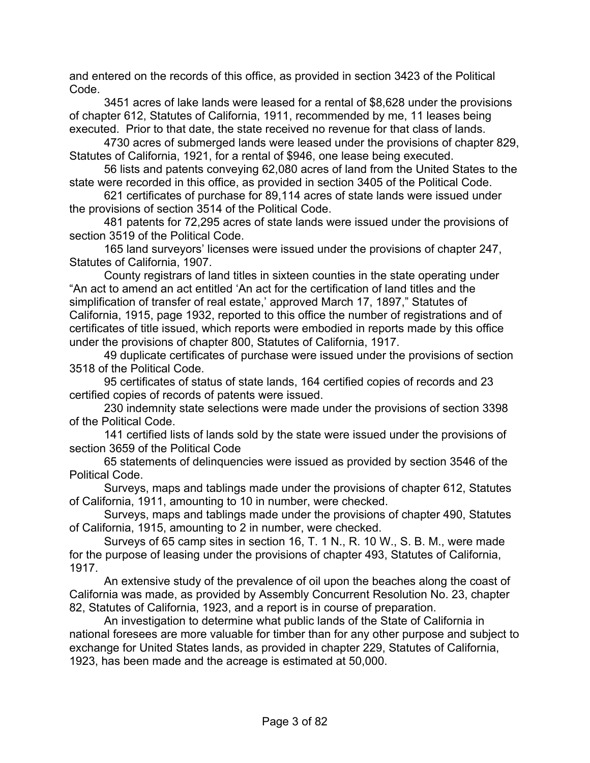and entered on the records of this office, as provided in section 3423 of the Political Code.

3451 acres of lake lands were leased for a rental of $8,628 under the provisions of chapter 612, Statutes of California, 1911, recommended by me, 11 leases being executed. Prior to that date, the state received no revenue for that class of lands.

4730 acres of submerged lands were leased under the provisions of chapter 829, Statutes of California, 1921, for a rental of $946, one lease being executed.

56 lists and patents conveying 62,080 acres of land from the United States to the state were recorded in this office, as provided in section 3405 of the Political Code.

621 certificates of purchase for 89,114 acres of state lands were issued under the provisions of section 3514 of the Political Code.

481 patents for 72,295 acres of state lands were issued under the provisions of section 3519 of the Political Code.

165 land surveyors' licenses were issued under the provisions of chapter 247, Statutes of California, 1907.

County registrars of land titles in sixteen counties in the state operating under "An act to amend an act entitled 'An act for the certification of land titles and the simplification of transfer of real estate,' approved March 17, 1897," Statutes of California, 1915, page 1932, reported to this office the number of registrations and of certificates of title issued, which reports were embodied in reports made by this office under the provisions of chapter 800, Statutes of California, 1917.

49 duplicate certificates of purchase were issued under the provisions of section 3518 of the Political Code.

95 certificates of status of state lands, 164 certified copies of records and 23 certified copies of records of patents were issued.

230 indemnity state selections were made under the provisions of section 3398 of the Political Code.

141 certified lists of lands sold by the state were issued under the provisions of section 3659 of the Political Code

65 statements of delinquencies were issued as provided by section 3546 of the Political Code.

Surveys, maps and tablings made under the provisions of chapter 612, Statutes of California, 1911, amounting to 10 in number, were checked.

Surveys, maps and tablings made under the provisions of chapter 490, Statutes of California, 1915, amounting to 2 in number, were checked.

Surveys of 65 camp sites in section 16, T. 1 N., R. 10 W., S. B. M., were made for the purpose of leasing under the provisions of chapter 493, Statutes of California, 1917.

An extensive study of the prevalence of oil upon the beaches along the coast of California was made, as provided by Assembly Concurrent Resolution No. 23, chapter 82, Statutes of California, 1923, and a report is in course of preparation.

An investigation to determine what public lands of the State of California in national foresees are more valuable for timber than for any other purpose and subject to exchange for United States lands, as provided in chapter 229, Statutes of California, 1923, has been made and the acreage is estimated at 50,000.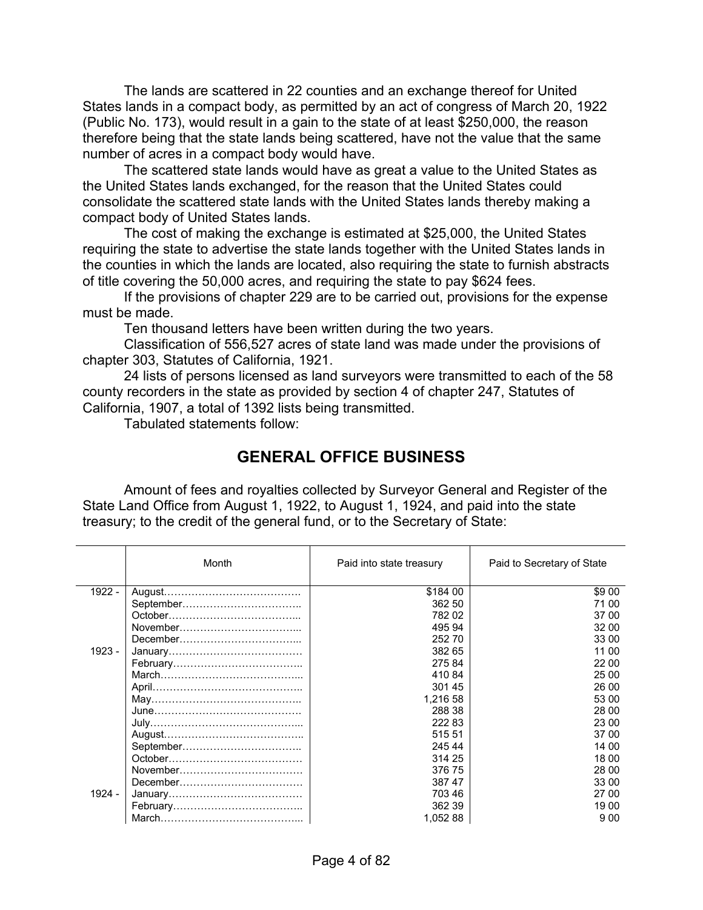The lands are scattered in 22 counties and an exchange thereof for United States lands in a compact body, as permitted by an act of congress of March 20, 1922 (Public No. 173), would result in a gain to the state of at least $250,000, the reason therefore being that the state lands being scattered, have not the value that the same number of acres in a compact body would have.

The scattered state lands would have as great a value to the United States as the United States lands exchanged, for the reason that the United States could consolidate the scattered state lands with the United States lands thereby making a compact body of United States lands.

The cost of making the exchange is estimated at $25,000, the United States requiring the state to advertise the state lands together with the United States lands in the counties in which the lands are located, also requiring the state to furnish abstracts of title covering the 50,000 acres, and requiring the state to pay $624 fees.

If the provisions of chapter 229 are to be carried out, provisions for the expense must be made.

Ten thousand letters have been written during the two years.

Classification of 556,527 acres of state land was made under the provisions of chapter 303, Statutes of California, 1921.

24 lists of persons licensed as land surveyors were transmitted to each of the 58 county recorders in the state as provided by section 4 of chapter 247, Statutes of California, 1907, a total of 1392 lists being transmitted.

Tabulated statements follow:

## GENERAL OFFICE BUSINESS

Amount of fees and royalties collected by Surveyor General and Register of the State Land Office from August 1, 1922, to August 1, 1924, and paid into the state treasury; to the credit of the general fund, or to the Secretary of State:

| | Month | Paid into state treasury | Paid to Secretary of State |
|---|---|---|---|
| 1922 - | August………………………………… | $184 00 | $9 00 |
| | September…………………………….. | 362 50 | 71 00 |
| | October……………………………….. | 782 02 | 37 00 |
| | November…………………………….. | 495 94 | 32 00 |
| | December…………………………….. | 252 70 | 33 00 |
| 1923 - | January………………………………… | 382 65 | 11 00 |
| | February……………………………….. | 275 84 | 22 00 |
| | March………………………………….. | 410 84 | 25 00 |
| | April……………………………………. | 301 45 | 26 00 |
| | May…………………………………….. | 1,216 58 | 53 00 |
| | June……………………………………. | 288 38 | 28 00 |
| | July…………………………………….. | 222 83 | 23 00 |
| | August………………………………….. | 515 51 | 37 00 |
| | September……………………………. | 245 44 | 14 00 |
| | October………………………………… | 314 25 | 18 00 |
| | November……………………………… | 376 75 | 28 00 |
| | December……………………………… | 387 47 | 33 00 |
| 1924 - | January………………………………… | 703 46 | 27 00 |
| | February……………………………….. | 362 39 | 19 00 |
| | March………………………………….. | 1,052 88 | 9 00 |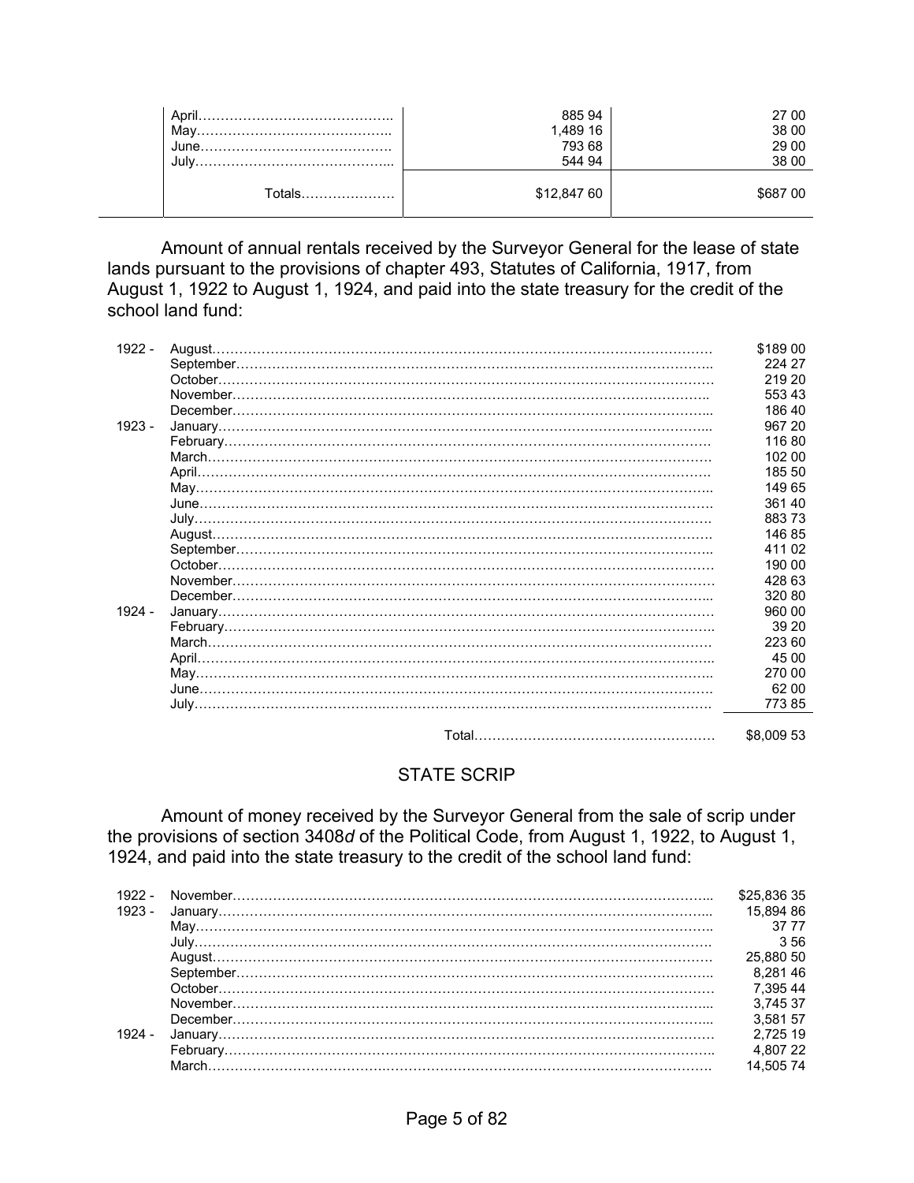| | | |
|---|---|---|
| April | 885 94 | 27 00 |
| May | 1,489 16 | 38 00 |
| June | 793 68 | 29 00 |
| July | 544 94 | 38 00 |
| Totals | $12,847 60 | $687 00 |

Amount of annual rentals received by the Surveyor General for the lease of state lands pursuant to the provisions of chapter 493, Statutes of California, 1917, from August 1, 1922 to August 1, 1924, and paid into the state treasury for the credit of the school land fund:

| | | |
|---|---|---|
| 1922 - | August | $189 00 |
| | September | 224 27 |
| | October | 219 20 |
| | November | 553 43 |
| | December | 186 40 |
| 1923 - | January | 967 20 |
| | February | 116 80 |
| | March | 102 00 |
| | April | 185 50 |
| | May | 149 65 |
| | June | 361 40 |
| | July | 883 73 |
| | August | 146 85 |
| | September | 411 02 |
| | October | 190 00 |
| | November | 428 63 |
| | December | 320 80 |
| 1924 - | January | 960 00 |
| | February | 39 20 |
| | March | 223 60 |
| | April | 45 00 |
| | May | 270 00 |
| | June | 62 00 |
| | July | 773 85 |
| | Total | $8,009 53 |

## STATE SCRIP

Amount of money received by the Surveyor General from the sale of scrip under the provisions of section 3408*d* of the Political Code, from August 1, 1922, to August 1, 1924, and paid into the state treasury to the credit of the school land fund:

| | | |
|---|---|---|
| 1922 - | November | $25,836 35 |
| 1923 - | January | 15,894 86 |
| | May | 37 77 |
| | July | 3 56 |
| | August | 25,880 50 |
| | September | 8,281 46 |
| | October | 7,395 44 |
| | November | 3,745 37 |
| | December | 3,581 57 |
| 1924 - | January | 2,725 19 |
| | February | 4,807 22 |
| | March | 14,505 74 |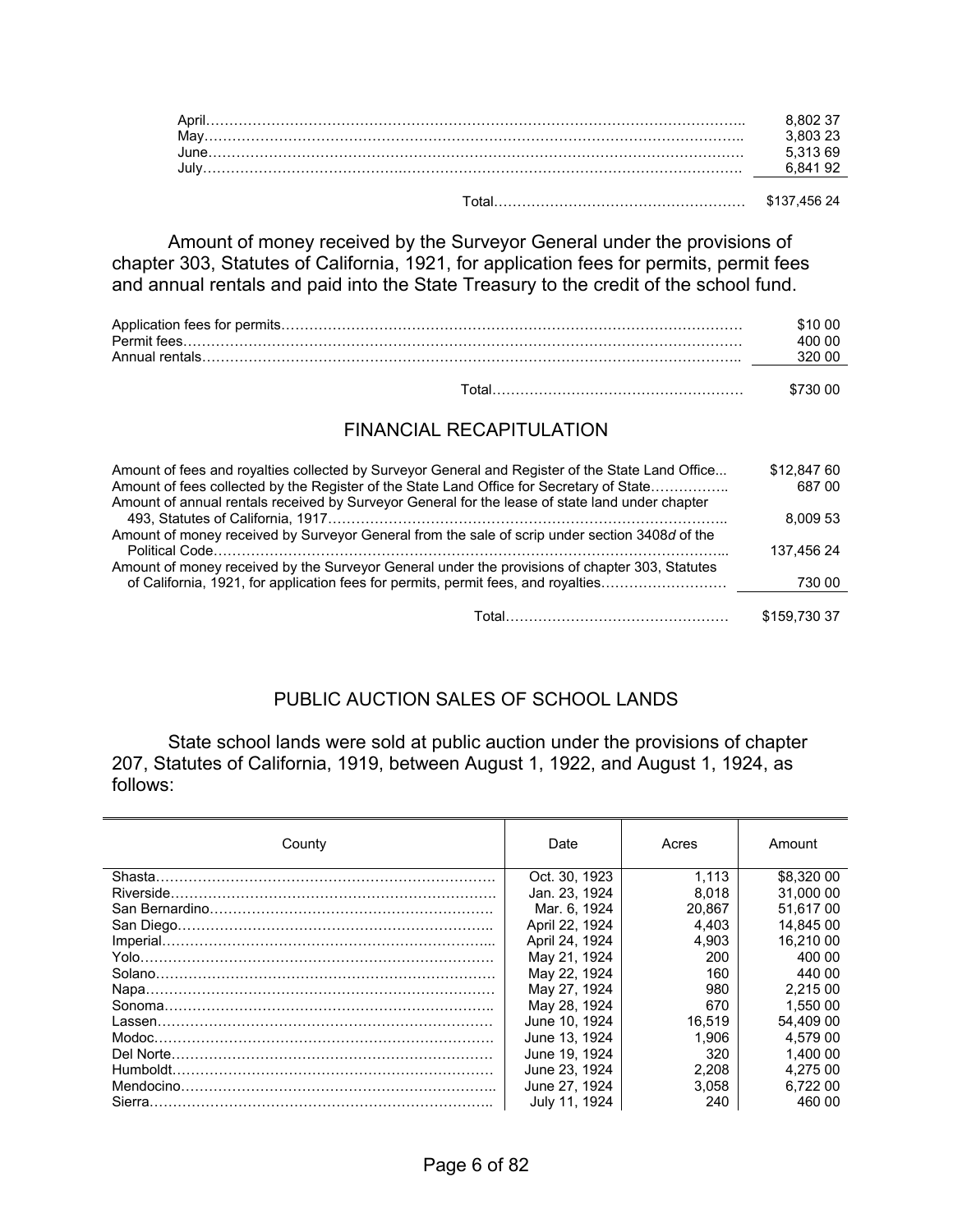| | |
|---|---|
| April | 8,802 37 |
| May | 3,803 23 |
| June | 5,313 69 |
| July | 6,841 92 |
| Total | $137,456 24 |

Amount of money received by the Surveyor General under the provisions of chapter 303, Statutes of California, 1921, for application fees for permits, permit fees and annual rentals and paid into the State Treasury to the credit of the school fund.

| | |
|---|---|
| Application fees for permits | $10 00 |
| Permit fees | 400 00 |
| Annual rentals | 320 00 |
| Total | $730 00 |

## FINANCIAL RECAPITULATION

| | |
|---|---|
| Amount of fees and royalties collected by Surveyor General and Register of the State Land Office | $12,847 60 |
| Amount of fees collected by the Register of the State Land Office for Secretary of State | 687 00 |
| Amount of annual rentals received by Surveyor General for the lease of state land under chapter 493, Statutes of California, 1917 | 8,009 53 |
| Amount of money received by Surveyor General from the sale of scrip under section 3408*d* of the Political Code | 137,456 24 |
| Amount of money received by the Surveyor General under the provisions of chapter 303, Statutes of California, 1921, for application fees for permits, permit fees, and royalties | 730 00 |
| Total | $159,730 37 |

## PUBLIC AUCTION SALES OF SCHOOL LANDS

State school lands were sold at public auction under the provisions of chapter 207, Statutes of California, 1919, between August 1, 1922, and August 1, 1924, as follows:

| County | Date | Acres | Amount |
|---|---|---|---|
| Shasta | Oct. 30, 1923 | 1,113 | $8,320 00 |
| Riverside | Jan. 23, 1924 | 8,018 | 31,000 00 |
| San Bernardino | Mar. 6, 1924 | 20,867 | 51,617 00 |
| San Diego | April 22, 1924 | 4,403 | 14,845 00 |
| Imperial | April 24, 1924 | 4,903 | 16,210 00 |
| Yolo | May 21, 1924 | 200 | 400 00 |
| Solano | May 22, 1924 | 160 | 440 00 |
| Napa | May 27, 1924 | 980 | 2,215 00 |
| Sonoma | May 28, 1924 | 670 | 1,550 00 |
| Lassen | June 10, 1924 | 16,519 | 54,409 00 |
| Modoc | June 13, 1924 | 1,906 | 4,579 00 |
| Del Norte | June 19, 1924 | 320 | 1,400 00 |
| Humboldt | June 23, 1924 | 2,208 | 4,275 00 |
| Mendocino | June 27, 1924 | 3,058 | 6,722 00 |
| Sierra | July 11, 1924 | 240 | 460 00 |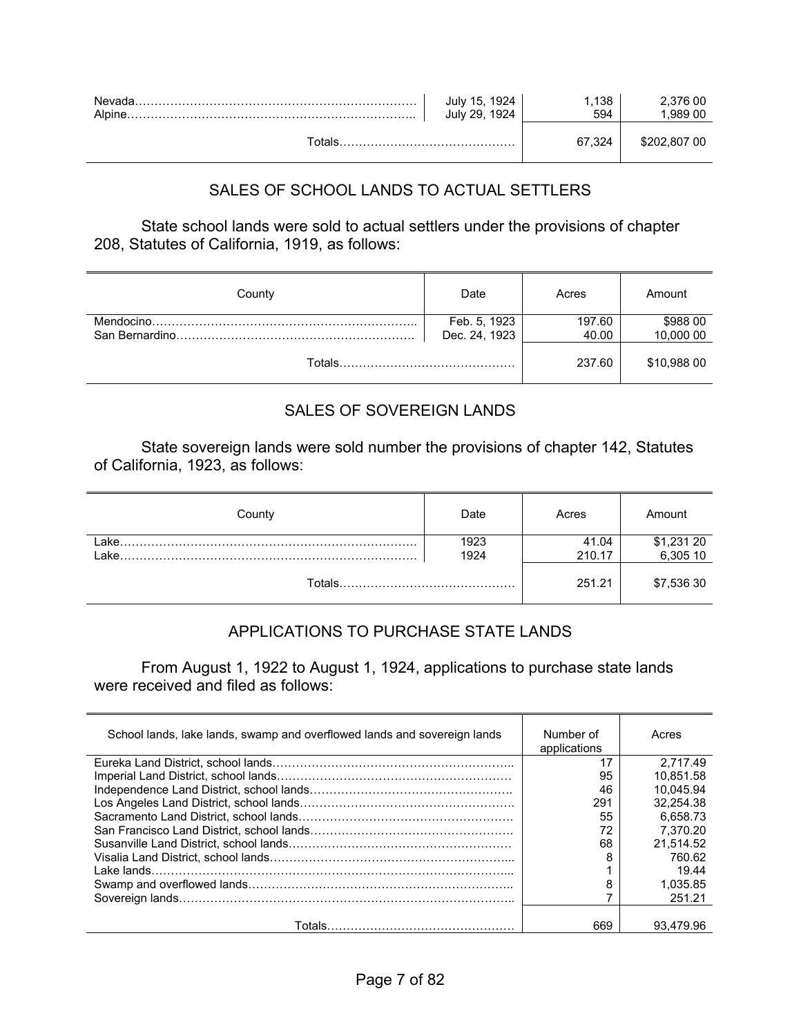| | | | |
|---|---|---|---|
| Nevada | July 15, 1924 | 1,138 | 2,376 00 |
| Alpine | July 29, 1924 | 594 | 1,989 00 |
| Totals | | 67,324 | $202,807 00 |

## SALES OF SCHOOL LANDS TO ACTUAL SETTLERS

State school lands were sold to actual settlers under the provisions of chapter 208, Statutes of California, 1919, as follows:

| County | Date | Acres | Amount |
|---|---|---|---|
| Mendocino | Feb. 5, 1923 | 197.60 | $988 00 |
| San Bernardino | Dec. 24, 1923 | 40.00 | 10,000 00 |
| Totals | | 237.60 | $10,988 00 |

## SALES OF SOVEREIGN LANDS

State sovereign lands were sold number the provisions of chapter 142, Statutes of California, 1923, as follows:

| County | Date | Acres | Amount |
|---|---|---|---|
| Lake | 1923 | 41.04 | $1,231 20 |
| Lake | 1924 | 210.17 | 6,305 10 |
| Totals | | 251.21 | $7,536 30 |

## APPLICATIONS TO PURCHASE STATE LANDS

From August 1, 1922 to August 1, 1924, applications to purchase state lands were received and filed as follows:

| School lands, lake lands, swamp and overflowed lands and sovereign lands | Number of applications | Acres |
|---|---|---|
| Eureka Land District, school lands | 17 | 2,717.49 |
| Imperial Land District, school lands | 95 | 10,851.58 |
| Independence Land District, school lands | 46 | 10,045.94 |
| Los Angeles Land District, school lands | 291 | 32,254.38 |
| Sacramento Land District, school lands | 55 | 6,658.73 |
| San Francisco Land District, school lands | 72 | 7,370.20 |
| Susanville Land District, school lands | 68 | 21,514.52 |
| Visalia Land District, school lands | 8 | 760.62 |
| Lake lands | 1 | 19.44 |
| Swamp and overflowed lands | 8 | 1,035.85 |
| Sovereign lands | 7 | 251.21 |
| Totals | 669 | 93,479.96 |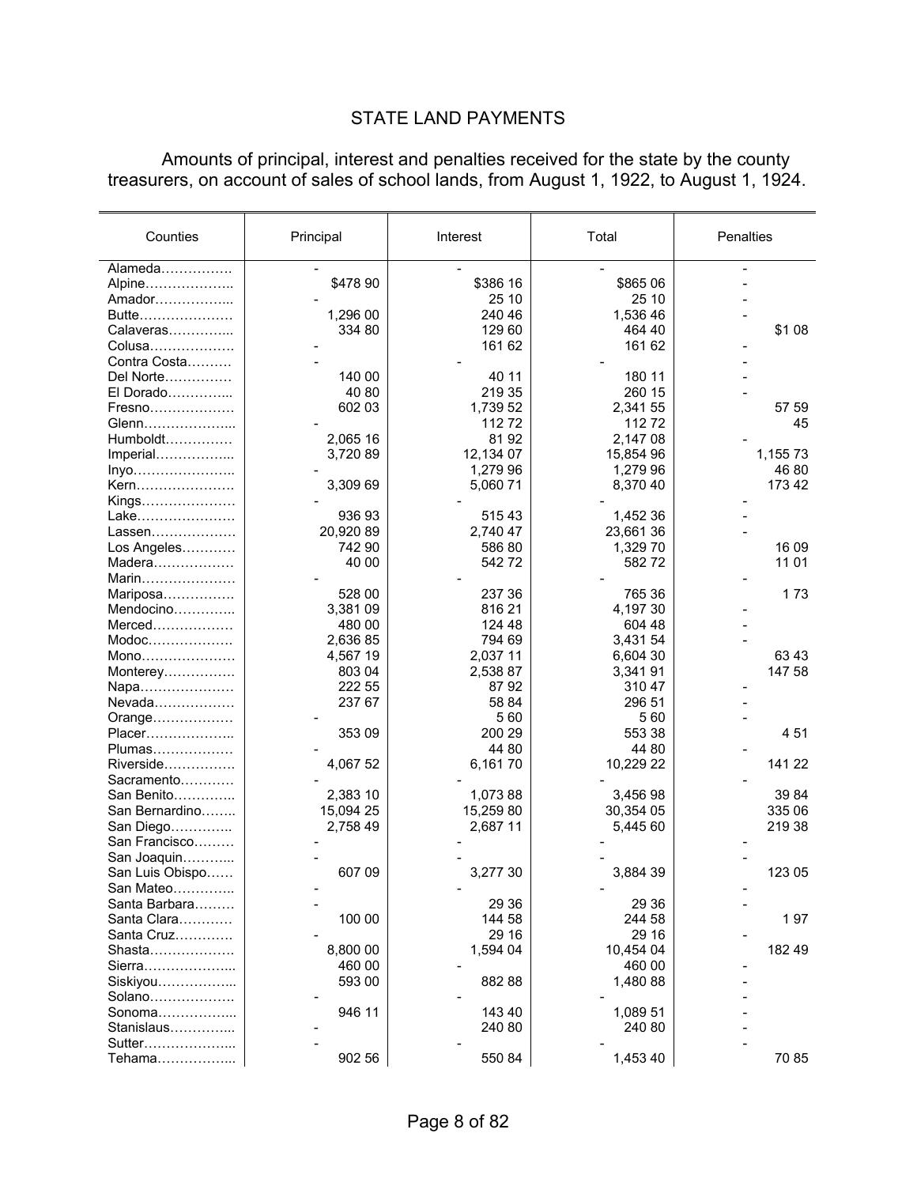## STATE LAND PAYMENTS

Amounts of principal, interest and penalties received for the state by the county treasurers, on account of sales of school lands, from August 1, 1922, to August 1, 1924.

| Counties | Principal | Interest | Total | Penalties |
|---|---|---|---|---|
| Alameda………….…. | - | - | - | - |
| Alpine……………….. | $478 90 | $386 16 | $865 06 | - |
| Amador……………... | - | 25 10 | 25 10 | - |
| Butte………………… | 1,296 00 | 240 46 | 1,536 46 | - |
| Calaveras…………... | 334 80 | 129 60 | 464 40 | $1 08 |
| Colusa………………. | - | 161 62 | 161 62 | - |
| Contra Costa………. | - | - | - | - |
| Del Norte…………… | 140 00 | 40 11 | 180 11 | - |
| El Dorado…………... | 40 80 | 219 35 | 260 15 | - |
| Fresno………………. | 602 03 | 1,739 52 | 2,341 55 | 57 59 |
| Glenn………………... | - | 112 72 | 112 72 | 45 |
| Humboldt…………… | 2,065 16 | 81 92 | 2,147 08 | - |
| Imperial……………... | 3,720 89 | 12,134 07 | 15,854 96 | 1,155 73 |
| Inyo………………….. | - | 1,279 96 | 1,279 96 | 46 80 |
| Kern…………………. | 3,309 69 | 5,060 71 | 8,370 40 | 173 42 |
| Kings………………… | - | - | - | - |
| Lake…………………. | 936 93 | 515 43 | 1,452 36 | - |
| Lassen………………. | 20,920 89 | 2,740 47 | 23,661 36 | - |
| Los Angeles………… | 742 90 | 586 80 | 1,329 70 | 16 09 |
| Madera……………… | 40 00 | 542 72 | 582 72 | 11 01 |
| Marin………………… | - | - | - | - |
| Mariposa……………. | 528 00 | 237 36 | 765 36 | 1 73 |
| Mendocino………….. | 3,381 09 | 816 21 | 4,197 30 | - |
| Merced……………… | 480 00 | 124 48 | 604 48 | - |
| Modoc………………. | 2,636 85 | 794 69 | 3,431 54 | - |
| Mono………………… | 4,567 19 | 2,037 11 | 6,604 30 | 63 43 |
| Monterey……………. | 803 04 | 2,538 87 | 3,341 91 | 147 58 |
| Napa…………………. | 222 55 | 87 92 | 310 47 | - |
| Nevada……………… | 237 67 | 58 84 | 296 51 | - |
| Orange………………. | - | 5 60 | 5 60 | - |
| Placer……………….. | 353 09 | 200 29 | 553 38 | 4 51 |
| Plumas……………… | - | 44 80 | 44 80 | - |
| Riverside……………. | 4,067 52 | 6,161 70 | 10,229 22 | 141 22 |
| Sacramento………… | - | - | - | - |
| San Benito………….. | 2,383 10 | 1,073 88 | 3,456 98 | 39 84 |
| San Bernardino…….. | 15,094 25 | 15,259 80 | 30,354 05 | 335 06 |
| San Diego………….. | 2,758 49 | 2,687 11 | 5,445 60 | 219 38 |
| San Francisco……… | - | - | - | - |
| San Joaquin………... | - | - | - | - |
| San Luis Obispo…… | 607 09 | 3,277 30 | 3,884 39 | 123 05 |
| San Mateo………….. | - | - | - | - |
| Santa Barbara……… | - | 29 36 | 29 36 | - |
| Santa Clara………… | 100 00 | 144 58 | 244 58 | 1 97 |
| Santa Cruz…………. | - | 29 16 | 29 16 | - |
| Shasta………………. | 8,800 00 | 1,594 04 | 10,454 04 | 182 49 |
| Sierra………………... | 460 00 | - | 460 00 | - |
| Siskiyou……………... | 593 00 | 882 88 | 1,480 88 | - |
| Solano………………. | - | - | - | - |
| Sonoma……………... | 946 11 | 143 40 | 1,089 51 | - |
| Stanislaus…………... | - | 240 80 | 240 80 | - |
| Sutter………………... | - | - | - | - |
| Tehama……………... | 902 56 | 550 84 | 1,453 40 | 70 85 |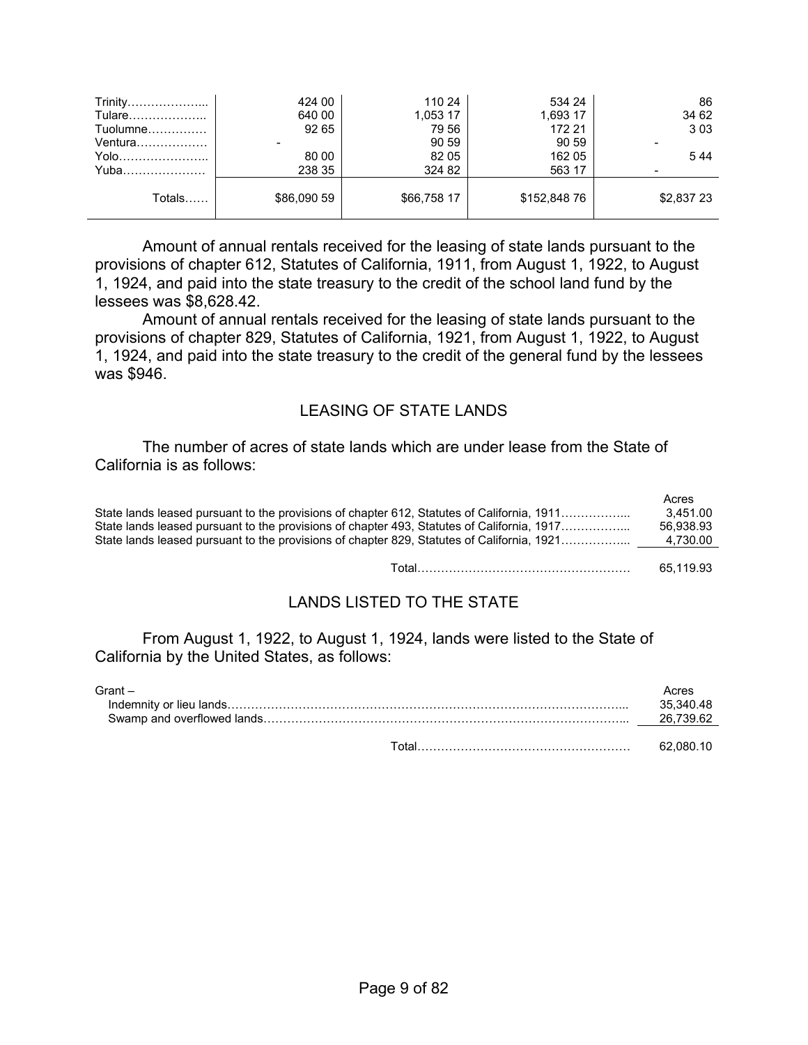| | | | | |
|---|---|---|---|---|
| Trinity………………... | 424 00 | 110 24 | 534 24 | 86 |
| Tulare……………….. | 640 00 | 1,053 17 | 1,693 17 | 34 62 |
| Tuolumne…………… | 92 65 | 79 56 | 172 21 | 3 03 |
| Ventura……………… | - | 90 59 | 90 59 | - |
| Yolo………………….. | 80 00 | 82 05 | 162 05 | 5 44 |
| Yuba………………… | 238 35 | 324 82 | 563 17 | - |
| Totals…… | $86,090 59 | $66,758 17 | $152,848 76 | $2,837 23 |

Amount of annual rentals received for the leasing of state lands pursuant to the provisions of chapter 612, Statutes of California, 1911, from August 1, 1922, to August 1, 1924, and paid into the state treasury to the credit of the school land fund by the lessees was $8,628.42.

Amount of annual rentals received for the leasing of state lands pursuant to the provisions of chapter 829, Statutes of California, 1921, from August 1, 1922, to August 1, 1924, and paid into the state treasury to the credit of the general fund by the lessees was $946.

## LEASING OF STATE LANDS

The number of acres of state lands which are under lease from the State of California is as follows:

| | Acres |
|---|---|
| State lands leased pursuant to the provisions of chapter 612, Statutes of California, 1911……………... | 3,451.00 |
| State lands leased pursuant to the provisions of chapter 493, Statutes of California, 1917……………... | 56,938.93 |
| State lands leased pursuant to the provisions of chapter 829, Statutes of California, 1921……………... | 4,730.00 |
| Total……………………………………………… | 65,119.93 |

## LANDS LISTED TO THE STATE

From August 1, 1922, to August 1, 1924, lands were listed to the State of California by the United States, as follows:

| Grant – | Acres |
|---|---|
| Indemnity or lieu lands……………………………………………………………………………………... | 35,340.48 |
| Swamp and overflowed lands…………………………………………………………………………... | 26,739.62 |
| Total……………………………………………… | 62,080.10 |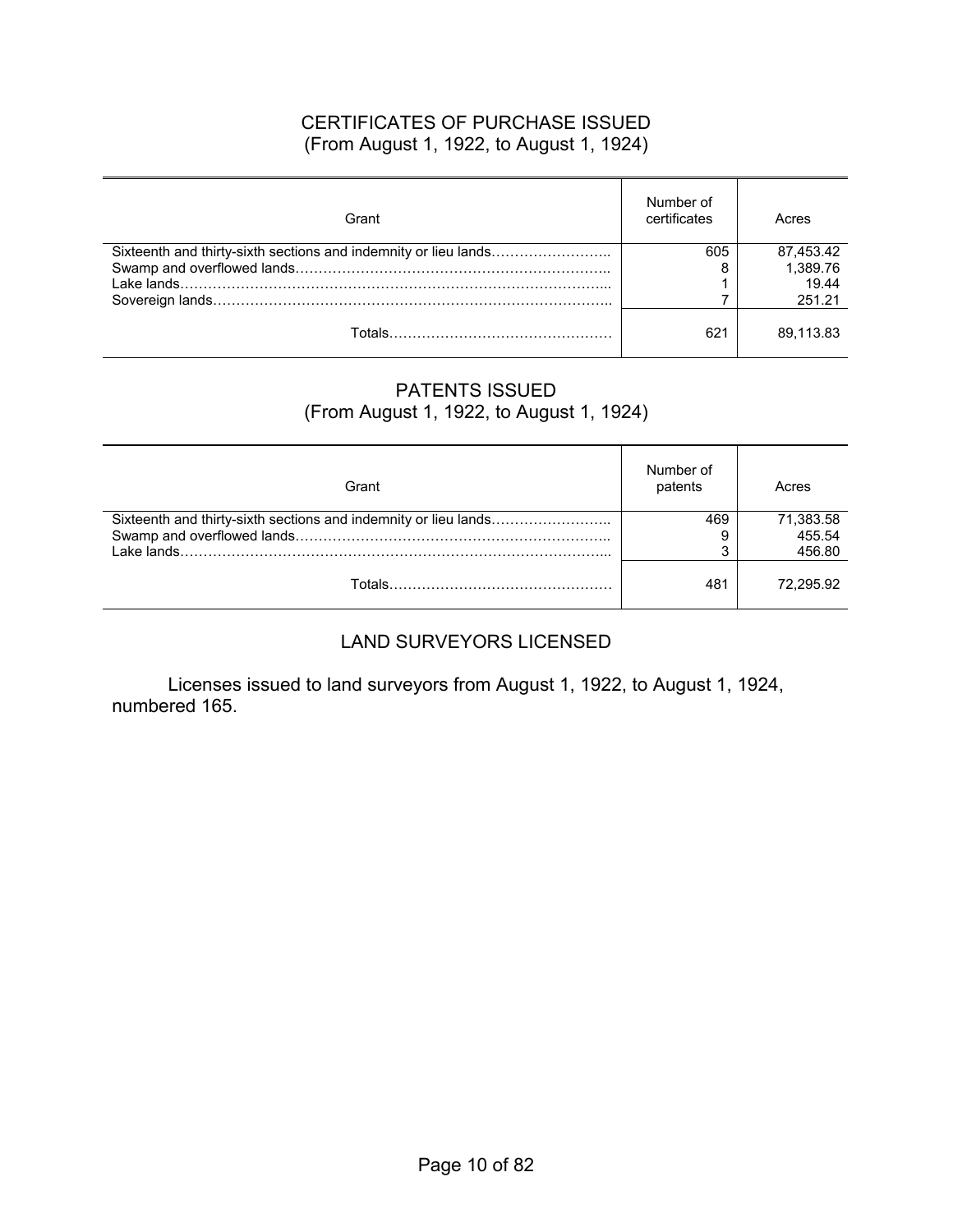## CERTIFICATES OF PURCHASE ISSUED
(From August 1, 1922, to August 1, 1924)

| Grant | Number of certificates | Acres |
|---|---|---|
| Sixteenth and thirty-sixth sections and indemnity or lieu lands | 605 | 87,453.42 |
| Swamp and overflowed lands | 8 | 1,389.76 |
| Lake lands | 1 | 19.44 |
| Sovereign lands | 7 | 251.21 |
| Totals | 621 | 89,113.83 |

## PATENTS ISSUED
(From August 1, 1922, to August 1, 1924)

| Grant | Number of patents | Acres |
|---|---|---|
| Sixteenth and thirty-sixth sections and indemnity or lieu lands | 469 | 71,383.58 |
| Swamp and overflowed lands | 9 | 455.54 |
| Lake lands | 3 | 456.80 |
| Totals | 481 | 72,295.92 |

## LAND SURVEYORS LICENSED

Licenses issued to land surveyors from August 1, 1922, to August 1, 1924, numbered 165.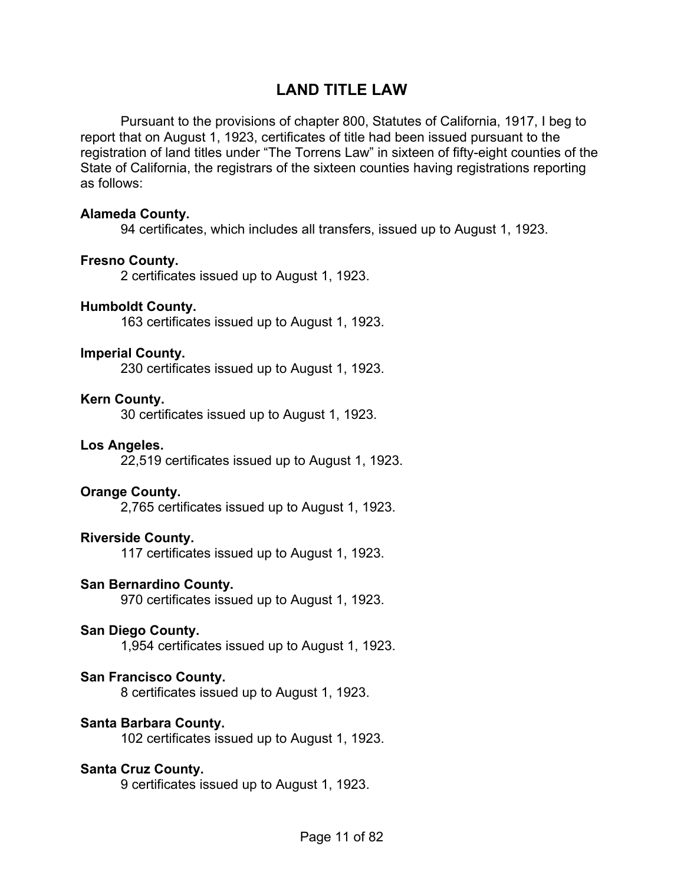# LAND TITLE LAW

Pursuant to the provisions of chapter 800, Statutes of California, 1917, I beg to report that on August 1, 1923, certificates of title had been issued pursuant to the registration of land titles under "The Torrens Law" in sixteen of fifty-eight counties of the State of California, the registrars of the sixteen counties having registrations reporting as follows:

**Alameda County.**
94 certificates, which includes all transfers, issued up to August 1, 1923.

**Fresno County.**
2 certificates issued up to August 1, 1923.

**Humboldt County.**
163 certificates issued up to August 1, 1923.

**Imperial County.**
230 certificates issued up to August 1, 1923.

**Kern County.**
30 certificates issued up to August 1, 1923.

**Los Angeles.**
22,519 certificates issued up to August 1, 1923.

**Orange County.**
2,765 certificates issued up to August 1, 1923.

**Riverside County.**
117 certificates issued up to August 1, 1923.

**San Bernardino County.**
970 certificates issued up to August 1, 1923.

**San Diego County.**
1,954 certificates issued up to August 1, 1923.

**San Francisco County.**
8 certificates issued up to August 1, 1923.

**Santa Barbara County.**
102 certificates issued up to August 1, 1923.

**Santa Cruz County.**
9 certificates issued up to August 1, 1923.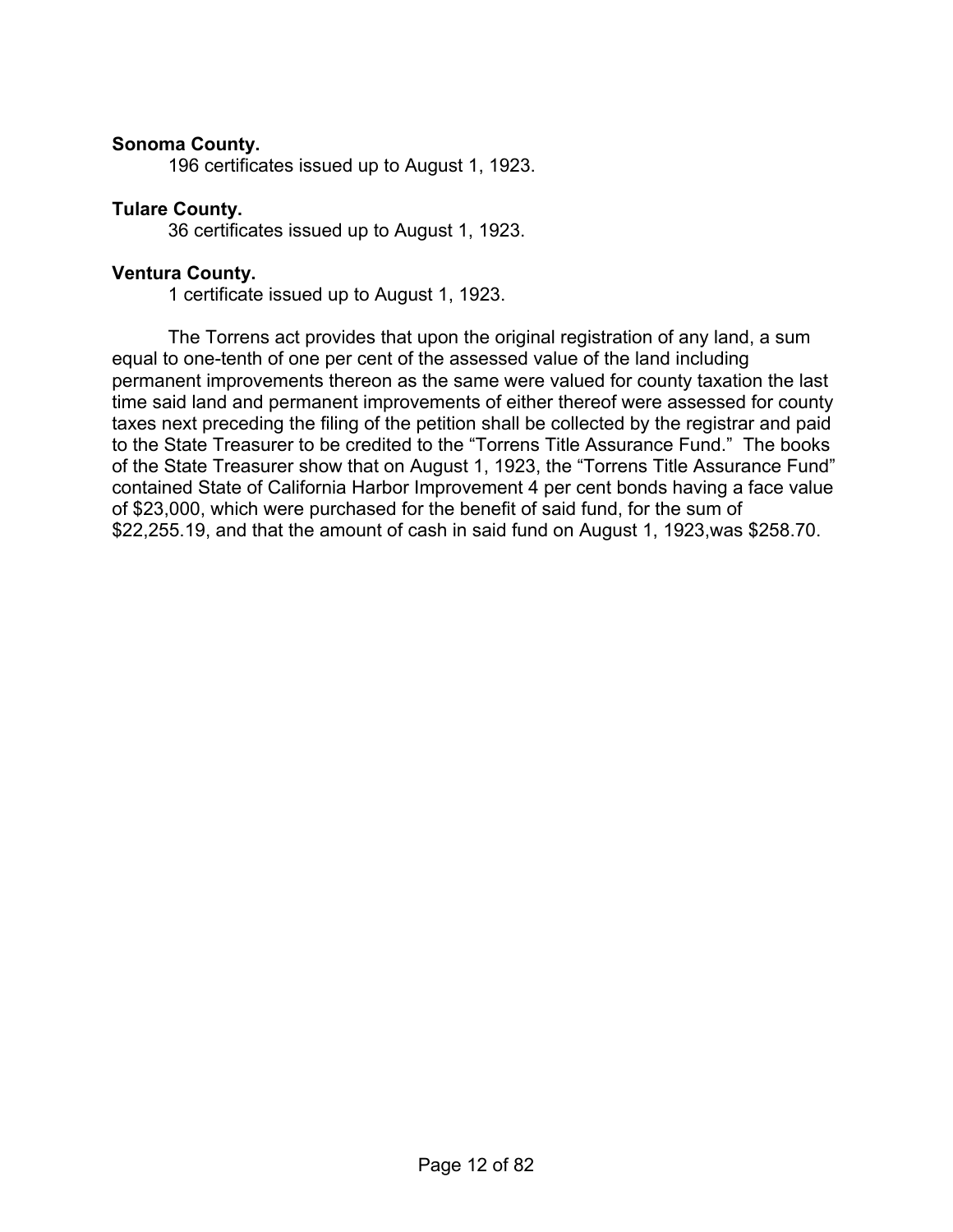**Sonoma County.**

196 certificates issued up to August 1, 1923.

**Tulare County.**

36 certificates issued up to August 1, 1923.

**Ventura County.**

1 certificate issued up to August 1, 1923.

The Torrens act provides that upon the original registration of any land, a sum equal to one-tenth of one per cent of the assessed value of the land including permanent improvements thereon as the same were valued for county taxation the last time said land and permanent improvements of either thereof were assessed for county taxes next preceding the filing of the petition shall be collected by the registrar and paid to the State Treasurer to be credited to the "Torrens Title Assurance Fund." The books of the State Treasurer show that on August 1, 1923, the "Torrens Title Assurance Fund" contained State of California Harbor Improvement 4 per cent bonds having a face value of $23,000, which were purchased for the benefit of said fund, for the sum of $22,255.19, and that the amount of cash in said fund on August 1, 1923,was $258.70.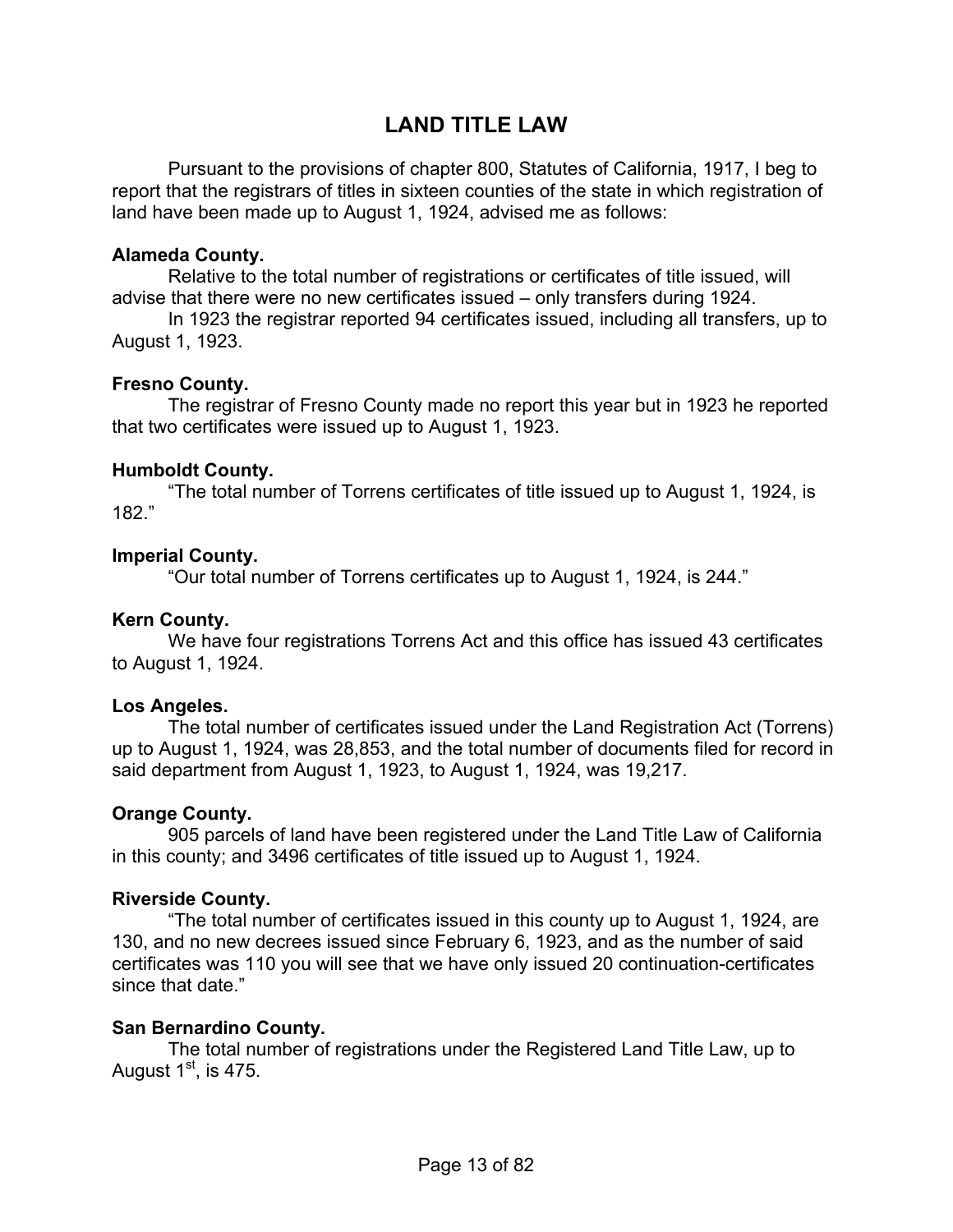# LAND TITLE LAW

Pursuant to the provisions of chapter 800, Statutes of California, 1917, I beg to report that the registrars of titles in sixteen counties of the state in which registration of land have been made up to August 1, 1924, advised me as follows:

**Alameda County.**

Relative to the total number of registrations or certificates of title issued, will advise that there were no new certificates issued – only transfers during 1924.

In 1923 the registrar reported 94 certificates issued, including all transfers, up to August 1, 1923.

**Fresno County.**

The registrar of Fresno County made no report this year but in 1923 he reported that two certificates were issued up to August 1, 1923.

**Humboldt County.**

"The total number of Torrens certificates of title issued up to August 1, 1924, is 182."

**Imperial County.**

"Our total number of Torrens certificates up to August 1, 1924, is 244."

**Kern County.**

We have four registrations Torrens Act and this office has issued 43 certificates to August 1, 1924.

**Los Angeles.**

The total number of certificates issued under the Land Registration Act (Torrens) up to August 1, 1924, was 28,853, and the total number of documents filed for record in said department from August 1, 1923, to August 1, 1924, was 19,217.

**Orange County.**

905 parcels of land have been registered under the Land Title Law of California in this county; and 3496 certificates of title issued up to August 1, 1924.

**Riverside County.**

"The total number of certificates issued in this county up to August 1, 1924, are 130, and no new decrees issued since February 6, 1923, and as the number of said certificates was 110 you will see that we have only issued 20 continuation-certificates since that date."

**San Bernardino County.**

The total number of registrations under the Registered Land Title Law, up to August 1st, is 475.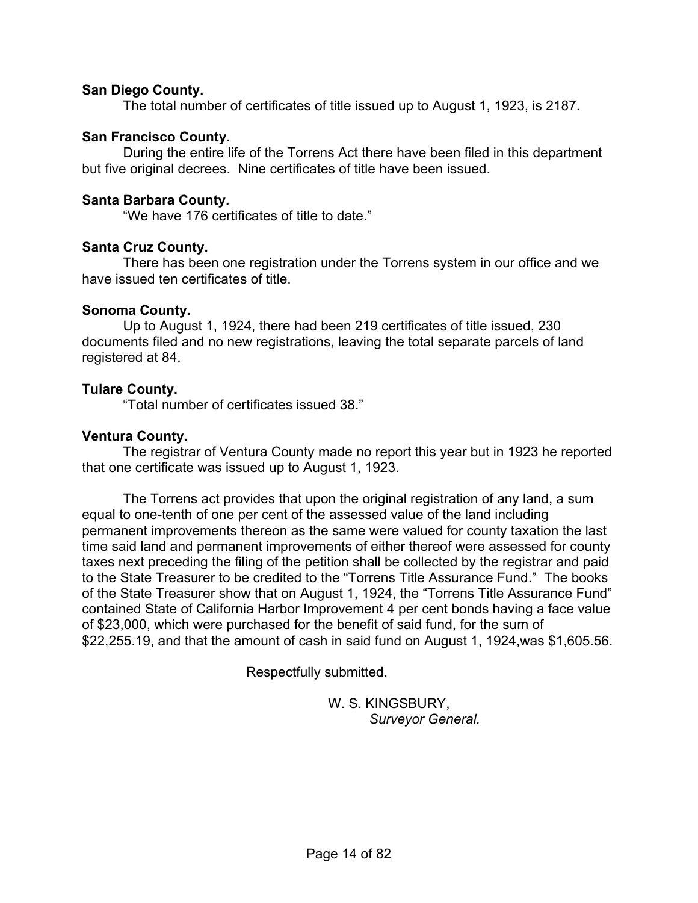**San Diego County.**

The total number of certificates of title issued up to August 1, 1923, is 2187.

**San Francisco County.**

During the entire life of the Torrens Act there have been filed in this department but five original decrees. Nine certificates of title have been issued.

**Santa Barbara County.**

"We have 176 certificates of title to date."

**Santa Cruz County.**

There has been one registration under the Torrens system in our office and we have issued ten certificates of title.

**Sonoma County.**

Up to August 1, 1924, there had been 219 certificates of title issued, 230 documents filed and no new registrations, leaving the total separate parcels of land registered at 84.

**Tulare County.**

"Total number of certificates issued 38."

**Ventura County.**

The registrar of Ventura County made no report this year but in 1923 he reported that one certificate was issued up to August 1, 1923.

The Torrens act provides that upon the original registration of any land, a sum equal to one-tenth of one per cent of the assessed value of the land including permanent improvements thereon as the same were valued for county taxation the last time said land and permanent improvements of either thereof were assessed for county taxes next preceding the filing of the petition shall be collected by the registrar and paid to the State Treasurer to be credited to the "Torrens Title Assurance Fund." The books of the State Treasurer show that on August 1, 1924, the "Torrens Title Assurance Fund" contained State of California Harbor Improvement 4 per cent bonds having a face value of $23,000, which were purchased for the benefit of said fund, for the sum of $22,255.19, and that the amount of cash in said fund on August 1, 1924,was $1,605.56.

Respectfully submitted.

W. S. KINGSBURY,
*Surveyor General.*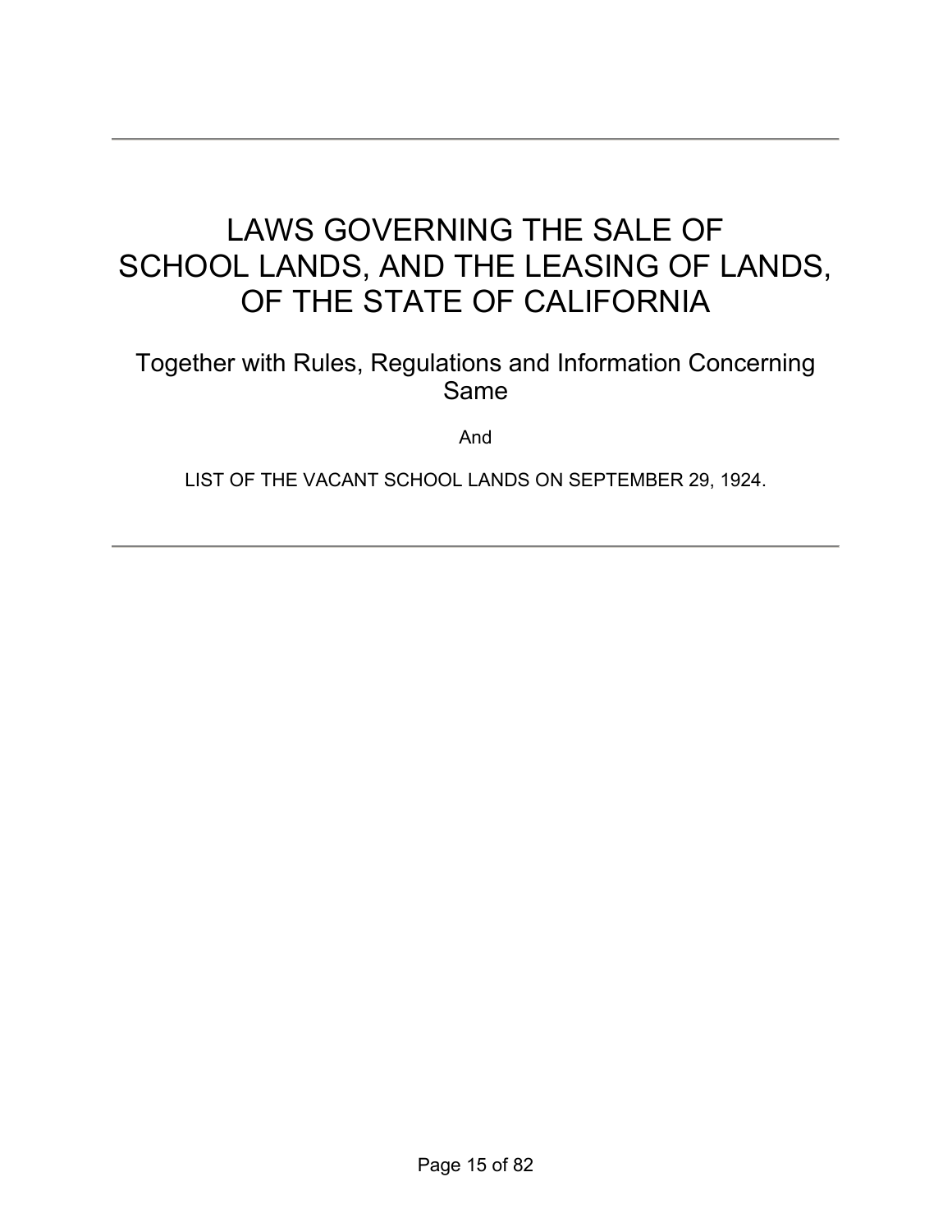# LAWS GOVERNING THE SALE OF SCHOOL LANDS, AND THE LEASING OF LANDS, OF THE STATE OF CALIFORNIA

## Together with Rules, Regulations and Information Concerning Same

And

LIST OF THE VACANT SCHOOL LANDS ON SEPTEMBER 29, 1924.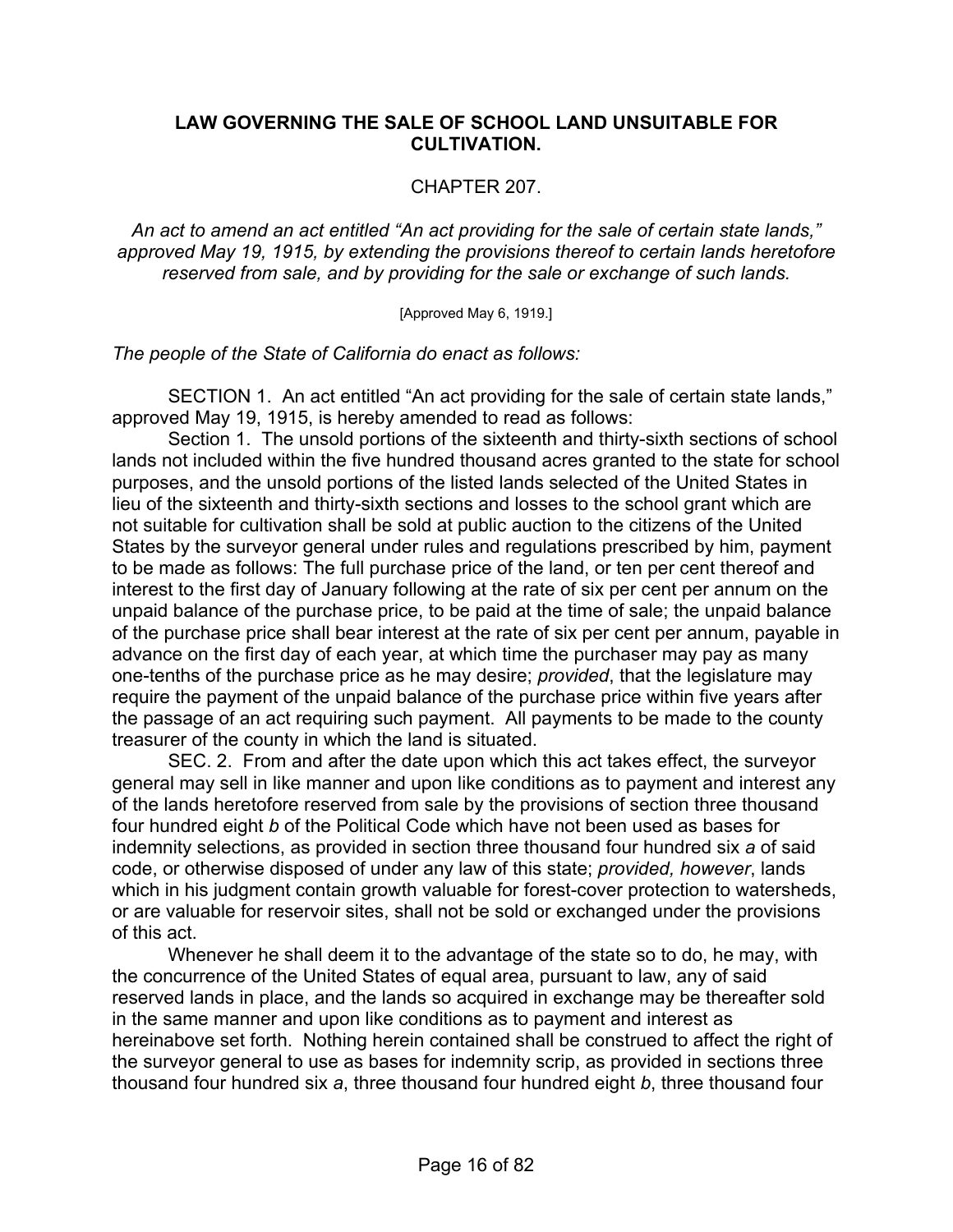## LAW GOVERNING THE SALE OF SCHOOL LAND UNSUITABLE FOR CULTIVATION.

CHAPTER 207.

*An act to amend an act entitled "An act providing for the sale of certain state lands," approved May 19, 1915, by extending the provisions thereof to certain lands heretofore reserved from sale, and by providing for the sale or exchange of such lands.*

[Approved May 6, 1919.]

*The people of the State of California do enact as follows:*

SECTION 1. An act entitled "An act providing for the sale of certain state lands," approved May 19, 1915, is hereby amended to read as follows:

Section 1. The unsold portions of the sixteenth and thirty-sixth sections of school lands not included within the five hundred thousand acres granted to the state for school purposes, and the unsold portions of the listed lands selected of the United States in lieu of the sixteenth and thirty-sixth sections and losses to the school grant which are not suitable for cultivation shall be sold at public auction to the citizens of the United States by the surveyor general under rules and regulations prescribed by him, payment to be made as follows: The full purchase price of the land, or ten per cent thereof and interest to the first day of January following at the rate of six per cent per annum on the unpaid balance of the purchase price, to be paid at the time of sale; the unpaid balance of the purchase price shall bear interest at the rate of six per cent per annum, payable in advance on the first day of each year, at which time the purchaser may pay as many one-tenths of the purchase price as he may desire; *provided*, that the legislature may require the payment of the unpaid balance of the purchase price within five years after the passage of an act requiring such payment. All payments to be made to the county treasurer of the county in which the land is situated.

SEC. 2. From and after the date upon which this act takes effect, the surveyor general may sell in like manner and upon like conditions as to payment and interest any of the lands heretofore reserved from sale by the provisions of section three thousand four hundred eight *b* of the Political Code which have not been used as bases for indemnity selections, as provided in section three thousand four hundred six *a* of said code, or otherwise disposed of under any law of this state; *provided, however*, lands which in his judgment contain growth valuable for forest-cover protection to watersheds, or are valuable for reservoir sites, shall not be sold or exchanged under the provisions of this act.

Whenever he shall deem it to the advantage of the state so to do, he may, with the concurrence of the United States of equal area, pursuant to law, any of said reserved lands in place, and the lands so acquired in exchange may be thereafter sold in the same manner and upon like conditions as to payment and interest as hereinabove set forth. Nothing herein contained shall be construed to affect the right of the surveyor general to use as bases for indemnity scrip, as provided in sections three thousand four hundred six *a*, three thousand four hundred eight *b*, three thousand four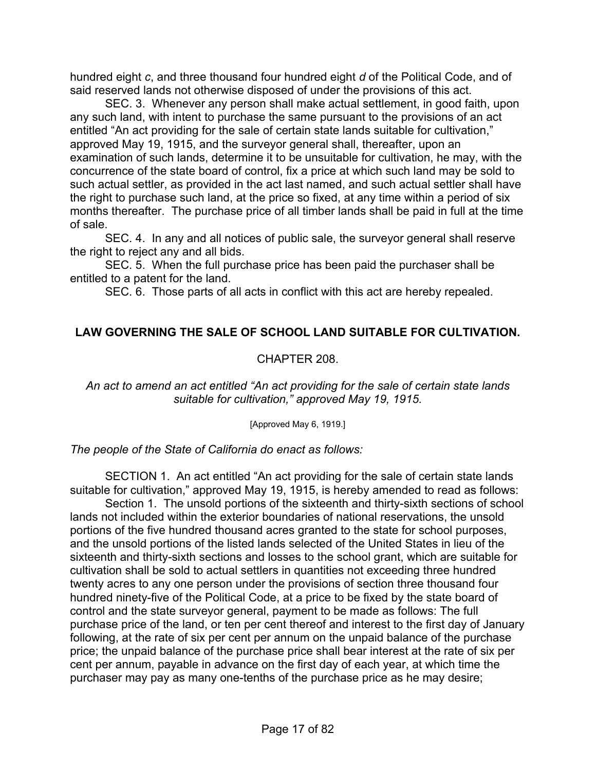hundred eight *c*, and three thousand four hundred eight *d* of the Political Code, and of said reserved lands not otherwise disposed of under the provisions of this act.

SEC. 3. Whenever any person shall make actual settlement, in good faith, upon any such land, with intent to purchase the same pursuant to the provisions of an act entitled "An act providing for the sale of certain state lands suitable for cultivation," approved May 19, 1915, and the surveyor general shall, thereafter, upon an examination of such lands, determine it to be unsuitable for cultivation, he may, with the concurrence of the state board of control, fix a price at which such land may be sold to such actual settler, as provided in the act last named, and such actual settler shall have the right to purchase such land, at the price so fixed, at any time within a period of six months thereafter. The purchase price of all timber lands shall be paid in full at the time of sale.

SEC. 4. In any and all notices of public sale, the surveyor general shall reserve the right to reject any and all bids.

SEC. 5. When the full purchase price has been paid the purchaser shall be entitled to a patent for the land.

SEC. 6. Those parts of all acts in conflict with this act are hereby repealed.

## LAW GOVERNING THE SALE OF SCHOOL LAND SUITABLE FOR CULTIVATION.

CHAPTER 208.

*An act to amend an act entitled "An act providing for the sale of certain state lands suitable for cultivation," approved May 19, 1915.*

[Approved May 6, 1919.]

*The people of the State of California do enact as follows:*

SECTION 1. An act entitled "An act providing for the sale of certain state lands suitable for cultivation," approved May 19, 1915, is hereby amended to read as follows:

Section 1. The unsold portions of the sixteenth and thirty-sixth sections of school lands not included within the exterior boundaries of national reservations, the unsold portions of the five hundred thousand acres granted to the state for school purposes, and the unsold portions of the listed lands selected of the United States in lieu of the sixteenth and thirty-sixth sections and losses to the school grant, which are suitable for cultivation shall be sold to actual settlers in quantities not exceeding three hundred twenty acres to any one person under the provisions of section three thousand four hundred ninety-five of the Political Code, at a price to be fixed by the state board of control and the state surveyor general, payment to be made as follows: The full purchase price of the land, or ten per cent thereof and interest to the first day of January following, at the rate of six per cent per annum on the unpaid balance of the purchase price; the unpaid balance of the purchase price shall bear interest at the rate of six per cent per annum, payable in advance on the first day of each year, at which time the purchaser may pay as many one-tenths of the purchase price as he may desire;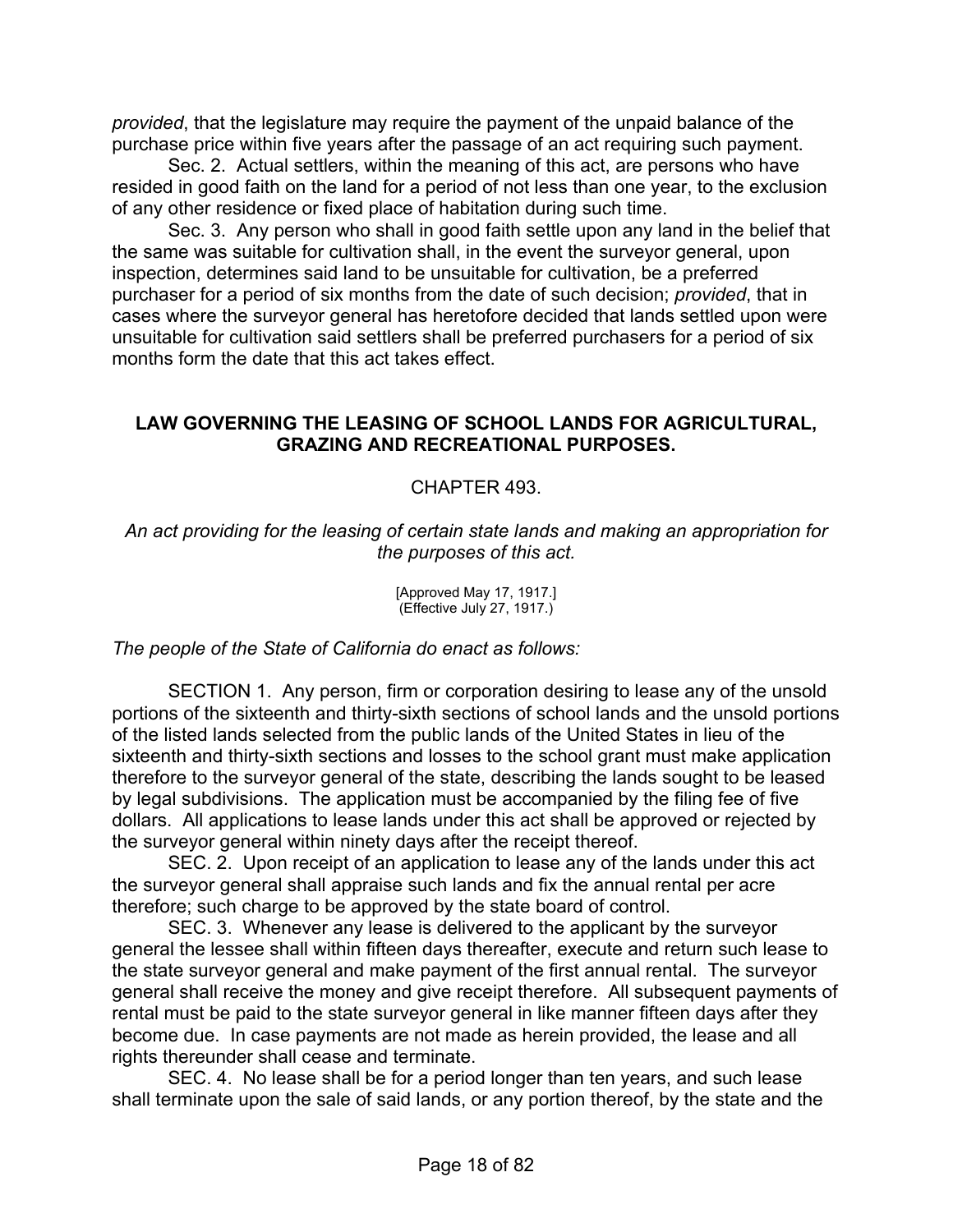*provided*, that the legislature may require the payment of the unpaid balance of the purchase price within five years after the passage of an act requiring such payment.

Sec. 2. Actual settlers, within the meaning of this act, are persons who have resided in good faith on the land for a period of not less than one year, to the exclusion of any other residence or fixed place of habitation during such time.

Sec. 3. Any person who shall in good faith settle upon any land in the belief that the same was suitable for cultivation shall, in the event the surveyor general, upon inspection, determines said land to be unsuitable for cultivation, be a preferred purchaser for a period of six months from the date of such decision; *provided*, that in cases where the surveyor general has heretofore decided that lands settled upon were unsuitable for cultivation said settlers shall be preferred purchasers for a period of six months form the date that this act takes effect.

## LAW GOVERNING THE LEASING OF SCHOOL LANDS FOR AGRICULTURAL, GRAZING AND RECREATIONAL PURPOSES.

CHAPTER 493.

*An act providing for the leasing of certain state lands and making an appropriation for the purposes of this act.*

[Approved May 17, 1917.]
(Effective July 27, 1917.)

*The people of the State of California do enact as follows:*

SECTION 1. Any person, firm or corporation desiring to lease any of the unsold portions of the sixteenth and thirty-sixth sections of school lands and the unsold portions of the listed lands selected from the public lands of the United States in lieu of the sixteenth and thirty-sixth sections and losses to the school grant must make application therefore to the surveyor general of the state, describing the lands sought to be leased by legal subdivisions. The application must be accompanied by the filing fee of five dollars. All applications to lease lands under this act shall be approved or rejected by the surveyor general within ninety days after the receipt thereof.

SEC. 2. Upon receipt of an application to lease any of the lands under this act the surveyor general shall appraise such lands and fix the annual rental per acre therefore; such charge to be approved by the state board of control.

SEC. 3. Whenever any lease is delivered to the applicant by the surveyor general the lessee shall within fifteen days thereafter, execute and return such lease to the state surveyor general and make payment of the first annual rental. The surveyor general shall receive the money and give receipt therefore. All subsequent payments of rental must be paid to the state surveyor general in like manner fifteen days after they become due. In case payments are not made as herein provided, the lease and all rights thereunder shall cease and terminate.

SEC. 4. No lease shall be for a period longer than ten years, and such lease shall terminate upon the sale of said lands, or any portion thereof, by the state and the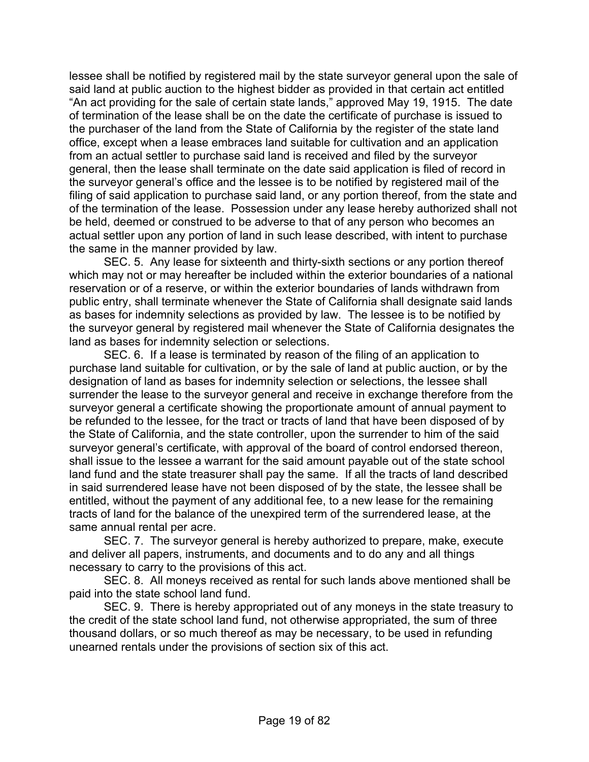lessee shall be notified by registered mail by the state surveyor general upon the sale of said land at public auction to the highest bidder as provided in that certain act entitled "An act providing for the sale of certain state lands," approved May 19, 1915. The date of termination of the lease shall be on the date the certificate of purchase is issued to the purchaser of the land from the State of California by the register of the state land office, except when a lease embraces land suitable for cultivation and an application from an actual settler to purchase said land is received and filed by the surveyor general, then the lease shall terminate on the date said application is filed of record in the surveyor general's office and the lessee is to be notified by registered mail of the filing of said application to purchase said land, or any portion thereof, from the state and of the termination of the lease. Possession under any lease hereby authorized shall not be held, deemed or construed to be adverse to that of any person who becomes an actual settler upon any portion of land in such lease described, with intent to purchase the same in the manner provided by law.

SEC. 5. Any lease for sixteenth and thirty-sixth sections or any portion thereof which may not or may hereafter be included within the exterior boundaries of a national reservation or of a reserve, or within the exterior boundaries of lands withdrawn from public entry, shall terminate whenever the State of California shall designate said lands as bases for indemnity selections as provided by law. The lessee is to be notified by the surveyor general by registered mail whenever the State of California designates the land as bases for indemnity selection or selections.

SEC. 6. If a lease is terminated by reason of the filing of an application to purchase land suitable for cultivation, or by the sale of land at public auction, or by the designation of land as bases for indemnity selection or selections, the lessee shall surrender the lease to the surveyor general and receive in exchange therefore from the surveyor general a certificate showing the proportionate amount of annual payment to be refunded to the lessee, for the tract or tracts of land that have been disposed of by the State of California, and the state controller, upon the surrender to him of the said surveyor general's certificate, with approval of the board of control endorsed thereon, shall issue to the lessee a warrant for the said amount payable out of the state school land fund and the state treasurer shall pay the same. If all the tracts of land described in said surrendered lease have not been disposed of by the state, the lessee shall be entitled, without the payment of any additional fee, to a new lease for the remaining tracts of land for the balance of the unexpired term of the surrendered lease, at the same annual rental per acre.

SEC. 7. The surveyor general is hereby authorized to prepare, make, execute and deliver all papers, instruments, and documents and to do any and all things necessary to carry to the provisions of this act.

SEC. 8. All moneys received as rental for such lands above mentioned shall be paid into the state school land fund.

SEC. 9. There is hereby appropriated out of any moneys in the state treasury to the credit of the state school land fund, not otherwise appropriated, the sum of three thousand dollars, or so much thereof as may be necessary, to be used in refunding unearned rentals under the provisions of section six of this act.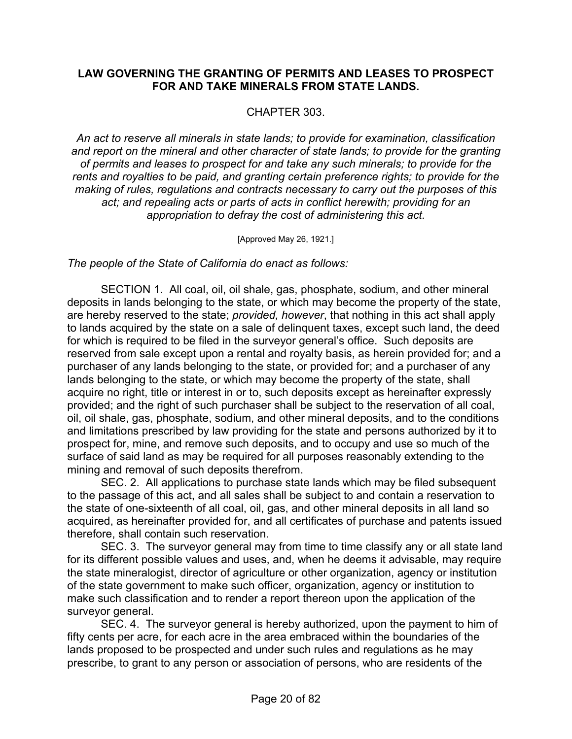**LAW GOVERNING THE GRANTING OF PERMITS AND LEASES TO PROSPECT FOR AND TAKE MINERALS FROM STATE LANDS.**

CHAPTER 303.

*An act to reserve all minerals in state lands; to provide for examination, classification and report on the mineral and other character of state lands; to provide for the granting of permits and leases to prospect for and take any such minerals; to provide for the rents and royalties to be paid, and granting certain preference rights; to provide for the making of rules, regulations and contracts necessary to carry out the purposes of this act; and repealing acts or parts of acts in conflict herewith; providing for an appropriation to defray the cost of administering this act.*

[Approved May 26, 1921.]

*The people of the State of California do enact as follows:*

SECTION 1. All coal, oil, oil shale, gas, phosphate, sodium, and other mineral deposits in lands belonging to the state, or which may become the property of the state, are hereby reserved to the state; *provided, however*, that nothing in this act shall apply to lands acquired by the state on a sale of delinquent taxes, except such land, the deed for which is required to be filed in the surveyor general's office. Such deposits are reserved from sale except upon a rental and royalty basis, as herein provided for; and a purchaser of any lands belonging to the state, or provided for; and a purchaser of any lands belonging to the state, or which may become the property of the state, shall acquire no right, title or interest in or to, such deposits except as hereinafter expressly provided; and the right of such purchaser shall be subject to the reservation of all coal, oil, oil shale, gas, phosphate, sodium, and other mineral deposits, and to the conditions and limitations prescribed by law providing for the state and persons authorized by it to prospect for, mine, and remove such deposits, and to occupy and use so much of the surface of said land as may be required for all purposes reasonably extending to the mining and removal of such deposits therefrom.

SEC. 2. All applications to purchase state lands which may be filed subsequent to the passage of this act, and all sales shall be subject to and contain a reservation to the state of one-sixteenth of all coal, oil, gas, and other mineral deposits in all land so acquired, as hereinafter provided for, and all certificates of purchase and patents issued therefore, shall contain such reservation.

SEC. 3. The surveyor general may from time to time classify any or all state land for its different possible values and uses, and, when he deems it advisable, may require the state mineralogist, director of agriculture or other organization, agency or institution of the state government to make such officer, organization, agency or institution to make such classification and to render a report thereon upon the application of the surveyor general.

SEC. 4. The surveyor general is hereby authorized, upon the payment to him of fifty cents per acre, for each acre in the area embraced within the boundaries of the lands proposed to be prospected and under such rules and regulations as he may prescribe, to grant to any person or association of persons, who are residents of the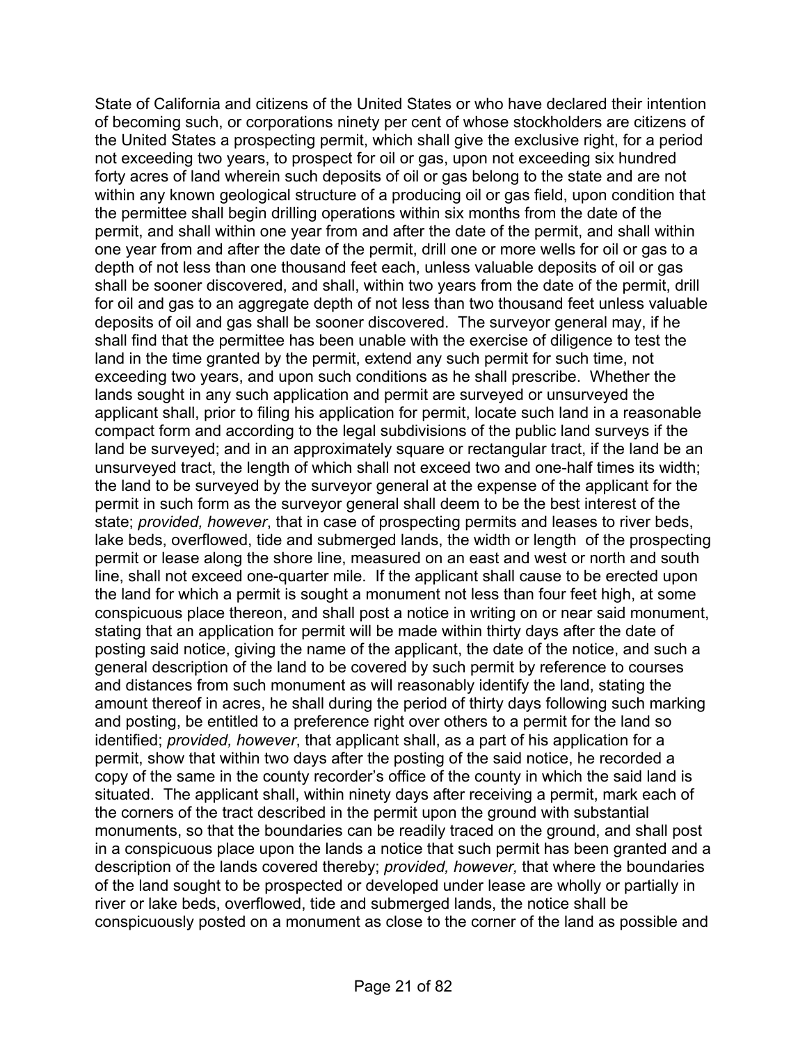State of California and citizens of the United States or who have declared their intention of becoming such, or corporations ninety per cent of whose stockholders are citizens of the United States a prospecting permit, which shall give the exclusive right, for a period not exceeding two years, to prospect for oil or gas, upon not exceeding six hundred forty acres of land wherein such deposits of oil or gas belong to the state and are not within any known geological structure of a producing oil or gas field, upon condition that the permittee shall begin drilling operations within six months from the date of the permit, and shall within one year from and after the date of the permit, and shall within one year from and after the date of the permit, drill one or more wells for oil or gas to a depth of not less than one thousand feet each, unless valuable deposits of oil or gas shall be sooner discovered, and shall, within two years from the date of the permit, drill for oil and gas to an aggregate depth of not less than two thousand feet unless valuable deposits of oil and gas shall be sooner discovered. The surveyor general may, if he shall find that the permittee has been unable with the exercise of diligence to test the land in the time granted by the permit, extend any such permit for such time, not exceeding two years, and upon such conditions as he shall prescribe. Whether the lands sought in any such application and permit are surveyed or unsurveyed the applicant shall, prior to filing his application for permit, locate such land in a reasonable compact form and according to the legal subdivisions of the public land surveys if the land be surveyed; and in an approximately square or rectangular tract, if the land be an unsurveyed tract, the length of which shall not exceed two and one-half times its width; the land to be surveyed by the surveyor general at the expense of the applicant for the permit in such form as the surveyor general shall deem to be the best interest of the state; *provided, however*, that in case of prospecting permits and leases to river beds, lake beds, overflowed, tide and submerged lands, the width or length of the prospecting permit or lease along the shore line, measured on an east and west or north and south line, shall not exceed one-quarter mile. If the applicant shall cause to be erected upon the land for which a permit is sought a monument not less than four feet high, at some conspicuous place thereon, and shall post a notice in writing on or near said monument, stating that an application for permit will be made within thirty days after the date of posting said notice, giving the name of the applicant, the date of the notice, and such a general description of the land to be covered by such permit by reference to courses and distances from such monument as will reasonably identify the land, stating the amount thereof in acres, he shall during the period of thirty days following such marking and posting, be entitled to a preference right over others to a permit for the land so identified; *provided, however*, that applicant shall, as a part of his application for a permit, show that within two days after the posting of the said notice, he recorded a copy of the same in the county recorder's office of the county in which the said land is situated. The applicant shall, within ninety days after receiving a permit, mark each of the corners of the tract described in the permit upon the ground with substantial monuments, so that the boundaries can be readily traced on the ground, and shall post in a conspicuous place upon the lands a notice that such permit has been granted and a description of the lands covered thereby; *provided, however,* that where the boundaries of the land sought to be prospected or developed under lease are wholly or partially in river or lake beds, overflowed, tide and submerged lands, the notice shall be conspicuously posted on a monument as close to the corner of the land as possible and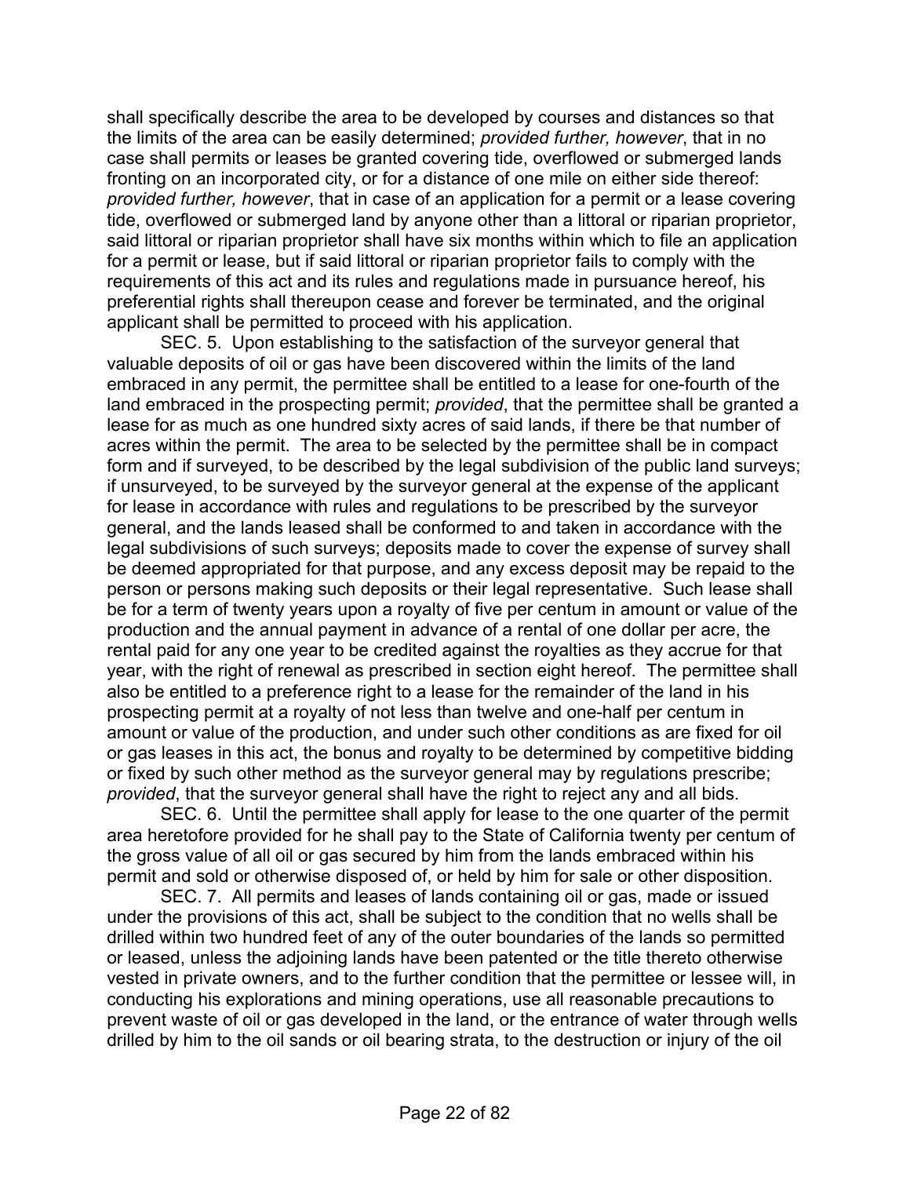shall specifically describe the area to be developed by courses and distances so that the limits of the area can be easily determined; *provided further, however*, that in no case shall permits or leases be granted covering tide, overflowed or submerged lands fronting on an incorporated city, or for a distance of one mile on either side thereof: *provided further, however*, that in case of an application for a permit or a lease covering tide, overflowed or submerged land by anyone other than a littoral or riparian proprietor, said littoral or riparian proprietor shall have six months within which to file an application for a permit or lease, but if said littoral or riparian proprietor fails to comply with the requirements of this act and its rules and regulations made in pursuance hereof, his preferential rights shall thereupon cease and forever be terminated, and the original applicant shall be permitted to proceed with his application.

SEC. 5. Upon establishing to the satisfaction of the surveyor general that valuable deposits of oil or gas have been discovered within the limits of the land embraced in any permit, the permittee shall be entitled to a lease for one-fourth of the land embraced in the prospecting permit; *provided*, that the permittee shall be granted a lease for as much as one hundred sixty acres of said lands, if there be that number of acres within the permit. The area to be selected by the permittee shall be in compact form and if surveyed, to be described by the legal subdivision of the public land surveys; if unsurveyed, to be surveyed by the surveyor general at the expense of the applicant for lease in accordance with rules and regulations to be prescribed by the surveyor general, and the lands leased shall be conformed to and taken in accordance with the legal subdivisions of such surveys; deposits made to cover the expense of survey shall be deemed appropriated for that purpose, and any excess deposit may be repaid to the person or persons making such deposits or their legal representative. Such lease shall be for a term of twenty years upon a royalty of five per centum in amount or value of the production and the annual payment in advance of a rental of one dollar per acre, the rental paid for any one year to be credited against the royalties as they accrue for that year, with the right of renewal as prescribed in section eight hereof. The permittee shall also be entitled to a preference right to a lease for the remainder of the land in his prospecting permit at a royalty of not less than twelve and one-half per centum in amount or value of the production, and under such other conditions as are fixed for oil or gas leases in this act, the bonus and royalty to be determined by competitive bidding or fixed by such other method as the surveyor general may by regulations prescribe; *provided*, that the surveyor general shall have the right to reject any and all bids.

SEC. 6. Until the permittee shall apply for lease to the one quarter of the permit area heretofore provided for he shall pay to the State of California twenty per centum of the gross value of all oil or gas secured by him from the lands embraced within his permit and sold or otherwise disposed of, or held by him for sale or other disposition.

SEC. 7. All permits and leases of lands containing oil or gas, made or issued under the provisions of this act, shall be subject to the condition that no wells shall be drilled within two hundred feet of any of the outer boundaries of the lands so permitted or leased, unless the adjoining lands have been patented or the title thereto otherwise vested in private owners, and to the further condition that the permittee or lessee will, in conducting his explorations and mining operations, use all reasonable precautions to prevent waste of oil or gas developed in the land, or the entrance of water through wells drilled by him to the oil sands or oil bearing strata, to the destruction or injury of the oil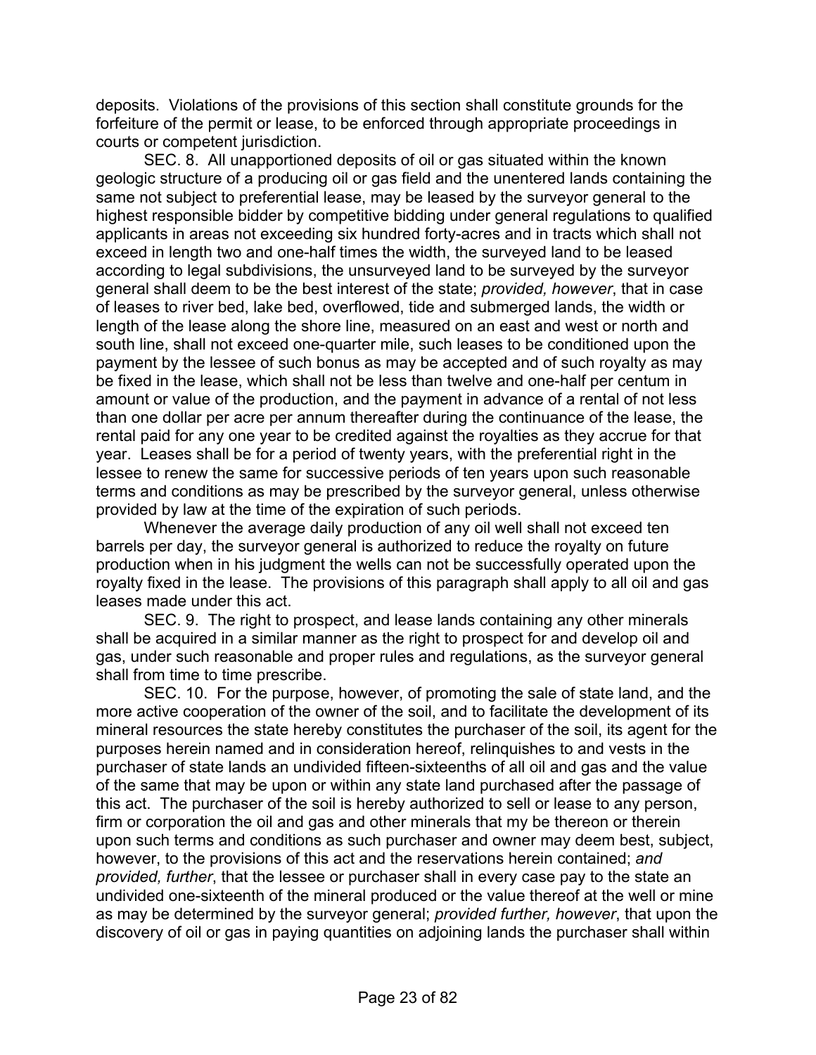deposits. Violations of the provisions of this section shall constitute grounds for the forfeiture of the permit or lease, to be enforced through appropriate proceedings in courts or competent jurisdiction.

SEC. 8. All unapportioned deposits of oil or gas situated within the known geologic structure of a producing oil or gas field and the unentered lands containing the same not subject to preferential lease, may be leased by the surveyor general to the highest responsible bidder by competitive bidding under general regulations to qualified applicants in areas not exceeding six hundred forty-acres and in tracts which shall not exceed in length two and one-half times the width, the surveyed land to be leased according to legal subdivisions, the unsurveyed land to be surveyed by the surveyor general shall deem to be the best interest of the state; *provided, however*, that in case of leases to river bed, lake bed, overflowed, tide and submerged lands, the width or length of the lease along the shore line, measured on an east and west or north and south line, shall not exceed one-quarter mile, such leases to be conditioned upon the payment by the lessee of such bonus as may be accepted and of such royalty as may be fixed in the lease, which shall not be less than twelve and one-half per centum in amount or value of the production, and the payment in advance of a rental of not less than one dollar per acre per annum thereafter during the continuance of the lease, the rental paid for any one year to be credited against the royalties as they accrue for that year. Leases shall be for a period of twenty years, with the preferential right in the lessee to renew the same for successive periods of ten years upon such reasonable terms and conditions as may be prescribed by the surveyor general, unless otherwise provided by law at the time of the expiration of such periods.

Whenever the average daily production of any oil well shall not exceed ten barrels per day, the surveyor general is authorized to reduce the royalty on future production when in his judgment the wells can not be successfully operated upon the royalty fixed in the lease. The provisions of this paragraph shall apply to all oil and gas leases made under this act.

SEC. 9. The right to prospect, and lease lands containing any other minerals shall be acquired in a similar manner as the right to prospect for and develop oil and gas, under such reasonable and proper rules and regulations, as the surveyor general shall from time to time prescribe.

SEC. 10. For the purpose, however, of promoting the sale of state land, and the more active cooperation of the owner of the soil, and to facilitate the development of its mineral resources the state hereby constitutes the purchaser of the soil, its agent for the purposes herein named and in consideration hereof, relinquishes to and vests in the purchaser of state lands an undivided fifteen-sixteenths of all oil and gas and the value of the same that may be upon or within any state land purchased after the passage of this act. The purchaser of the soil is hereby authorized to sell or lease to any person, firm or corporation the oil and gas and other minerals that my be thereon or therein upon such terms and conditions as such purchaser and owner may deem best, subject, however, to the provisions of this act and the reservations herein contained; *and provided, further*, that the lessee or purchaser shall in every case pay to the state an undivided one-sixteenth of the mineral produced or the value thereof at the well or mine as may be determined by the surveyor general; *provided further, however*, that upon the discovery of oil or gas in paying quantities on adjoining lands the purchaser shall within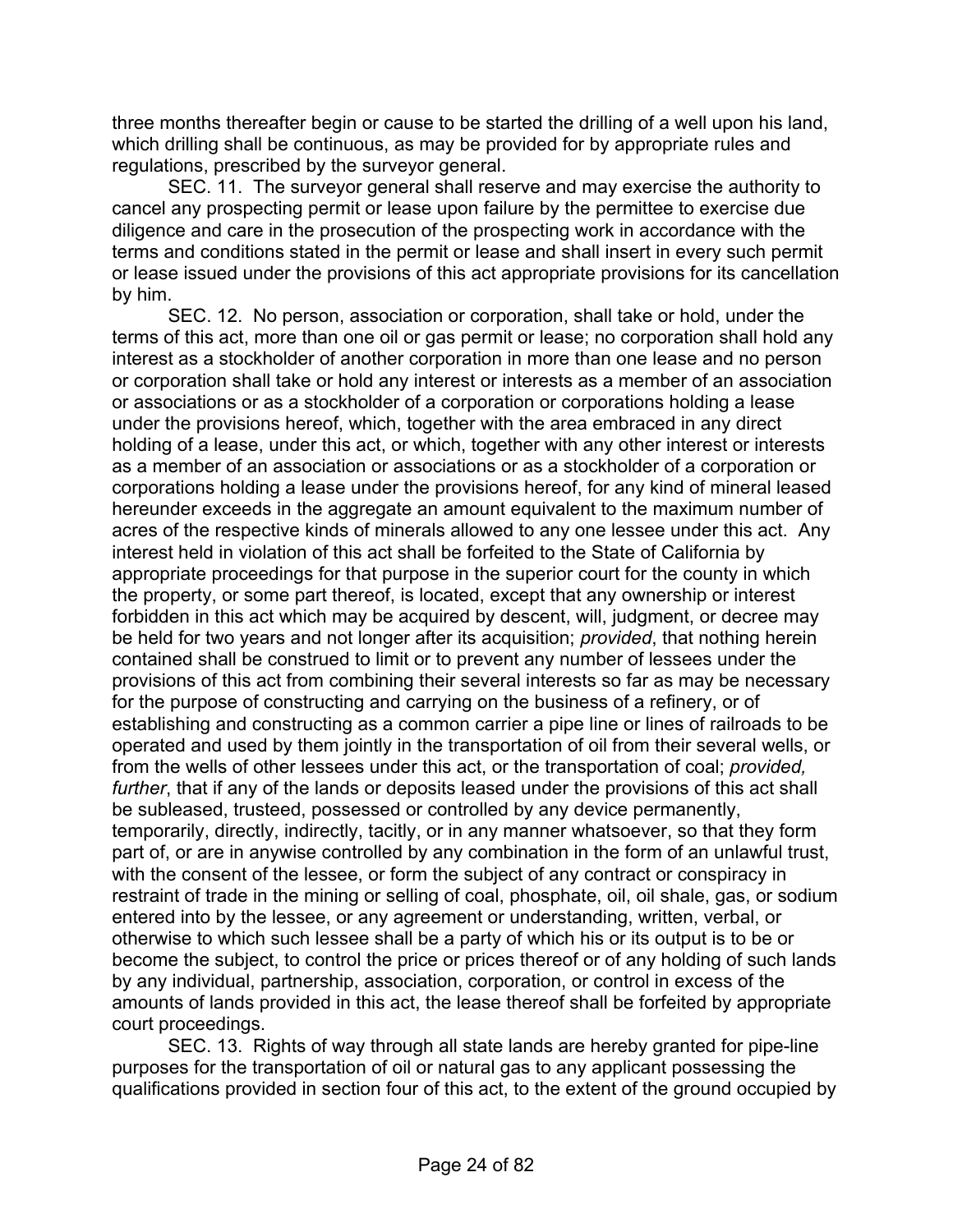three months thereafter begin or cause to be started the drilling of a well upon his land, which drilling shall be continuous, as may be provided for by appropriate rules and regulations, prescribed by the surveyor general.

SEC. 11. The surveyor general shall reserve and may exercise the authority to cancel any prospecting permit or lease upon failure by the permittee to exercise due diligence and care in the prosecution of the prospecting work in accordance with the terms and conditions stated in the permit or lease and shall insert in every such permit or lease issued under the provisions of this act appropriate provisions for its cancellation by him.

SEC. 12. No person, association or corporation, shall take or hold, under the terms of this act, more than one oil or gas permit or lease; no corporation shall hold any interest as a stockholder of another corporation in more than one lease and no person or corporation shall take or hold any interest or interests as a member of an association or associations or as a stockholder of a corporation or corporations holding a lease under the provisions hereof, which, together with the area embraced in any direct holding of a lease, under this act, or which, together with any other interest or interests as a member of an association or associations or as a stockholder of a corporation or corporations holding a lease under the provisions hereof, for any kind of mineral leased hereunder exceeds in the aggregate an amount equivalent to the maximum number of acres of the respective kinds of minerals allowed to any one lessee under this act. Any interest held in violation of this act shall be forfeited to the State of California by appropriate proceedings for that purpose in the superior court for the county in which the property, or some part thereof, is located, except that any ownership or interest forbidden in this act which may be acquired by descent, will, judgment, or decree may be held for two years and not longer after its acquisition; *provided*, that nothing herein contained shall be construed to limit or to prevent any number of lessees under the provisions of this act from combining their several interests so far as may be necessary for the purpose of constructing and carrying on the business of a refinery, or of establishing and constructing as a common carrier a pipe line or lines of railroads to be operated and used by them jointly in the transportation of oil from their several wells, or from the wells of other lessees under this act, or the transportation of coal; *provided, further*, that if any of the lands or deposits leased under the provisions of this act shall be subleased, trusteed, possessed or controlled by any device permanently, temporarily, directly, indirectly, tacitly, or in any manner whatsoever, so that they form part of, or are in anywise controlled by any combination in the form of an unlawful trust, with the consent of the lessee, or form the subject of any contract or conspiracy in restraint of trade in the mining or selling of coal, phosphate, oil, oil shale, gas, or sodium entered into by the lessee, or any agreement or understanding, written, verbal, or otherwise to which such lessee shall be a party of which his or its output is to be or become the subject, to control the price or prices thereof or of any holding of such lands by any individual, partnership, association, corporation, or control in excess of the amounts of lands provided in this act, the lease thereof shall be forfeited by appropriate court proceedings.

SEC. 13. Rights of way through all state lands are hereby granted for pipe-line purposes for the transportation of oil or natural gas to any applicant possessing the qualifications provided in section four of this act, to the extent of the ground occupied by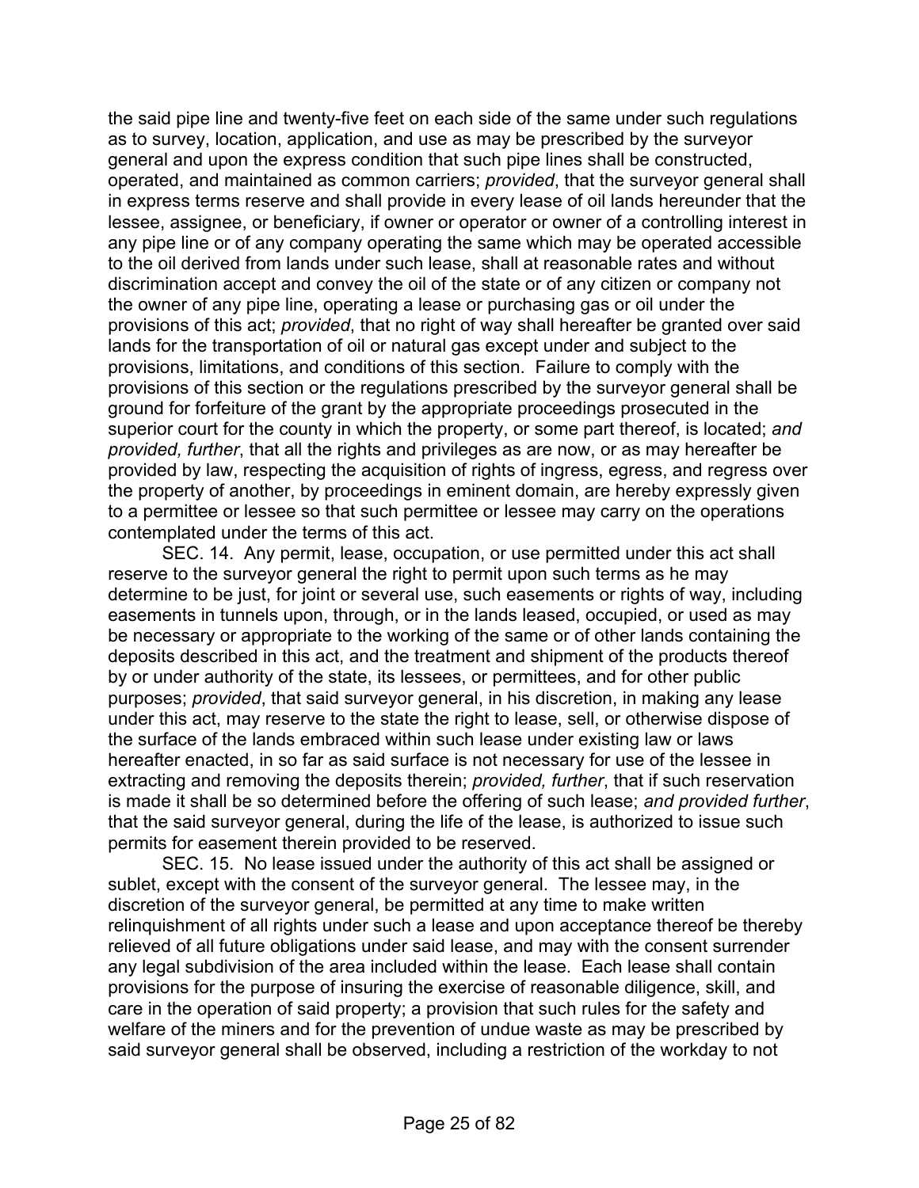the said pipe line and twenty-five feet on each side of the same under such regulations as to survey, location, application, and use as may be prescribed by the surveyor general and upon the express condition that such pipe lines shall be constructed, operated, and maintained as common carriers; *provided*, that the surveyor general shall in express terms reserve and shall provide in every lease of oil lands hereunder that the lessee, assignee, or beneficiary, if owner or operator or owner of a controlling interest in any pipe line or of any company operating the same which may be operated accessible to the oil derived from lands under such lease, shall at reasonable rates and without discrimination accept and convey the oil of the state or of any citizen or company not the owner of any pipe line, operating a lease or purchasing gas or oil under the provisions of this act; *provided*, that no right of way shall hereafter be granted over said lands for the transportation of oil or natural gas except under and subject to the provisions, limitations, and conditions of this section. Failure to comply with the provisions of this section or the regulations prescribed by the surveyor general shall be ground for forfeiture of the grant by the appropriate proceedings prosecuted in the superior court for the county in which the property, or some part thereof, is located; *and provided, further*, that all the rights and privileges as are now, or as may hereafter be provided by law, respecting the acquisition of rights of ingress, egress, and regress over the property of another, by proceedings in eminent domain, are hereby expressly given to a permittee or lessee so that such permittee or lessee may carry on the operations contemplated under the terms of this act.

SEC. 14. Any permit, lease, occupation, or use permitted under this act shall reserve to the surveyor general the right to permit upon such terms as he may determine to be just, for joint or several use, such easements or rights of way, including easements in tunnels upon, through, or in the lands leased, occupied, or used as may be necessary or appropriate to the working of the same or of other lands containing the deposits described in this act, and the treatment and shipment of the products thereof by or under authority of the state, its lessees, or permittees, and for other public purposes; *provided*, that said surveyor general, in his discretion, in making any lease under this act, may reserve to the state the right to lease, sell, or otherwise dispose of the surface of the lands embraced within such lease under existing law or laws hereafter enacted, in so far as said surface is not necessary for use of the lessee in extracting and removing the deposits therein; *provided, further*, that if such reservation is made it shall be so determined before the offering of such lease; *and provided further*, that the said surveyor general, during the life of the lease, is authorized to issue such permits for easement therein provided to be reserved.

SEC. 15. No lease issued under the authority of this act shall be assigned or sublet, except with the consent of the surveyor general. The lessee may, in the discretion of the surveyor general, be permitted at any time to make written relinquishment of all rights under such a lease and upon acceptance thereof be thereby relieved of all future obligations under said lease, and may with the consent surrender any legal subdivision of the area included within the lease. Each lease shall contain provisions for the purpose of insuring the exercise of reasonable diligence, skill, and care in the operation of said property; a provision that such rules for the safety and welfare of the miners and for the prevention of undue waste as may be prescribed by said surveyor general shall be observed, including a restriction of the workday to not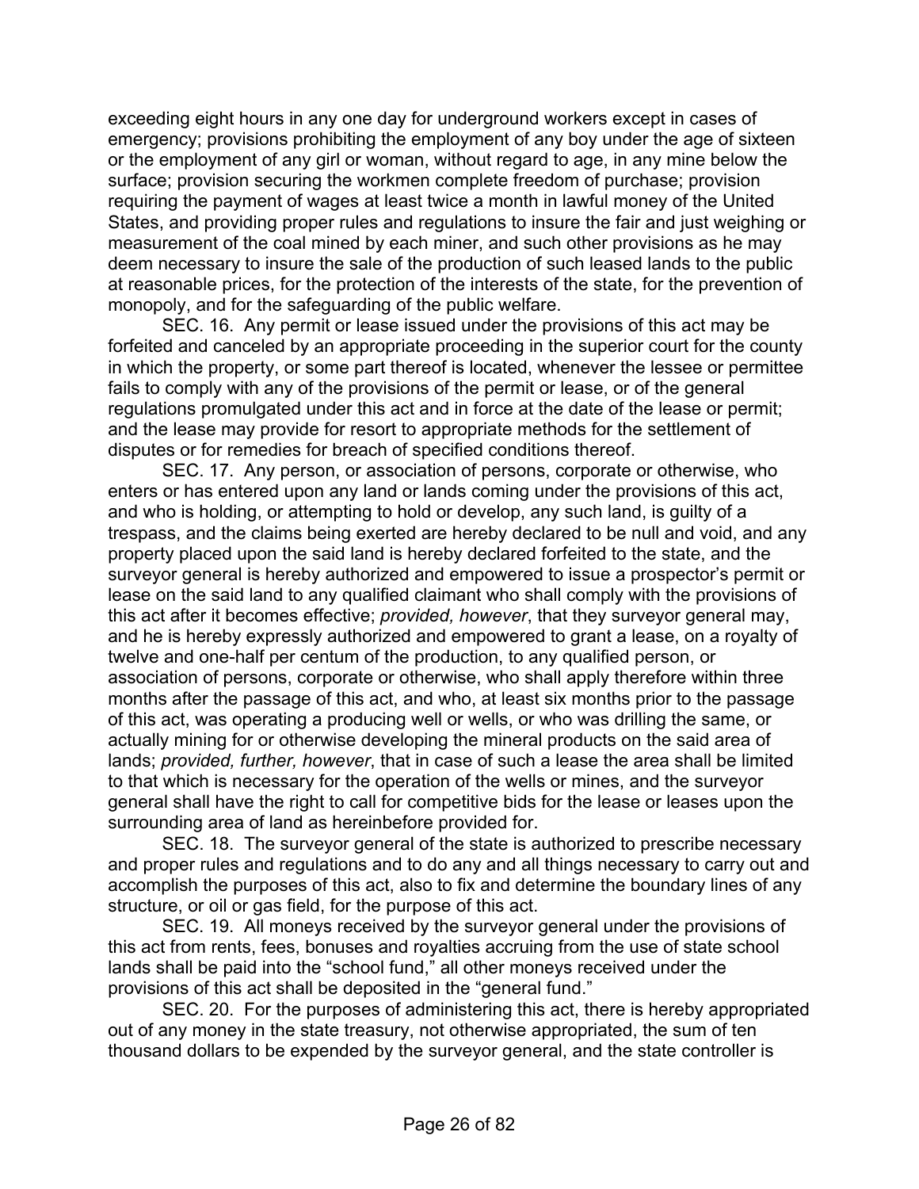exceeding eight hours in any one day for underground workers except in cases of emergency; provisions prohibiting the employment of any boy under the age of sixteen or the employment of any girl or woman, without regard to age, in any mine below the surface; provision securing the workmen complete freedom of purchase; provision requiring the payment of wages at least twice a month in lawful money of the United States, and providing proper rules and regulations to insure the fair and just weighing or measurement of the coal mined by each miner, and such other provisions as he may deem necessary to insure the sale of the production of such leased lands to the public at reasonable prices, for the protection of the interests of the state, for the prevention of monopoly, and for the safeguarding of the public welfare.

SEC. 16. Any permit or lease issued under the provisions of this act may be forfeited and canceled by an appropriate proceeding in the superior court for the county in which the property, or some part thereof is located, whenever the lessee or permittee fails to comply with any of the provisions of the permit or lease, or of the general regulations promulgated under this act and in force at the date of the lease or permit; and the lease may provide for resort to appropriate methods for the settlement of disputes or for remedies for breach of specified conditions thereof.

SEC. 17. Any person, or association of persons, corporate or otherwise, who enters or has entered upon any land or lands coming under the provisions of this act, and who is holding, or attempting to hold or develop, any such land, is guilty of a trespass, and the claims being exerted are hereby declared to be null and void, and any property placed upon the said land is hereby declared forfeited to the state, and the surveyor general is hereby authorized and empowered to issue a prospector's permit or lease on the said land to any qualified claimant who shall comply with the provisions of this act after it becomes effective; *provided, however*, that they surveyor general may, and he is hereby expressly authorized and empowered to grant a lease, on a royalty of twelve and one-half per centum of the production, to any qualified person, or association of persons, corporate or otherwise, who shall apply therefore within three months after the passage of this act, and who, at least six months prior to the passage of this act, was operating a producing well or wells, or who was drilling the same, or actually mining for or otherwise developing the mineral products on the said area of lands; *provided, further, however*, that in case of such a lease the area shall be limited to that which is necessary for the operation of the wells or mines, and the surveyor general shall have the right to call for competitive bids for the lease or leases upon the surrounding area of land as hereinbefore provided for.

SEC. 18. The surveyor general of the state is authorized to prescribe necessary and proper rules and regulations and to do any and all things necessary to carry out and accomplish the purposes of this act, also to fix and determine the boundary lines of any structure, or oil or gas field, for the purpose of this act.

SEC. 19. All moneys received by the surveyor general under the provisions of this act from rents, fees, bonuses and royalties accruing from the use of state school lands shall be paid into the "school fund," all other moneys received under the provisions of this act shall be deposited in the "general fund."

SEC. 20. For the purposes of administering this act, there is hereby appropriated out of any money in the state treasury, not otherwise appropriated, the sum of ten thousand dollars to be expended by the surveyor general, and the state controller is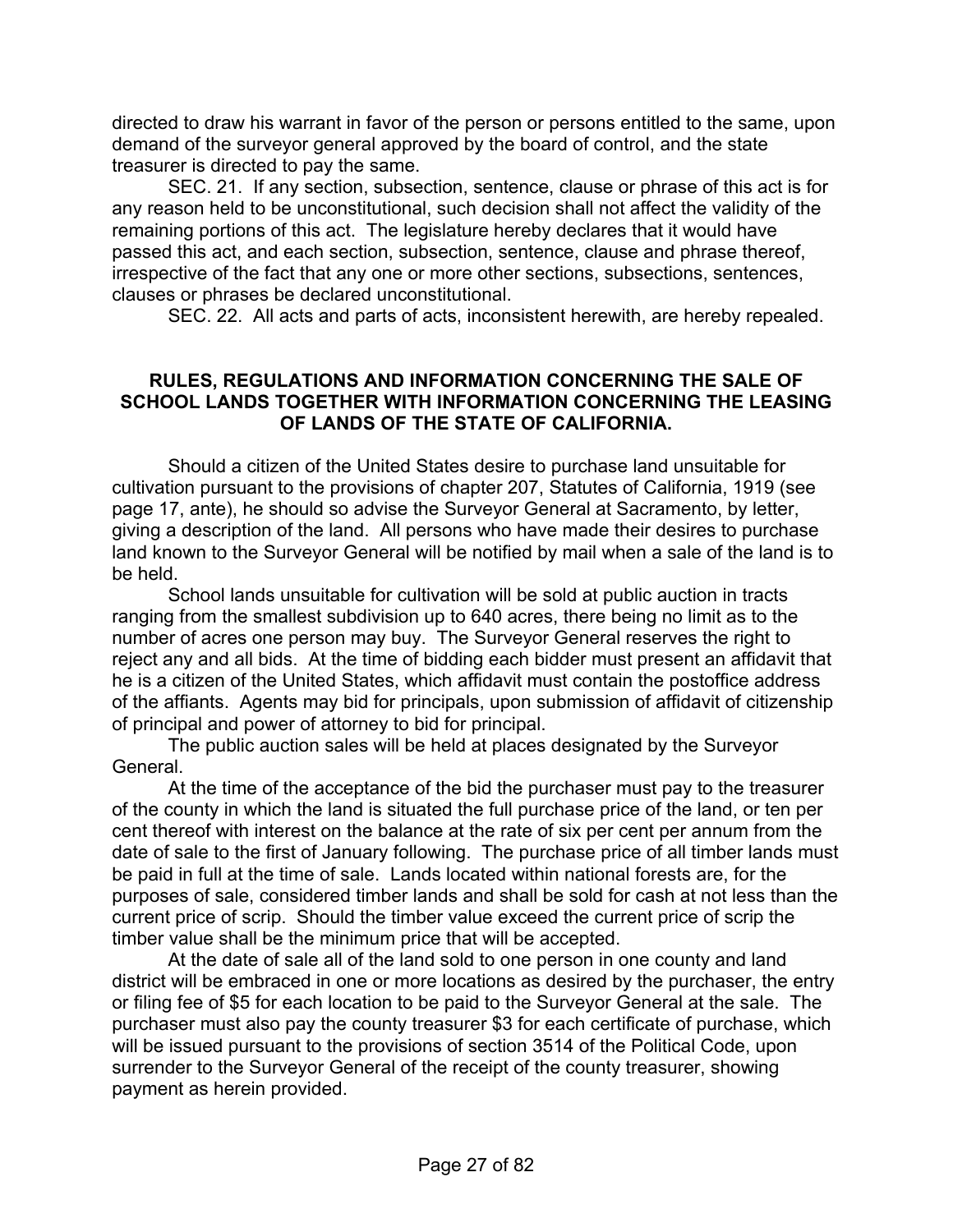directed to draw his warrant in favor of the person or persons entitled to the same, upon demand of the surveyor general approved by the board of control, and the state treasurer is directed to pay the same.

SEC. 21. If any section, subsection, sentence, clause or phrase of this act is for any reason held to be unconstitutional, such decision shall not affect the validity of the remaining portions of this act. The legislature hereby declares that it would have passed this act, and each section, subsection, sentence, clause and phrase thereof, irrespective of the fact that any one or more other sections, subsections, sentences, clauses or phrases be declared unconstitutional.

SEC. 22. All acts and parts of acts, inconsistent herewith, are hereby repealed.

## RULES, REGULATIONS AND INFORMATION CONCERNING THE SALE OF SCHOOL LANDS TOGETHER WITH INFORMATION CONCERNING THE LEASING OF LANDS OF THE STATE OF CALIFORNIA.

Should a citizen of the United States desire to purchase land unsuitable for cultivation pursuant to the provisions of chapter 207, Statutes of California, 1919 (see page 17, ante), he should so advise the Surveyor General at Sacramento, by letter, giving a description of the land. All persons who have made their desires to purchase land known to the Surveyor General will be notified by mail when a sale of the land is to be held.

School lands unsuitable for cultivation will be sold at public auction in tracts ranging from the smallest subdivision up to 640 acres, there being no limit as to the number of acres one person may buy. The Surveyor General reserves the right to reject any and all bids. At the time of bidding each bidder must present an affidavit that he is a citizen of the United States, which affidavit must contain the postoffice address of the affiants. Agents may bid for principals, upon submission of affidavit of citizenship of principal and power of attorney to bid for principal.

The public auction sales will be held at places designated by the Surveyor General.

At the time of the acceptance of the bid the purchaser must pay to the treasurer of the county in which the land is situated the full purchase price of the land, or ten per cent thereof with interest on the balance at the rate of six per cent per annum from the date of sale to the first of January following. The purchase price of all timber lands must be paid in full at the time of sale. Lands located within national forests are, for the purposes of sale, considered timber lands and shall be sold for cash at not less than the current price of scrip. Should the timber value exceed the current price of scrip the timber value shall be the minimum price that will be accepted.

At the date of sale all of the land sold to one person in one county and land district will be embraced in one or more locations as desired by the purchaser, the entry or filing fee of $5 for each location to be paid to the Surveyor General at the sale. The purchaser must also pay the county treasurer $3 for each certificate of purchase, which will be issued pursuant to the provisions of section 3514 of the Political Code, upon surrender to the Surveyor General of the receipt of the county treasurer, showing payment as herein provided.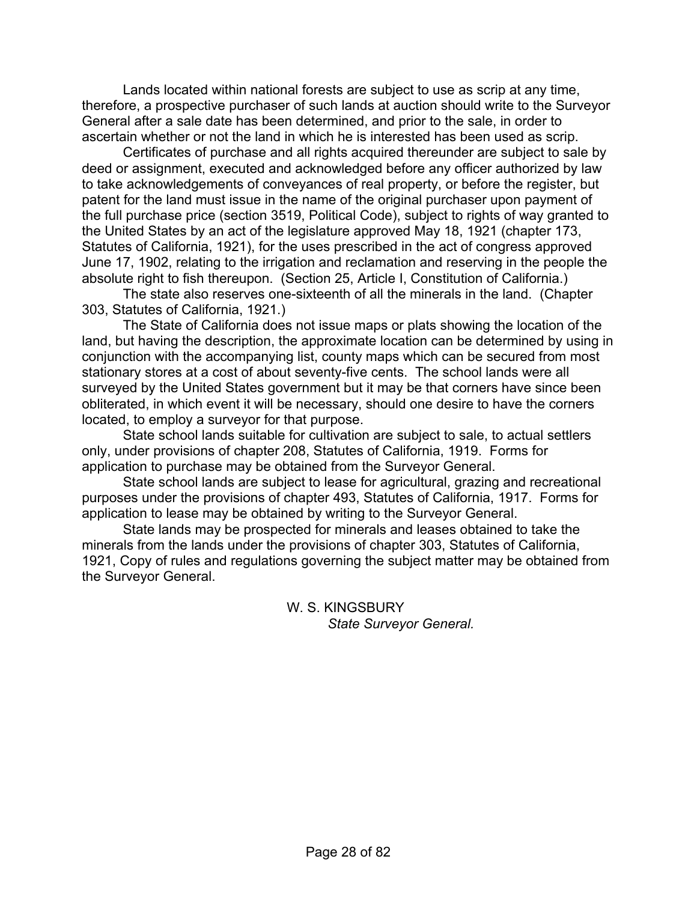Lands located within national forests are subject to use as scrip at any time, therefore, a prospective purchaser of such lands at auction should write to the Surveyor General after a sale date has been determined, and prior to the sale, in order to ascertain whether or not the land in which he is interested has been used as scrip.

Certificates of purchase and all rights acquired thereunder are subject to sale by deed or assignment, executed and acknowledged before any officer authorized by law to take acknowledgements of conveyances of real property, or before the register, but patent for the land must issue in the name of the original purchaser upon payment of the full purchase price (section 3519, Political Code), subject to rights of way granted to the United States by an act of the legislature approved May 18, 1921 (chapter 173, Statutes of California, 1921), for the uses prescribed in the act of congress approved June 17, 1902, relating to the irrigation and reclamation and reserving in the people the absolute right to fish thereupon. (Section 25, Article I, Constitution of California.)

The state also reserves one-sixteenth of all the minerals in the land. (Chapter 303, Statutes of California, 1921.)

The State of California does not issue maps or plats showing the location of the land, but having the description, the approximate location can be determined by using in conjunction with the accompanying list, county maps which can be secured from most stationary stores at a cost of about seventy-five cents. The school lands were all surveyed by the United States government but it may be that corners have since been obliterated, in which event it will be necessary, should one desire to have the corners located, to employ a surveyor for that purpose.

State school lands suitable for cultivation are subject to sale, to actual settlers only, under provisions of chapter 208, Statutes of California, 1919. Forms for application to purchase may be obtained from the Surveyor General.

State school lands are subject to lease for agricultural, grazing and recreational purposes under the provisions of chapter 493, Statutes of California, 1917. Forms for application to lease may be obtained by writing to the Surveyor General.

State lands may be prospected for minerals and leases obtained to take the minerals from the lands under the provisions of chapter 303, Statutes of California, 1921, Copy of rules and regulations governing the subject matter may be obtained from the Surveyor General.

W. S. KINGSBURY
*State Surveyor General.*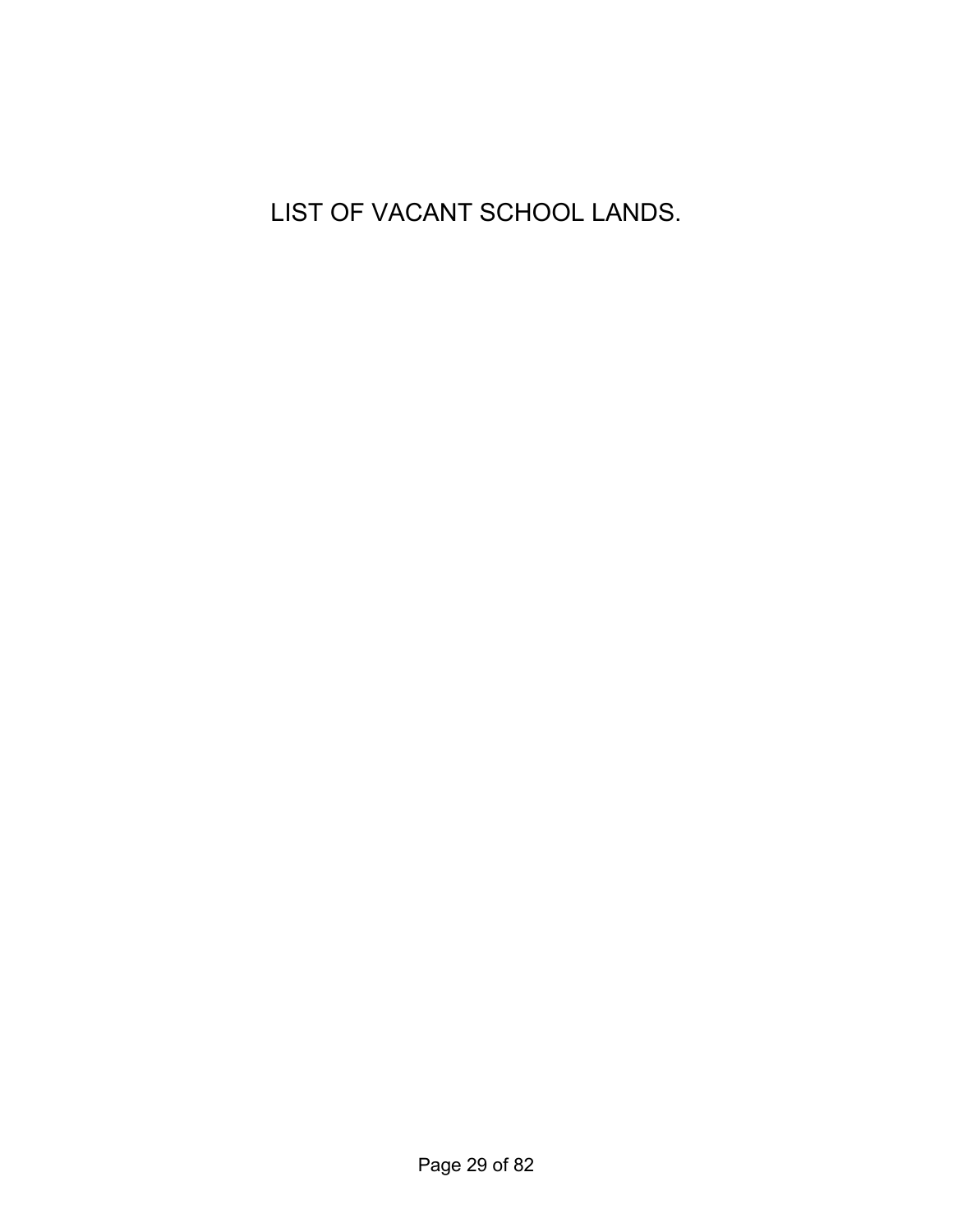# LIST OF VACANT SCHOOL LANDS.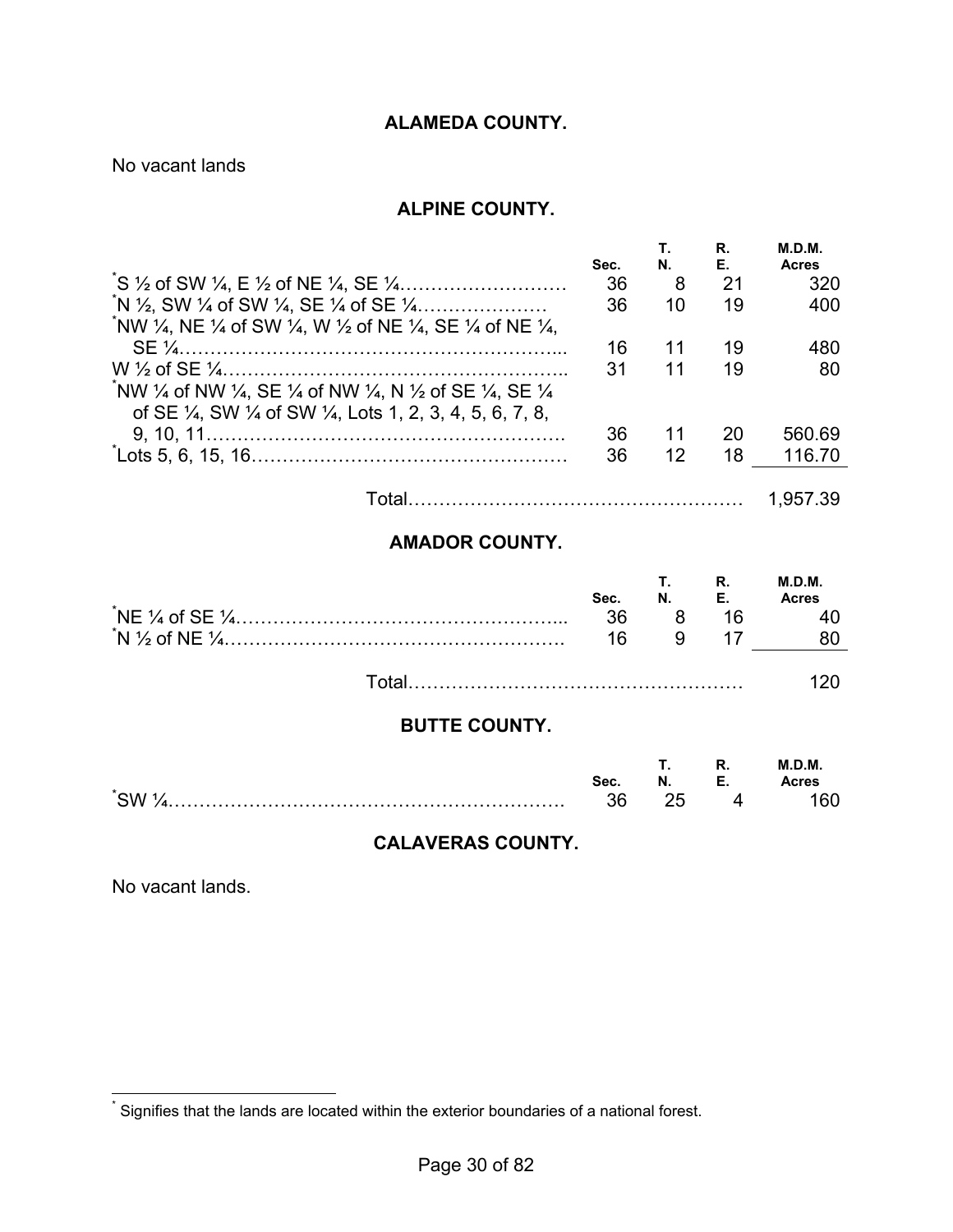## ALAMEDA COUNTY.

No vacant lands

## ALPINE COUNTY.

| | Sec. | T. N. | R. E. | M.D.M. Acres |
|---|---|---|---|---|
| *S ½ of SW ¼, E ½ of NE ¼, SE ¼ | 36 | 8 | 21 | 320 |
| *N ½, SW ¼ of SW ¼, SE ¼ of SE ¼ | 36 | 10 | 19 | 400 |
| *NW ¼, NE ¼ of SW ¼, W ½ of NE ¼, SE ¼ of NE ¼, SE ¼ | 16 | 11 | 19 | 480 |
| W ½ of SE ¼ | 31 | 11 | 19 | 80 |
| *NW ¼ of NW ¼, SE ¼ of NW ¼, N ½ of SE ¼, SE ¼ of SE ¼, SW ¼ of SW ¼, Lots 1, 2, 3, 4, 5, 6, 7, 8, 9, 10, 11 | 36 | 11 | 20 | 560.69 |
| *Lots 5, 6, 15, 16 | 36 | 12 | 18 | 116.70 |
| Total | | | | 1,957.39 |

## AMADOR COUNTY.

| | Sec. | T. N. | R. E. | M.D.M. Acres |
|---|---|---|---|---|
| *NE ¼ of SE ¼ | 36 | 8 | 16 | 40 |
| *N ½ of NE ¼ | 16 | 9 | 17 | 80 |
| Total | | | | 120 |

## BUTTE COUNTY.

| | Sec. | T. N. | R. E. | M.D.M. Acres |
|---|---|---|---|---|
| *SW ¼ | 36 | 25 | 4 | 160 |

## CALAVERAS COUNTY.

No vacant lands.

---

* Signifies that the lands are located within the exterior boundaries of a national forest.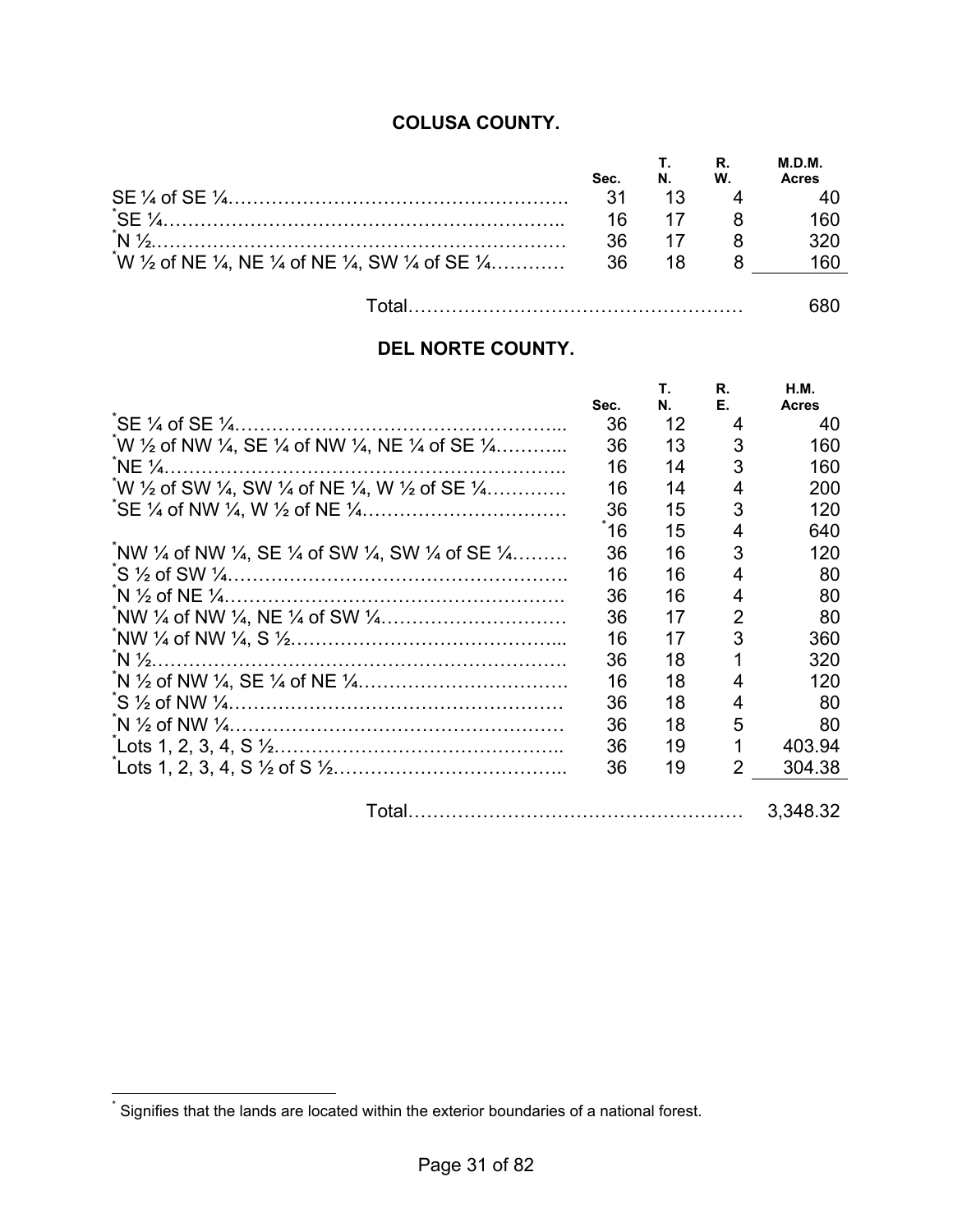## COLUSA COUNTY.

| | Sec. | T. N. | R. W. | M.D.M. Acres |
|---|---|---|---|---|
| SE ¼ of SE ¼ | 31 | 13 | 4 | 40 |
| *SE ¼ | 16 | 17 | 8 | 160 |
| *N ½ | 36 | 17 | 8 | 320 |
| *W ½ of NE ¼, NE ¼ of NE ¼, SW ¼ of SE ¼ | 36 | 18 | 8 | 160 |
| Total | | | | 680 |

## DEL NORTE COUNTY.

| | Sec. | T. N. | R. E. | H.M. Acres |
|---|---|---|---|---|
| *SE ¼ of SE ¼ | 36 | 12 | 4 | 40 |
| *W ½ of NW ¼, SE ¼ of NW ¼, NE ¼ of SE ¼ | 36 | 13 | 3 | 160 |
| *NE ¼ | 16 | 14 | 3 | 160 |
| *W ½ of SW ¼, SW ¼ of NE ¼, W ½ of SE ¼ | 16 | 14 | 4 | 200 |
| *SE ¼ of NW ¼, W ½ of NE ¼ | 36 | 15 | 3 | 120 |
| | *16 | 15 | 4 | 640 |
| *NW ¼ of NW ¼, SE ¼ of SW ¼, SW ¼ of SE ¼ | 36 | 16 | 3 | 120 |
| *S ½ of SW ¼ | 16 | 16 | 4 | 80 |
| *N ½ of NE ¼ | 36 | 16 | 4 | 80 |
| *NW ¼ of NW ¼, NE ¼ of SW ¼ | 36 | 17 | 2 | 80 |
| *NW ¼ of NW ¼, S ½ | 16 | 17 | 3 | 360 |
| *N ½ | 36 | 18 | 1 | 320 |
| *N ½ of NW ¼, SE ¼ of NE ¼ | 16 | 18 | 4 | 120 |
| *S ½ of NW ¼ | 36 | 18 | 4 | 80 |
| *N ½ of NW ¼ | 36 | 18 | 5 | 80 |
| *Lots 1, 2, 3, 4, S ½ | 36 | 19 | 1 | 403.94 |
| *Lots 1, 2, 3, 4, S ½ of S ½ | 36 | 19 | 2 | 304.38 |
| Total | | | | 3,348.32 |

* Signifies that the lands are located within the exterior boundaries of a national forest.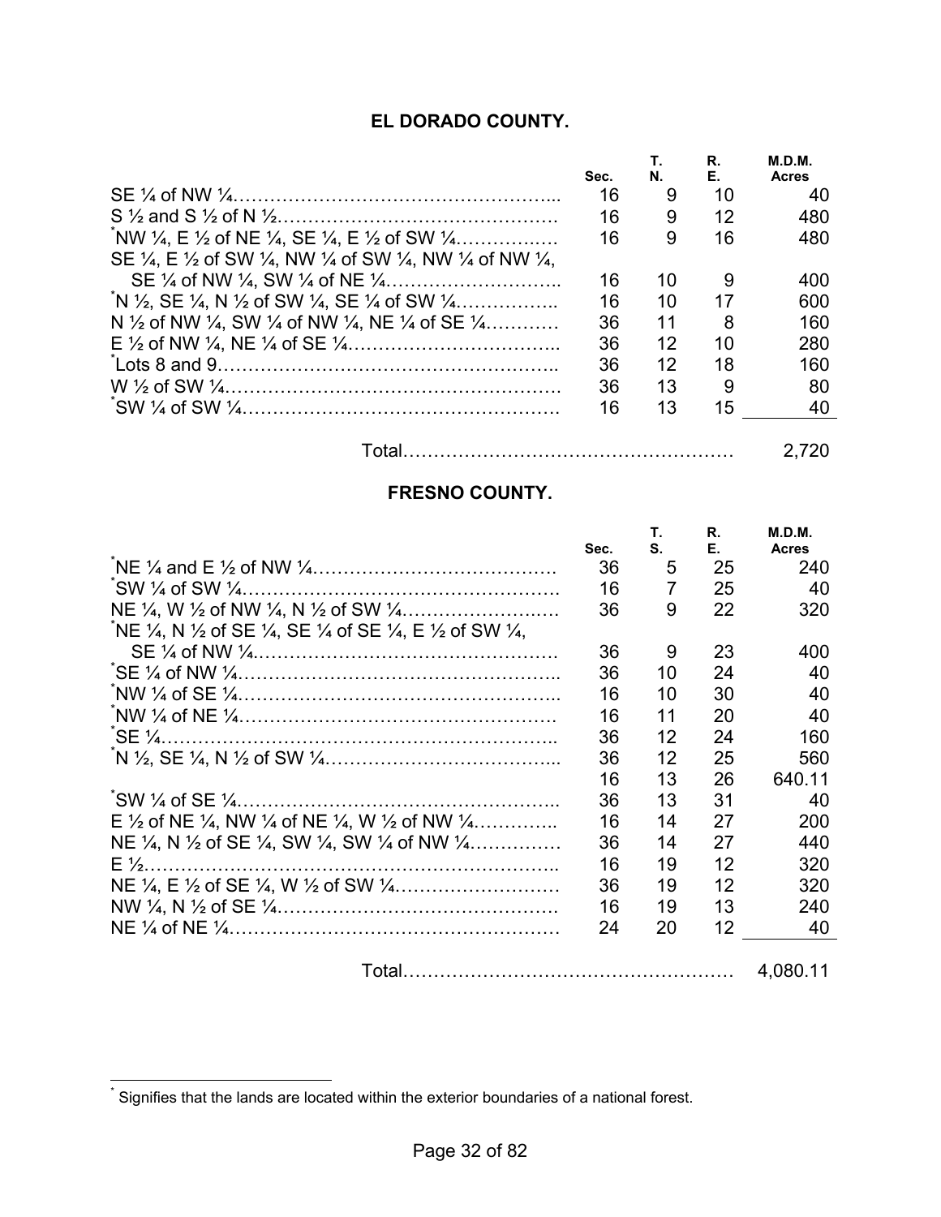## EL DORADO COUNTY.

| | Sec. | T. N. | R. E. | M.D.M. Acres |
|---|---|---|---|---|
| SE ¼ of NW ¼ | 16 | 9 | 10 | 40 |
| S ½ and S ½ of N ½ | 16 | 9 | 12 | 480 |
| *NW ¼, E ½ of NE ¼, SE ¼, E ½ of SW ¼ | 16 | 9 | 16 | 480 |
| SE ¼, E ½ of SW ¼, NW ¼ of SW ¼, NW ¼ of NW ¼, SE ¼ of NW ¼, SW ¼ of NE ¼ | 16 | 10 | 9 | 400 |
| *N ½, SE ¼, N ½ of SW ¼, SE ¼ of SW ¼ | 16 | 10 | 17 | 600 |
| N ½ of NW ¼, SW ¼ of NW ¼, NE ¼ of SE ¼ | 36 | 11 | 8 | 160 |
| E ½ of NW ¼, NE ¼ of SE ¼ | 36 | 12 | 10 | 280 |
| *Lots 8 and 9 | 36 | 12 | 18 | 160 |
| W ½ of SW ¼ | 36 | 13 | 9 | 80 |
| *SW ¼ of SW ¼ | 16 | 13 | 15 | 40 |
| Total | | | | 2,720 |

## FRESNO COUNTY.

| | Sec. | T. S. | R. E. | M.D.M. Acres |
|---|---|---|---|---|
| *NE ¼ and E ½ of NW ¼ | 36 | 5 | 25 | 240 |
| *SW ¼ of SW ¼ | 16 | 7 | 25 | 40 |
| NE ¼, W ½ of NW ¼, N ½ of SW ¼ | 36 | 9 | 22 | 320 |
| *NE ¼, N ½ of SE ¼, SE ¼ of SE ¼, E ½ of SW ¼, SE ¼ of NW ¼ | 36 | 9 | 23 | 400 |
| *SE ¼ of NW ¼ | 36 | 10 | 24 | 40 |
| *NW ¼ of SE ¼ | 16 | 10 | 30 | 40 |
| *NW ¼ of NE ¼ | 16 | 11 | 20 | 40 |
| *SE ¼ | 36 | 12 | 24 | 160 |
| *N ½, SE ¼, N ½ of SW ¼ | 36 | 12 | 25 | 560 |
| | 16 | 13 | 26 | 640.11 |
| *SW ¼ of SE ¼ | 36 | 13 | 31 | 40 |
| E ½ of NE ¼, NW ¼ of NE ¼, W ½ of NW ¼ | 16 | 14 | 27 | 200 |
| NE ¼, N ½ of SE ¼, SW ¼, SW ¼ of NW ¼ | 36 | 14 | 27 | 440 |
| E ½ | 16 | 19 | 12 | 320 |
| NE ¼, E ½ of SE ¼, W ½ of SW ¼ | 36 | 19 | 12 | 320 |
| NW ¼, N ½ of SE ¼ | 16 | 19 | 13 | 240 |
| NE ¼ of NE ¼ | 24 | 20 | 12 | 40 |
| Total | | | | 4,080.11 |

* Signifies that the lands are located within the exterior boundaries of a national forest.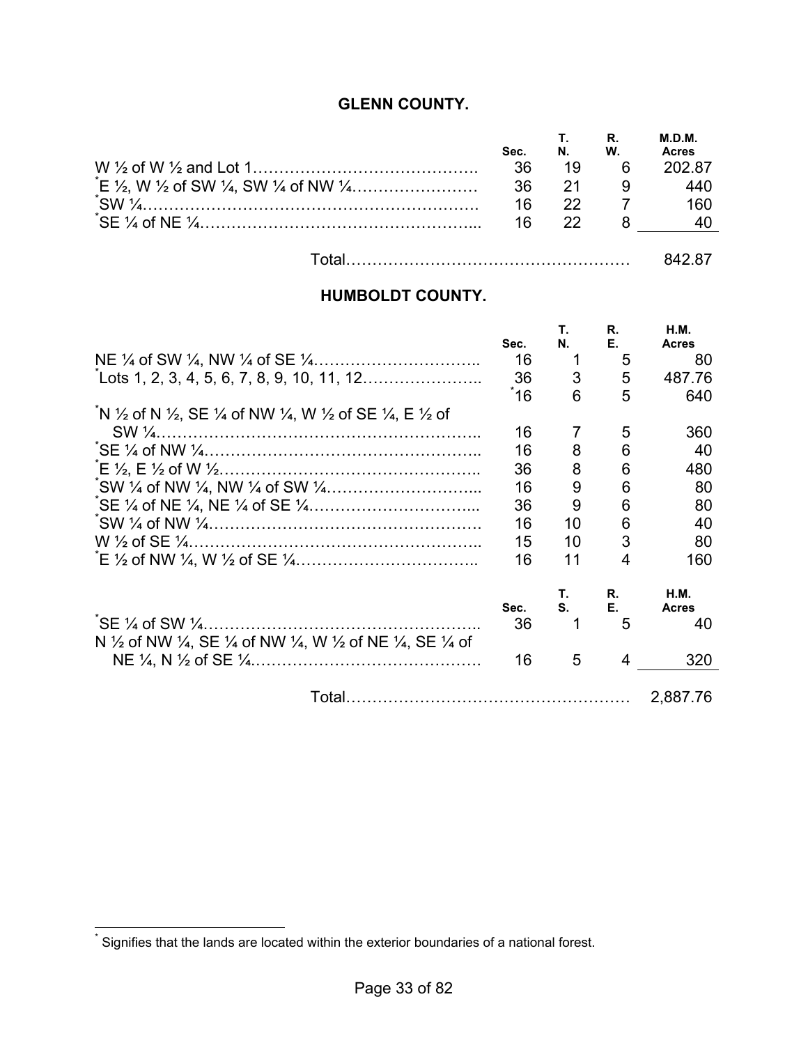## GLENN COUNTY.

| | Sec. | T. N. | R. W. | M.D.M. Acres |
|---|---|---|---|---|
| W ½ of W ½ and Lot 1 | 36 | 19 | 6 | 202.87 |
| [*]E ½, W ½ of SW ¼, SW ¼ of NW ¼ | 36 | 21 | 9 | 440 |
| [*]SW ¼ | 16 | 22 | 7 | 160 |
| [*]SE ¼ of NE ¼ | 16 | 22 | 8 | 40 |
| Total | | | | 842.87 |

## HUMBOLDT COUNTY.

| | Sec. | T. N. | R. E. | H.M. Acres |
|---|---|---|---|---|
| NE ¼ of SW ¼, NW ¼ of SE ¼ | 16 | 1 | 5 | 80 |
| [*]Lots 1, 2, 3, 4, 5, 6, 7, 8, 9, 10, 11, 12 | 36 | 3 | 5 | 487.76 |
| | [*]16 | 6 | 5 | 640 |
| [*]N ½ of N ½, SE ¼ of NW ¼, W ½ of SE ¼, E ½ of SW ¼ | 16 | 7 | 5 | 360 |
| [*]SE ¼ of NW ¼ | 16 | 8 | 6 | 40 |
| [*]E ½, E ½ of W ½ | 36 | 8 | 6 | 480 |
| [*]SW ¼ of NW ¼, NW ¼ of SW ¼ | 16 | 9 | 6 | 80 |
| [*]SE ¼ of NE ¼, NE ¼ of SE ¼ | 36 | 9 | 6 | 80 |
| [*]SW ¼ of NW ¼ | 16 | 10 | 6 | 40 |
| W ½ of SE ¼ | 15 | 10 | 3 | 80 |
| [*]E ½ of NW ¼, W ½ of SE ¼ | 16 | 11 | 4 | 160 |

| | Sec. | T. S. | R. E. | H.M. Acres |
|---|---|---|---|---|
| [*]SE ¼ of SW ¼ | 36 | 1 | 5 | 40 |
| N ½ of NW ¼, SE ¼ of NW ¼, W ½ of NE ¼, SE ¼ of NE ¼, N ½ of SE ¼ | 16 | 5 | 4 | 320 |
| Total | | | | 2,887.76 |

[*] Signifies that the lands are located within the exterior boundaries of a national forest.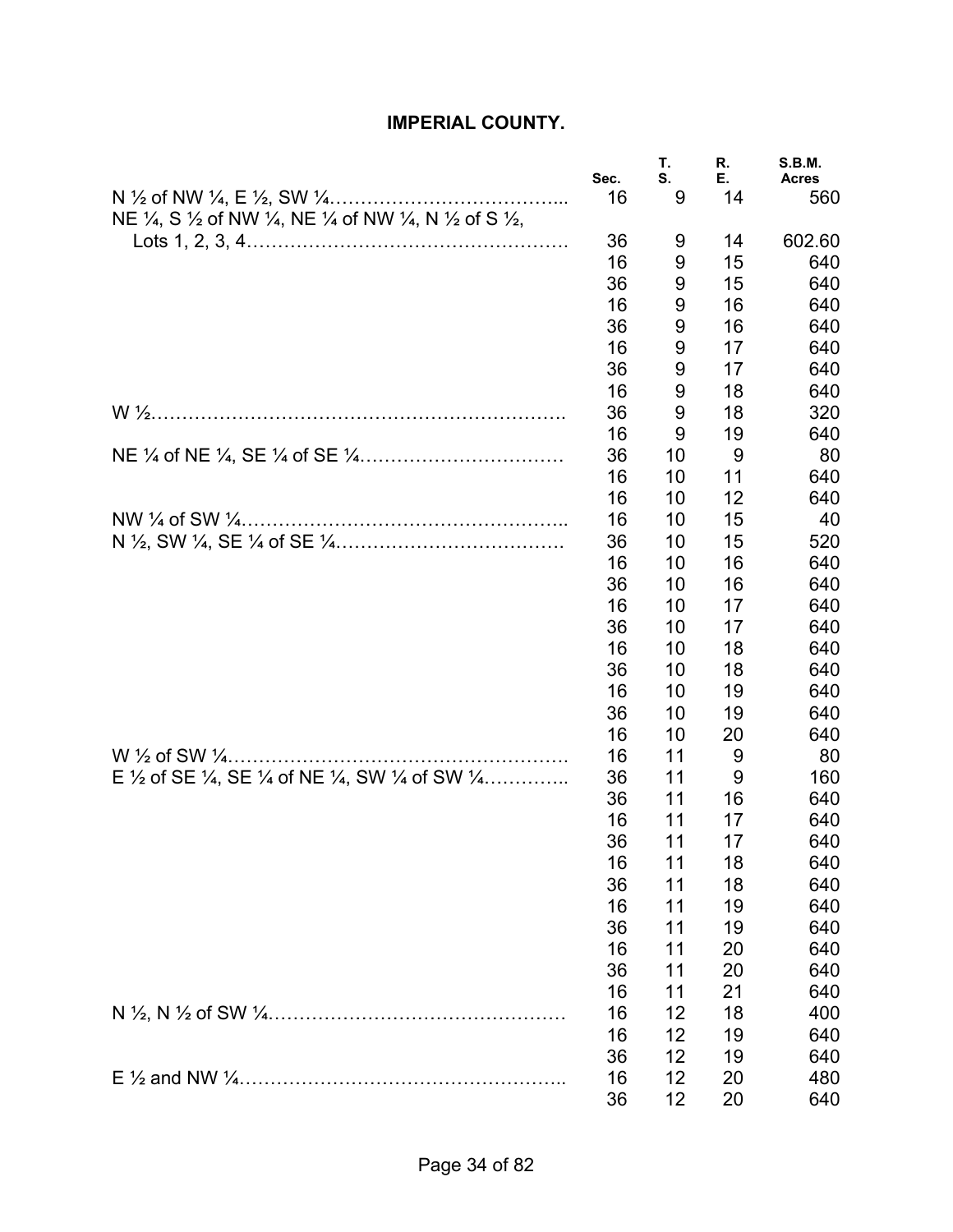# IMPERIAL COUNTY.

| | Sec. | T. S. | R. E. | S.B.M. Acres |
|---|---|---|---|---|
| N ½ of NW ¼, E ½, SW ¼ | 16 | 9 | 14 | 560 |
| NE ¼, S ½ of NW ¼, NE ¼ of NW ¼, N ½ of S ½, Lots 1, 2, 3, 4 | 36 | 9 | 14 | 602.60 |
| | 16 | 9 | 15 | 640 |
| | 36 | 9 | 15 | 640 |
| | 16 | 9 | 16 | 640 |
| | 36 | 9 | 16 | 640 |
| | 16 | 9 | 17 | 640 |
| | 36 | 9 | 17 | 640 |
| | 16 | 9 | 18 | 640 |
| W ½ | 36 | 9 | 18 | 320 |
| | 16 | 9 | 19 | 640 |
| NE ¼ of NE ¼, SE ¼ of SE ¼ | 36 | 10 | 9 | 80 |
| | 16 | 10 | 11 | 640 |
| | 16 | 10 | 12 | 640 |
| NW ¼ of SW ¼ | 16 | 10 | 15 | 40 |
| N ½, SW ¼, SE ¼ of SE ¼ | 36 | 10 | 15 | 520 |
| | 16 | 10 | 16 | 640 |
| | 36 | 10 | 16 | 640 |
| | 16 | 10 | 17 | 640 |
| | 36 | 10 | 17 | 640 |
| | 16 | 10 | 18 | 640 |
| | 36 | 10 | 18 | 640 |
| | 16 | 10 | 19 | 640 |
| | 36 | 10 | 19 | 640 |
| | 16 | 10 | 20 | 640 |
| W ½ of SW ¼ | 16 | 11 | 9 | 80 |
| E ½ of SE ¼, SE ¼ of NE ¼, SW ¼ of SW ¼ | 36 | 11 | 9 | 160 |
| | 36 | 11 | 16 | 640 |
| | 16 | 11 | 17 | 640 |
| | 36 | 11 | 17 | 640 |
| | 16 | 11 | 18 | 640 |
| | 36 | 11 | 18 | 640 |
| | 16 | 11 | 19 | 640 |
| | 36 | 11 | 19 | 640 |
| | 16 | 11 | 20 | 640 |
| | 36 | 11 | 20 | 640 |
| | 16 | 11 | 21 | 640 |
| N ½, N ½ of SW ¼ | 16 | 12 | 18 | 400 |
| | 16 | 12 | 19 | 640 |
| | 36 | 12 | 19 | 640 |
| E ½ and NW ¼ | 16 | 12 | 20 | 480 |
| | 36 | 12 | 20 | 640 |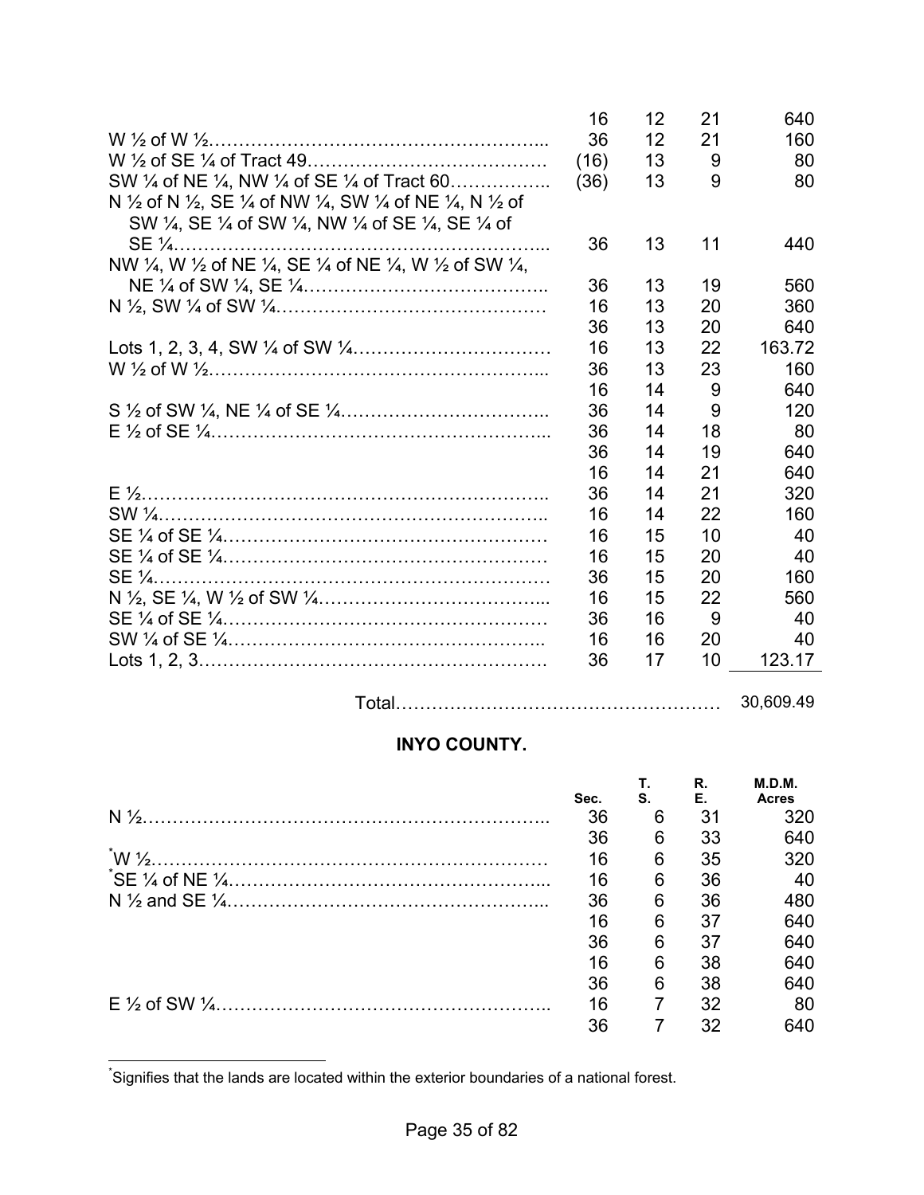| Description | Sec. | T. S. | R. E. | Acres |
|---|---|---|---|---|
| | 16 | 12 | 21 | 640 |
| W ½ of W ½……………………………………………….. | 36 | 12 | 21 | 160 |
| W ½ of SE ¼ of Tract 49………………………………… | (16) | 13 | 9 | 80 |
| SW ¼ of NE ¼, NW ¼ of SE ¼ of Tract 60……………. | (36) | 13 | 9 | 80 |
| N ½ of N ½, SE ¼ of NW ¼, SW ¼ of NE ¼, N ½ of SW ¼, SE ¼ of SW ¼, NW ¼ of SE ¼, SE ¼ of SE ¼…………………………………………………….. | 36 | 13 | 11 | 440 |
| NW ¼, W ½ of NE ¼, SE ¼ of NE ¼, W ½ of SW ¼, NE ¼ of SW ¼, SE ¼………………………………….. | 36 | 13 | 19 | 560 |
| N ½, SW ¼ of SW ¼……………………………………… | 16 | 13 | 20 | 360 |
| | 36 | 13 | 20 | 640 |
| Lots 1, 2, 3, 4, SW ¼ of SW ¼…………………………… | 16 | 13 | 22 | 163.72 |
| W ½ of W ½……………………………………………….. | 36 | 13 | 23 | 160 |
| | 16 | 14 | 9 | 640 |
| S ½ of SW ¼, NE ¼ of SE ¼…………………………….. | 36 | 14 | 9 | 120 |
| E ½ of SE ¼……………………………………………….. | 36 | 14 | 18 | 80 |
| | 36 | 14 | 19 | 640 |
| | 16 | 14 | 21 | 640 |
| E ½………………………………………………………….. | 36 | 14 | 21 | 320 |
| SW ¼……………………………………………………….. | 16 | 14 | 22 | 160 |
| SE ¼ of SE ¼…………………………………………… | 16 | 15 | 10 | 40 |
| SE ¼ of SE ¼…………………………………………… | 16 | 15 | 20 | 40 |
| SE ¼………………………………………………………… | 36 | 15 | 20 | 160 |
| N ½, SE ¼, W ½ of SW ¼……………………………….. | 16 | 15 | 22 | 560 |
| SE ¼ of SE ¼…………………………………………… | 36 | 16 | 9 | 40 |
| SW ¼ of SE ¼…………………………………………….. | 16 | 16 | 20 | 40 |
| Lots 1, 2, 3………………………………………………. | 36 | 17 | 10 | 123.17 |
| Total……………………………………………… | | | | 30,609.49 |

## INYO COUNTY.

| | Sec. | T. S. | R. E. | M.D.M. Acres |
|---|---|---|---|---|
| N ½………………………………………………………….. | 36 | 6 | 31 | 320 |
| | 36 | 6 | 33 | 640 |
| *W ½………………………………………………………… | 16 | 6 | 35 | 320 |
| *SE ¼ of NE ¼…………………………………………….. | 16 | 6 | 36 | 40 |
| N ½ and SE ¼…………………………………………….. | 36 | 6 | 36 | 480 |
| | 16 | 6 | 37 | 640 |
| | 36 | 6 | 37 | 640 |
| | 16 | 6 | 38 | 640 |
| | 36 | 6 | 38 | 640 |
| E ½ of SW ¼……………………………………………….. | 16 | 7 | 32 | 80 |
| | 36 | 7 | 32 | 640 |

*Signifies that the lands are located within the exterior boundaries of a national forest.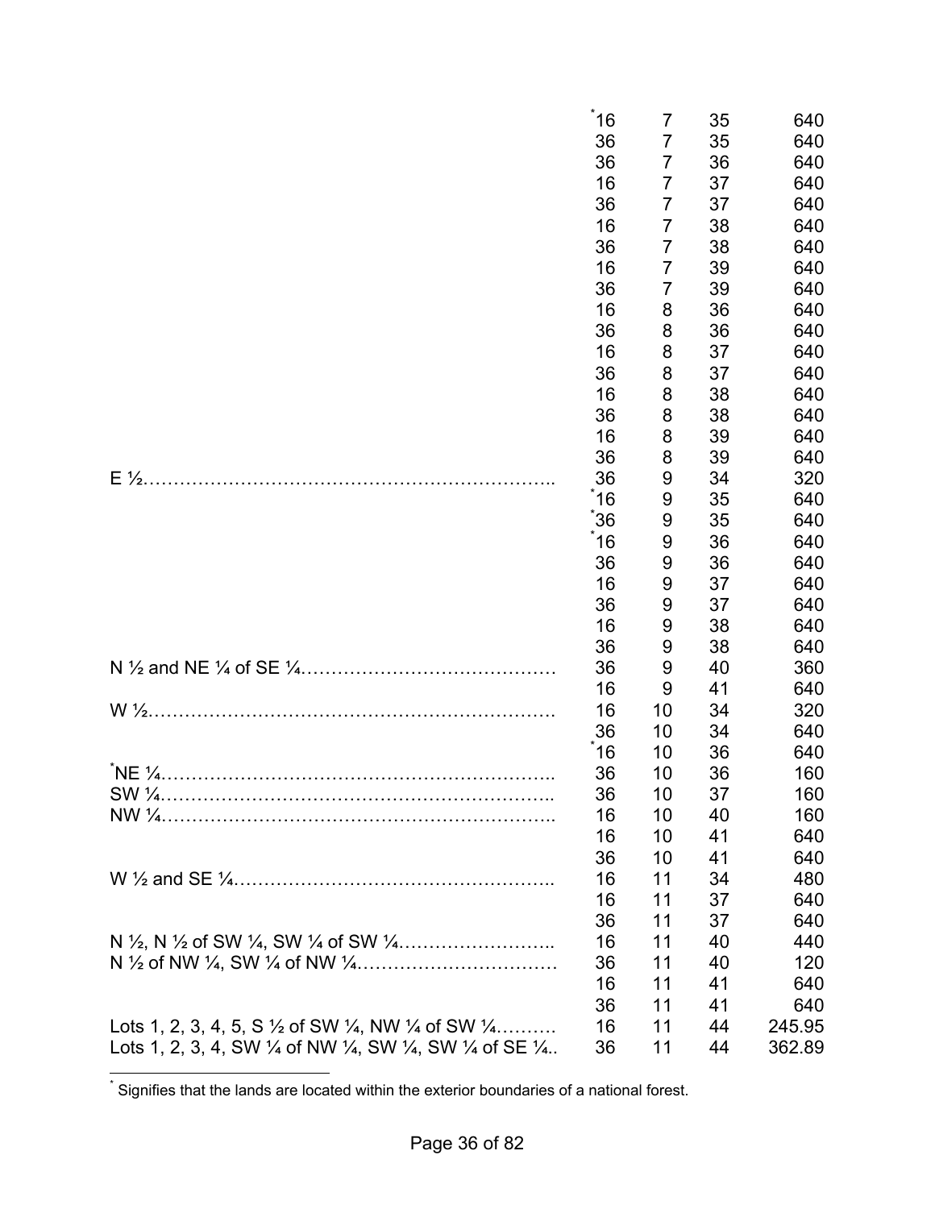| | | | | |
|---|---|---|---|---|
| | *16 | 7 | 35 | 640 |
| | 36 | 7 | 35 | 640 |
| | 36 | 7 | 36 | 640 |
| | 16 | 7 | 37 | 640 |
| | 36 | 7 | 37 | 640 |
| | 16 | 7 | 38 | 640 |
| | 36 | 7 | 38 | 640 |
| | 16 | 7 | 39 | 640 |
| | 36 | 7 | 39 | 640 |
| | 16 | 8 | 36 | 640 |
| | 36 | 8 | 36 | 640 |
| | 16 | 8 | 37 | 640 |
| | 36 | 8 | 37 | 640 |
| | 16 | 8 | 38 | 640 |
| | 36 | 8 | 38 | 640 |
| | 16 | 8 | 39 | 640 |
| | 36 | 8 | 39 | 640 |
| E ½………………………………………………………….. | 36 | 9 | 34 | 320 |
| | *16 | 9 | 35 | 640 |
| | *36 | 9 | 35 | 640 |
| | *16 | 9 | 36 | 640 |
| | 36 | 9 | 36 | 640 |
| | 16 | 9 | 37 | 640 |
| | 36 | 9 | 37 | 640 |
| | 16 | 9 | 38 | 640 |
| | 36 | 9 | 38 | 640 |
| N ½ and NE ¼ of SE ¼…………………….…………… | 36 | 9 | 40 | 360 |
| | 16 | 9 | 41 | 640 |
| W ½…………………………………………………………. | 16 | 10 | 34 | 320 |
| | 36 | 10 | 34 | 640 |
| | *16 | 10 | 36 | 640 |
| *NE ¼……………………………………………………….. | 36 | 10 | 36 | 160 |
| SW ¼……………………………………………………….. | 36 | 10 | 37 | 160 |
| NW ¼……………………………………………………….. | 16 | 10 | 40 | 160 |
| | 16 | 10 | 41 | 640 |
| | 36 | 10 | 41 | 640 |
| W ½ and SE ¼…………………………………………….. | 16 | 11 | 34 | 480 |
| | 16 | 11 | 37 | 640 |
| | 36 | 11 | 37 | 640 |
| N ½, N ½ of SW ¼, SW ¼ of SW ¼…………………….. | 16 | 11 | 40 | 440 |
| N ½ of NW ¼, SW ¼ of NW ¼…………………………… | 36 | 11 | 40 | 120 |
| | 16 | 11 | 41 | 640 |
| | 36 | 11 | 41 | 640 |
| Lots 1, 2, 3, 4, 5, S ½ of SW ¼, NW ¼ of SW ¼………. | 16 | 11 | 44 | 245.95 |
| Lots 1, 2, 3, 4, SW ¼ of NW ¼, SW ¼, SW ¼ of SE ¼.. | 36 | 11 | 44 | 362.89 |

* Signifies that the lands are located within the exterior boundaries of a national forest.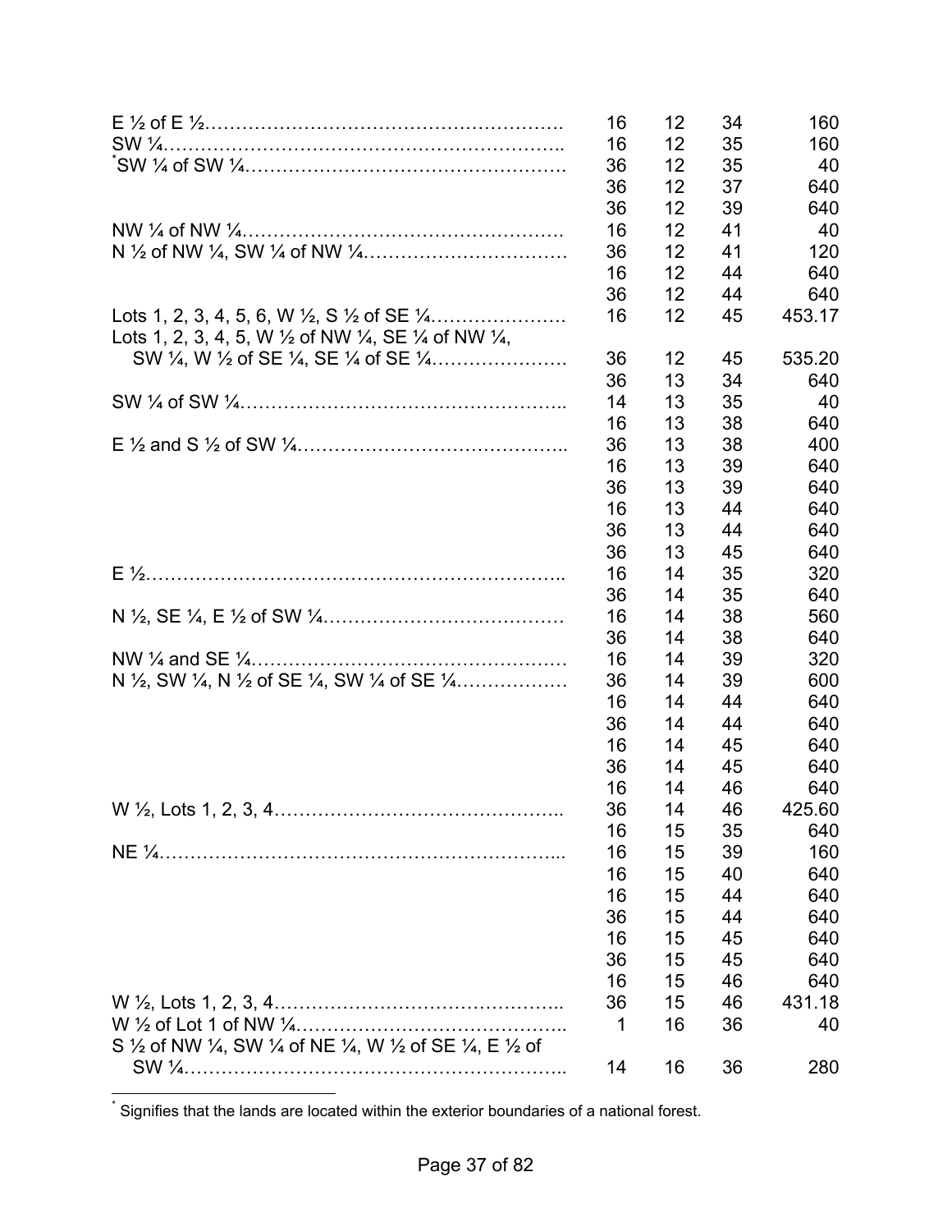| | | | | |
|---|---|---|---|---|
| E ½ of E ½………………………………………………… | 16 | 12 | 34 | 160 |
| SW ¼……………………………………………………….. | 16 | 12 | 35 | 160 |
| *SW ¼ of SW ¼……………………………………………. | 36 | 12 | 35 | 40 |
| | 36 | 12 | 37 | 640 |
| | 36 | 12 | 39 | 640 |
| NW ¼ of NW ¼……………………………………………. | 16 | 12 | 41 | 40 |
| N ½ of NW ¼, SW ¼ of NW ¼…………………………… | 36 | 12 | 41 | 120 |
| | 16 | 12 | 44 | 640 |
| | 36 | 12 | 44 | 640 |
| Lots 1, 2, 3, 4, 5, 6, W ½, S ½ of SE ¼…………………. | 16 | 12 | 45 | 453.17 |
| Lots 1, 2, 3, 4, 5, W ½ of NW ¼, SE ¼ of NW ¼, SW ¼, W ½ of SE ¼, SE ¼ of SE ¼………………… | 36 | 12 | 45 | 535.20 |
| | 36 | 13 | 34 | 640 |
| SW ¼ of SW ¼…………………………………………….. | 14 | 13 | 35 | 40 |
| | 16 | 13 | 38 | 640 |
| E ½ and S ½ of SW ¼…………………………………….. | 36 | 13 | 38 | 400 |
| | 16 | 13 | 39 | 640 |
| | 36 | 13 | 39 | 640 |
| | 16 | 13 | 44 | 640 |
| | 36 | 13 | 44 | 640 |
| | 36 | 13 | 45 | 640 |
| E ½…………………………………………………………. | 16 | 14 | 35 | 320 |
| | 36 | 14 | 35 | 640 |
| N ½, SE ¼, E ½ of SW ¼………………………………… | 16 | 14 | 38 | 560 |
| | 36 | 14 | 38 | 640 |
| NW ¼ and SE ¼…………………………………………… | 16 | 14 | 39 | 320 |
| N ½, SW ¼, N ½ of SE ¼, SW ¼ of SE ¼……………… | 36 | 14 | 39 | 600 |
| | 16 | 14 | 44 | 640 |
| | 36 | 14 | 44 | 640 |
| | 16 | 14 | 45 | 640 |
| | 36 | 14 | 45 | 640 |
| | 16 | 14 | 46 | 640 |
| W ½, Lots 1, 2, 3, 4……………………………………….. | 36 | 14 | 46 | 425.60 |
| | 16 | 15 | 35 | 640 |
| NE ¼………………………………………………………... | 16 | 15 | 39 | 160 |
| | 16 | 15 | 40 | 640 |
| | 16 | 15 | 44 | 640 |
| | 36 | 15 | 44 | 640 |
| | 16 | 15 | 45 | 640 |
| | 36 | 15 | 45 | 640 |
| | 16 | 15 | 46 | 640 |
| W ½, Lots 1, 2, 3, 4……………………………………….. | 36 | 15 | 46 | 431.18 |
| W ½ of Lot 1 of NW ¼…………………………………….. | 1 | 16 | 36 | 40 |
| S ½ of NW ¼, SW ¼ of NE ¼, W ½ of SE ¼, E ½ of SW ¼…………………………………………………….. | 14 | 16 | 36 | 280 |

* Signifies that the lands are located within the exterior boundaries of a national forest.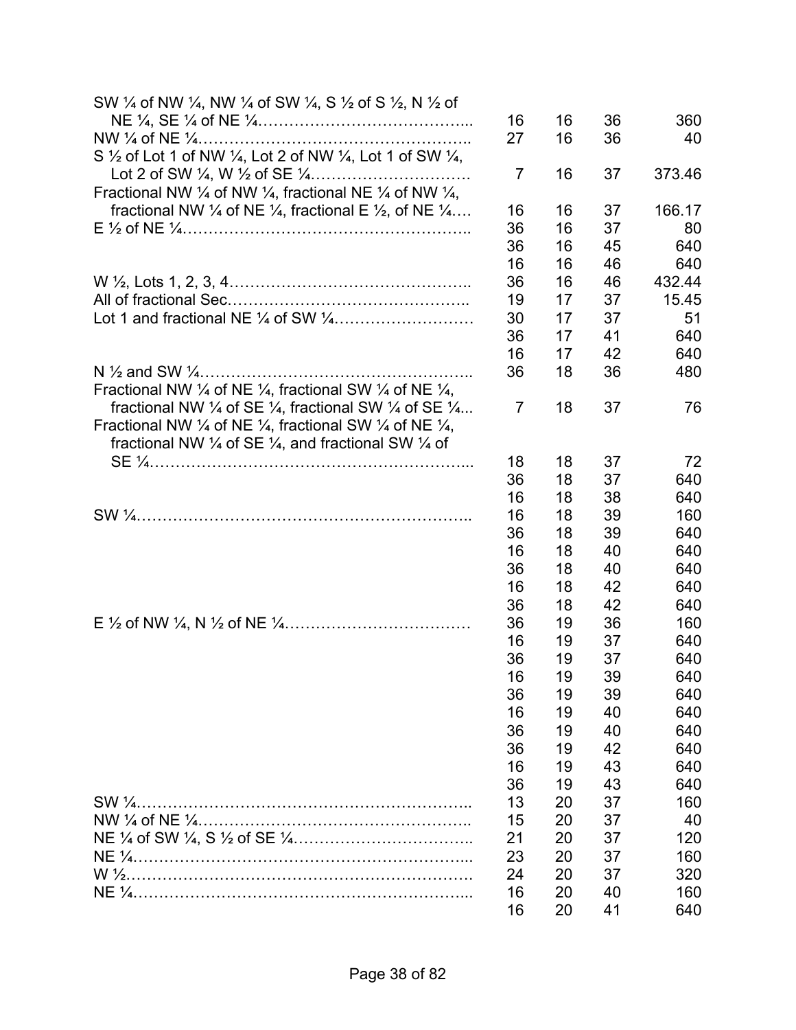| Description | Sec. | Twp. | Rge. | Acres |
|---|---|---|---|---|
| SW ¼ of NW ¼, NW ¼ of SW ¼, S ½ of S ½, N ½ of NE ¼, SE ¼ of NE ¼………………………………….. | 16 | 16 | 36 | 360 |
| NW ¼ of NE ¼…………………………………………….. | 27 | 16 | 36 | 40 |
| S ½ of Lot 1 of NW ¼, Lot 2 of NW ¼, Lot 1 of SW ¼, Lot 2 of SW ¼, W ½ of SE ¼………………………… | 7 | 16 | 37 | 373.46 |
| Fractional NW ¼ of NW ¼, fractional NE ¼ of NW ¼, fractional NW ¼ of NE ¼, fractional E ½, of NE ¼…. | 16 | 16 | 37 | 166.17 |
| E ½ of NE ¼…………………………………………….. | 36 | 16 | 37 | 80 |
| | 36 | 16 | 45 | 640 |
| | 16 | 16 | 46 | 640 |
| W ½, Lots 1, 2, 3, 4…………………………………….. | 36 | 16 | 46 | 432.44 |
| All of fractional Sec……………………………………….. | 19 | 17 | 37 | 15.45 |
| Lot 1 and fractional NE ¼ of SW ¼……………………… | 30 | 17 | 37 | 51 |
| | 36 | 17 | 41 | 640 |
| | 16 | 17 | 42 | 640 |
| N ½ and SW ¼…………………………………………….. | 36 | 18 | 36 | 480 |
| Fractional NW ¼ of NE ¼, fractional SW ¼ of NE ¼, fractional NW ¼ of SE ¼, fractional SW ¼ of SE ¼... | 7 | 18 | 37 | 76 |
| Fractional NW ¼ of NE ¼, fractional SW ¼ of NE ¼, fractional NW ¼ of SE ¼, and fractional SW ¼ of SE ¼…………………………………………………... | 18 | 18 | 37 | 72 |
| | 36 | 18 | 37 | 640 |
| | 16 | 18 | 38 | 640 |
| SW ¼……………………………………………………….. | 16 | 18 | 39 | 160 |
| | 36 | 18 | 39 | 640 |
| | 16 | 18 | 40 | 640 |
| | 36 | 18 | 40 | 640 |
| | 16 | 18 | 42 | 640 |
| | 36 | 18 | 42 | 640 |
| E ½ of NW ¼, N ½ of NE ¼……………………………… | 36 | 19 | 36 | 160 |
| | 16 | 19 | 37 | 640 |
| | 36 | 19 | 37 | 640 |
| | 16 | 19 | 39 | 640 |
| | 36 | 19 | 39 | 640 |
| | 16 | 19 | 40 | 640 |
| | 36 | 19 | 40 | 640 |
| | 36 | 19 | 42 | 640 |
| | 16 | 19 | 43 | 640 |
| | 36 | 19 | 43 | 640 |
| SW ¼……………………………………………………….. | 13 | 20 | 37 | 160 |
| NW ¼ of NE ¼…………………………………………….. | 15 | 20 | 37 | 40 |
| NE ¼ of SW ¼, S ½ of SE ¼…………………………….. | 21 | 20 | 37 | 120 |
| NE ¼………………………………………………………... | 23 | 20 | 37 | 160 |
| W ½…………………………………………………………. | 24 | 20 | 37 | 320 |
| NE ¼………………………………………………………... | 16 | 20 | 40 | 160 |
| | 16 | 20 | 41 | 640 |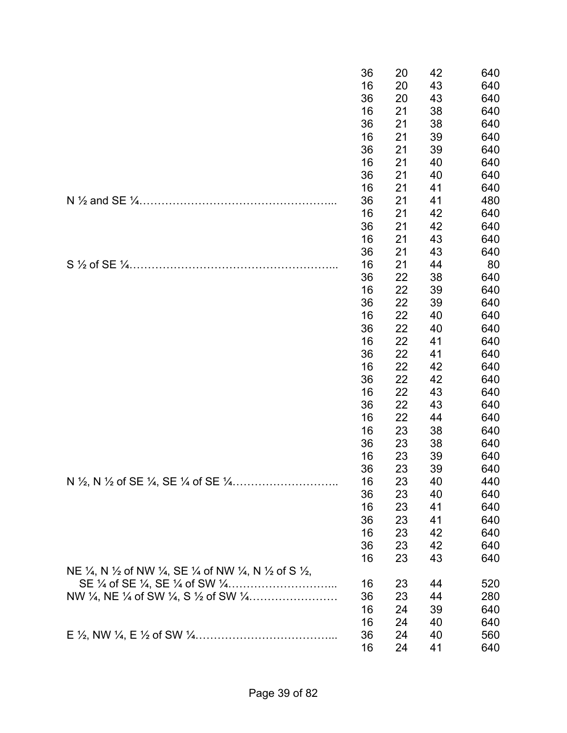| | | | | |
|---|---|---|---|---|
| | 36 | 20 | 42 | 640 |
| | 16 | 20 | 43 | 640 |
| | 36 | 20 | 43 | 640 |
| | 16 | 21 | 38 | 640 |
| | 36 | 21 | 38 | 640 |
| | 16 | 21 | 39 | 640 |
| | 36 | 21 | 39 | 640 |
| | 16 | 21 | 40 | 640 |
| | 36 | 21 | 40 | 640 |
| | 16 | 21 | 41 | 640 |
| N ½ and SE ¼……………………………………………... | 36 | 21 | 41 | 480 |
| | 16 | 21 | 42 | 640 |
| | 36 | 21 | 42 | 640 |
| | 16 | 21 | 43 | 640 |
| | 36 | 21 | 43 | 640 |
| S ½ of SE ¼……………………………………………... | 16 | 21 | 44 | 80 |
| | 36 | 22 | 38 | 640 |
| | 16 | 22 | 39 | 640 |
| | 36 | 22 | 39 | 640 |
| | 16 | 22 | 40 | 640 |
| | 36 | 22 | 40 | 640 |
| | 16 | 22 | 41 | 640 |
| | 36 | 22 | 41 | 640 |
| | 16 | 22 | 42 | 640 |
| | 36 | 22 | 42 | 640 |
| | 16 | 22 | 43 | 640 |
| | 36 | 22 | 43 | 640 |
| | 16 | 22 | 44 | 640 |
| | 16 | 23 | 38 | 640 |
| | 36 | 23 | 38 | 640 |
| | 16 | 23 | 39 | 640 |
| | 36 | 23 | 39 | 640 |
| N ½, N ½ of SE ¼, SE ¼ of SE ¼……………………….. | 16 | 23 | 40 | 440 |
| | 36 | 23 | 40 | 640 |
| | 16 | 23 | 41 | 640 |
| | 36 | 23 | 41 | 640 |
| | 16 | 23 | 42 | 640 |
| | 36 | 23 | 42 | 640 |
| | 16 | 23 | 43 | 640 |
| NE ¼, N ½ of NW ¼, SE ¼ of NW ¼, N ½ of S ½, SE ¼ of SE ¼, SE ¼ of SW ¼………………………... | 16 | 23 | 44 | 520 |
| NW ¼, NE ¼ of SW ¼, S ½ of SW ¼…………………… | 36 | 23 | 44 | 280 |
| | 16 | 24 | 39 | 640 |
| | 16 | 24 | 40 | 640 |
| E ½, NW ¼, E ½ of SW ¼………………………………... | 36 | 24 | 40 | 560 |
| | 16 | 24 | 41 | 640 |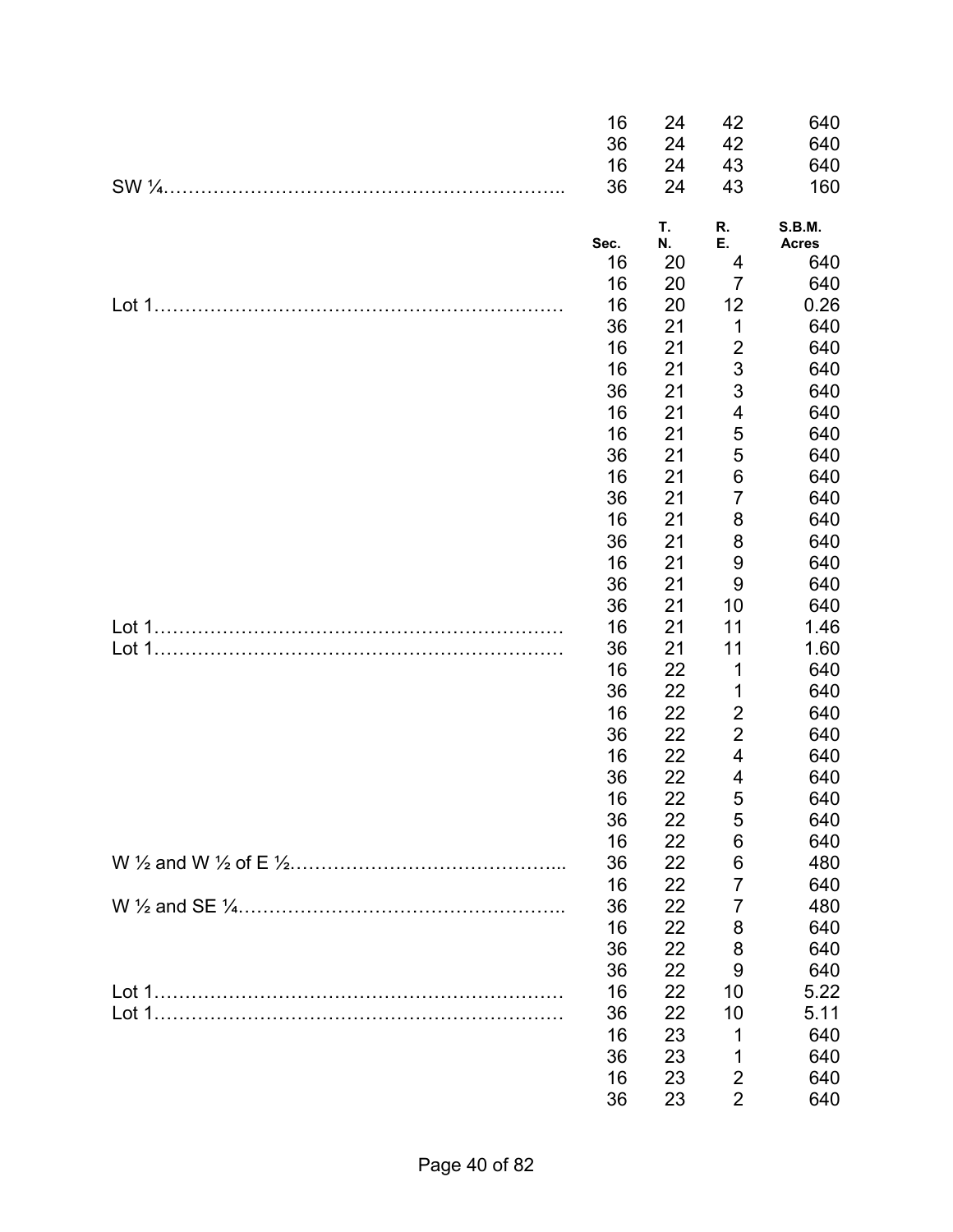| | Sec. | T. N. | R. E. | S.B.M. Acres |
|---|---|---|---|---|
| | 16 | 24 | 42 | 640 |
| | 36 | 24 | 42 | 640 |
| | 16 | 24 | 43 | 640 |
| SW ¼……………………………………………………….. | 36 | 24 | 43 | 160 |

| | Sec. | T. N. | R. E. | S.B.M. Acres |
|---|---|---|---|---|
| | 16 | 20 | 4 | 640 |
| | 16 | 20 | 7 | 640 |
| Lot 1………………………………………………………… | 16 | 20 | 12 | 0.26 |
| | 36 | 21 | 1 | 640 |
| | 16 | 21 | 2 | 640 |
| | 16 | 21 | 3 | 640 |
| | 36 | 21 | 3 | 640 |
| | 16 | 21 | 4 | 640 |
| | 16 | 21 | 5 | 640 |
| | 36 | 21 | 5 | 640 |
| | 16 | 21 | 6 | 640 |
| | 36 | 21 | 7 | 640 |
| | 16 | 21 | 8 | 640 |
| | 36 | 21 | 8 | 640 |
| | 16 | 21 | 9 | 640 |
| | 36 | 21 | 9 | 640 |
| | 36 | 21 | 10 | 640 |
| Lot 1………………………………………………………… | 16 | 21 | 11 | 1.46 |
| Lot 1………………………………………………………… | 36 | 21 | 11 | 1.60 |
| | 16 | 22 | 1 | 640 |
| | 36 | 22 | 1 | 640 |
| | 16 | 22 | 2 | 640 |
| | 36 | 22 | 2 | 640 |
| | 16 | 22 | 4 | 640 |
| | 36 | 22 | 4 | 640 |
| | 16 | 22 | 5 | 640 |
| | 36 | 22 | 5 | 640 |
| | 16 | 22 | 6 | 640 |
| W ½ and W ½ of E ½…………………………………... | 36 | 22 | 6 | 480 |
| | 16 | 22 | 7 | 640 |
| W ½ and SE ¼…………………………………………….. | 36 | 22 | 7 | 480 |
| | 16 | 22 | 8 | 640 |
| | 36 | 22 | 8 | 640 |
| | 36 | 22 | 9 | 640 |
| Lot 1………………………………………………………… | 16 | 22 | 10 | 5.22 |
| Lot 1………………………………………………………… | 36 | 22 | 10 | 5.11 |
| | 16 | 23 | 1 | 640 |
| | 36 | 23 | 1 | 640 |
| | 16 | 23 | 2 | 640 |
| | 36 | 23 | 2 | 640 |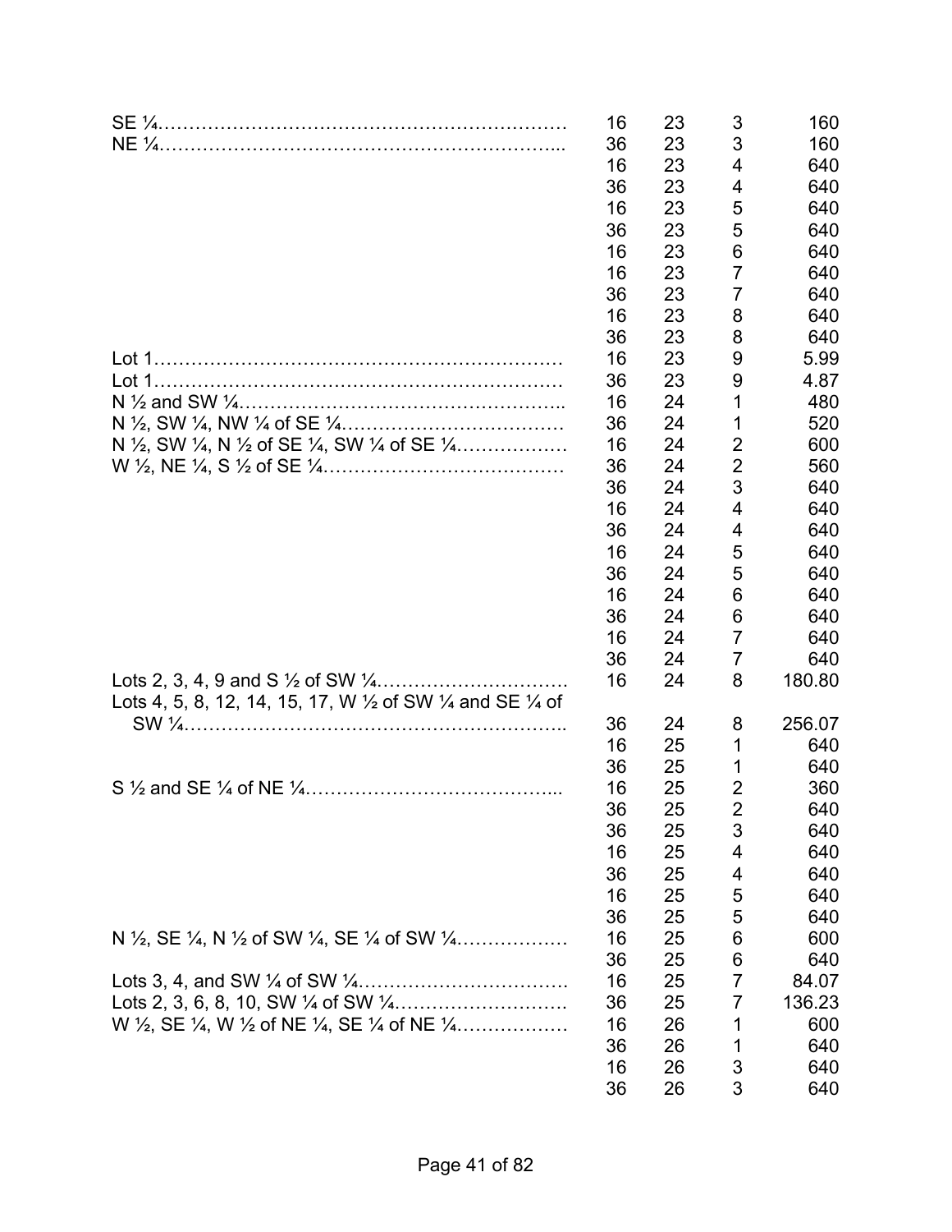| Description | Section | Township | Range | Acres |
|---|---|---|---|---|
| SE ¼ | 16 | 23 | 3 | 160 |
| NE ¼ | 36 | 23 | 3 | 160 |
| | 16 | 23 | 4 | 640 |
| | 36 | 23 | 4 | 640 |
| | 16 | 23 | 5 | 640 |
| | 36 | 23 | 5 | 640 |
| | 16 | 23 | 6 | 640 |
| | 16 | 23 | 7 | 640 |
| | 36 | 23 | 7 | 640 |
| | 16 | 23 | 8 | 640 |
| | 36 | 23 | 8 | 640 |
| Lot 1 | 16 | 23 | 9 | 5.99 |
| Lot 1 | 36 | 23 | 9 | 4.87 |
| N ½ and SW ¼ | 16 | 24 | 1 | 480 |
| N ½, SW ¼, NW ¼ of SE ¼ | 36 | 24 | 1 | 520 |
| N ½, SW ¼, N ½ of SE ¼, SW ¼ of SE ¼ | 16 | 24 | 2 | 600 |
| W ½, NE ¼, S ½ of SE ¼ | 36 | 24 | 2 | 560 |
| | 36 | 24 | 3 | 640 |
| | 16 | 24 | 4 | 640 |
| | 36 | 24 | 4 | 640 |
| | 16 | 24 | 5 | 640 |
| | 36 | 24 | 5 | 640 |
| | 16 | 24 | 6 | 640 |
| | 36 | 24 | 6 | 640 |
| | 16 | 24 | 7 | 640 |
| | 36 | 24 | 7 | 640 |
| Lots 2, 3, 4, 9 and S ½ of SW ¼ | 16 | 24 | 8 | 180.80 |
| Lots 4, 5, 8, 12, 14, 15, 17, W ½ of SW ¼ and SE ¼ of SW ¼ | 36 | 24 | 8 | 256.07 |
| | 16 | 25 | 1 | 640 |
| | 36 | 25 | 1 | 640 |
| S ½ and SE ¼ of NE ¼ | 16 | 25 | 2 | 360 |
| | 36 | 25 | 2 | 640 |
| | 36 | 25 | 3 | 640 |
| | 16 | 25 | 4 | 640 |
| | 36 | 25 | 4 | 640 |
| | 16 | 25 | 5 | 640 |
| | 36 | 25 | 5 | 640 |
| N ½, SE ¼, N ½ of SW ¼, SE ¼ of SW ¼ | 16 | 25 | 6 | 600 |
| | 36 | 25 | 6 | 640 |
| Lots 3, 4, and SW ¼ of SW ¼ | 16 | 25 | 7 | 84.07 |
| Lots 2, 3, 6, 8, 10, SW ¼ of SW ¼ | 36 | 25 | 7 | 136.23 |
| W ½, SE ¼, W ½ of NE ¼, SE ¼ of NE ¼ | 16 | 26 | 1 | 600 |
| | 36 | 26 | 1 | 640 |
| | 16 | 26 | 3 | 640 |
| | 36 | 26 | 3 | 640 |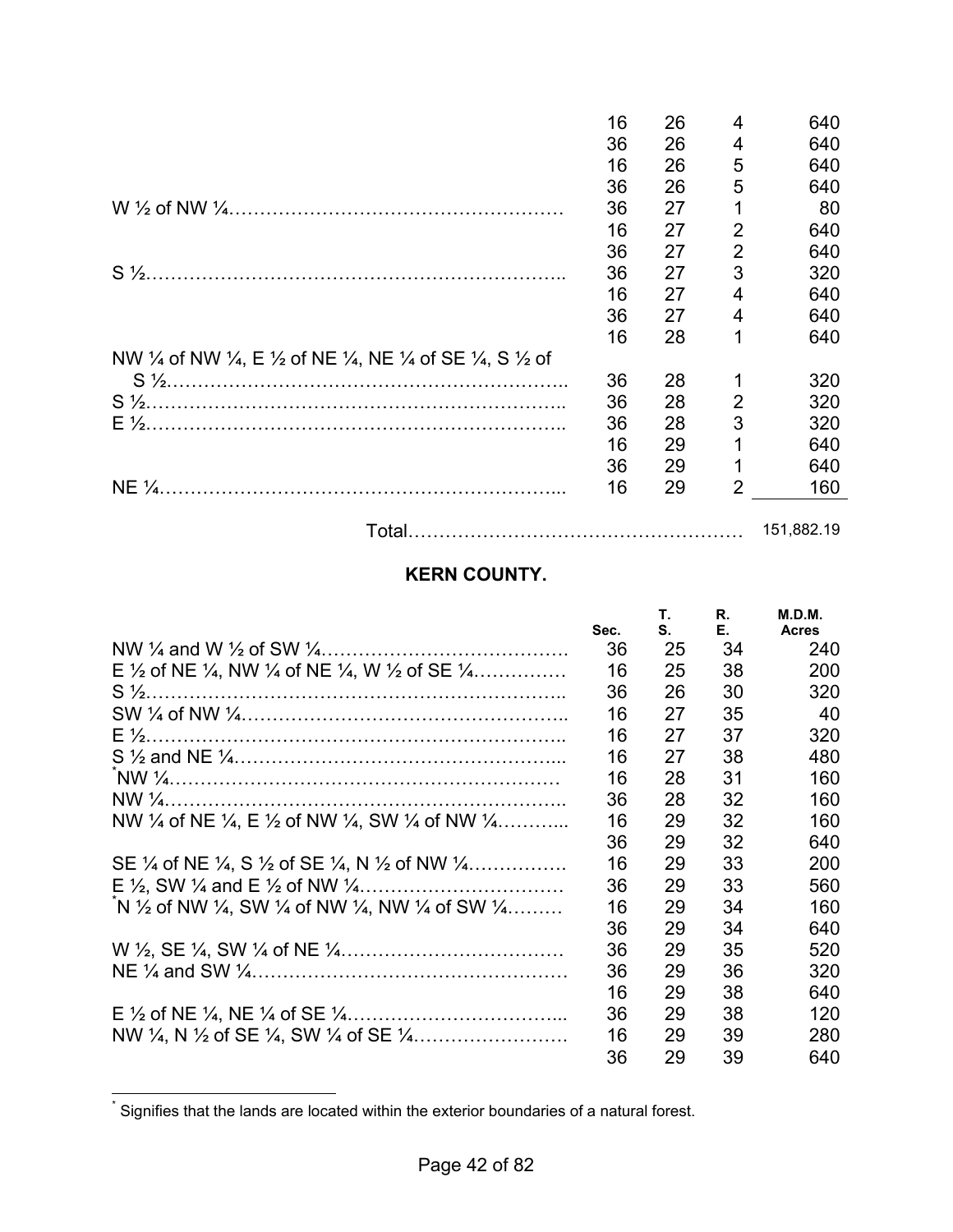| | | | | |
|---|---|---|---|---|
| | 16 | 26 | 4 | 640 |
| | 36 | 26 | 4 | 640 |
| | 16 | 26 | 5 | 640 |
| | 36 | 26 | 5 | 640 |
| W ½ of NW ¼…………………………………………… | 36 | 27 | 1 | 80 |
| | 16 | 27 | 2 | 640 |
| | 36 | 27 | 2 | 640 |
| S ½………………………………………………………. | 36 | 27 | 3 | 320 |
| | 16 | 27 | 4 | 640 |
| | 36 | 27 | 4 | 640 |
| | 16 | 28 | 1 | 640 |
| NW ¼ of NW ¼, E ½ of NE ¼, NE ¼ of SE ¼, S ½ of S ½……………………………………………………. | 36 | 28 | 1 | 320 |
| S ½………………………………………………………. | 36 | 28 | 2 | 320 |
| E ½………………………………………………………. | 36 | 28 | 3 | 320 |
| | 16 | 29 | 1 | 640 |
| | 36 | 29 | 1 | 640 |
| NE ¼……………………………………………………... | 16 | 29 | 2 | 160 |
| Total……………………………………………… | | | | 151,882.19 |

## KERN COUNTY.

| | Sec. | T. S. | R. E. | M.D.M. Acres |
|---|---|---|---|---|
| NW ¼ and W ½ of SW ¼………………………………. | 36 | 25 | 34 | 240 |
| E ½ of NE ¼, NW ¼ of NE ¼, W ½ of SE ¼…………… | 16 | 25 | 38 | 200 |
| S ½………………………………………………………. | 36 | 26 | 30 | 320 |
| SW ¼ of NW ¼…………………………………………. | 16 | 27 | 35 | 40 |
| E ½………………………………………………………. | 16 | 27 | 37 | 320 |
| S ½ and NE ¼…………………………………………... | 16 | 27 | 38 | 480 |
| *NW ¼…………………………………………………… | 16 | 28 | 31 | 160 |
| NW ¼……………………………………………………. | 36 | 28 | 32 | 160 |
| NW ¼ of NE ¼, E ½ of NW ¼, SW ¼ of NW ¼………... | 16 | 29 | 32 | 160 |
| | 36 | 29 | 32 | 640 |
| SE ¼ of NE ¼, S ½ of SE ¼, N ½ of NW ¼……………. | 16 | 29 | 33 | 200 |
| E ½, SW ¼ and E ½ of NW ¼…………………………… | 36 | 29 | 33 | 560 |
| *N ½ of NW ¼, SW ¼ of NW ¼, NW ¼ of SW ¼……… | 16 | 29 | 34 | 160 |
| | 36 | 29 | 34 | 640 |
| W ½, SE ¼, SW ¼ of NE ¼……………………………… | 36 | 29 | 35 | 520 |
| NE ¼ and SW ¼…………………………………………. | 36 | 29 | 36 | 320 |
| | 16 | 29 | 38 | 640 |
| E ½ of NE ¼, NE ¼ of SE ¼…………………………….. | 36 | 29 | 38 | 120 |
| NW ¼, N ½ of SE ¼, SW ¼ of SE ¼……………………. | 16 | 29 | 39 | 280 |
| | 36 | 29 | 39 | 640 |

* Signifies that the lands are located within the exterior boundaries of a natural forest.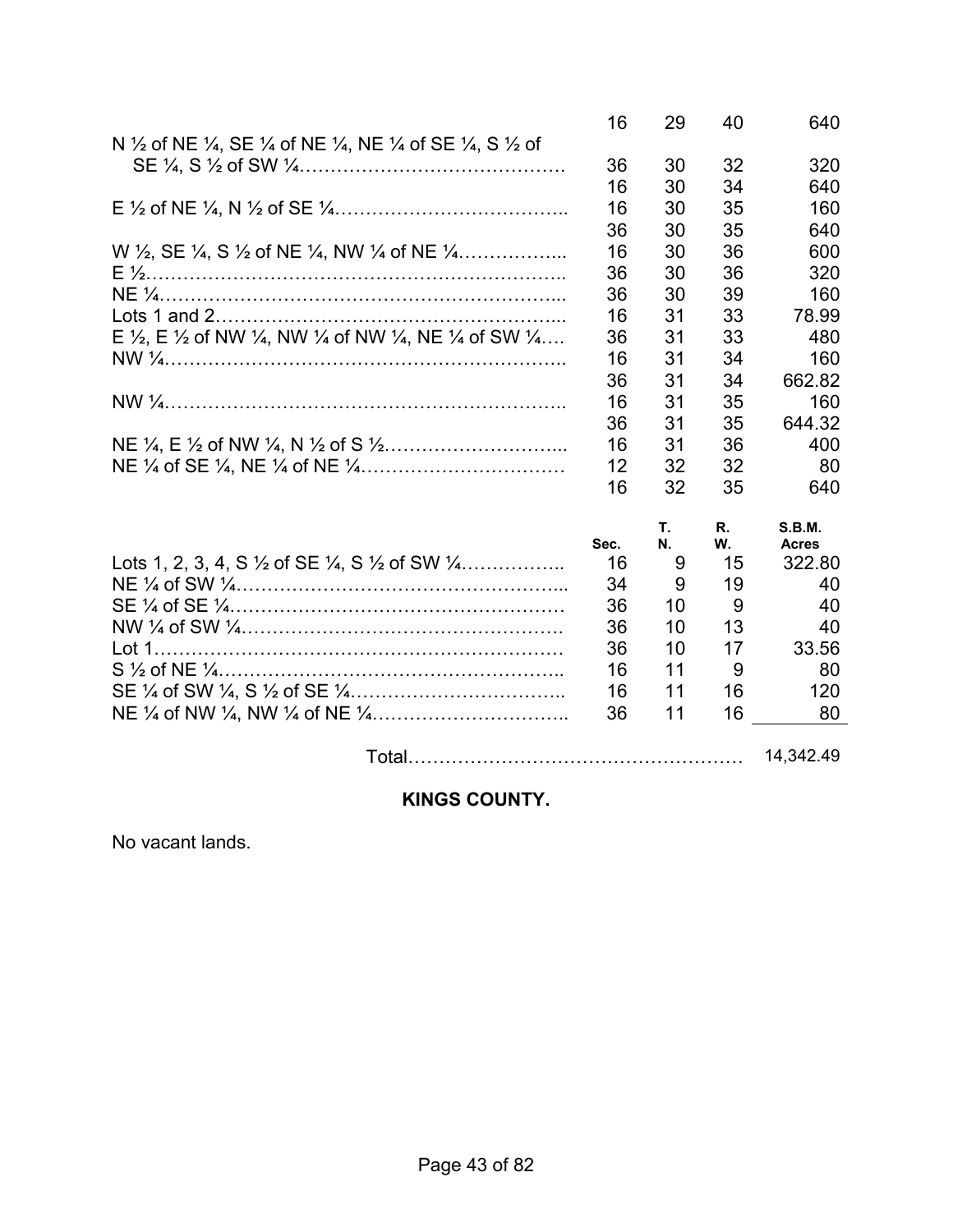| | Sec. | T. N. | R. W. | S.B.M. Acres |
|---|---|---|---|---|
| | 16 | 29 | 40 | 640 |
| N ½ of NE ¼, SE ¼ of NE ¼, NE ¼ of SE ¼, S ½ of SE ¼, S ½ of SW ¼…………………………………… | 36 | 30 | 32 | 320 |
| | 16 | 30 | 34 | 640 |
| E ½ of NE ¼, N ½ of SE ¼……………………………….. | 16 | 30 | 35 | 160 |
| | 36 | 30 | 35 | 640 |
| W ½, SE ¼, S ½ of NE ¼, NW ¼ of NE ¼…………….. | 16 | 30 | 36 | 600 |
| E ½……………………………………………………….. | 36 | 30 | 36 | 320 |
| NE ¼……………………………………………………... | 36 | 30 | 39 | 160 |
| Lots 1 and 2………………………………………………... | 16 | 31 | 33 | 78.99 |
| E ½, E ½ of NW ¼, NW ¼ of NW ¼, NE ¼ of SW ¼…. | 36 | 31 | 33 | 480 |
| NW ¼……………………………………………………….. | 16 | 31 | 34 | 160 |
| | 36 | 31 | 34 | 662.82 |
| NW ¼……………………………………………………….. | 16 | 31 | 35 | 160 |
| | 36 | 31 | 35 | 644.32 |
| NE ¼, E ½ of NW ¼, N ½ of S ½……………………….. | 16 | 31 | 36 | 400 |
| NE ¼ of SE ¼, NE ¼ of NE ¼…………………………… | 12 | 32 | 32 | 80 |
| | 16 | 32 | 35 | 640 |

| | Sec. | T. N. | R. W. | S.B.M. Acres |
|---|---|---|---|---|
| Lots 1, 2, 3, 4, S ½ of SE ¼, S ½ of SW ¼…………….. | 16 | 9 | 15 | 322.80 |
| NE ¼ of SW ¼……………………………………………... | 34 | 9 | 19 | 40 |
| SE ¼ of SE ¼……………………………………………… | 36 | 10 | 9 | 40 |
| NW ¼ of SW ¼…………………………………………… | 36 | 10 | 13 | 40 |
| Lot 1………………………………………………………… | 36 | 10 | 17 | 33.56 |
| S ½ of NE ¼……………………………………………….. | 16 | 11 | 9 | 80 |
| SE ¼ of SW ¼, S ½ of SE ¼…………………………….. | 16 | 11 | 16 | 120 |
| NE ¼ of NW ¼, NW ¼ of NE ¼………………………….. | 36 | 11 | 16 | 80 |
| Total……………………………………………… | | | | 14,342.49 |

## KINGS COUNTY.

No vacant lands.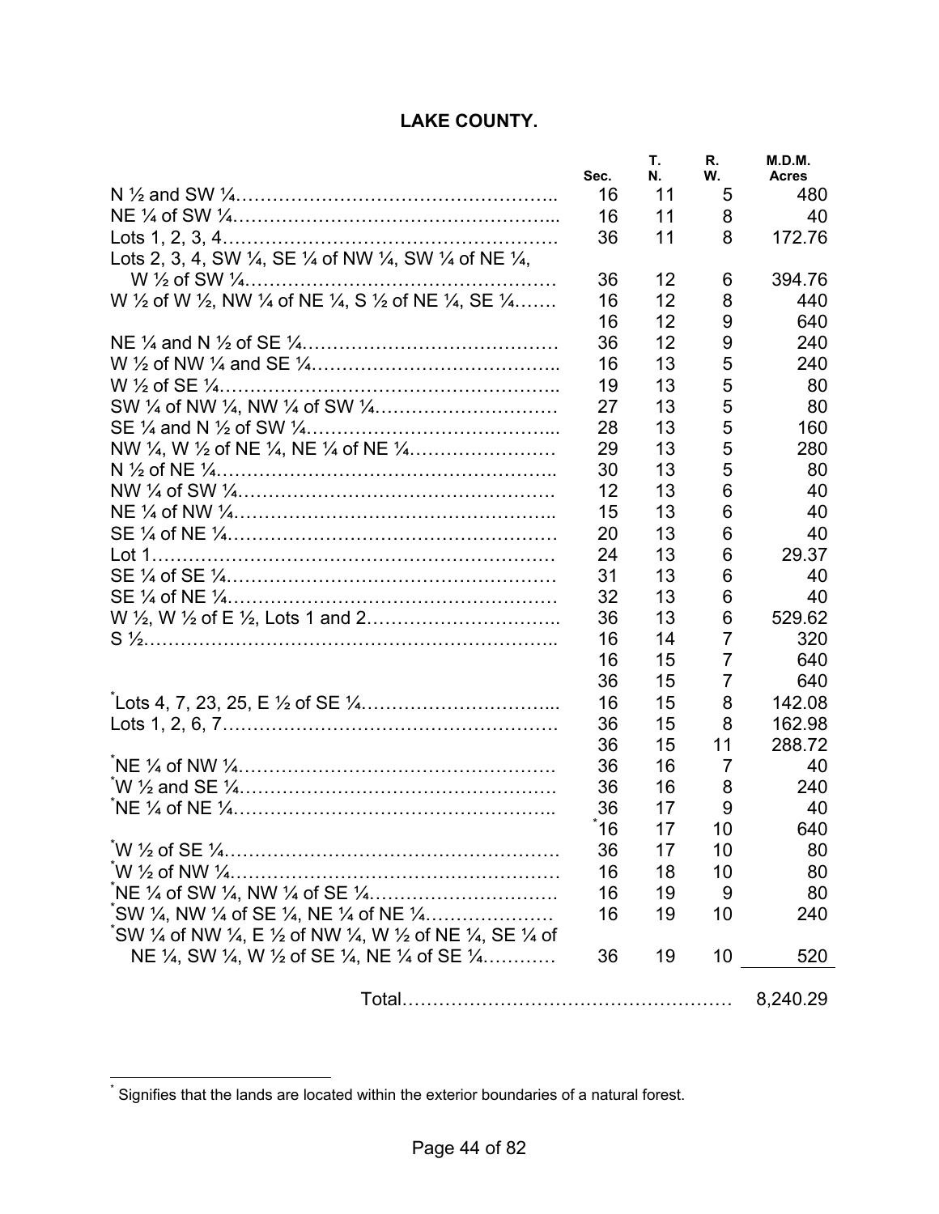## LAKE COUNTY.

| | Sec. | T. N. | R. W. | M.D.M. Acres |
|---|---|---|---|---|
| N ½ and SW ¼…………………………………………….. | 16 | 11 | 5 | 480 |
| NE ¼ of SW ¼……………………………………………... | 16 | 11 | 8 | 40 |
| Lots 1, 2, 3, 4………………………………………………. | 36 | 11 | 8 | 172.76 |
| Lots 2, 3, 4, SW ¼, SE ¼ of NW ¼, SW ¼ of NE ¼, W ½ of SW ¼…………………………………………… | 36 | 12 | 6 | 394.76 |
| W ½ of W ½, NW ¼ of NE ¼, S ½ of NE ¼, SE ¼……. | 16 | 12 | 8 | 440 |
| | 16 | 12 | 9 | 640 |
| NE ¼ and N ½ of SE ¼…………………………………… | 36 | 12 | 9 | 240 |
| W ½ of NW ¼ and SE ¼………………………………….. | 16 | 13 | 5 | 240 |
| W ½ of SE ¼……………………………………………….. | 19 | 13 | 5 | 80 |
| SW ¼ of NW ¼, NW ¼ of SW ¼………………………… | 27 | 13 | 5 | 80 |
| SE ¼ and N ½ of SW ¼…………………………………... | 28 | 13 | 5 | 160 |
| NW ¼, W ½ of NE ¼, NE ¼ of NE ¼…………………… | 29 | 13 | 5 | 280 |
| N ½ of NE ¼……………………………………………….. | 30 | 13 | 5 | 80 |
| NW ¼ of SW ¼……………………………………………. | 12 | 13 | 6 | 40 |
| NE ¼ of NW ¼…………………………………………….. | 15 | 13 | 6 | 40 |
| SE ¼ of NE ¼……………………………………………… | 20 | 13 | 6 | 40 |
| Lot 1………………………………………………………… | 24 | 13 | 6 | 29.37 |
| SE ¼ of SE ¼……………………………………………… | 31 | 13 | 6 | 40 |
| SE ¼ of NE ¼……………………………………………… | 32 | 13 | 6 | 40 |
| W ½, W ½ of E ½, Lots 1 and 2………………………….. | 36 | 13 | 6 | 529.62 |
| S ½………………………………………………………….. | 16 | 14 | 7 | 320 |
| | 16 | 15 | 7 | 640 |
| | 36 | 15 | 7 | 640 |
| *Lots 4, 7, 23, 25, E ½ of SE ¼…………………………... | 16 | 15 | 8 | 142.08 |
| Lots 1, 2, 6, 7………………………………………………. | 36 | 15 | 8 | 162.98 |
| | 36 | 15 | 11 | 288.72 |
| *NE ¼ of NW ¼……………………………………………. | 36 | 16 | 7 | 40 |
| *W ½ and SE ¼……………………………………………. | 36 | 16 | 8 | 240 |
| *NE ¼ of NE ¼…………………………………………….. | 36 | 17 | 9 | 40 |
| | *16 | 17 | 10 | 640 |
| *W ½ of SE ¼………………………………………………. | 36 | 17 | 10 | 80 |
| *W ½ of NW ¼……………………………………………… | 16 | 18 | 10 | 80 |
| *NE ¼ of SW ¼, NW ¼ of SE ¼…………………………. | 16 | 19 | 9 | 80 |
| *SW ¼, NW ¼ of SE ¼, NE ¼ of NE ¼………………… | 16 | 19 | 10 | 240 |
| *SW ¼ of NW ¼, E ½ of NW ¼, W ½ of NE ¼, SE ¼ of NE ¼, SW ¼, W ½ of SE ¼, NE ¼ of SE ¼………… | 36 | 19 | 10 | 520 |
| Total……………………………………………… | | | | 8,240.29 |

* Signifies that the lands are located within the exterior boundaries of a natural forest.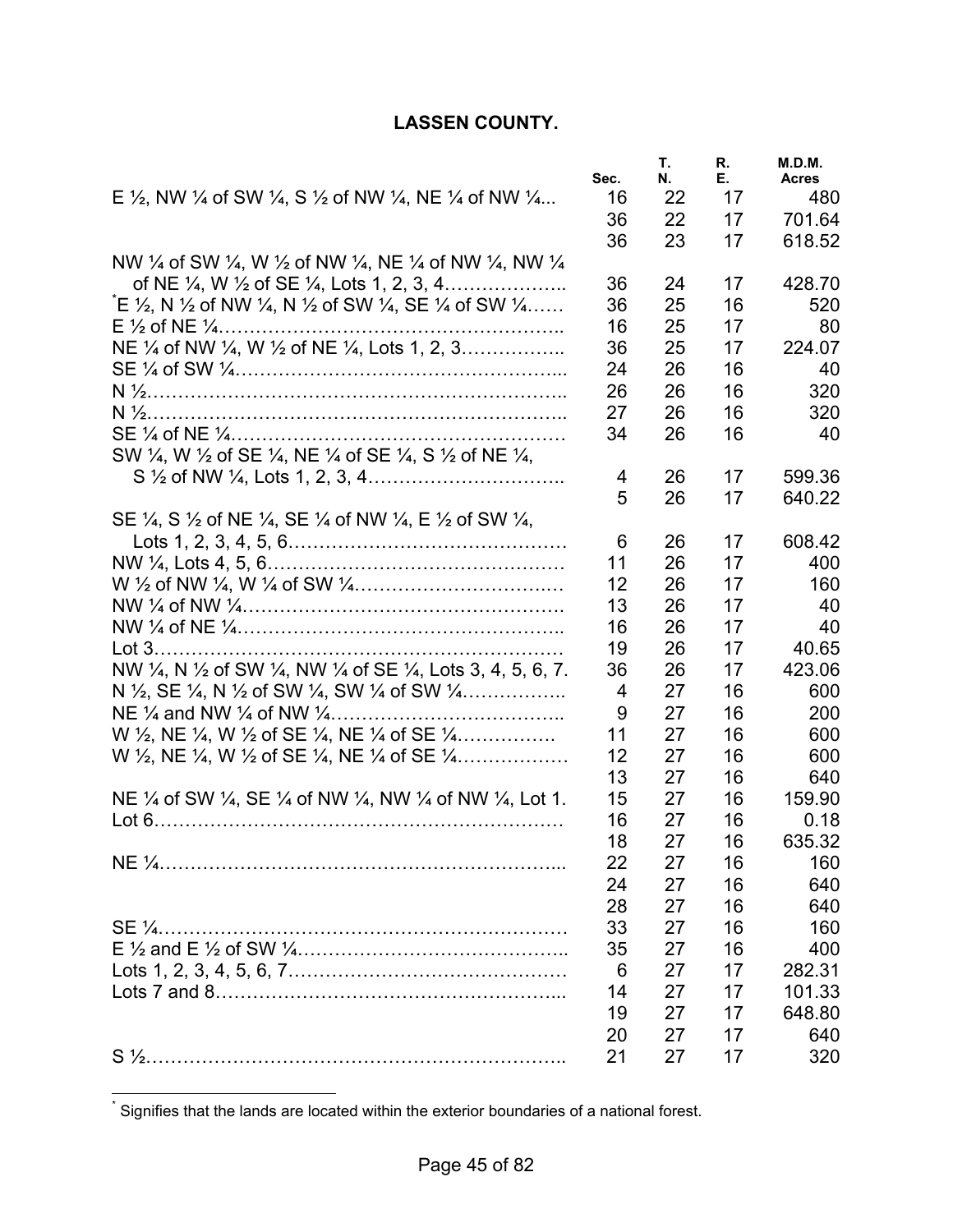## LASSEN COUNTY.

| | Sec. | T. N. | R. E. | M.D.M. Acres |
|---|---|---|---|---|
| E ½, NW ¼ of SW ¼, S ½ of NW ¼, NE ¼ of NW ¼... | 16 | 22 | 17 | 480 |
| | 36 | 22 | 17 | 701.64 |
| | 36 | 23 | 17 | 618.52 |
| NW ¼ of SW ¼, W ½ of NW ¼, NE ¼ of NW ¼, NW ¼ of NE ¼, W ½ of SE ¼, Lots 1, 2, 3, 4……………….. | 36 | 24 | 17 | 428.70 |
| *E ½, N ½ of NW ¼, N ½ of SW ¼, SE ¼ of SW ¼…… | 36 | 25 | 16 | 520 |
| E ½ of NE ¼……………………………………………….. | 16 | 25 | 17 | 80 |
| NE ¼ of NW ¼, W ½ of NE ¼, Lots 1, 2, 3…………….. | 36 | 25 | 17 | 224.07 |
| SE ¼ of SW ¼…………………………………………... | 24 | 26 | 16 | 40 |
| N ½……………………………………………………….. | 26 | 26 | 16 | 320 |
| N ½……………………………………………………….. | 27 | 26 | 16 | 320 |
| SE ¼ of NE ¼……………………………………………… | 34 | 26 | 16 | 40 |
| SW ¼, W ½ of SE ¼, NE ¼ of SE ¼, S ½ of NE ¼, S ½ of NW ¼, Lots 1, 2, 3, 4………………………….. | 4 | 26 | 17 | 599.36 |
| | 5 | 26 | 17 | 640.22 |
| SE ¼, S ½ of NE ¼, SE ¼ of NW ¼, E ½ of SW ¼, Lots 1, 2, 3, 4, 5, 6……………………………………… | 6 | 26 | 17 | 608.42 |
| NW ¼, Lots 4, 5, 6………………………………………… | 11 | 26 | 17 | 400 |
| W ½ of NW ¼, W ¼ of SW ¼…………………………..… | 12 | 26 | 17 | 160 |
| NW ¼ of NW ¼……………………………………………. | 13 | 26 | 17 | 40 |
| NW ¼ of NE ¼…………………………………………….. | 16 | 26 | 17 | 40 |
| Lot 3………………………………………………………… | 19 | 26 | 17 | 40.65 |
| NW ¼, N ½ of SW ¼, NW ¼ of SE ¼, Lots 3, 4, 5, 6, 7. | 36 | 26 | 17 | 423.06 |
| N ½, SE ¼, N ½ of SW ¼, SW ¼ of SW ¼…………….. | 4 | 27 | 16 | 600 |
| NE ¼ and NW ¼ of NW ¼……………………………….. | 9 | 27 | 16 | 200 |
| W ½, NE ¼, W ½ of SE ¼, NE ¼ of SE ¼…………… | 11 | 27 | 16 | 600 |
| W ½, NE ¼, W ½ of SE ¼, NE ¼ of SE ¼……………… | 12 | 27 | 16 | 600 |
| | 13 | 27 | 16 | 640 |
| NE ¼ of SW ¼, SE ¼ of NW ¼, NW ¼ of NW ¼, Lot 1. | 15 | 27 | 16 | 159.90 |
| Lot 6………………………………………………………… | 16 | 27 | 16 | 0.18 |
| | 18 | 27 | 16 | 635.32 |
| NE ¼………………………………………………………... | 22 | 27 | 16 | 160 |
| | 24 | 27 | 16 | 640 |
| | 28 | 27 | 16 | 640 |
| SE ¼………………………………………………………… | 33 | 27 | 16 | 160 |
| E ½ and E ½ of SW ¼…………………………………….. | 35 | 27 | 16 | 400 |
| Lots 1, 2, 3, 4, 5, 6, 7……………………………………… | 6 | 27 | 17 | 282.31 |
| Lots 7 and 8………………………………………………... | 14 | 27 | 17 | 101.33 |
| | 19 | 27 | 17 | 648.80 |
| | 20 | 27 | 17 | 640 |
| S ½………………………………………………………….. | 21 | 27 | 17 | 320 |

* Signifies that the lands are located within the exterior boundaries of a national forest.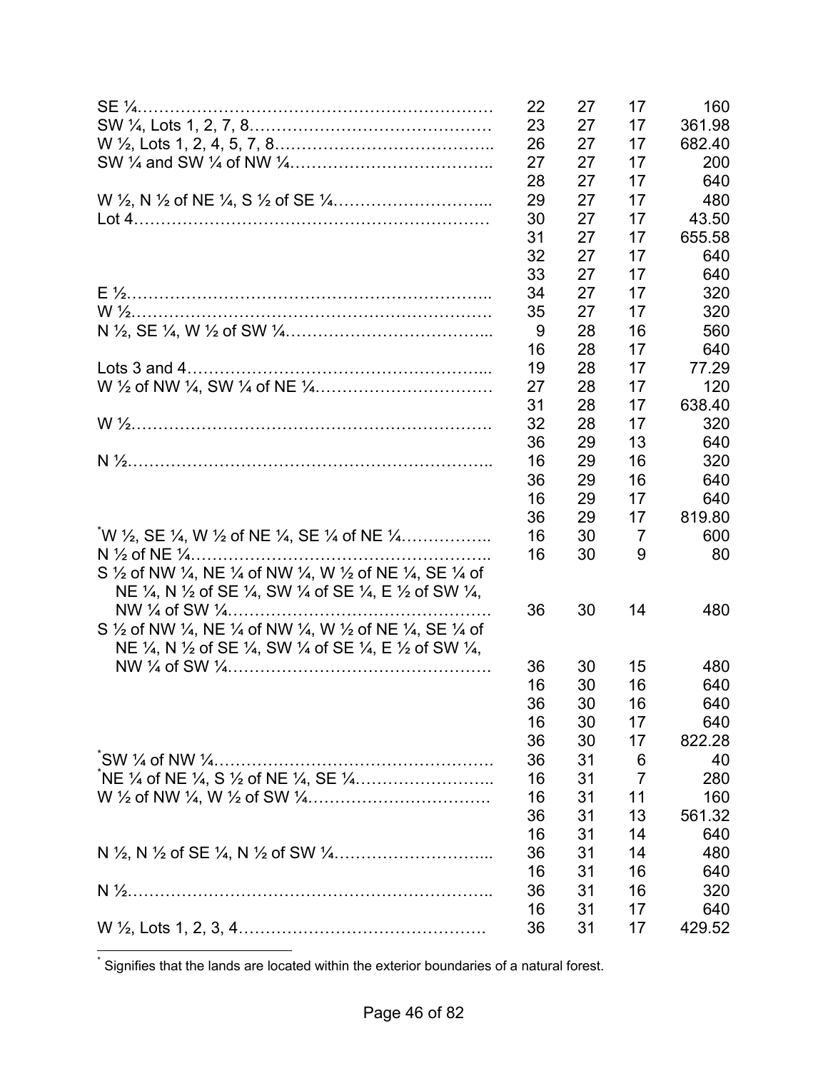| | | | | |
|---|---|---|---|---|
| SE ¼ | 22 | 27 | 17 | 160 |
| SW ¼, Lots 1, 2, 7, 8 | 23 | 27 | 17 | 361.98 |
| W ½, Lots 1, 2, 4, 5, 7, 8 | 26 | 27 | 17 | 682.40 |
| SW ¼ and SW ¼ of NW ¼ | 27 | 27 | 17 | 200 |
| | 28 | 27 | 17 | 640 |
| W ½, N ½ of NE ¼, S ½ of SE ¼ | 29 | 27 | 17 | 480 |
| Lot 4 | 30 | 27 | 17 | 43.50 |
| | 31 | 27 | 17 | 655.58 |
| | 32 | 27 | 17 | 640 |
| | 33 | 27 | 17 | 640 |
| E ½ | 34 | 27 | 17 | 320 |
| W ½ | 35 | 27 | 17 | 320 |
| N ½, SE ¼, W ½ of SW ¼ | 9 | 28 | 16 | 560 |
| | 16 | 28 | 17 | 640 |
| Lots 3 and 4 | 19 | 28 | 17 | 77.29 |
| W ½ of NW ¼, SW ¼ of NE ¼ | 27 | 28 | 17 | 120 |
| | 31 | 28 | 17 | 638.40 |
| W ½ | 32 | 28 | 17 | 320 |
| | 36 | 29 | 13 | 640 |
| N ½ | 16 | 29 | 16 | 320 |
| | 36 | 29 | 16 | 640 |
| | 16 | 29 | 17 | 640 |
| | 36 | 29 | 17 | 819.80 |
| *W ½, SE ¼, W ½ of NE ¼, SE ¼ of NE ¼ | 16 | 30 | 7 | 600 |
| N ½ of NE ¼ | 16 | 30 | 9 | 80 |
| S ½ of NW ¼, NE ¼ of NW ¼, W ½ of NE ¼, SE ¼ of NE ¼, N ½ of SE ¼, SW ¼ of SE ¼, E ½ of SW ¼, NW ¼ of SW ¼ | 36 | 30 | 14 | 480 |
| S ½ of NW ¼, NE ¼ of NW ¼, W ½ of NE ¼, SE ¼ of NE ¼, N ½ of SE ¼, SW ¼ of SE ¼, E ½ of SW ¼, NW ¼ of SW ¼ | 36 | 30 | 15 | 480 |
| | 16 | 30 | 16 | 640 |
| | 36 | 30 | 16 | 640 |
| | 16 | 30 | 17 | 640 |
| | 36 | 30 | 17 | 822.28 |
| *SW ¼ of NW ¼ | 36 | 31 | 6 | 40 |
| *NE ¼ of NE ¼, S ½ of NE ¼, SE ¼ | 16 | 31 | 7 | 280 |
| W ½ of NW ¼, W ½ of SW ¼ | 16 | 31 | 11 | 160 |
| | 36 | 31 | 13 | 561.32 |
| | 16 | 31 | 14 | 640 |
| N ½, N ½ of SE ¼, N ½ of SW ¼ | 36 | 31 | 14 | 480 |
| | 16 | 31 | 16 | 640 |
| N ½ | 36 | 31 | 16 | 320 |
| | 16 | 31 | 17 | 640 |
| W ½, Lots 1, 2, 3, 4 | 36 | 31 | 17 | 429.52 |

* Signifies that the lands are located within the exterior boundaries of a natural forest.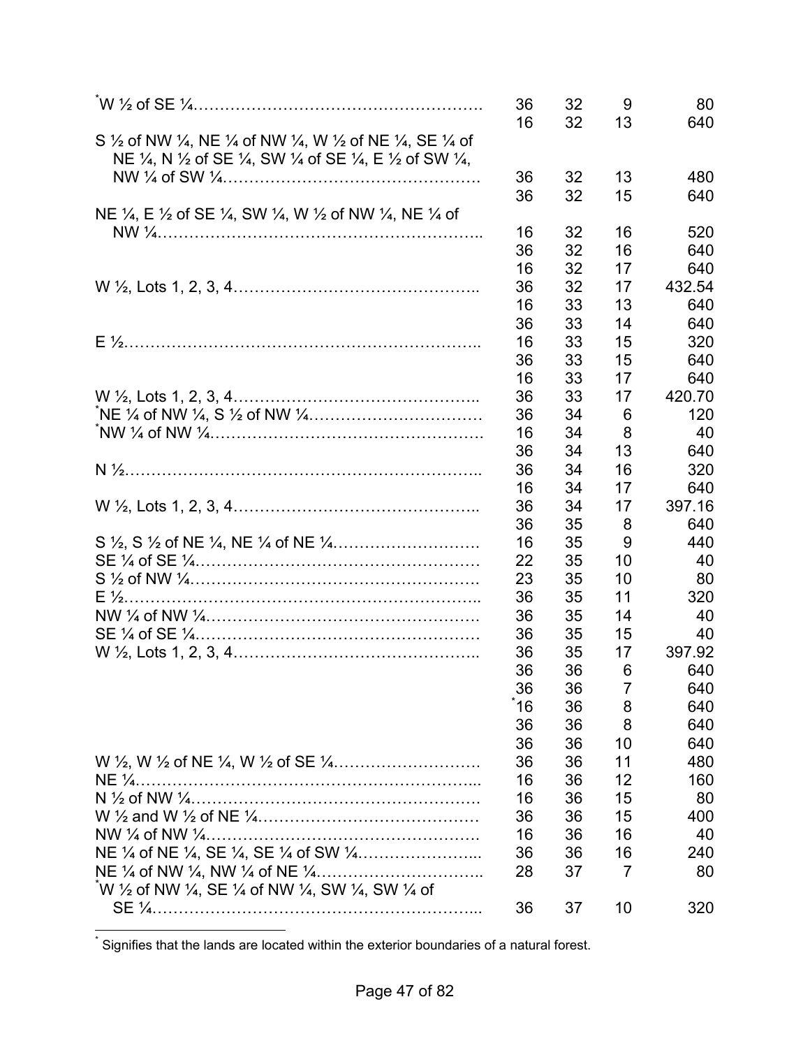| Description | Section | Township | Range | Acres |
|---|---|---|---|---|
| *W ½ of SE ¼ | 36 | 32 | 9 | 80 |
| | 16 | 32 | 13 | 640 |
| S ½ of NW ¼, NE ¼ of NW ¼, W ½ of NE ¼, SE ¼ of NE ¼, N ½ of SE ¼, SW ¼ of SE ¼, E ½ of SW ¼, NW ¼ of SW ¼ | 36 | 32 | 13 | 480 |
| | 36 | 32 | 15 | 640 |
| NE ¼, E ½ of SE ¼, SW ¼, W ½ of NW ¼, NE ¼ of NW ¼ | 16 | 32 | 16 | 520 |
| | 36 | 32 | 16 | 640 |
| | 16 | 32 | 17 | 640 |
| W ½, Lots 1, 2, 3, 4 | 36 | 32 | 17 | 432.54 |
| | 16 | 33 | 13 | 640 |
| | 36 | 33 | 14 | 640 |
| E ½ | 16 | 33 | 15 | 320 |
| | 36 | 33 | 15 | 640 |
| | 16 | 33 | 17 | 640 |
| W ½, Lots 1, 2, 3, 4 | 36 | 33 | 17 | 420.70 |
| *NE ¼ of NW ¼, S ½ of NW ¼ | 36 | 34 | 6 | 120 |
| *NW ¼ of NW ¼ | 16 | 34 | 8 | 40 |
| | 36 | 34 | 13 | 640 |
| N ½ | 36 | 34 | 16 | 320 |
| | 16 | 34 | 17 | 640 |
| W ½, Lots 1, 2, 3, 4 | 36 | 34 | 17 | 397.16 |
| | 36 | 35 | 8 | 640 |
| S ½, S ½ of NE ¼, NE ¼ of NE ¼ | 16 | 35 | 9 | 440 |
| SE ¼ of SE ¼ | 22 | 35 | 10 | 40 |
| S ½ of NW ¼ | 23 | 35 | 10 | 80 |
| E ½ | 36 | 35 | 11 | 320 |
| NW ¼ of NW ¼ | 36 | 35 | 14 | 40 |
| SE ¼ of SE ¼ | 36 | 35 | 15 | 40 |
| W ½, Lots 1, 2, 3, 4 | 36 | 35 | 17 | 397.92 |
| | 36 | 36 | 6 | 640 |
| | 36 | 36 | 7 | 640 |
| | *16 | 36 | 8 | 640 |
| | 36 | 36 | 8 | 640 |
| | 36 | 36 | 10 | 640 |
| W ½, W ½ of NE ¼, W ½ of SE ¼ | 36 | 36 | 11 | 480 |
| NE ¼ | 16 | 36 | 12 | 160 |
| N ½ of NW ¼ | 16 | 36 | 15 | 80 |
| W ½ and W ½ of NE ¼ | 36 | 36 | 15 | 400 |
| NW ¼ of NW ¼ | 16 | 36 | 16 | 40 |
| NE ¼ of NE ¼, SE ¼, SE ¼ of SW ¼ | 36 | 36 | 16 | 240 |
| NE ¼ of NW ¼, NW ¼ of NE ¼ | 28 | 37 | 7 | 80 |
| *W ½ of NW ¼, SE ¼ of NW ¼, SW ¼, SW ¼ of SE ¼ | 36 | 37 | 10 | 320 |

* Signifies that the lands are located within the exterior boundaries of a natural forest.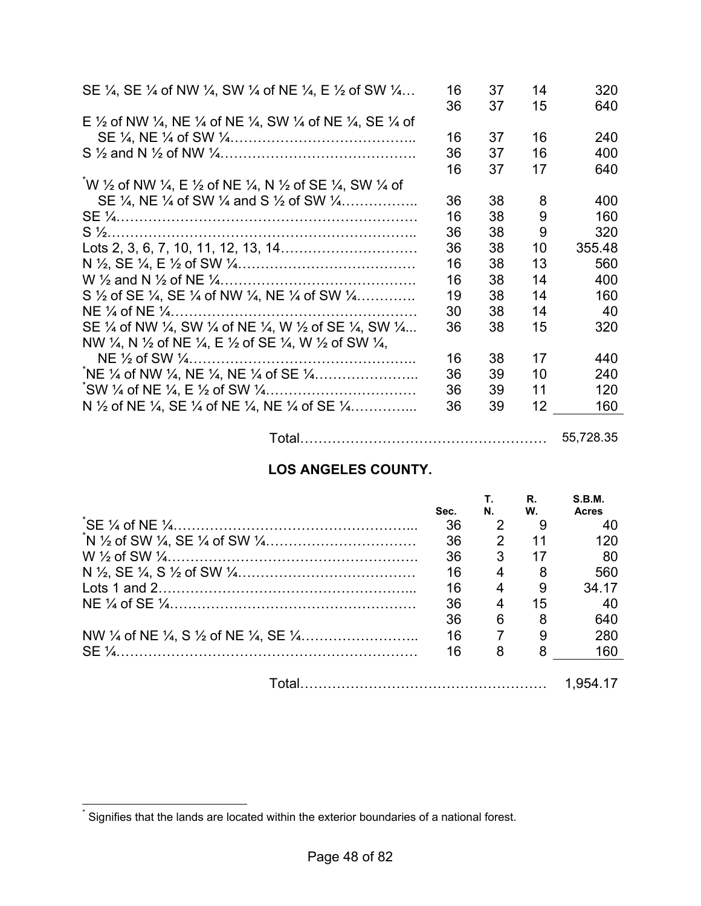| | Sec. | T. N. | R. W. | S.B.M. Acres |
|---|---|---|---|---|
| SE ¼, SE ¼ of NW ¼, SW ¼ of NE ¼, E ½ of SW ¼… | 16 | 37 | 14 | 320 |
| | 36 | 37 | 15 | 640 |
| E ½ of NW ¼, NE ¼ of NE ¼, SW ¼ of NE ¼, SE ¼ of SE ¼, NE ¼ of SW ¼……………………………….. | 16 | 37 | 16 | 240 |
| S ½ and N ½ of NW ¼……………………………………. | 36 | 37 | 16 | 400 |
| | 16 | 37 | 17 | 640 |
| *W ½ of NW ¼, E ½ of NE ¼, N ½ of SE ¼, SW ¼ of SE ¼, NE ¼ of SW ¼ and S ½ of SW ¼…………….. | 36 | 38 | 8 | 400 |
| SE ¼………………………………………………………… | 16 | 38 | 9 | 160 |
| S ½………………………………………………………….. | 36 | 38 | 9 | 320 |
| Lots 2, 3, 6, 7, 10, 11, 12, 13, 14………………………. | 36 | 38 | 10 | 355.48 |
| N ½, SE ¼, E ½ of SW ¼………………………………… | 16 | 38 | 13 | 560 |
| W ½ and N ½ of NE ¼……………………………………. | 16 | 38 | 14 | 400 |
| S ½ of SE ¼, SE ¼ of NW ¼, NE ¼ of SW ¼…………. | 19 | 38 | 14 | 160 |
| NE ¼ of NE ¼……………………………………………… | 30 | 38 | 14 | 40 |
| SE ¼ of NW ¼, SW ¼ of NE ¼, W ½ of SE ¼, SW ¼... | 36 | 38 | 15 | 320 |
| NW ¼, N ½ of NE ¼, E ½ of SE ¼, W ½ of SW ¼, NE ½ of SW ¼………………………………………….. | 16 | 38 | 17 | 440 |
| *NE ¼ of NW ¼, NE ¼, NE ¼ of SE ¼………………….. | 36 | 39 | 10 | 240 |
| *SW ¼ of NE ¼, E ½ of SW ¼…………………………… | 36 | 39 | 11 | 120 |
| N ½ of NE ¼, SE ¼ of NE ¼, NE ¼ of SE ¼………….... | 36 | 39 | 12 | 160 |
| Total……………………………………………… | | | | 55,728.35 |

## LOS ANGELES COUNTY.

| | Sec. | T. N. | R. W. | S.B.M. Acres |
|---|---|---|---|---|
| *SE ¼ of NE ¼…………………………………………….. | 36 | 2 | 9 | 40 |
| *N ½ of SW ¼, SE ¼ of SW ¼…………………………… | 36 | 2 | 11 | 120 |
| W ½ of SW ¼………………………………………………. | 36 | 3 | 17 | 80 |
| N ½, SE ¼, S ½ of SW ¼………………………………… | 16 | 4 | 8 | 560 |
| Lots 1 and 2……………………………………………... | 16 | 4 | 9 | 34.17 |
| NE ¼ of SE ¼……………………………………………… | 36 | 4 | 15 | 40 |
| | 36 | 6 | 8 | 640 |
| NW ¼ of NE ¼, S ½ of NE ¼, SE ¼……………………. | 16 | 7 | 9 | 280 |
| SE ¼………………………………………………………… | 16 | 8 | 8 | 160 |
| Total……………………………………………… | | | | 1,954.17 |

* Signifies that the lands are located within the exterior boundaries of a national forest.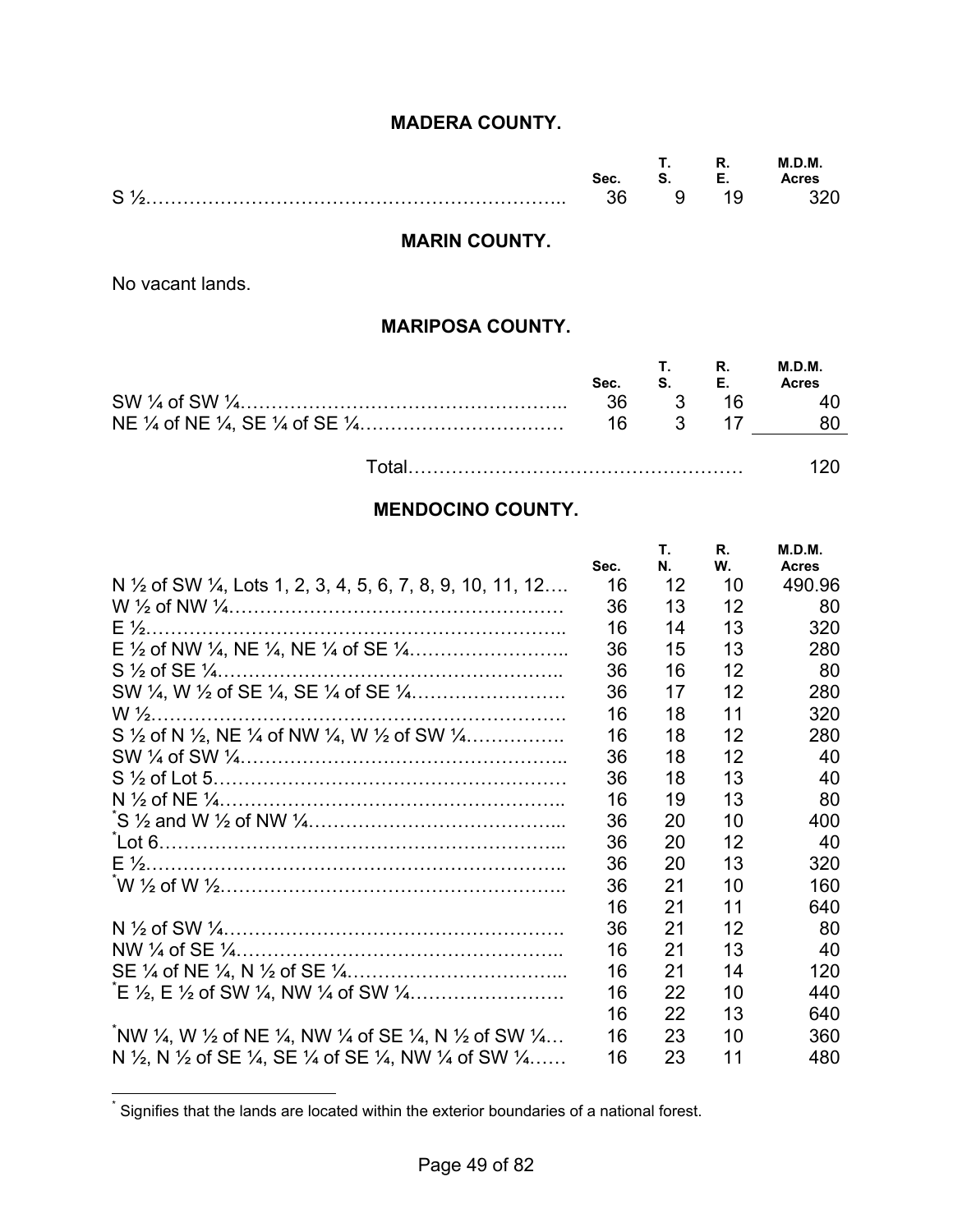## MADERA COUNTY.

| | Sec. | T. S. | R. E. | M.D.M. Acres |
|---|---|---|---|---|
| S ½………………………………………………………….. | 36 | 9 | 19 | 320 |

## MARIN COUNTY.

No vacant lands.

## MARIPOSA COUNTY.

| | Sec. | T. S. | R. E. | M.D.M. Acres |
|---|---|---|---|---|
| SW ¼ of SW ¼…………………………………………….. | 36 | 3 | 16 | 40 |
| NE ¼ of NE ¼, SE ¼ of SE ¼…………………………… | 16 | 3 | 17 | 80 |
| Total……………………………………………… | | | | 120 |

## MENDOCINO COUNTY.

| | Sec. | T. N. | R. W. | M.D.M. Acres |
|---|---|---|---|---|
| N ½ of SW ¼, Lots 1, 2, 3, 4, 5, 6, 7, 8, 9, 10, 11, 12…. | 16 | 12 | 10 | 490.96 |
| W ½ of NW ¼……………………………………………… | 36 | 13 | 12 | 80 |
| E ½………………………………………………………….. | 16 | 14 | 13 | 320 |
| E ½ of NW ¼, NE ¼, NE ¼ of SE ¼…………………….. | 36 | 15 | 13 | 280 |
| S ½ of SE ¼……………………………………………….. | 36 | 16 | 12 | 80 |
| SW ¼, W ½ of SE ¼, SE ¼ of SE ¼……………………. | 36 | 17 | 12 | 280 |
| W ½…………………………………………………………. | 16 | 18 | 11 | 320 |
| S ½ of N ½, NE ¼ of NW ¼, W ½ of SW ¼…………… | 16 | 18 | 12 | 280 |
| SW ¼ of SW ¼…………………………………………….. | 36 | 18 | 12 | 40 |
| S ½ of Lot 5……………………………………………… | 36 | 18 | 13 | 40 |
| N ½ of NE ¼……………………………………………….. | 16 | 19 | 13 | 80 |
| *S ½ and W ½ of NW ¼………………………………….... | 36 | 20 | 10 | 400 |
| *Lot 6………………………………………………………... | 36 | 20 | 12 | 40 |
| E ½………………………………………………………….. | 36 | 20 | 13 | 320 |
| *W ½ of W ½……………………………………………….. | 36 | 21 | 10 | 160 |
| | 16 | 21 | 11 | 640 |
| N ½ of SW ¼……………………………………………… | 36 | 21 | 12 | 80 |
| NW ¼ of SE ¼…………………………………………….. | 16 | 21 | 13 | 40 |
| SE ¼ of NE ¼, N ½ of SE ¼…………………………….... | 16 | 21 | 14 | 120 |
| *E ½, E ½ of SW ¼, NW ¼ of SW ¼……………………. | 16 | 22 | 10 | 440 |
| | 16 | 22 | 13 | 640 |
| *NW ¼, W ½ of NE ¼, NW ¼ of SE ¼, N ½ of SW ¼… | 16 | 23 | 10 | 360 |
| N ½, N ½ of SE ¼, SE ¼ of SE ¼, NW ¼ of SW ¼…… | 16 | 23 | 11 | 480 |

* Signifies that the lands are located within the exterior boundaries of a national forest.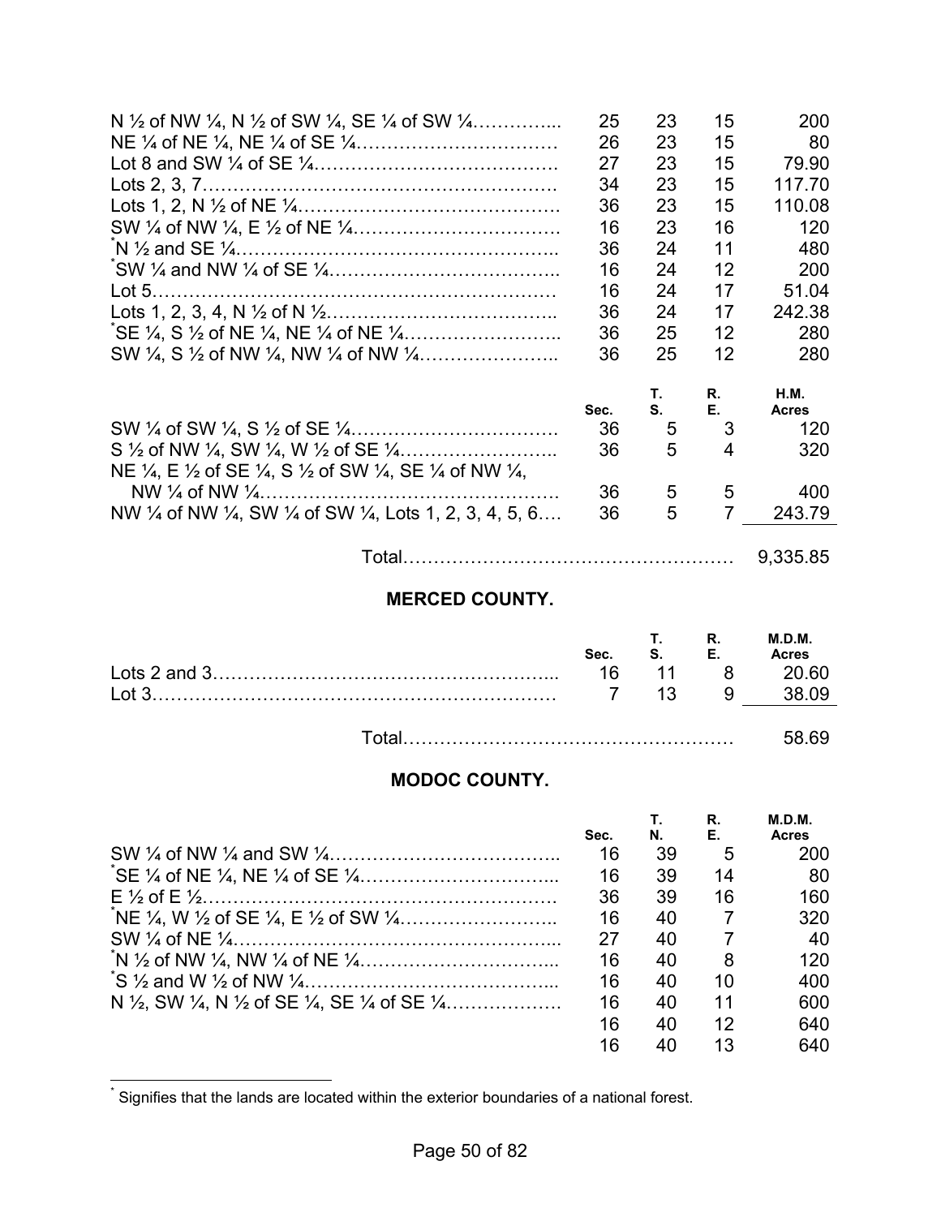| | Sec. | T. S. | R. E. | Acres |
|---|---|---|---|---|
| N ½ of NW ¼, N ½ of SW ¼, SE ¼ of SW ¼………….. | 25 | 23 | 15 | 200 |
| NE ¼ of NE ¼, NE ¼ of SE ¼…………………………… | 26 | 23 | 15 | 80 |
| Lot 8 and SW ¼ of SE ¼………………………………… | 27 | 23 | 15 | 79.90 |
| Lots 2, 3, 7………………………………………………… | 34 | 23 | 15 | 117.70 |
| Lots 1, 2, N ½ of NE ¼…………………………………… | 36 | 23 | 15 | 110.08 |
| SW ¼ of NW ¼, E ½ of NE ¼…………………………… | 16 | 23 | 16 | 120 |
| *N ½ and SE ¼…………………………………………….. | 36 | 24 | 11 | 480 |
| *SW ¼ and NW ¼ of SE ¼………………………………. | 16 | 24 | 12 | 200 |
| Lot 5………………………………………………………… | 16 | 24 | 17 | 51.04 |
| Lots 1, 2, 3, 4, N ½ of N ½…………………………….. | 36 | 24 | 17 | 242.38 |
| *SE ¼, S ½ of NE ¼, NE ¼ of NE ¼…………………….. | 36 | 25 | 12 | 280 |
| SW ¼, S ½ of NW ¼, NW ¼ of NW ¼………………….. | 36 | 25 | 12 | 280 |

| | Sec. | T. S. | R. E. | H.M. Acres |
|---|---|---|---|---|
| SW ¼ of SW ¼, S ½ of SE ¼……………………………. | 36 | 5 | 3 | 120 |
| S ½ of NW ¼, SW ¼, W ½ of SE ¼…………………….. | 36 | 5 | 4 | 320 |
| NE ¼, E ½ of SE ¼, S ½ of SW ¼, SE ¼ of NW ¼, NW ¼ of NW ¼…………………………………………. | 36 | 5 | 5 | 400 |
| NW ¼ of NW ¼, SW ¼ of SW ¼, Lots 1, 2, 3, 4, 5, 6…. | 36 | 5 | 7 | 243.79 |
| Total……………………………………………… | | | | 9,335.85 |

## MERCED COUNTY.

| | Sec. | T. S. | R. E. | M.D.M. Acres |
|---|---|---|---|---|
| Lots 2 and 3……………………………………………... | 16 | 11 | 8 | 20.60 |
| Lot 3………………………………………………………… | 7 | 13 | 9 | 38.09 |
| Total……………………………………………… | | | | 58.69 |

## MODOC COUNTY.

| | Sec. | T. N. | R. E. | M.D.M. Acres |
|---|---|---|---|---|
| SW ¼ of NW ¼ and SW ¼……………………………….. | 16 | 39 | 5 | 200 |
| *SE ¼ of NE ¼, NE ¼ of SE ¼………………………….. | 16 | 39 | 14 | 80 |
| E ½ of E ½………………………………………………… | 36 | 39 | 16 | 160 |
| *NE ¼, W ½ of SE ¼, E ½ of SW ¼…………………….. | 16 | 40 | 7 | 320 |
| SW ¼ of NE ¼…………………………………………….. | 27 | 40 | 7 | 40 |
| *N ½ of NW ¼, NW ¼ of NE ¼………………………….. | 16 | 40 | 8 | 120 |
| *S ½ and W ½ of NW ¼………………………………….. | 16 | 40 | 10 | 400 |
| N ½, SW ¼, N ½ of SE ¼, SE ¼ of SE ¼……………… | 16 | 40 | 11 | 600 |
| | 16 | 40 | 12 | 640 |
| | 16 | 40 | 13 | 640 |

* Signifies that the lands are located within the exterior boundaries of a national forest.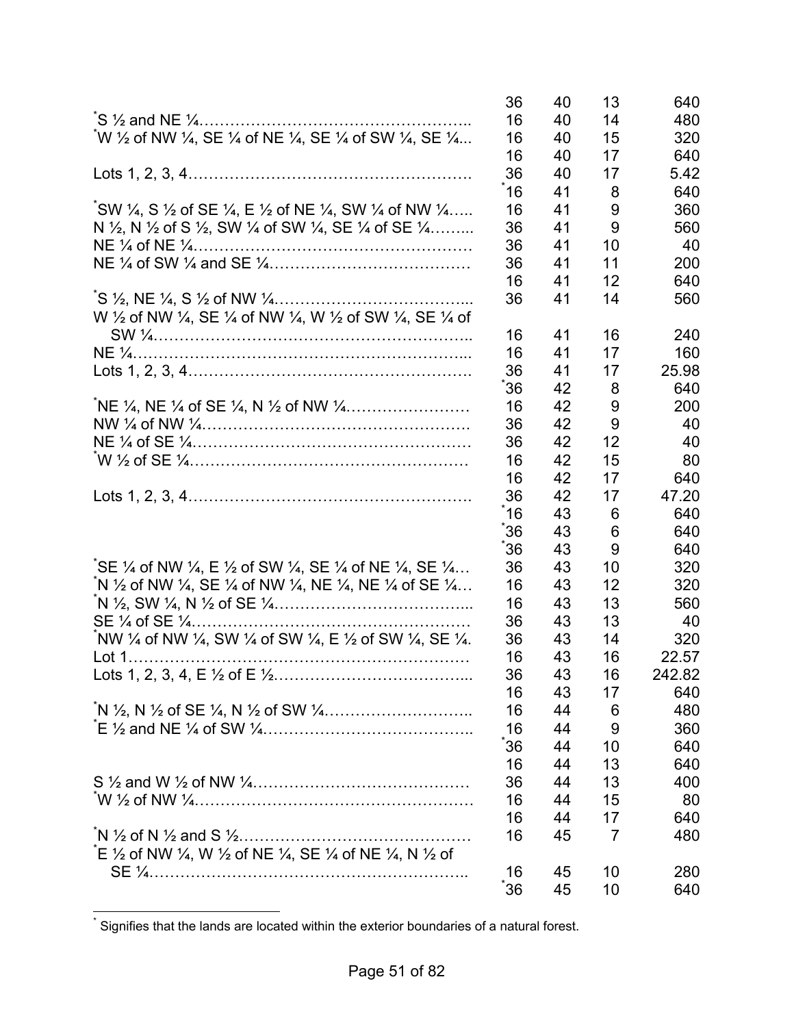| | | | | |
|---|---|---|---|---|
| | 36 | 40 | 13 | 640 |
| *S ½ and NE ¼…………………………………………….. | 16 | 40 | 14 | 480 |
| *W ½ of NW ¼, SE ¼ of NE ¼, SE ¼ of SW ¼, SE ¼... | 16 | 40 | 15 | 320 |
| | 16 | 40 | 17 | 640 |
| Lots 1, 2, 3, 4………………………………………………. | 36 | 40 | 17 | 5.42 |
| | *16 | 41 | 8 | 640 |
| *SW ¼, S ½ of SE ¼, E ½ of NE ¼, SW ¼ of NW ¼….. | 16 | 41 | 9 | 360 |
| N ½, N ½ of S ½, SW ¼ of SW ¼, SE ¼ of SE ¼…….. | 36 | 41 | 9 | 560 |
| NE ¼ of NE ¼………………………………………………. | 36 | 41 | 10 | 40 |
| NE ¼ of SW ¼ and SE ¼………………………………… | 36 | 41 | 11 | 200 |
| | 16 | 41 | 12 | 640 |
| *S ½, NE ¼, S ½ of NW ¼……………………………….. | 36 | 41 | 14 | 560 |
| W ½ of NW ¼, SE ¼ of NW ¼, W ½ of SW ¼, SE ¼ of SW ¼…………………………………………………….. | 16 | 41 | 16 | 240 |
| NE ¼……………………………………………………….. | 16 | 41 | 17 | 160 |
| Lots 1, 2, 3, 4………………………………………………. | 36 | 41 | 17 | 25.98 |
| | *36 | 42 | 8 | 640 |
| *NE ¼, NE ¼ of SE ¼, N ½ of NW ¼…………………… | 16 | 42 | 9 | 200 |
| NW ¼ of NW ¼……………………………………………. | 36 | 42 | 9 | 40 |
| NE ¼ of SE ¼………………………………………………. | 36 | 42 | 12 | 40 |
| *W ½ of SE ¼………………………………………………. | 16 | 42 | 15 | 80 |
| | 16 | 42 | 17 | 640 |
| Lots 1, 2, 3, 4………………………………………………. | 36 | 42 | 17 | 47.20 |
| | *16 | 43 | 6 | 640 |
| | *36 | 43 | 6 | 640 |
| | *36 | 43 | 9 | 640 |
| *SE ¼ of NW ¼, E ½ of SW ¼, SE ¼ of NE ¼, SE ¼… | 36 | 43 | 10 | 320 |
| *N ½ of NW ¼, SE ¼ of NW ¼, NE ¼, NE ¼ of SE ¼… | 16 | 43 | 12 | 320 |
| *N ½, SW ¼, N ½ of SE ¼……………………………….. | 16 | 43 | 13 | 560 |
| SE ¼ of SE ¼………………………………………………. | 36 | 43 | 13 | 40 |
| *NW ¼ of NW ¼, SW ¼ of SW ¼, E ½ of SW ¼, SE ¼. | 36 | 43 | 14 | 320 |
| Lot 1………………………………………………………… | 16 | 43 | 16 | 22.57 |
| Lots 1, 2, 3, 4, E ½ of E ½……………………………….. | 36 | 43 | 16 | 242.82 |
| | 16 | 43 | 17 | 640 |
| *N ½, N ½ of SE ¼, N ½ of SW ¼……………………….. | 16 | 44 | 6 | 480 |
| *E ½ and NE ¼ of SW ¼………………………………….. | 16 | 44 | 9 | 360 |
| | *36 | 44 | 10 | 640 |
| | 16 | 44 | 13 | 640 |
| S ½ and W ½ of NW ¼……………………………………. | 36 | 44 | 13 | 400 |
| *W ½ of NW ¼………………………………………………. | 16 | 44 | 15 | 80 |
| | 16 | 44 | 17 | 640 |
| *N ½ of N ½ and S ½……………………………………… | 16 | 45 | 7 | 480 |
| *E ½ of NW ¼, W ½ of NE ¼, SE ¼ of NE ¼, N ½ of SE ¼…………………………………………………….. | 16 | 45 | 10 | 280 |
| | *36 | 45 | 10 | 640 |

* Signifies that the lands are located within the exterior boundaries of a natural forest.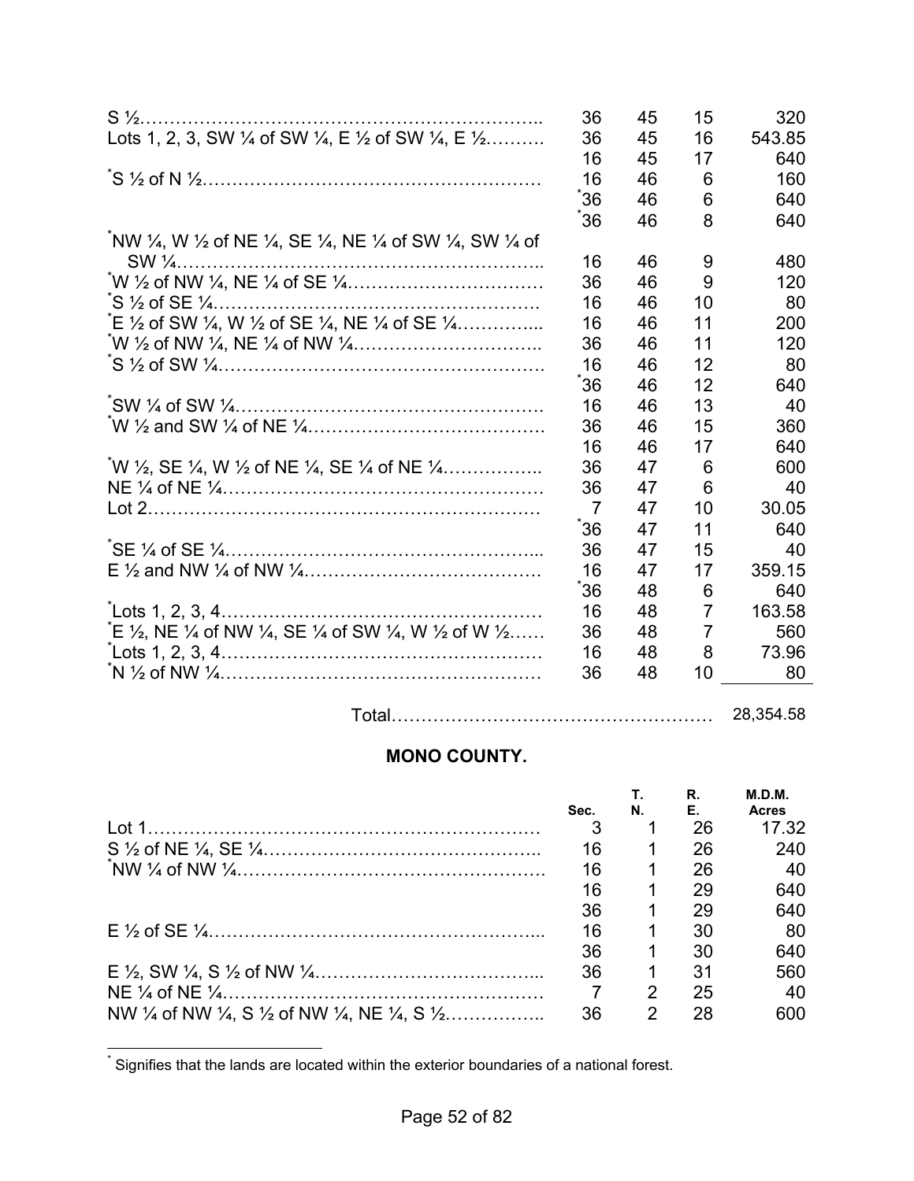| | Sec. | T. N. | R. E. | M.D.M. Acres |
|---|---|---|---|---|
| S ½…………………………………………………………… | 36 | 45 | 15 | 320 |
| Lots 1, 2, 3, SW ¼ of SW ¼, E ½ of SW ¼, E ½……… | 36 | 45 | 16 | 543.85 |
| | 16 | 45 | 17 | 640 |
| *S ½ of N ½………………………………………………… | 16 | 46 | 6 | 160 |
| | *36 | 46 | 6 | 640 |
| | *36 | 46 | 8 | 640 |
| *NW ¼, W ½ of NE ¼, SE ¼, NE ¼ of SW ¼, SW ¼ of SW ¼…………………………………………………… | 16 | 46 | 9 | 480 |
| *W ½ of NW ¼, NE ¼ of SE ¼………………………… | 36 | 46 | 9 | 120 |
| *S ½ of SE ¼……………………………………………… | 16 | 46 | 10 | 80 |
| *E ½ of SW ¼, W ½ of SE ¼, NE ¼ of SE ¼………….. | 16 | 46 | 11 | 200 |
| *W ½ of NW ¼, NE ¼ of NW ¼………………………… | 36 | 46 | 11 | 120 |
| *S ½ of SW ¼……………………………………………… | 16 | 46 | 12 | 80 |
| | *36 | 46 | 12 | 640 |
| *SW ¼ of SW ¼…………………………………………… | 16 | 46 | 13 | 40 |
| *W ½ and SW ¼ of NE ¼………………………………… | 36 | 46 | 15 | 360 |
| | 16 | 46 | 17 | 640 |
| *W ½, SE ¼, W ½ of NE ¼, SE ¼ of NE ¼…………….. | 36 | 47 | 6 | 600 |
| NE ¼ of NE ¼……………………………………………… | 36 | 47 | 6 | 40 |
| Lot 2………………………………………………………… | 7 | 47 | 10 | 30.05 |
| | *36 | 47 | 11 | 640 |
| *SE ¼ of SE ¼…………………………………………….. | 36 | 47 | 15 | 40 |
| E ½ and NW ¼ of NW ¼………………………………… | 16 | 47 | 17 | 359.15 |
| | *36 | 48 | 6 | 640 |
| *Lots 1, 2, 3, 4……………………………………………… | 16 | 48 | 7 | 163.58 |
| *E ½, NE ¼ of NW ¼, SE ¼ of SW ¼, W ½ of W ½…… | 36 | 48 | 7 | 560 |
| *Lots 1, 2, 3, 4……………………………………………… | 16 | 48 | 8 | 73.96 |
| *N ½ of NW ¼……………………………………………… | 36 | 48 | 10 | 80 |
| Total……………………………………………… | | | | 28,354.58 |

## MONO COUNTY.

| | Sec. | T. N. | R. E. | M.D.M. Acres |
|---|---|---|---|---|
| Lot 1………………………………………………………… | 3 | 1 | 26 | 17.32 |
| S ½ of NE ¼, SE ¼…………………………………….. | 16 | 1 | 26 | 240 |
| *NW ¼ of NW ¼…………………………………………… | 16 | 1 | 26 | 40 |
| | 16 | 1 | 29 | 640 |
| | 36 | 1 | 29 | 640 |
| E ½ of SE ¼……………………………………………….. | 16 | 1 | 30 | 80 |
| | 36 | 1 | 30 | 640 |
| E ½, SW ¼, S ½ of NW ¼……………………………….. | 36 | 1 | 31 | 560 |
| NE ¼ of NE ¼……………………………………………… | 7 | 2 | 25 | 40 |
| NW ¼ of NW ¼, S ½ of NW ¼, NE ¼, S ½…………….. | 36 | 2 | 28 | 600 |

* Signifies that the lands are located within the exterior boundaries of a national forest.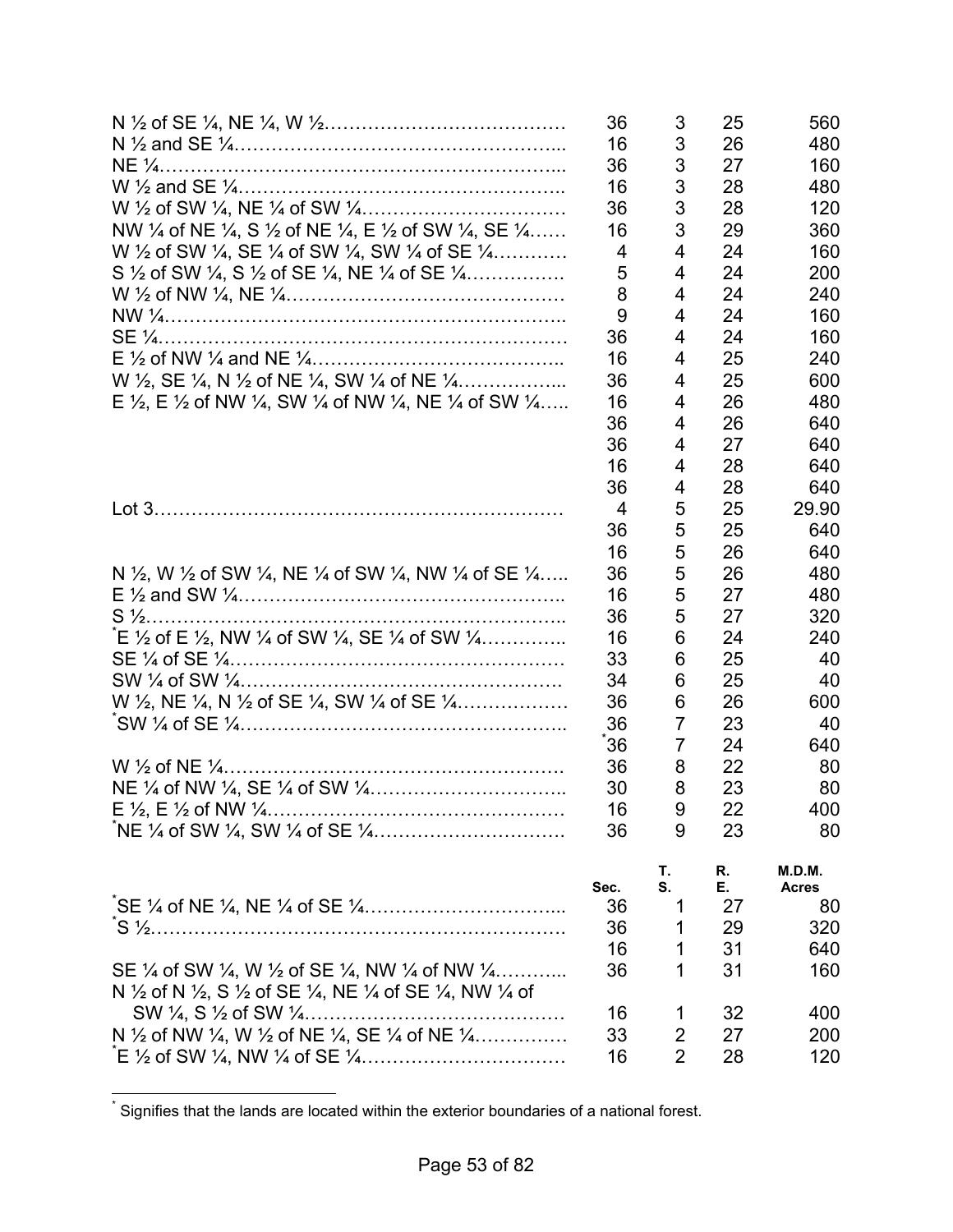| | | | | |
|---|---|---|---|---|
| N ½ of SE ¼, NE ¼, W ½………………………………… | 36 | 3 | 25 | 560 |
| N ½ and SE ¼…………………………………………... | 16 | 3 | 26 | 480 |
| NE ¼……………………………………………………... | 36 | 3 | 27 | 160 |
| W ½ and SE ¼………………………………………….. | 16 | 3 | 28 | 480 |
| W ½ of SW ¼, NE ¼ of SW ¼…………………………… | 36 | 3 | 28 | 120 |
| NW ¼ of NE ¼, S ½ of NE ¼, E ½ of SW ¼, SE ¼…… | 16 | 3 | 29 | 360 |
| W ½ of SW ¼, SE ¼ of SW ¼, SW ¼ of SE ¼………… | 4 | 4 | 24 | 160 |
| S ½ of SW ¼, S ½ of SE ¼, NE ¼ of SE ¼……………. | 5 | 4 | 24 | 200 |
| W ½ of NW ¼, NE ¼……………………………………… | 8 | 4 | 24 | 240 |
| NW ¼……………………………………………………….. | 9 | 4 | 24 | 160 |
| SE ¼………………………………………………………. | 36 | 4 | 24 | 160 |
| E ½ of NW ¼ and NE ¼………………………………….. | 16 | 4 | 25 | 240 |
| W ½, SE ¼, N ½ of NE ¼, SW ¼ of NE ¼……………... | 36 | 4 | 25 | 600 |
| E ½, E ½ of NW ¼, SW ¼ of NW ¼, NE ¼ of SW ¼….. | 16 | 4 | 26 | 480 |
| | 36 | 4 | 26 | 640 |
| | 36 | 4 | 27 | 640 |
| | 16 | 4 | 28 | 640 |
| | 36 | 4 | 28 | 640 |
| Lot 3………………………………………………………. | 4 | 5 | 25 | 29.90 |
| | 36 | 5 | 25 | 640 |
| | 16 | 5 | 26 | 640 |
| N ½, W ½ of SW ¼, NE ¼ of SW ¼, NW ¼ of SE ¼….. | 36 | 5 | 26 | 480 |
| E ½ and SW ¼…………………………………………….. | 16 | 5 | 27 | 480 |
| S ½……………………………………………………….. | 36 | 5 | 27 | 320 |
| *E ½ of E ½, NW ¼ of SW ¼, SE ¼ of SW ¼………….. | 16 | 6 | 24 | 240 |
| SE ¼ of SE ¼……………………………………………… | 33 | 6 | 25 | 40 |
| SW ¼ of SW ¼……………………………………………. | 34 | 6 | 25 | 40 |
| W ½, NE ¼, N ½ of SE ¼, SW ¼ of SE ¼……………… | 36 | 6 | 26 | 600 |
| *SW ¼ of SE ¼…………………………………………….. | 36 | 7 | 23 | 40 |
| | *36 | 7 | 24 | 640 |
| W ½ of NE ¼……………………………………………. | 36 | 8 | 22 | 80 |
| NE ¼ of NW ¼, SE ¼ of SW ¼………………………….. | 30 | 8 | 23 | 80 |
| E ½, E ½ of NW ¼………………………………………… | 16 | 9 | 22 | 400 |
| *NE ¼ of SW ¼, SW ¼ of SE ¼…………………………. | 36 | 9 | 23 | 80 |

| | Sec. | T. S. | R. E. | M.D.M. Acres |
|---|---|---|---|---|
| *SE ¼ of NE ¼, NE ¼ of SE ¼…………………………... | 36 | 1 | 27 | 80 |
| *S ½……………………………………………………….. | 36 | 1 | 29 | 320 |
| | 16 | 1 | 31 | 640 |
| SE ¼ of SW ¼, W ½ of SE ¼, NW ¼ of NW ¼……….. | 36 | 1 | 31 | 160 |
| N ½ of N ½, S ½ of SE ¼, NE ¼ of SE ¼, NW ¼ of SW ¼, S ½ of SW ¼…………………………………… | 16 | 1 | 32 | 400 |
| N ½ of NW ¼, W ½ of NE ¼, SE ¼ of NE ¼…………… | 33 | 2 | 27 | 200 |
| *E ½ of SW ¼, NW ¼ of SE ¼…………………………… | 16 | 2 | 28 | 120 |

* Signifies that the lands are located within the exterior boundaries of a national forest.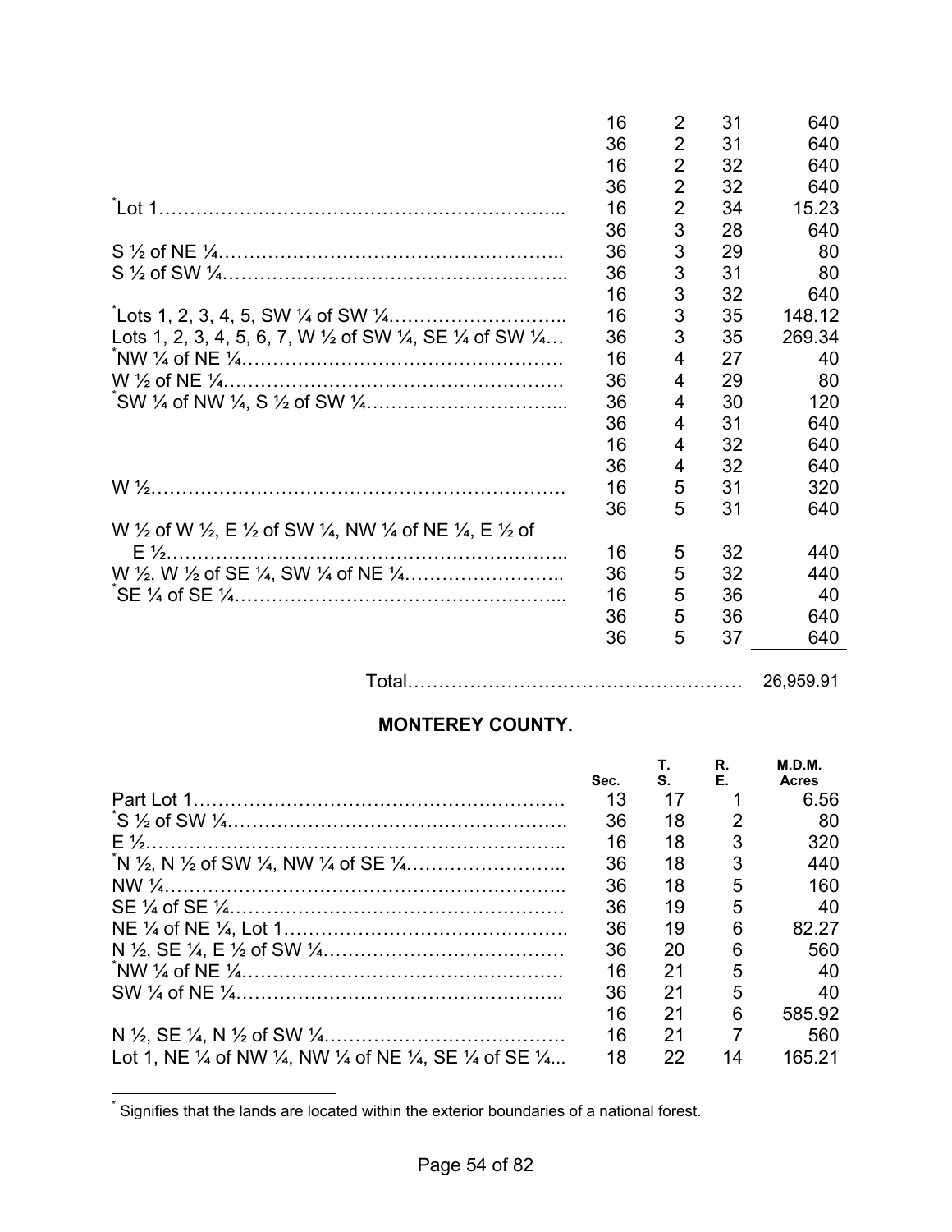| | | | | |
|---|---|---|---|---|
| | 16 | 2 | 31 | 640 |
| | 36 | 2 | 31 | 640 |
| | 16 | 2 | 32 | 640 |
| | 36 | 2 | 32 | 640 |
| *Lot 1………………………………………………………... | 16 | 2 | 34 | 15.23 |
| | 36 | 3 | 28 | 640 |
| S ½ of NE ¼……………………………………………….. | 36 | 3 | 29 | 80 |
| S ½ of SW ¼……………………………………………….. | 36 | 3 | 31 | 80 |
| | 16 | 3 | 32 | 640 |
| *Lots 1, 2, 3, 4, 5, SW ¼ of SW ¼……………………….. | 16 | 3 | 35 | 148.12 |
| Lots 1, 2, 3, 4, 5, 6, 7, W ½ of SW ¼, SE ¼ of SW ¼… | 36 | 3 | 35 | 269.34 |
| *NW ¼ of NE ¼……………………………………………. | 16 | 4 | 27 | 40 |
| W ½ of NE ¼………………………………………………. | 36 | 4 | 29 | 80 |
| *SW ¼ of NW ¼, S ½ of SW ¼…………………………... | 36 | 4 | 30 | 120 |
| | 36 | 4 | 31 | 640 |
| | 16 | 4 | 32 | 640 |
| | 36 | 4 | 32 | 640 |
| W ½…………………………………………………………. | 16 | 5 | 31 | 320 |
| | 36 | 5 | 31 | 640 |
| W ½ of W ½, E ½ of SW ¼, NW ¼ of NE ¼, E ½ of E ½……………………………………………………….. | 16 | 5 | 32 | 440 |
| W ½, W ½ of SE ¼, SW ¼ of NE ¼…………………….. | 36 | 5 | 32 | 440 |
| *SE ¼ of SE ¼……………………………………………... | 16 | 5 | 36 | 40 |
| | 36 | 5 | 36 | 640 |
| | 36 | 5 | 37 | 640 |
| Total……………………………………………… | | | | 26,959.91 |

## MONTEREY COUNTY.

| | Sec. | T. S. | R. E. | M.D.M. Acres |
|---|---|---|---|---|
| Part Lot 1……………………………………………………. | 13 | 17 | 1 | 6.56 |
| *S ½ of SW ¼………………………………………………. | 36 | 18 | 2 | 80 |
| E ½………………………………………………………….. | 16 | 18 | 3 | 320 |
| *N ½, N ½ of SW ¼, NW ¼ of SE ¼…………………….. | 36 | 18 | 3 | 440 |
| NW ¼……………………………………………………….. | 36 | 18 | 5 | 160 |
| SE ¼ of SE ¼……………………………………………… | 36 | 19 | 5 | 40 |
| NE ¼ of NE ¼, Lot 1………………………………………. | 36 | 19 | 6 | 82.27 |
| N ½, SE ¼, E ½ of SW ¼………………………………… | 36 | 20 | 6 | 560 |
| *NW ¼ of NE ¼……………………………………………. | 16 | 21 | 5 | 40 |
| SW ¼ of NE ¼…………………………………………….. | 36 | 21 | 5 | 40 |
| | 16 | 21 | 6 | 585.92 |
| N ½, SE ¼, N ½ of SW ¼………………………………… | 16 | 21 | 7 | 560 |
| Lot 1, NE ¼ of NW ¼, NW ¼ of NE ¼, SE ¼ of SE ¼... | 18 | 22 | 14 | 165.21 |

* Signifies that the lands are located within the exterior boundaries of a national forest.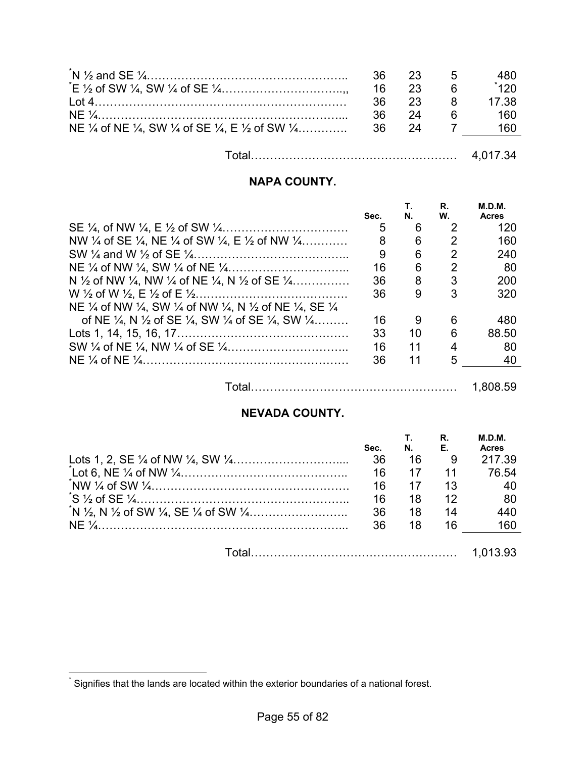| | Sec. | T. | R. | Acres |
|---|---|---|---|---|
| *N ½ and SE ¼ | 36 | 23 | 5 | 480 |
| *E ½ of SW ¼, SW ¼ of SE ¼ | 16 | 23 | 6 | *120 |
| Lot 4 | 36 | 23 | 8 | 17.38 |
| NE ¼ | 36 | 24 | 6 | 160 |
| NE ¼ of NE ¼, SW ¼ of SE ¼, E ½ of SW ¼ | 36 | 24 | 7 | 160 |
| Total | | | | 4,017.34 |

## NAPA COUNTY.

| | Sec. | T. N. | R. W. | M.D.M. Acres |
|---|---|---|---|---|
| SE ¼, of NW ¼, E ½ of SW ¼ | 5 | 6 | 2 | 120 |
| NW ¼ of SE ¼, NE ¼ of SW ¼, E ½ of NW ¼ | 8 | 6 | 2 | 160 |
| SW ¼ and W ½ of SE ¼ | 9 | 6 | 2 | 240 |
| NE ¼ of NW ¼, SW ¼ of NE ¼ | 16 | 6 | 2 | 80 |
| N ½ of NW ¼, NW ¼ of NE ¼, N ½ of SE ¼ | 36 | 8 | 3 | 200 |
| W ½ of W ½, E ½ of E ½ | 36 | 9 | 3 | 320 |
| NE ¼ of NW ¼, SW ¼ of NW ¼, N ½ of NE ¼, SE ¼ of NE ¼, N ½ of SE ¼, SW ¼ of SE ¼, SW ¼ | 16 | 9 | 6 | 480 |
| Lots 1, 14, 15, 16, 17 | 33 | 10 | 6 | 88.50 |
| SW ¼ of NE ¼, NW ¼ of SE ¼ | 16 | 11 | 4 | 80 |
| NE ¼ of NE ¼ | 36 | 11 | 5 | 40 |
| Total | | | | 1,808.59 |

## NEVADA COUNTY.

| | Sec. | T. N. | R. E. | M.D.M. Acres |
|---|---|---|---|---|
| Lots 1, 2, SE ¼ of NW ¼, SW ¼ | 36 | 16 | 9 | 217.39 |
| *Lot 6, NE ¼ of NW ¼ | 16 | 17 | 11 | 76.54 |
| *NW ¼ of SW ¼ | 16 | 17 | 13 | 40 |
| *S ½ of SE ¼ | 16 | 18 | 12 | 80 |
| *N ½, N ½ of SW ¼, SE ¼ of SW ¼ | 36 | 18 | 14 | 440 |
| NE ¼ | 36 | 18 | 16 | 160 |
| Total | | | | 1,013.93 |

* Signifies that the lands are located within the exterior boundaries of a national forest.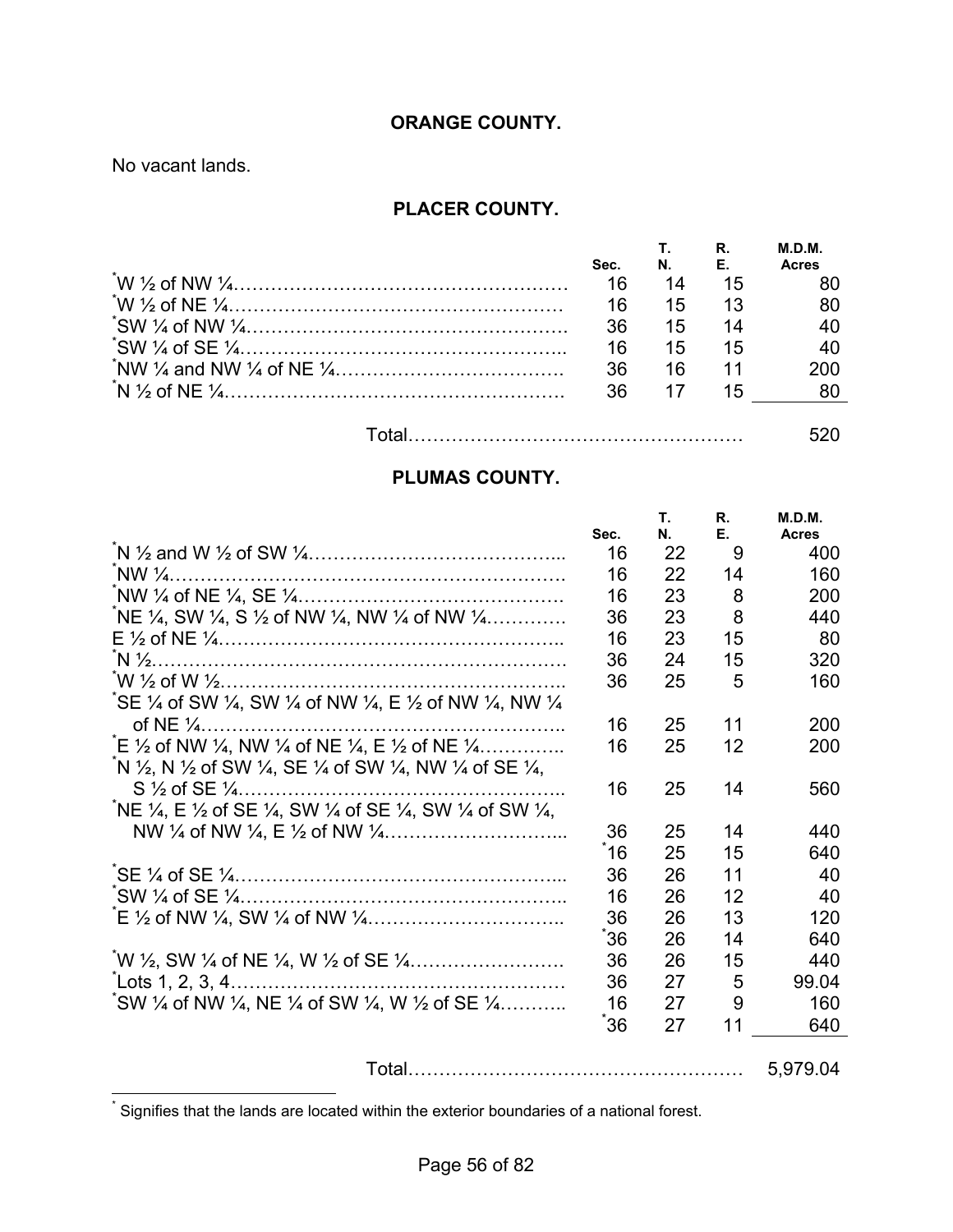## ORANGE COUNTY.

No vacant lands.

## PLACER COUNTY.

| | Sec. | T. N. | R. E. | M.D.M. Acres |
|---|---|---|---|---|
| *W ½ of NW ¼ | 16 | 14 | 15 | 80 |
| *W ½ of NE ¼ | 16 | 15 | 13 | 80 |
| *SW ¼ of NW ¼ | 36 | 15 | 14 | 40 |
| *SW ¼ of SE ¼ | 16 | 15 | 15 | 40 |
| *NW ¼ and NW ¼ of NE ¼ | 36 | 16 | 11 | 200 |
| *N ½ of NE ¼ | 36 | 17 | 15 | 80 |
| Total | | | | 520 |

## PLUMAS COUNTY.

| | Sec. | T. N. | R. E. | M.D.M. Acres |
|---|---|---|---|---|
| *N ½ and W ½ of SW ¼ | 16 | 22 | 9 | 400 |
| *NW ¼ | 16 | 22 | 14 | 160 |
| *NW ¼ of NE ¼, SE ¼ | 16 | 23 | 8 | 200 |
| *NE ¼, SW ¼, S ½ of NW ¼, NW ¼ of NW ¼ | 36 | 23 | 8 | 440 |
| E ½ of NE ¼ | 16 | 23 | 15 | 80 |
| *N ½ | 36 | 24 | 15 | 320 |
| *W ½ of W ½ | 36 | 25 | 5 | 160 |
| *SE ¼ of SW ¼, SW ¼ of NW ¼, E ½ of NW ¼, NW ¼ of NE ¼ | 16 | 25 | 11 | 200 |
| *E ½ of NW ¼, NW ¼ of NE ¼, E ½ of NE ¼ | 16 | 25 | 12 | 200 |
| *N ½, N ½ of SW ¼, SE ¼ of SW ¼, NW ¼ of SE ¼, S ½ of SE ¼ | 16 | 25 | 14 | 560 |
| *NE ¼, E ½ of SE ¼, SW ¼ of SE ¼, SW ¼ of SW ¼, NW ¼ of NW ¼, E ½ of NW ¼ | 36 | 25 | 14 | 440 |
| | *16 | 25 | 15 | 640 |
| *SE ¼ of SE ¼ | 36 | 26 | 11 | 40 |
| *SW ¼ of SE ¼ | 16 | 26 | 12 | 40 |
| *E ½ of NW ¼, SW ¼ of NW ¼ | 36 | 26 | 13 | 120 |
| | *36 | 26 | 14 | 640 |
| *W ½, SW ¼ of NE ¼, W ½ of SE ¼ | 36 | 26 | 15 | 440 |
| *Lots 1, 2, 3, 4 | 36 | 27 | 5 | 99.04 |
| *SW ¼ of NW ¼, NE ¼ of SW ¼, W ½ of SE ¼ | 16 | 27 | 9 | 160 |
| | *36 | 27 | 11 | 640 |
| Total | | | | 5,979.04 |

* Signifies that the lands are located within the exterior boundaries of a national forest.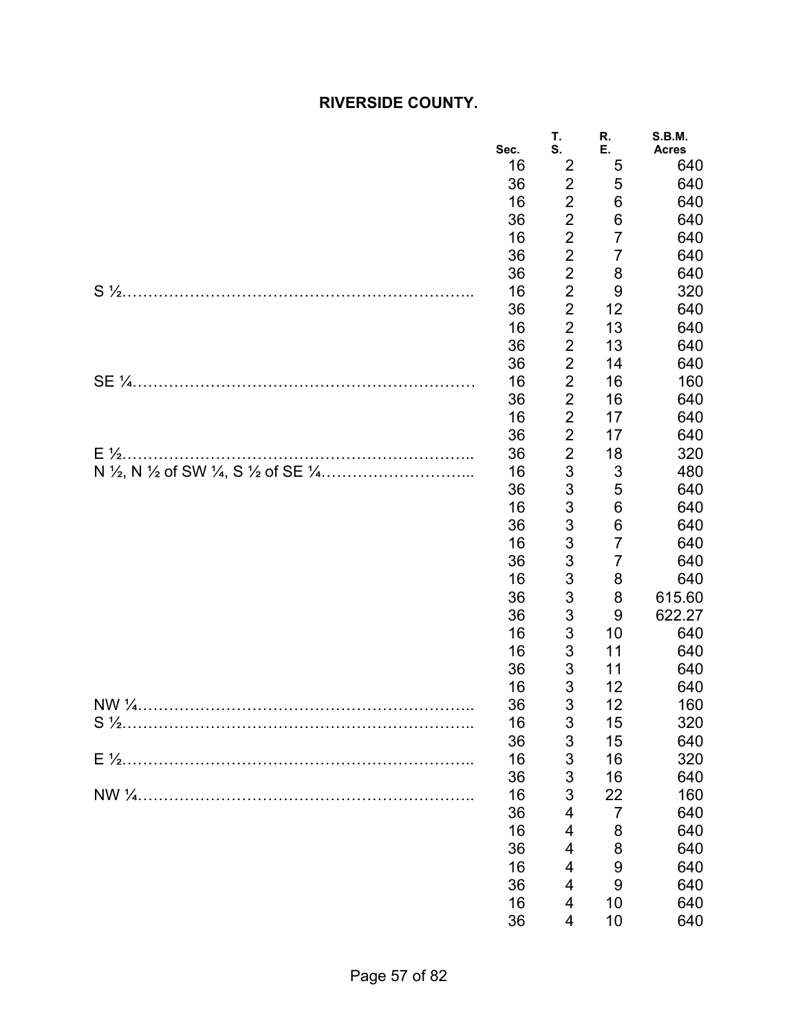# RIVERSIDE COUNTY.

| | Sec. | T. S. | R. E. | S.B.M. Acres |
|---|---|---|---|---|
| | 16 | 2 | 5 | 640 |
| | 36 | 2 | 5 | 640 |
| | 16 | 2 | 6 | 640 |
| | 36 | 2 | 6 | 640 |
| | 16 | 2 | 7 | 640 |
| | 36 | 2 | 7 | 640 |
| | 36 | 2 | 8 | 640 |
| S ½………………………………………………………….. | 16 | 2 | 9 | 320 |
| | 36 | 2 | 12 | 640 |
| | 16 | 2 | 13 | 640 |
| | 36 | 2 | 13 | 640 |
| | 36 | 2 | 14 | 640 |
| SE ¼………………………………………………………… | 16 | 2 | 16 | 160 |
| | 36 | 2 | 16 | 640 |
| | 16 | 2 | 17 | 640 |
| | 36 | 2 | 17 | 640 |
| E ½………………………………………………………….. | 36 | 2 | 18 | 320 |
| N ½, N ½ of SW ¼, S ½ of SE ¼………………………... | 16 | 3 | 3 | 480 |
| | 36 | 3 | 5 | 640 |
| | 16 | 3 | 6 | 640 |
| | 36 | 3 | 6 | 640 |
| | 16 | 3 | 7 | 640 |
| | 36 | 3 | 7 | 640 |
| | 16 | 3 | 8 | 640 |
| | 36 | 3 | 8 | 615.60 |
| | 36 | 3 | 9 | 622.27 |
| | 16 | 3 | 10 | 640 |
| | 16 | 3 | 11 | 640 |
| | 36 | 3 | 11 | 640 |
| | 16 | 3 | 12 | 640 |
| NW ¼……………………………………………………….. | 36 | 3 | 12 | 160 |
| S ½………………………………………………………….. | 16 | 3 | 15 | 320 |
| | 36 | 3 | 15 | 640 |
| E ½………………………………………………………….. | 16 | 3 | 16 | 320 |
| | 36 | 3 | 16 | 640 |
| NW ¼……………………………………………………….. | 16 | 3 | 22 | 160 |
| | 36 | 4 | 7 | 640 |
| | 16 | 4 | 8 | 640 |
| | 36 | 4 | 8 | 640 |
| | 16 | 4 | 9 | 640 |
| | 36 | 4 | 9 | 640 |
| | 16 | 4 | 10 | 640 |
| | 36 | 4 | 10 | 640 |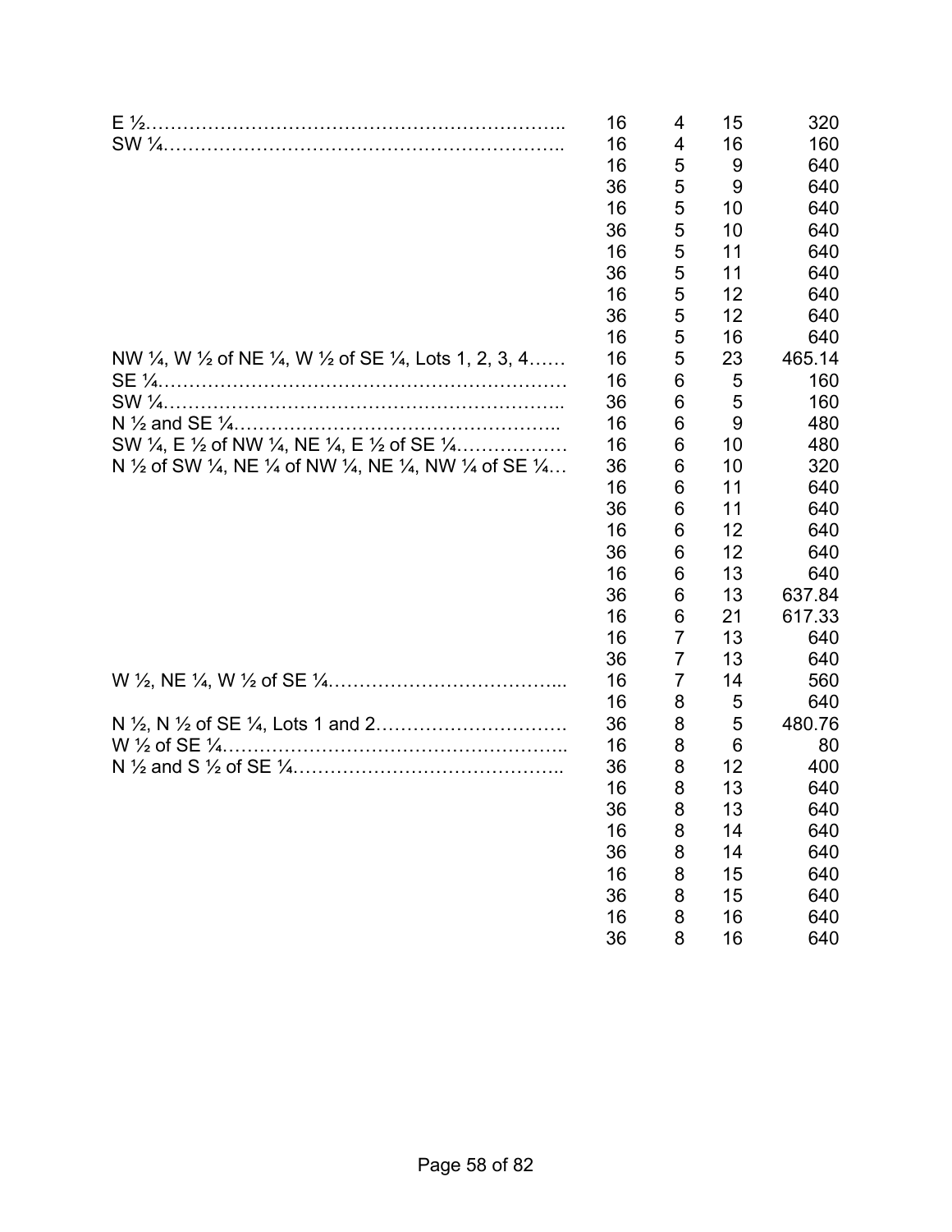| | | | | |
|---|---|---|---|---|
| E ½………………………………………………………….. | 16 | 4 | 15 | 320 |
| SW ¼……………………………………………………….. | 16 | 4 | 16 | 160 |
| | 16 | 5 | 9 | 640 |
| | 36 | 5 | 9 | 640 |
| | 16 | 5 | 10 | 640 |
| | 36 | 5 | 10 | 640 |
| | 16 | 5 | 11 | 640 |
| | 36 | 5 | 11 | 640 |
| | 16 | 5 | 12 | 640 |
| | 36 | 5 | 12 | 640 |
| | 16 | 5 | 16 | 640 |
| NW ¼, W ½ of NE ¼, W ½ of SE ¼, Lots 1, 2, 3, 4…… | 16 | 5 | 23 | 465.14 |
| SE ¼………………………………………………………… | 16 | 6 | 5 | 160 |
| SW ¼……………………………………………………….. | 36 | 6 | 5 | 160 |
| N ½ and SE ¼………………………………………….. | 16 | 6 | 9 | 480 |
| SW ¼, E ½ of NW ¼, NE ¼, E ½ of SE ¼……………… | 16 | 6 | 10 | 480 |
| N ½ of SW ¼, NE ¼ of NW ¼, NE ¼, NW ¼ of SE ¼… | 36 | 6 | 10 | 320 |
| | 16 | 6 | 11 | 640 |
| | 36 | 6 | 11 | 640 |
| | 16 | 6 | 12 | 640 |
| | 36 | 6 | 12 | 640 |
| | 16 | 6 | 13 | 640 |
| | 36 | 6 | 13 | 637.84 |
| | 16 | 6 | 21 | 617.33 |
| | 16 | 7 | 13 | 640 |
| | 36 | 7 | 13 | 640 |
| W ½, NE ¼, W ½ of SE ¼……………………………... | 16 | 7 | 14 | 560 |
| | 16 | 8 | 5 | 640 |
| N ½, N ½ of SE ¼, Lots 1 and 2…………………………. | 36 | 8 | 5 | 480.76 |
| W ½ of SE ¼……………………………………………….. | 16 | 8 | 6 | 80 |
| N ½ and S ½ of SE ¼…………………………………….. | 36 | 8 | 12 | 400 |
| | 16 | 8 | 13 | 640 |
| | 36 | 8 | 13 | 640 |
| | 16 | 8 | 14 | 640 |
| | 36 | 8 | 14 | 640 |
| | 16 | 8 | 15 | 640 |
| | 36 | 8 | 15 | 640 |
| | 16 | 8 | 16 | 640 |
| | 36 | 8 | 16 | 640 |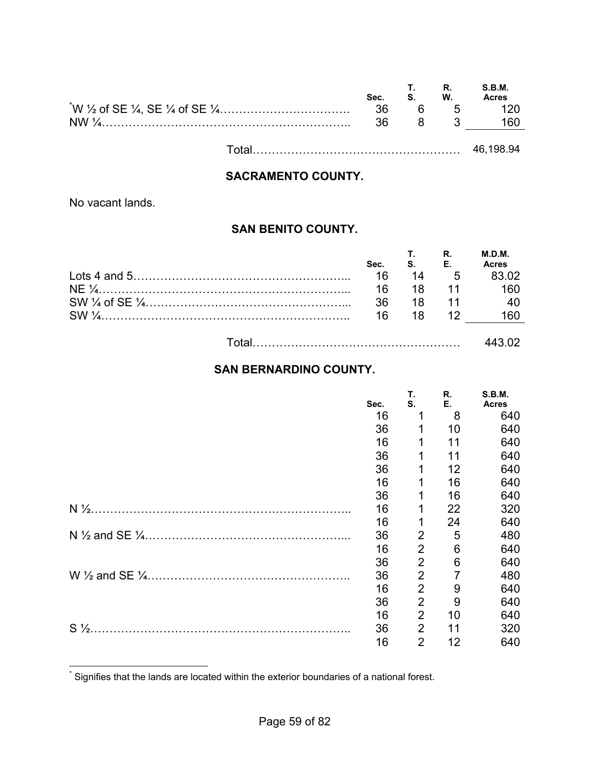| | Sec. | T. S. | R. W. | S.B.M. Acres |
|---|---|---|---|---|
| *W ½ of SE ¼, SE ¼ of SE ¼ | 36 | 6 | 5 | 120 |
| NW ¼ | 36 | 8 | 3 | 160 |
| Total | | | | 46,198.94 |

## SACRAMENTO COUNTY.

No vacant lands.

## SAN BENITO COUNTY.

| | Sec. | T. S. | R. E. | M.D.M. Acres |
|---|---|---|---|---|
| Lots 4 and 5 | 16 | 14 | 5 | 83.02 |
| NE ¼ | 16 | 18 | 11 | 160 |
| SW ¼ of SE ¼ | 36 | 18 | 11 | 40 |
| SW ¼ | 16 | 18 | 12 | 160 |
| Total | | | | 443.02 |

## SAN BERNARDINO COUNTY.

| | Sec. | T. S. | R. E. | S.B.M. Acres |
|---|---|---|---|---|
| | 16 | 1 | 8 | 640 |
| | 36 | 1 | 10 | 640 |
| | 16 | 1 | 11 | 640 |
| | 36 | 1 | 11 | 640 |
| | 36 | 1 | 12 | 640 |
| | 16 | 1 | 16 | 640 |
| | 36 | 1 | 16 | 640 |
| N ½ | 16 | 1 | 22 | 320 |
| | 16 | 1 | 24 | 640 |
| N ½ and SE ¼ | 36 | 2 | 5 | 480 |
| | 16 | 2 | 6 | 640 |
| | 36 | 2 | 6 | 640 |
| W ½ and SE ¼ | 36 | 2 | 7 | 480 |
| | 16 | 2 | 9 | 640 |
| | 36 | 2 | 9 | 640 |
| | 16 | 2 | 10 | 640 |
| S ½ | 36 | 2 | 11 | 320 |
| | 16 | 2 | 12 | 640 |

* Signifies that the lands are located within the exterior boundaries of a national forest.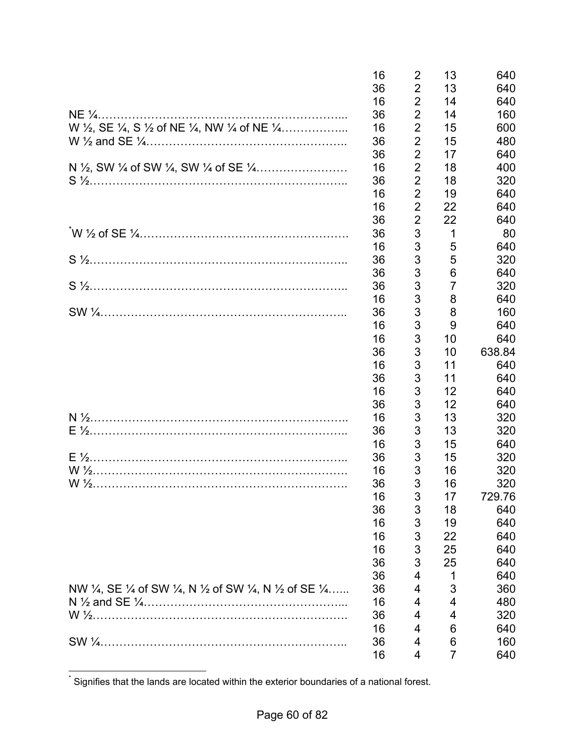| | | | | |
|---|---|---|---|---|
| | 16 | 2 | 13 | 640 |
| | 36 | 2 | 13 | 640 |
| | 16 | 2 | 14 | 640 |
| NE ¼………………………………………………………... | 36 | 2 | 14 | 160 |
| W ½, SE ¼, S ½ of NE ¼, NW ¼ of NE ¼……………... | 16 | 2 | 15 | 600 |
| W ½ and SE ¼……………………………………………. | 36 | 2 | 15 | 480 |
| | 36 | 2 | 17 | 640 |
| N ½, SW ¼ of SW ¼, SW ¼ of SE ¼…………………… | 16 | 2 | 18 | 400 |
| S ½…………………………………………………………. | 36 | 2 | 18 | 320 |
| | 16 | 2 | 19 | 640 |
| | 16 | 2 | 22 | 640 |
| | 36 | 2 | 22 | 640 |
| *W ½ of SE ¼………………………………………………. | 36 | 3 | 1 | 80 |
| | 16 | 3 | 5 | 640 |
| S ½…………………………………………………………. | 36 | 3 | 5 | 320 |
| | 36 | 3 | 6 | 640 |
| S ½…………………………………………………………. | 36 | 3 | 7 | 320 |
| | 16 | 3 | 8 | 640 |
| SW ¼………………………………………………………. | 36 | 3 | 8 | 160 |
| | 16 | 3 | 9 | 640 |
| | 16 | 3 | 10 | 640 |
| | 36 | 3 | 10 | 638.84 |
| | 16 | 3 | 11 | 640 |
| | 36 | 3 | 11 | 640 |
| | 16 | 3 | 12 | 640 |
| | 36 | 3 | 12 | 640 |
| N ½…………………………………………………………. | 16 | 3 | 13 | 320 |
| E ½…………………………………………………………. | 36 | 3 | 13 | 320 |
| | 16 | 3 | 15 | 640 |
| E ½…………………………………………………………. | 36 | 3 | 15 | 320 |
| W ½…………………………………………………………. | 16 | 3 | 16 | 320 |
| W ½…………………………………………………………. | 36 | 3 | 16 | 320 |
| | 16 | 3 | 17 | 729.76 |
| | 36 | 3 | 18 | 640 |
| | 16 | 3 | 19 | 640 |
| | 16 | 3 | 22 | 640 |
| | 16 | 3 | 25 | 640 |
| | 36 | 3 | 25 | 640 |
| | 36 | 4 | 1 | 640 |
| NW ¼, SE ¼ of SW ¼, N ½ of SW ¼, N ½ of SE ¼…... | 36 | 4 | 3 | 360 |
| N ½ and SE ¼……………………………………………... | 16 | 4 | 4 | 480 |
| W ½…………………………………………………………. | 36 | 4 | 4 | 320 |
| | 16 | 4 | 6 | 640 |
| SW ¼………………………………………………………. | 36 | 4 | 6 | 160 |
| | 16 | 4 | 7 | 640 |

* Signifies that the lands are located within the exterior boundaries of a national forest.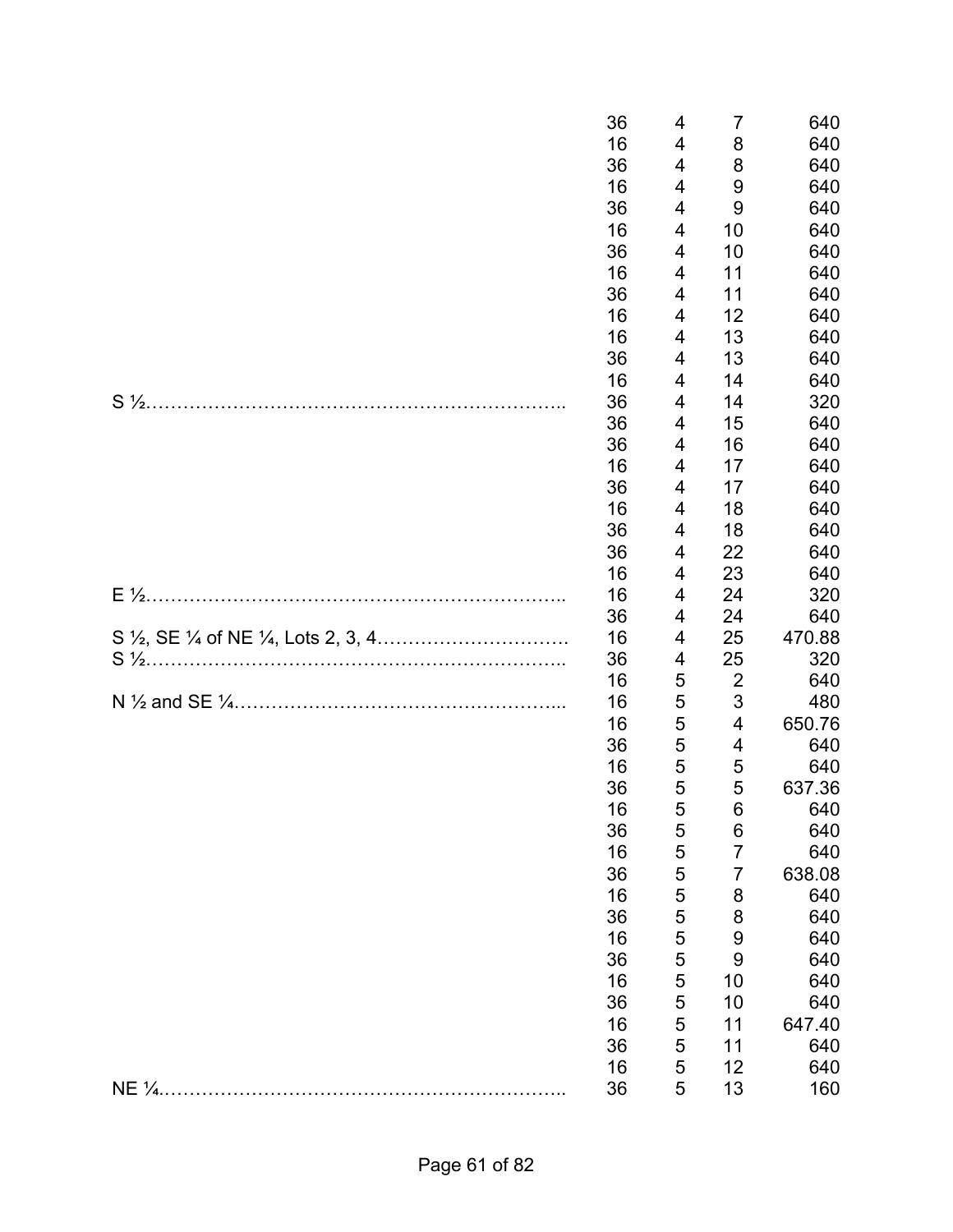| Description | Section | Township | Range | Acres |
|---|---|---|---|---|
| | 36 | 4 | 7 | 640 |
| | 16 | 4 | 8 | 640 |
| | 36 | 4 | 8 | 640 |
| | 16 | 4 | 9 | 640 |
| | 36 | 4 | 9 | 640 |
| | 16 | 4 | 10 | 640 |
| | 36 | 4 | 10 | 640 |
| | 16 | 4 | 11 | 640 |
| | 36 | 4 | 11 | 640 |
| | 16 | 4 | 12 | 640 |
| | 16 | 4 | 13 | 640 |
| | 36 | 4 | 13 | 640 |
| | 16 | 4 | 14 | 640 |
| S ½……………………………………………………….. | 36 | 4 | 14 | 320 |
| | 36 | 4 | 15 | 640 |
| | 36 | 4 | 16 | 640 |
| | 16 | 4 | 17 | 640 |
| | 36 | 4 | 17 | 640 |
| | 16 | 4 | 18 | 640 |
| | 36 | 4 | 18 | 640 |
| | 36 | 4 | 22 | 640 |
| | 16 | 4 | 23 | 640 |
| E ½……………………………………………………….. | 16 | 4 | 24 | 320 |
| | 36 | 4 | 24 | 640 |
| S ½, SE ¼ of NE ¼, Lots 2, 3, 4…………………………. | 16 | 4 | 25 | 470.88 |
| S ½……………………………………………………….. | 36 | 4 | 25 | 320 |
| | 16 | 5 | 2 | 640 |
| N ½ and SE ¼…………………………………………... | 16 | 5 | 3 | 480 |
| | 16 | 5 | 4 | 650.76 |
| | 36 | 5 | 4 | 640 |
| | 16 | 5 | 5 | 640 |
| | 36 | 5 | 5 | 637.36 |
| | 16 | 5 | 6 | 640 |
| | 36 | 5 | 6 | 640 |
| | 16 | 5 | 7 | 640 |
| | 36 | 5 | 7 | 638.08 |
| | 16 | 5 | 8 | 640 |
| | 36 | 5 | 8 | 640 |
| | 16 | 5 | 9 | 640 |
| | 36 | 5 | 9 | 640 |
| | 16 | 5 | 10 | 640 |
| | 36 | 5 | 10 | 640 |
| | 16 | 5 | 11 | 647.40 |
| | 36 | 5 | 11 | 640 |
| | 16 | 5 | 12 | 640 |
| NE ¼……………………………………………………….. | 36 | 5 | 13 | 160 |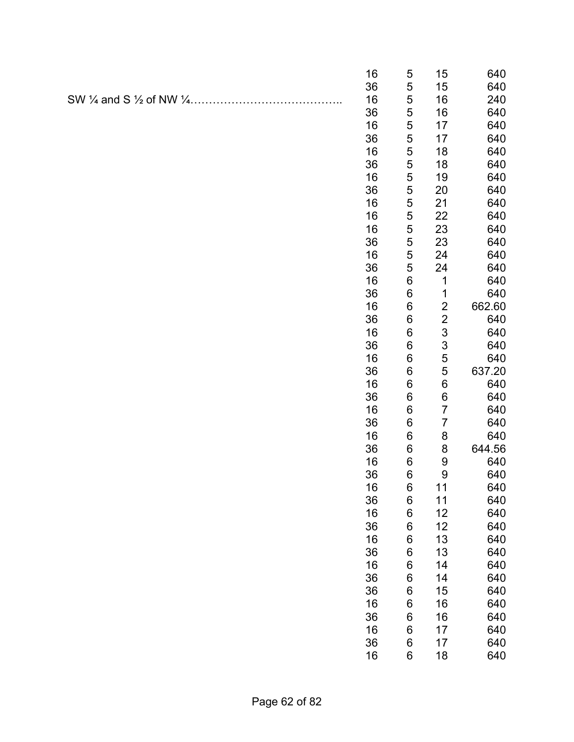| | | | | |
|---|---|---|---|---|
| | 16 | 5 | 15 | 640 |
| | 36 | 5 | 15 | 640 |
| SW ¼ and S ½ of NW ¼………………………………….. | 16 | 5 | 16 | 240 |
| | 36 | 5 | 16 | 640 |
| | 16 | 5 | 17 | 640 |
| | 36 | 5 | 17 | 640 |
| | 16 | 5 | 18 | 640 |
| | 36 | 5 | 18 | 640 |
| | 16 | 5 | 19 | 640 |
| | 36 | 5 | 20 | 640 |
| | 16 | 5 | 21 | 640 |
| | 16 | 5 | 22 | 640 |
| | 16 | 5 | 23 | 640 |
| | 36 | 5 | 23 | 640 |
| | 16 | 5 | 24 | 640 |
| | 36 | 5 | 24 | 640 |
| | 16 | 6 | 1 | 640 |
| | 36 | 6 | 1 | 640 |
| | 16 | 6 | 2 | 662.60 |
| | 36 | 6 | 2 | 640 |
| | 16 | 6 | 3 | 640 |
| | 36 | 6 | 3 | 640 |
| | 16 | 6 | 5 | 640 |
| | 36 | 6 | 5 | 637.20 |
| | 16 | 6 | 6 | 640 |
| | 36 | 6 | 6 | 640 |
| | 16 | 6 | 7 | 640 |
| | 36 | 6 | 7 | 640 |
| | 16 | 6 | 8 | 640 |
| | 36 | 6 | 8 | 644.56 |
| | 16 | 6 | 9 | 640 |
| | 36 | 6 | 9 | 640 |
| | 16 | 6 | 11 | 640 |
| | 36 | 6 | 11 | 640 |
| | 16 | 6 | 12 | 640 |
| | 36 | 6 | 12 | 640 |
| | 16 | 6 | 13 | 640 |
| | 36 | 6 | 13 | 640 |
| | 16 | 6 | 14 | 640 |
| | 36 | 6 | 14 | 640 |
| | 36 | 6 | 15 | 640 |
| | 16 | 6 | 16 | 640 |
| | 36 | 6 | 16 | 640 |
| | 16 | 6 | 17 | 640 |
| | 36 | 6 | 17 | 640 |
| | 16 | 6 | 18 | 640 |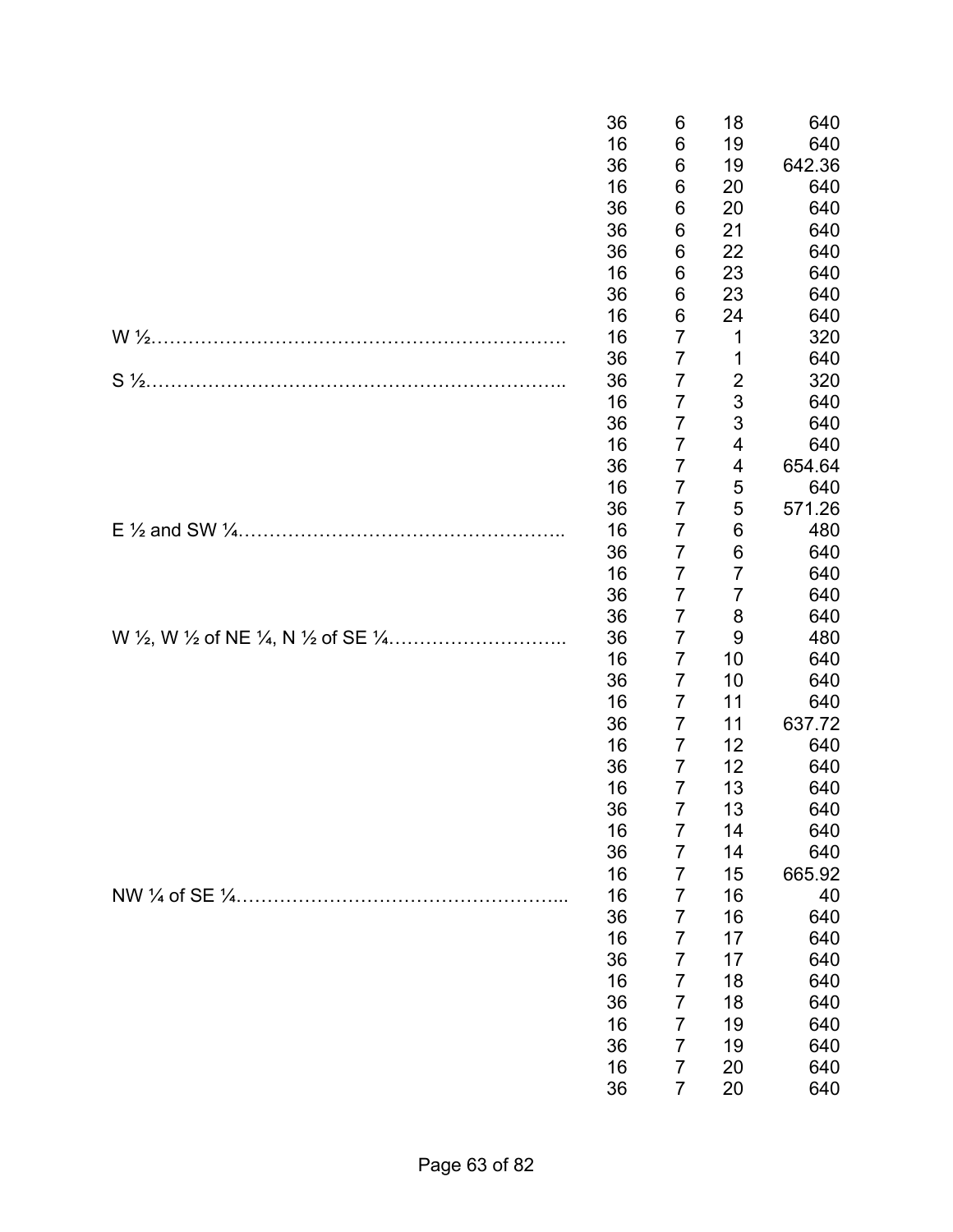| | | | | |
|---|---|---|---|---|
| | 36 | 6 | 18 | 640 |
| | 16 | 6 | 19 | 640 |
| | 36 | 6 | 19 | 642.36 |
| | 16 | 6 | 20 | 640 |
| | 36 | 6 | 20 | 640 |
| | 36 | 6 | 21 | 640 |
| | 36 | 6 | 22 | 640 |
| | 16 | 6 | 23 | 640 |
| | 36 | 6 | 23 | 640 |
| | 16 | 6 | 24 | 640 |
| W ½………………………………………………………… | 16 | 7 | 1 | 320 |
| | 36 | 7 | 1 | 640 |
| S ½……………………………………………………….. | 36 | 7 | 2 | 320 |
| | 16 | 7 | 3 | 640 |
| | 36 | 7 | 3 | 640 |
| | 16 | 7 | 4 | 640 |
| | 36 | 7 | 4 | 654.64 |
| | 16 | 7 | 5 | 640 |
| | 36 | 7 | 5 | 571.26 |
| E ½ and SW ¼…………………………………………….. | 16 | 7 | 6 | 480 |
| | 36 | 7 | 6 | 640 |
| | 16 | 7 | 7 | 640 |
| | 36 | 7 | 7 | 640 |
| | 36 | 7 | 8 | 640 |
| W ½, W ½ of NE ¼, N ½ of SE ¼……………………….. | 36 | 7 | 9 | 480 |
| | 16 | 7 | 10 | 640 |
| | 36 | 7 | 10 | 640 |
| | 16 | 7 | 11 | 640 |
| | 36 | 7 | 11 | 637.72 |
| | 16 | 7 | 12 | 640 |
| | 36 | 7 | 12 | 640 |
| | 16 | 7 | 13 | 640 |
| | 36 | 7 | 13 | 640 |
| | 16 | 7 | 14 | 640 |
| | 36 | 7 | 14 | 640 |
| | 16 | 7 | 15 | 665.92 |
| NW ¼ of SE ¼…………………………………………….. | 16 | 7 | 16 | 40 |
| | 36 | 7 | 16 | 640 |
| | 16 | 7 | 17 | 640 |
| | 36 | 7 | 17 | 640 |
| | 16 | 7 | 18 | 640 |
| | 36 | 7 | 18 | 640 |
| | 16 | 7 | 19 | 640 |
| | 36 | 7 | 19 | 640 |
| | 16 | 7 | 20 | 640 |
| | 36 | 7 | 20 | 640 |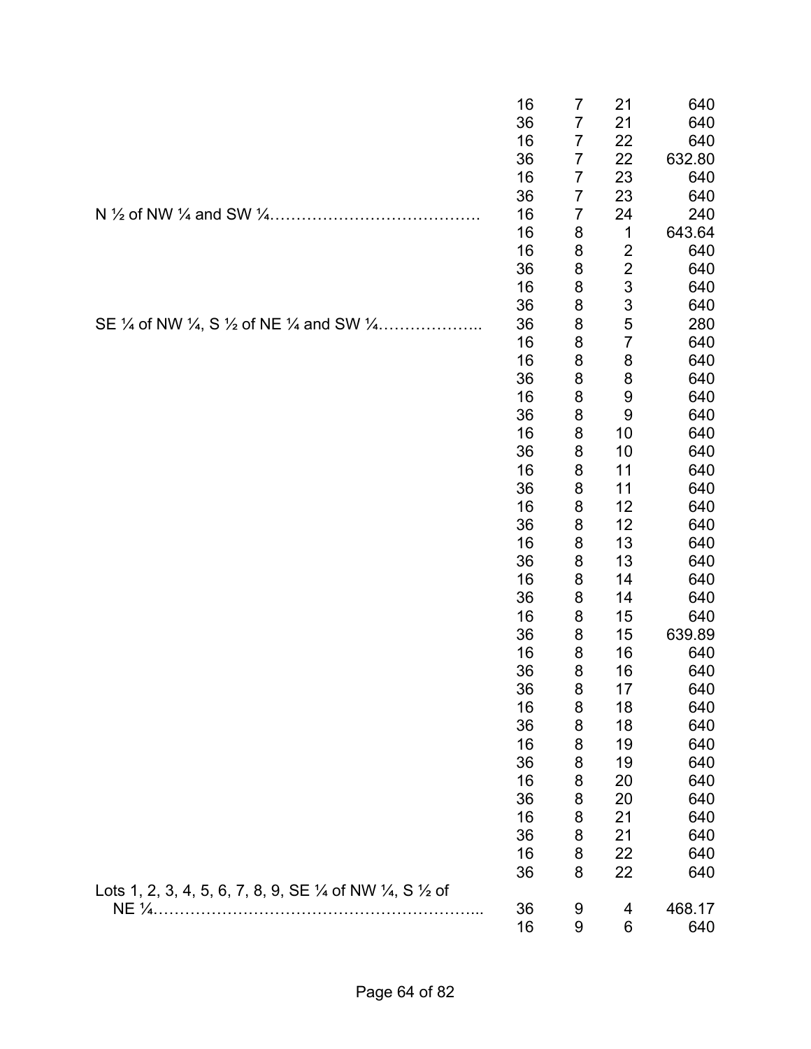| Description | Section | Township | Range | Acres |
|---|---|---|---|---|
| | 16 | 7 | 21 | 640 |
| | 36 | 7 | 21 | 640 |
| | 16 | 7 | 22 | 640 |
| | 36 | 7 | 22 | 632.80 |
| | 16 | 7 | 23 | 640 |
| | 36 | 7 | 23 | 640 |
| N ½ of NW ¼ and SW ¼…………………………………. | 16 | 7 | 24 | 240 |
| | 16 | 8 | 1 | 643.64 |
| | 16 | 8 | 2 | 640 |
| | 36 | 8 | 2 | 640 |
| | 16 | 8 | 3 | 640 |
| | 36 | 8 | 3 | 640 |
| SE ¼ of NW ¼, S ½ of NE ¼ and SW ¼……………….. | 36 | 8 | 5 | 280 |
| | 16 | 8 | 7 | 640 |
| | 16 | 8 | 8 | 640 |
| | 36 | 8 | 8 | 640 |
| | 16 | 8 | 9 | 640 |
| | 36 | 8 | 9 | 640 |
| | 16 | 8 | 10 | 640 |
| | 36 | 8 | 10 | 640 |
| | 16 | 8 | 11 | 640 |
| | 36 | 8 | 11 | 640 |
| | 16 | 8 | 12 | 640 |
| | 36 | 8 | 12 | 640 |
| | 16 | 8 | 13 | 640 |
| | 36 | 8 | 13 | 640 |
| | 16 | 8 | 14 | 640 |
| | 36 | 8 | 14 | 640 |
| | 16 | 8 | 15 | 640 |
| | 36 | 8 | 15 | 639.89 |
| | 16 | 8 | 16 | 640 |
| | 36 | 8 | 16 | 640 |
| | 36 | 8 | 17 | 640 |
| | 16 | 8 | 18 | 640 |
| | 36 | 8 | 18 | 640 |
| | 16 | 8 | 19 | 640 |
| | 36 | 8 | 19 | 640 |
| | 16 | 8 | 20 | 640 |
| | 36 | 8 | 20 | 640 |
| | 16 | 8 | 21 | 640 |
| | 36 | 8 | 21 | 640 |
| | 16 | 8 | 22 | 640 |
| | 36 | 8 | 22 | 640 |
| Lots 1, 2, 3, 4, 5, 6, 7, 8, 9, SE ¼ of NW ¼, S ½ of NE ¼…………………………………………………….. | 36 | 9 | 4 | 468.17 |
| | 16 | 9 | 6 | 640 |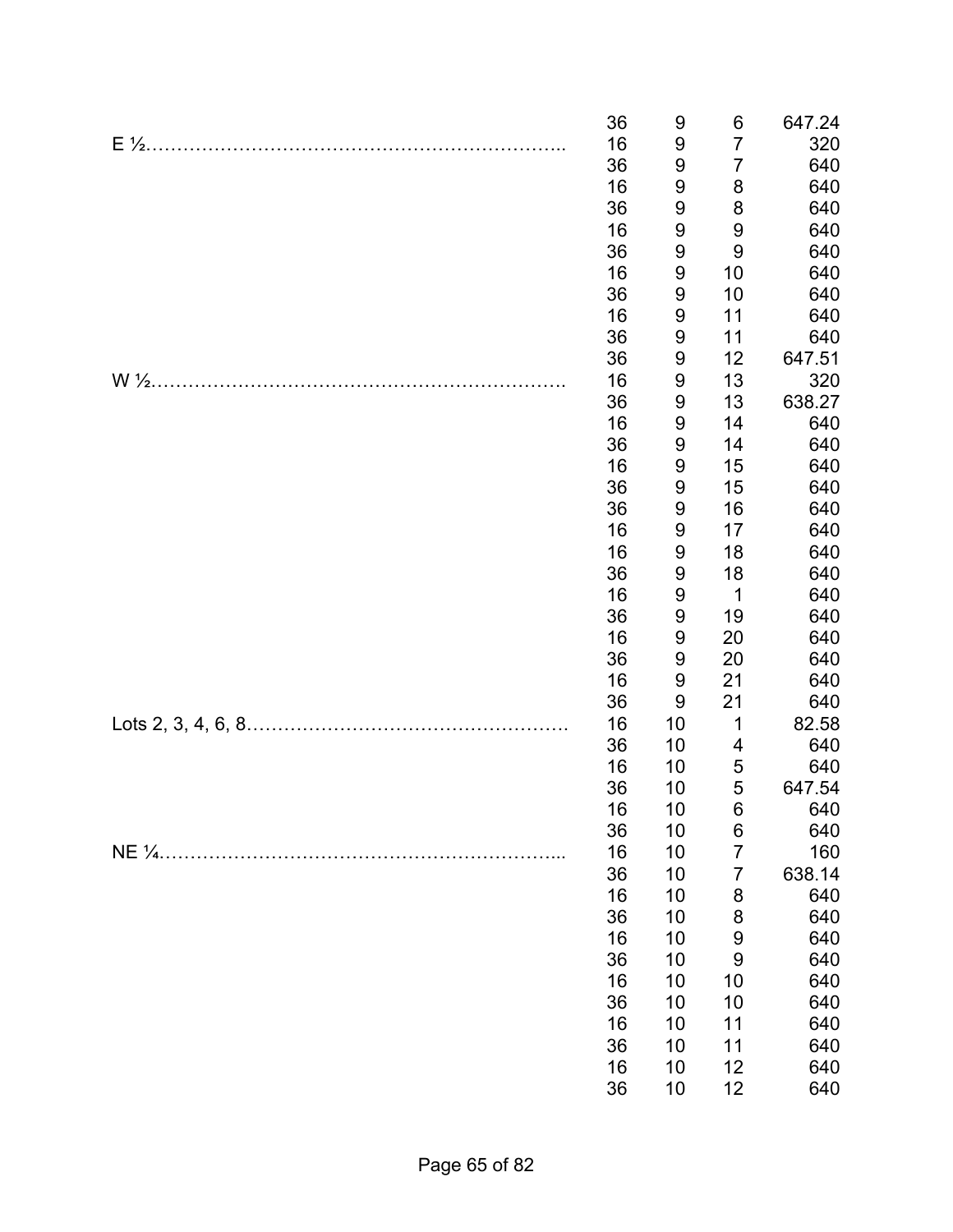| | | | | |
|---|---|---|---|---|
| | 36 | 9 | 6 | 647.24 |
| E ½……………………………………………………….. | 16 | 9 | 7 | 320 |
| | 36 | 9 | 7 | 640 |
| | 16 | 9 | 8 | 640 |
| | 36 | 9 | 8 | 640 |
| | 16 | 9 | 9 | 640 |
| | 36 | 9 | 9 | 640 |
| | 16 | 9 | 10 | 640 |
| | 36 | 9 | 10 | 640 |
| | 16 | 9 | 11 | 640 |
| | 36 | 9 | 11 | 640 |
| | 36 | 9 | 12 | 647.51 |
| W ½………………………………………………………. | 16 | 9 | 13 | 320 |
| | 36 | 9 | 13 | 638.27 |
| | 16 | 9 | 14 | 640 |
| | 36 | 9 | 14 | 640 |
| | 16 | 9 | 15 | 640 |
| | 36 | 9 | 15 | 640 |
| | 36 | 9 | 16 | 640 |
| | 16 | 9 | 17 | 640 |
| | 16 | 9 | 18 | 640 |
| | 36 | 9 | 18 | 640 |
| | 16 | 9 | 1 | 640 |
| | 36 | 9 | 19 | 640 |
| | 16 | 9 | 20 | 640 |
| | 36 | 9 | 20 | 640 |
| | 16 | 9 | 21 | 640 |
| | 36 | 9 | 21 | 640 |
| Lots 2, 3, 4, 6, 8……………………………………………. | 16 | 10 | 1 | 82.58 |
| | 36 | 10 | 4 | 640 |
| | 16 | 10 | 5 | 640 |
| | 36 | 10 | 5 | 647.54 |
| | 16 | 10 | 6 | 640 |
| | 36 | 10 | 6 | 640 |
| NE ¼………………………………………………………... | 16 | 10 | 7 | 160 |
| | 36 | 10 | 7 | 638.14 |
| | 16 | 10 | 8 | 640 |
| | 36 | 10 | 8 | 640 |
| | 16 | 10 | 9 | 640 |
| | 36 | 10 | 9 | 640 |
| | 16 | 10 | 10 | 640 |
| | 36 | 10 | 10 | 640 |
| | 16 | 10 | 11 | 640 |
| | 36 | 10 | 11 | 640 |
| | 16 | 10 | 12 | 640 |
| | 36 | 10 | 12 | 640 |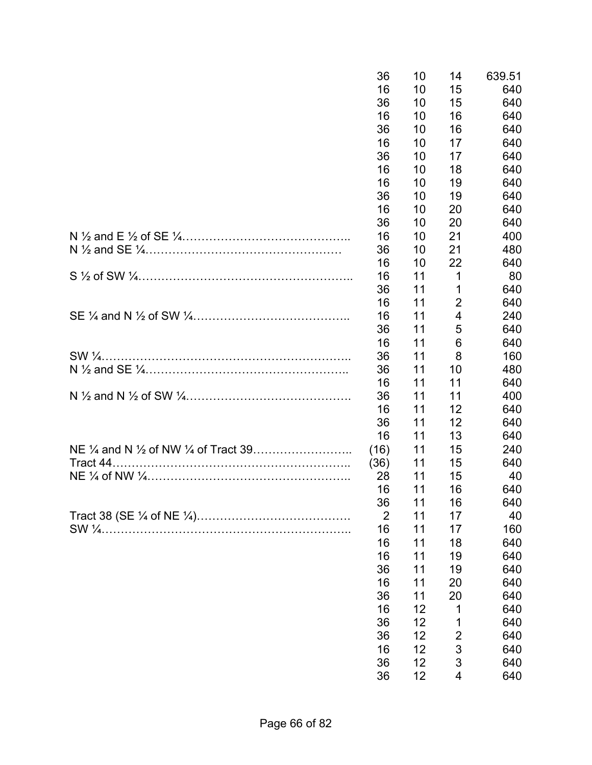| | | | | |
|---|---|---|---|---|
| | 36 | 10 | 14 | 639.51 |
| | 16 | 10 | 15 | 640 |
| | 36 | 10 | 15 | 640 |
| | 16 | 10 | 16 | 640 |
| | 36 | 10 | 16 | 640 |
| | 16 | 10 | 17 | 640 |
| | 36 | 10 | 17 | 640 |
| | 16 | 10 | 18 | 640 |
| | 16 | 10 | 19 | 640 |
| | 36 | 10 | 19 | 640 |
| | 16 | 10 | 20 | 640 |
| | 36 | 10 | 20 | 640 |
| N ½ and E ½ of SE ¼…………………………………….. | 16 | 10 | 21 | 400 |
| N ½ and SE ¼………………………………………… | 36 | 10 | 21 | 480 |
| | 16 | 10 | 22 | 640 |
| S ½ of SW ¼……………………………………………….. | 16 | 11 | 1 | 80 |
| | 36 | 11 | 1 | 640 |
| | 16 | 11 | 2 | 640 |
| SE ¼ and N ½ of SW ¼……………………………….. | 16 | 11 | 4 | 240 |
| | 36 | 11 | 5 | 640 |
| | 16 | 11 | 6 | 640 |
| SW ¼……………………………………………………….. | 36 | 11 | 8 | 160 |
| N ½ and SE ¼………………………………………….. | 36 | 11 | 10 | 480 |
| | 16 | 11 | 11 | 640 |
| N ½ and N ½ of SW ¼……………………………………. | 36 | 11 | 11 | 400 |
| | 16 | 11 | 12 | 640 |
| | 36 | 11 | 12 | 640 |
| | 16 | 11 | 13 | 640 |
| NE ¼ and N ½ of NW ¼ of Tract 39…………………….. | (16) | 11 | 15 | 240 |
| Tract 44…………………………………………………….. | (36) | 11 | 15 | 640 |
| NE ¼ of NW ¼………………………………………….. | 28 | 11 | 15 | 40 |
| | 16 | 11 | 16 | 640 |
| | 36 | 11 | 16 | 640 |
| Tract 38 (SE ¼ of NE ¼)………………………………. | 2 | 11 | 17 | 40 |
| SW ¼……………………………………………………….. | 16 | 11 | 17 | 160 |
| | 16 | 11 | 18 | 640 |
| | 16 | 11 | 19 | 640 |
| | 36 | 11 | 19 | 640 |
| | 16 | 11 | 20 | 640 |
| | 36 | 11 | 20 | 640 |
| | 16 | 12 | 1 | 640 |
| | 36 | 12 | 1 | 640 |
| | 36 | 12 | 2 | 640 |
| | 16 | 12 | 3 | 640 |
| | 36 | 12 | 3 | 640 |
| | 36 | 12 | 4 | 640 |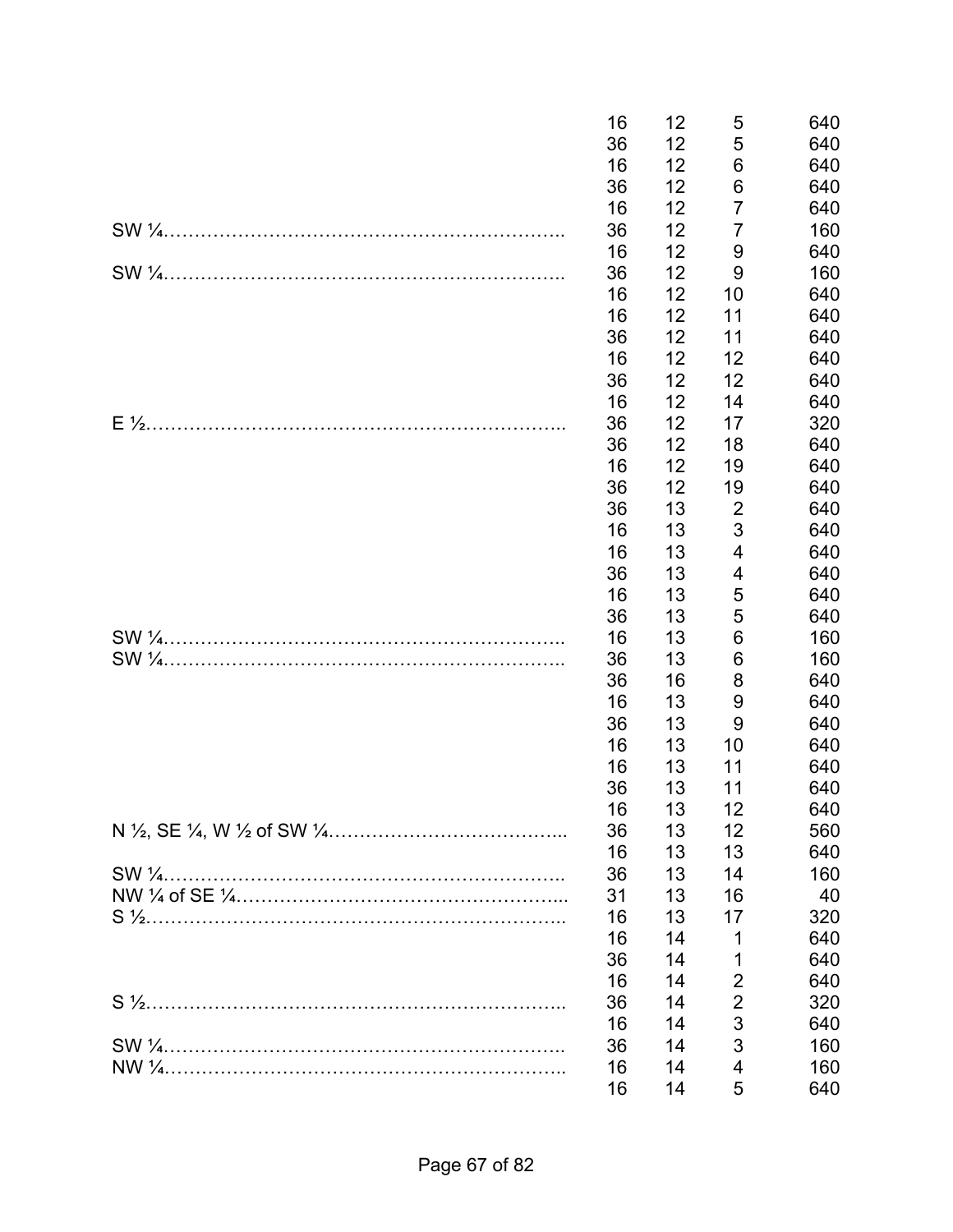| | | | | |
|---|---|---|---|---|
| | 16 | 12 | 5 | 640 |
| | 36 | 12 | 5 | 640 |
| | 16 | 12 | 6 | 640 |
| | 36 | 12 | 6 | 640 |
| | 16 | 12 | 7 | 640 |
| SW ¼……………………………………………………….. | 36 | 12 | 7 | 160 |
| | 16 | 12 | 9 | 640 |
| SW ¼……………………………………………………….. | 36 | 12 | 9 | 160 |
| | 16 | 12 | 10 | 640 |
| | 16 | 12 | 11 | 640 |
| | 36 | 12 | 11 | 640 |
| | 16 | 12 | 12 | 640 |
| | 36 | 12 | 12 | 640 |
| | 16 | 12 | 14 | 640 |
| E ½………………………………………………………….. | 36 | 12 | 17 | 320 |
| | 36 | 12 | 18 | 640 |
| | 16 | 12 | 19 | 640 |
| | 36 | 12 | 19 | 640 |
| | 36 | 13 | 2 | 640 |
| | 16 | 13 | 3 | 640 |
| | 16 | 13 | 4 | 640 |
| | 36 | 13 | 4 | 640 |
| | 16 | 13 | 5 | 640 |
| | 36 | 13 | 5 | 640 |
| SW ¼……………………………………………………….. | 16 | 13 | 6 | 160 |
| SW ¼……………………………………………………….. | 36 | 13 | 6 | 160 |
| | 36 | 16 | 8 | 640 |
| | 16 | 13 | 9 | 640 |
| | 36 | 13 | 9 | 640 |
| | 16 | 13 | 10 | 640 |
| | 16 | 13 | 11 | 640 |
| | 36 | 13 | 11 | 640 |
| | 16 | 13 | 12 | 640 |
| N ½, SE ¼, W ½ of SW ¼……………………………….. | 36 | 13 | 12 | 560 |
| | 16 | 13 | 13 | 640 |
| SW ¼………………………………………………………. | 36 | 13 | 14 | 160 |
| NW ¼ of SE ¼…………………………………………... | 31 | 13 | 16 | 40 |
| S ½………………………………………………………….. | 16 | 13 | 17 | 320 |
| | 16 | 14 | 1 | 640 |
| | 36 | 14 | 1 | 640 |
| | 16 | 14 | 2 | 640 |
| S ½………………………………………………………….. | 36 | 14 | 2 | 320 |
| | 16 | 14 | 3 | 640 |
| SW ¼………………………………………………………. | 36 | 14 | 3 | 160 |
| NW ¼……………………………………………………….. | 16 | 14 | 4 | 160 |
| | 16 | 14 | 5 | 640 |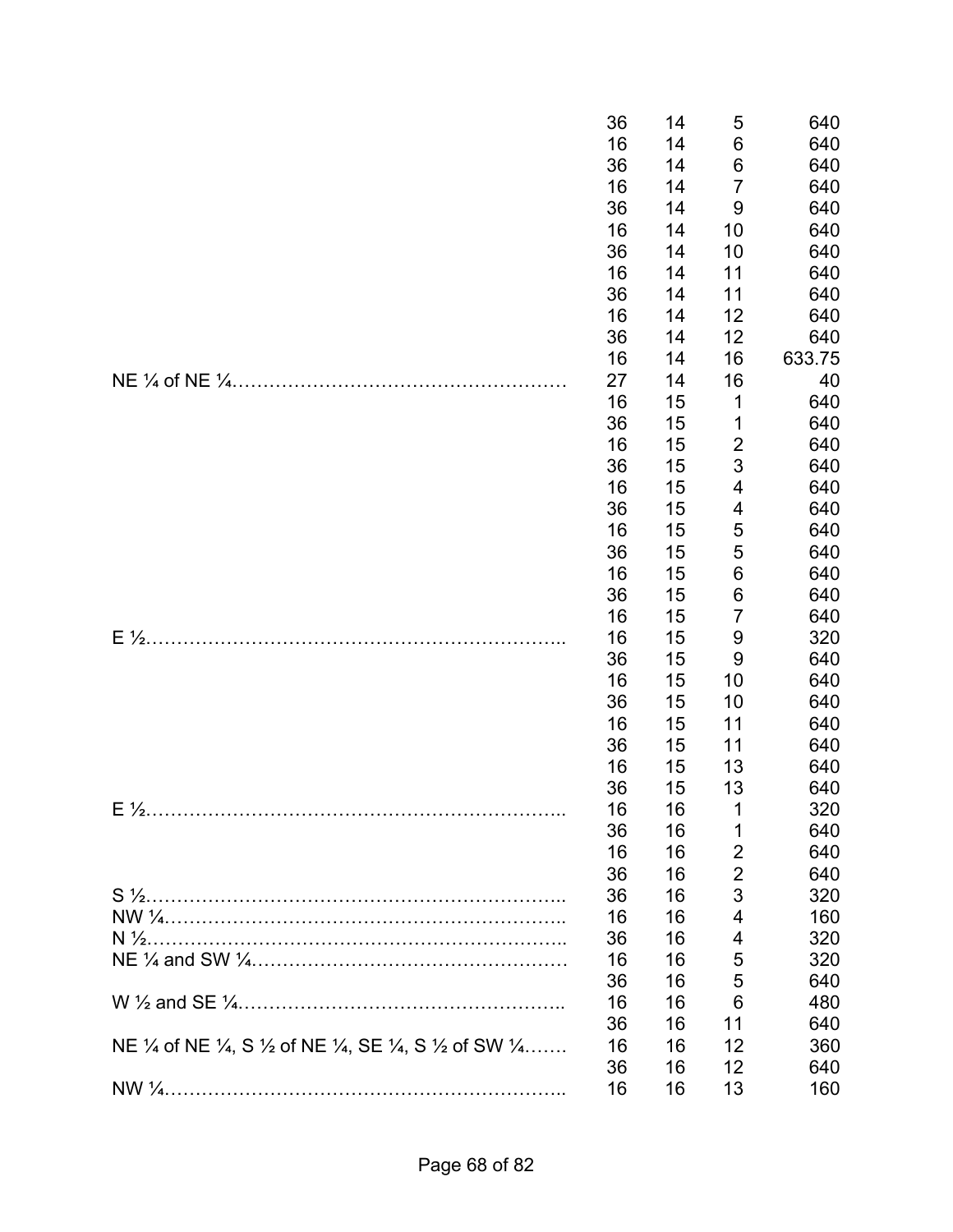| | | | | |
|---|---|---|---|---|
| | 36 | 14 | 5 | 640 |
| | 16 | 14 | 6 | 640 |
| | 36 | 14 | 6 | 640 |
| | 16 | 14 | 7 | 640 |
| | 36 | 14 | 9 | 640 |
| | 16 | 14 | 10 | 640 |
| | 36 | 14 | 10 | 640 |
| | 16 | 14 | 11 | 640 |
| | 36 | 14 | 11 | 640 |
| | 16 | 14 | 12 | 640 |
| | 36 | 14 | 12 | 640 |
| | 16 | 14 | 16 | 633.75 |
| NE ¼ of NE ¼……………………………………………… | 27 | 14 | 16 | 40 |
| | 16 | 15 | 1 | 640 |
| | 36 | 15 | 1 | 640 |
| | 16 | 15 | 2 | 640 |
| | 36 | 15 | 3 | 640 |
| | 16 | 15 | 4 | 640 |
| | 36 | 15 | 4 | 640 |
| | 16 | 15 | 5 | 640 |
| | 36 | 15 | 5 | 640 |
| | 16 | 15 | 6 | 640 |
| | 36 | 15 | 6 | 640 |
| | 16 | 15 | 7 | 640 |
| E ½………………………………………………………….. | 16 | 15 | 9 | 320 |
| | 36 | 15 | 9 | 640 |
| | 16 | 15 | 10 | 640 |
| | 36 | 15 | 10 | 640 |
| | 16 | 15 | 11 | 640 |
| | 36 | 15 | 11 | 640 |
| | 16 | 15 | 13 | 640 |
| | 36 | 15 | 13 | 640 |
| E ½………………………………………………………….. | 16 | 16 | 1 | 320 |
| | 36 | 16 | 1 | 640 |
| | 16 | 16 | 2 | 640 |
| | 36 | 16 | 2 | 640 |
| S ½………………………………………………………….. | 36 | 16 | 3 | 320 |
| NW ¼……………………………………………………….. | 16 | 16 | 4 | 160 |
| N ½………………………………………………………….. | 36 | 16 | 4 | 320 |
| NE ¼ and SW ¼…………………………………………… | 16 | 16 | 5 | 320 |
| | 36 | 16 | 5 | 640 |
| W ½ and SE ¼…………………………………………….. | 16 | 16 | 6 | 480 |
| | 36 | 16 | 11 | 640 |
| NE ¼ of NE ¼, S ½ of NE ¼, SE ¼, S ½ of SW ¼……. | 16 | 16 | 12 | 360 |
| | 36 | 16 | 12 | 640 |
| NW ¼……………………………………………………….. | 16 | 16 | 13 | 160 |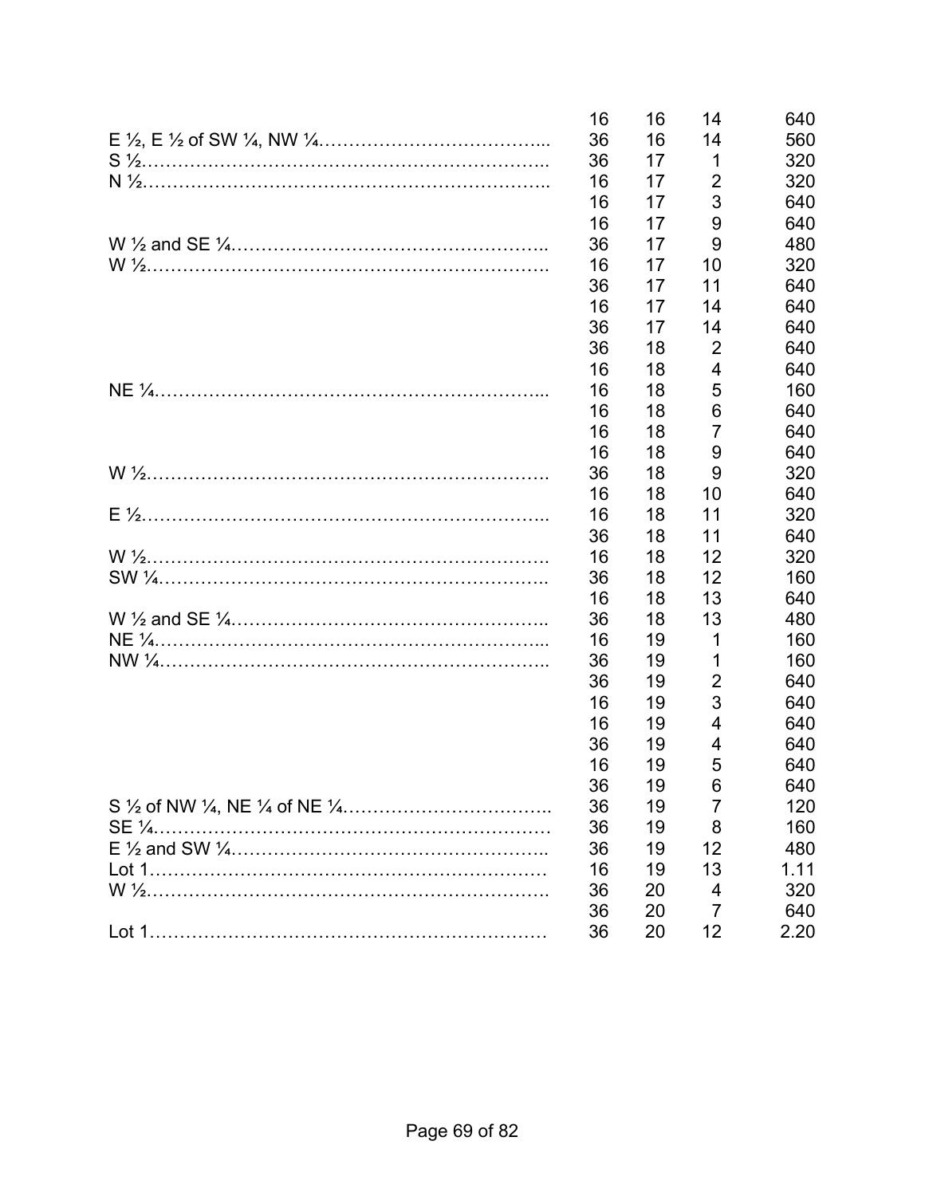| | | | | |
|---|---|---|---|---|
| | 16 | 16 | 14 | 640 |
| E ½, E ½ of SW ¼, NW ¼……………………………….. | 36 | 16 | 14 | 560 |
| S ½………………………………………………………….. | 36 | 17 | 1 | 320 |
| N ½………………………………………………………….. | 16 | 17 | 2 | 320 |
| | 16 | 17 | 3 | 640 |
| | 16 | 17 | 9 | 640 |
| W ½ and SE ¼…………………………………………….. | 36 | 17 | 9 | 480 |
| W ½…………………………………………………………. | 16 | 17 | 10 | 320 |
| | 36 | 17 | 11 | 640 |
| | 16 | 17 | 14 | 640 |
| | 36 | 17 | 14 | 640 |
| | 36 | 18 | 2 | 640 |
| | 16 | 18 | 4 | 640 |
| NE ¼………………………………………………………... | 16 | 18 | 5 | 160 |
| | 16 | 18 | 6 | 640 |
| | 16 | 18 | 7 | 640 |
| | 16 | 18 | 9 | 640 |
| W ½…………………………………………………………. | 36 | 18 | 9 | 320 |
| | 16 | 18 | 10 | 640 |
| E ½………………………………………………………….. | 16 | 18 | 11 | 320 |
| | 36 | 18 | 11 | 640 |
| W ½…………………………………………………………. | 16 | 18 | 12 | 320 |
| SW ¼……………………………………………………….. | 36 | 18 | 12 | 160 |
| | 16 | 18 | 13 | 640 |
| W ½ and SE ¼…………………………………………….. | 36 | 18 | 13 | 480 |
| NE ¼………………………………………………………... | 16 | 19 | 1 | 160 |
| NW ¼……………………………………………………….. | 36 | 19 | 1 | 160 |
| | 36 | 19 | 2 | 640 |
| | 16 | 19 | 3 | 640 |
| | 16 | 19 | 4 | 640 |
| | 36 | 19 | 4 | 640 |
| | 16 | 19 | 5 | 640 |
| | 36 | 19 | 6 | 640 |
| S ½ of NW ¼, NE ¼ of NE ¼…………………………….. | 36 | 19 | 7 | 120 |
| SE ¼………………………………………………………… | 36 | 19 | 8 | 160 |
| E ½ and SW ¼…………………………………………….. | 36 | 19 | 12 | 480 |
| Lot 1………………………………………………………… | 16 | 19 | 13 | 1.11 |
| W ½…………………………………………………………. | 36 | 20 | 4 | 320 |
| | 36 | 20 | 7 | 640 |
| Lot 1………………………………………………………… | 36 | 20 | 12 | 2.20 |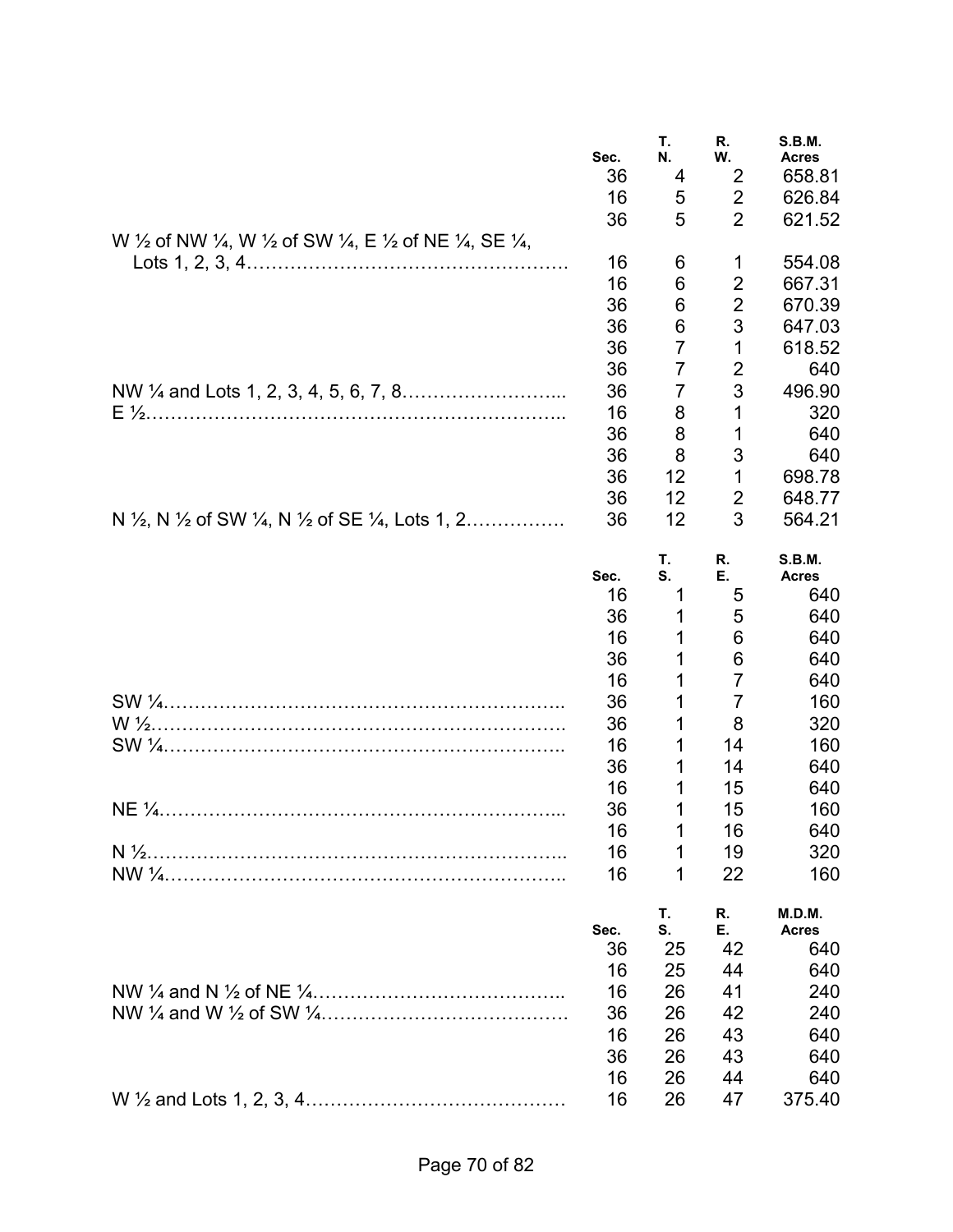| | Sec. | T. N. | R. W. | S.B.M. Acres |
|---|---|---|---|---|
| | 36 | 4 | 2 | 658.81 |
| | 16 | 5 | 2 | 626.84 |
| | 36 | 5 | 2 | 621.52 |
| W ½ of NW ¼, W ½ of SW ¼, E ½ of NE ¼, SE ¼, Lots 1, 2, 3, 4……………………………………………. | 16 | 6 | 1 | 554.08 |
| | 16 | 6 | 2 | 667.31 |
| | 36 | 6 | 2 | 670.39 |
| | 36 | 6 | 3 | 647.03 |
| | 36 | 7 | 1 | 618.52 |
| | 36 | 7 | 2 | 640 |
| NW ¼ and Lots 1, 2, 3, 4, 5, 6, 7, 8…………………….. | 36 | 7 | 3 | 496.90 |
| E ½………………………………………………………….. | 16 | 8 | 1 | 320 |
| | 36 | 8 | 1 | 640 |
| | 36 | 8 | 3 | 640 |
| | 36 | 12 | 1 | 698.78 |
| | 36 | 12 | 2 | 648.77 |
| N ½, N ½ of SW ¼, N ½ of SE ¼, Lots 1, 2……………. | 36 | 12 | 3 | 564.21 |

| | Sec. | T. S. | R. E. | S.B.M. Acres |
|---|---|---|---|---|
| | 16 | 1 | 5 | 640 |
| | 36 | 1 | 5 | 640 |
| | 16 | 1 | 6 | 640 |
| | 36 | 1 | 6 | 640 |
| | 16 | 1 | 7 | 640 |
| SW ¼………………………………………………………. | 36 | 1 | 7 | 160 |
| W ½………………………………………………………. | 36 | 1 | 8 | 320 |
| SW ¼……………………………………………………….. | 16 | 1 | 14 | 160 |
| | 36 | 1 | 14 | 640 |
| | 16 | 1 | 15 | 640 |
| NE ¼………………………………………………………... | 36 | 1 | 15 | 160 |
| | 16 | 1 | 16 | 640 |
| N ½………………………………………………………….. | 16 | 1 | 19 | 320 |
| NW ¼……………………………………………………….. | 16 | 1 | 22 | 160 |

| | Sec. | T. S. | R. E. | M.D.M. Acres |
|---|---|---|---|---|
| | 36 | 25 | 42 | 640 |
| | 16 | 25 | 44 | 640 |
| NW ¼ and N ½ of NE ¼………………………………….. | 16 | 26 | 41 | 240 |
| NW ¼ and W ½ of SW ¼…………………………………. | 36 | 26 | 42 | 240 |
| | 16 | 26 | 43 | 640 |
| | 36 | 26 | 43 | 640 |
| | 16 | 26 | 44 | 640 |
| W ½ and Lots 1, 2, 3, 4……………………………………. | 16 | 26 | 47 | 375.40 |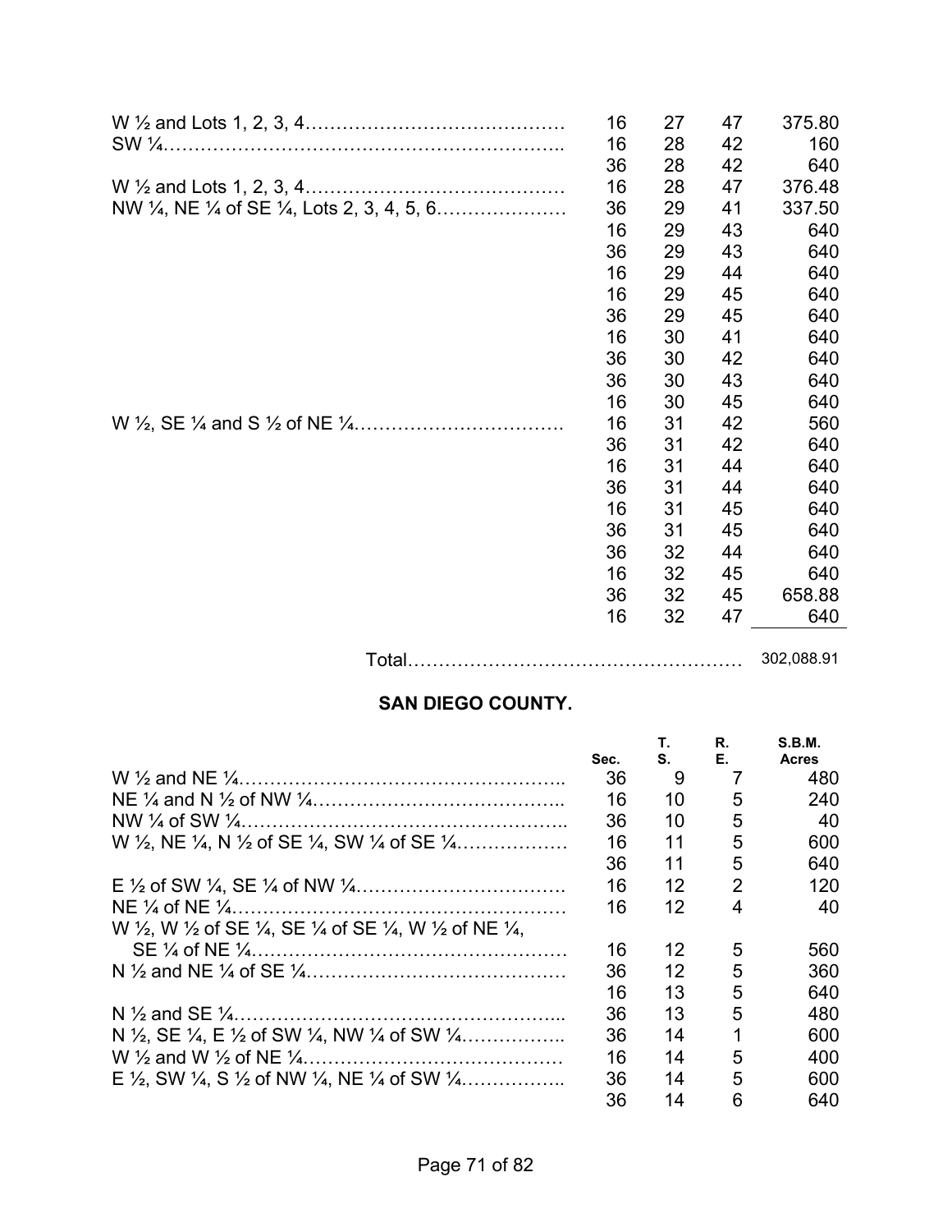| | | | | |
|---|---|---|---|---|
| W ½ and Lots 1, 2, 3, 4…………………………………… | 16 | 27 | 47 | 375.80 |
| SW ¼……………………………………………………….. | 16 | 28 | 42 | 160 |
| | 36 | 28 | 42 | 640 |
| W ½ and Lots 1, 2, 3, 4…………………………………… | 16 | 28 | 47 | 376.48 |
| NW ¼, NE ¼ of SE ¼, Lots 2, 3, 4, 5, 6………………… | 36 | 29 | 41 | 337.50 |
| | 16 | 29 | 43 | 640 |
| | 36 | 29 | 43 | 640 |
| | 16 | 29 | 44 | 640 |
| | 16 | 29 | 45 | 640 |
| | 36 | 29 | 45 | 640 |
| | 16 | 30 | 41 | 640 |
| | 36 | 30 | 42 | 640 |
| | 36 | 30 | 43 | 640 |
| | 16 | 30 | 45 | 640 |
| W ½, SE ¼ and S ½ of NE ¼…………………………… | 16 | 31 | 42 | 560 |
| | 36 | 31 | 42 | 640 |
| | 16 | 31 | 44 | 640 |
| | 36 | 31 | 44 | 640 |
| | 16 | 31 | 45 | 640 |
| | 36 | 31 | 45 | 640 |
| | 36 | 32 | 44 | 640 |
| | 16 | 32 | 45 | 640 |
| | 36 | 32 | 45 | 658.88 |
| | 16 | 32 | 47 | 640 |
| Total……………………………………………… | | | | 302,088.91 |

## SAN DIEGO COUNTY.

| | Sec. | T. S. | R. E. | S.B.M. Acres |
|---|---|---|---|---|
| W ½ and NE ¼…………………………………………….. | 36 | 9 | 7 | 480 |
| NE ¼ and N ½ of NW ¼………………………………….. | 16 | 10 | 5 | 240 |
| NW ¼ of SW ¼…………………………………………….. | 36 | 10 | 5 | 40 |
| W ½, NE ¼, N ½ of SE ¼, SW ¼ of SE ¼…………… | 16 | 11 | 5 | 600 |
| | 36 | 11 | 5 | 640 |
| E ½ of SW ¼, SE ¼ of NW ¼…………………………… | 16 | 12 | 2 | 120 |
| NE ¼ of NE ¼……………………………………………… | 16 | 12 | 4 | 40 |
| W ½, W ½ of SE ¼, SE ¼ of SE ¼, W ½ of NE ¼, SE ¼ of NE ¼…………………………………………… | 16 | 12 | 5 | 560 |
| N ½ and NE ¼ of SE ¼…………………………………… | 36 | 12 | 5 | 360 |
| | 16 | 13 | 5 | 640 |
| N ½ and SE ¼…………………………………………….. | 36 | 13 | 5 | 480 |
| N ½, SE ¼, E ½ of SW ¼, NW ¼ of SW ¼……………. | 36 | 14 | 1 | 600 |
| W ½ and W ½ of NE ¼…………………………………… | 16 | 14 | 5 | 400 |
| E ½, SW ¼, S ½ of NW ¼, NE ¼ of SW ¼……………. | 36 | 14 | 5 | 600 |
| | 36 | 14 | 6 | 640 |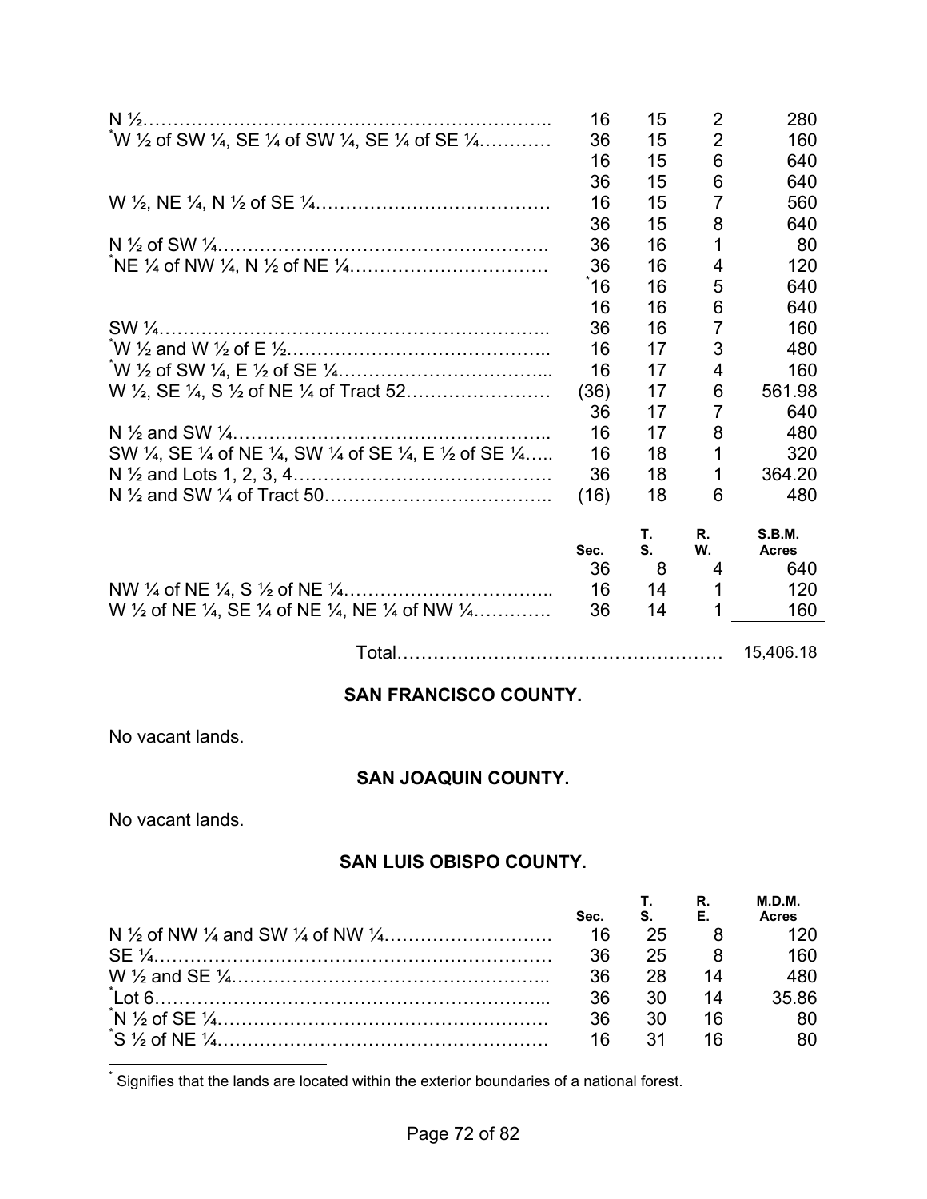| | Sec. | T. S. | R. W. | S.B.M. Acres |
|---|---|---|---|---|
| N ½………………………………………………………….. | 16 | 15 | 2 | 280 |
| *W ½ of SW ¼, SE ¼ of SW ¼, SE ¼ of SE ¼………… | 36 | 15 | 2 | 160 |
| | 16 | 15 | 6 | 640 |
| | 36 | 15 | 6 | 640 |
| W ½, NE ¼, N ½ of SE ¼………………………………… | 16 | 15 | 7 | 560 |
| | 36 | 15 | 8 | 640 |
| N ½ of SW ¼………………………………………………. | 36 | 16 | 1 | 80 |
| *NE ¼ of NW ¼, N ½ of NE ¼…………………………… | 36 | 16 | 4 | 120 |
| | *16 | 16 | 5 | 640 |
| | 16 | 16 | 6 | 640 |
| SW ¼……………………………………………………….. | 36 | 16 | 7 | 160 |
| *W ½ and W ½ of E ½…………………………………... | 16 | 17 | 3 | 480 |
| *W ½ of SW ¼, E ½ of SE ¼…………………………... | 16 | 17 | 4 | 160 |
| W ½, SE ¼, S ½ of NE ¼ of Tract 52…………………… | (36) | 17 | 6 | 561.98 |
| | 36 | 17 | 7 | 640 |
| N ½ and SW ¼…………………………………………….. | 16 | 17 | 8 | 480 |
| SW ¼, SE ¼ of NE ¼, SW ¼ of SE ¼, E ½ of SE ¼….. | 16 | 18 | 1 | 320 |
| N ½ and Lots 1, 2, 3, 4……………………………………. | 36 | 18 | 1 | 364.20 |
| N ½ and SW ¼ of Tract 50……………………………….. | (16) | 18 | 6 | 480 |

| | Sec. | T. S. | R. W. | S.B.M. Acres |
|---|---|---|---|---|
| | 36 | 8 | 4 | 640 |
| NW ¼ of NE ¼, S ½ of NE ¼…………………………….. | 16 | 14 | 1 | 120 |
| W ½ of NE ¼, SE ¼ of NE ¼, NE ¼ of NW ¼………… | 36 | 14 | 1 | 160 |
| Total……………………………………………… | | | | 15,406.18 |

## SAN FRANCISCO COUNTY.

No vacant lands.

## SAN JOAQUIN COUNTY.

No vacant lands.

## SAN LUIS OBISPO COUNTY.

| | Sec. | T. S. | R. E. | M.D.M. Acres |
|---|---|---|---|---|
| N ½ of NW ¼ and SW ¼ of NW ¼………………………. | 16 | 25 | 8 | 120 |
| SE ¼……………………………………………………… | 36 | 25 | 8 | 160 |
| W ½ and SE ¼…………………………………………... | 36 | 28 | 14 | 480 |
| *Lot 6…………………………………………………….. | 36 | 30 | 14 | 35.86 |
| *N ½ of SE ¼……………………………………………. | 36 | 30 | 16 | 80 |
| *S ½ of NE ¼……………………………………………. | 16 | 31 | 16 | 80 |

* Signifies that the lands are located within the exterior boundaries of a national forest.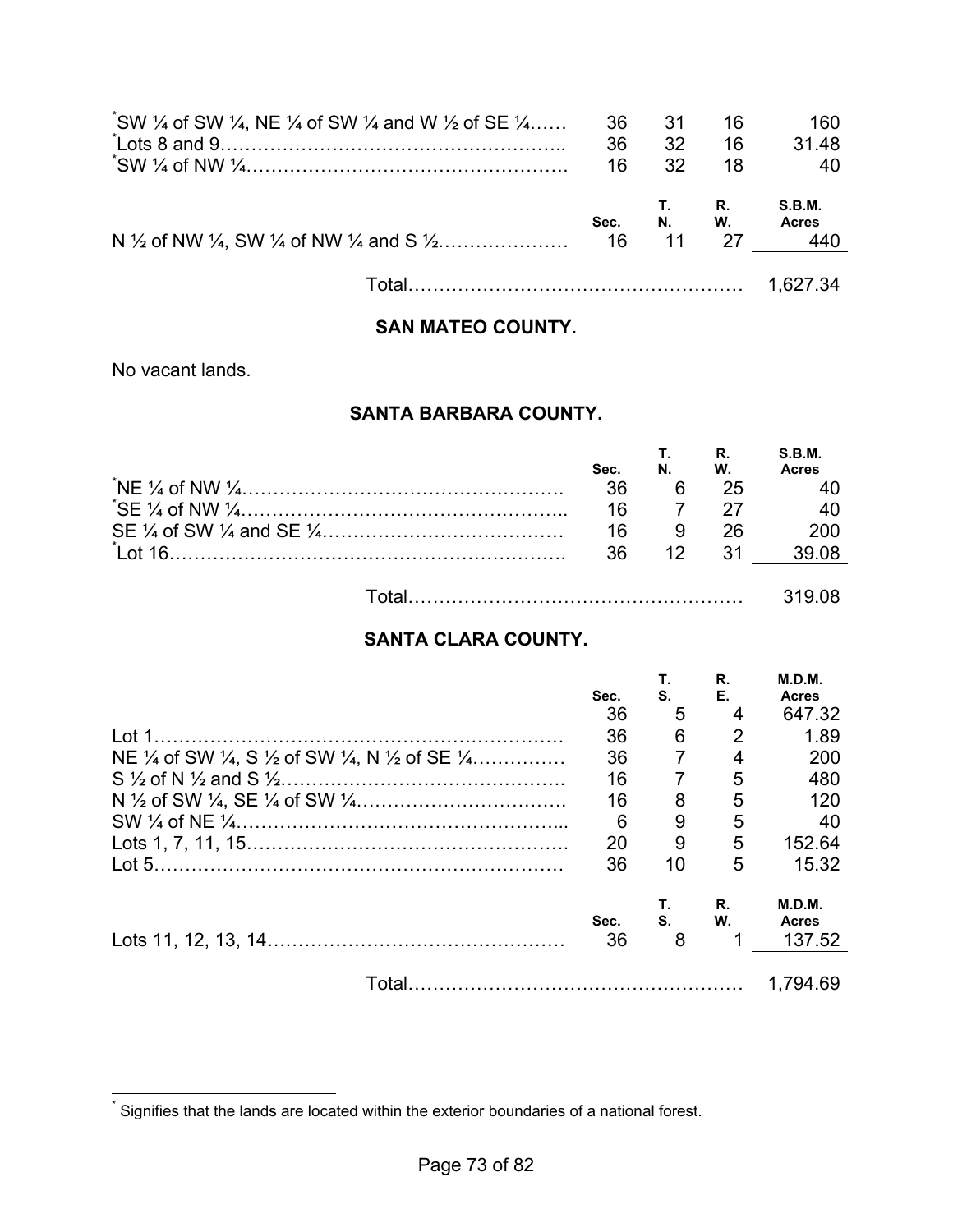| | Sec. | T. | R. | Acres |
|---|---|---|---|---|
| *SW ¼ of SW ¼, NE ¼ of SW ¼ and W ½ of SE ¼…… | 36 | 31 | 16 | 160 |
| *Lots 8 and 9……………………………………………….. | 36 | 32 | 16 | 31.48 |
| *SW ¼ of NW ¼……………………………………………. | 16 | 32 | 18 | 40 |

| | Sec. | T. N. | R. W. | S.B.M. Acres |
|---|---|---|---|---|
| N ½ of NW ¼, SW ¼ of NW ¼ and S ½………………… | 16 | 11 | 27 | 440 |
| Total……………………………………………… | | | | 1,627.34 |

## SAN MATEO COUNTY.

No vacant lands.

## SANTA BARBARA COUNTY.

| | Sec. | T. N. | R. W. | S.B.M. Acres |
|---|---|---|---|---|
| *NE ¼ of NW ¼……………………………………………. | 36 | 6 | 25 | 40 |
| *SE ¼ of NW ¼…………………………………………….. | 16 | 7 | 27 | 40 |
| SE ¼ of SW ¼ and SE ¼………………………………… | 16 | 9 | 26 | 200 |
| *Lot 16……………………………………………………. | 36 | 12 | 31 | 39.08 |
| Total……………………………………………… | | | | 319.08 |

## SANTA CLARA COUNTY.

| | Sec. | T. S. | R. E. | M.D.M. Acres |
|---|---|---|---|---|
| | 36 | 5 | 4 | 647.32 |
| Lot 1……………………………………………………… | 36 | 6 | 2 | 1.89 |
| NE ¼ of SW ¼, S ½ of SW ¼, N ½ of SE ¼………….. | 36 | 7 | 4 | 200 |
| S ½ of N ½ and S ½………………………………………. | 16 | 7 | 5 | 480 |
| N ½ of SW ¼, SE ¼ of SW ¼……………………………. | 16 | 8 | 5 | 120 |
| SW ¼ of NE ¼…………………………………………….. | 6 | 9 | 5 | 40 |
| Lots 1, 7, 11, 15……………………………………………. | 20 | 9 | 5 | 152.64 |
| Lot 5………………………………………………………… | 36 | 10 | 5 | 15.32 |

| | Sec. | T. S. | R. W. | M.D.M. Acres |
|---|---|---|---|---|
| Lots 11, 12, 13, 14………………………………………… | 36 | 8 | 1 | 137.52 |
| Total……………………………………………… | | | | 1,794.69 |

* Signifies that the lands are located within the exterior boundaries of a national forest.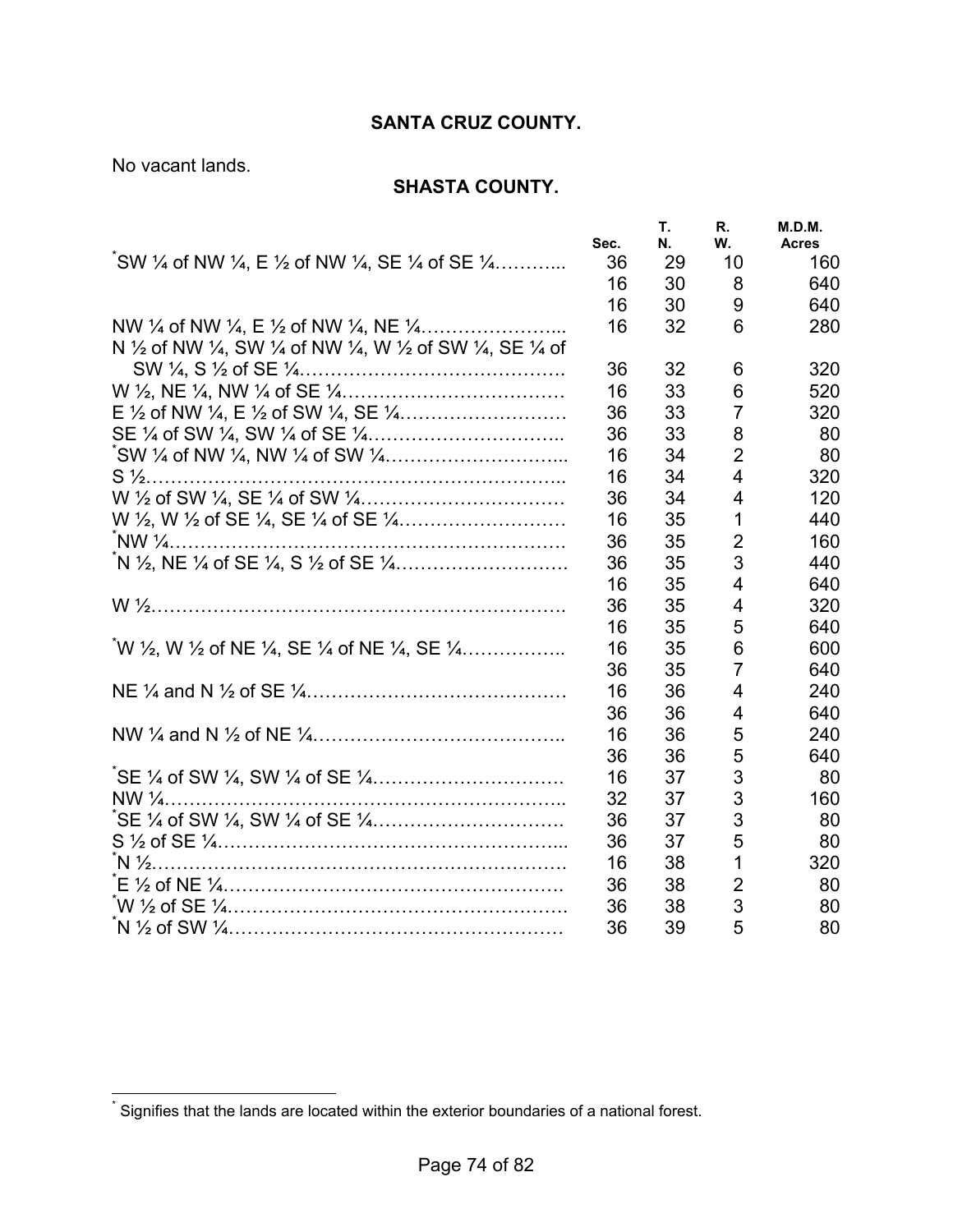## SANTA CRUZ COUNTY.

No vacant lands.

## SHASTA COUNTY.

| | Sec. | T. N. | R. W. | M.D.M. Acres |
|---|---|---|---|---|
| *SW ¼ of NW ¼, E ½ of NW ¼, SE ¼ of SE ¼……….. | 36 | 29 | 10 | 160 |
| | 16 | 30 | 8 | 640 |
| | 16 | 30 | 9 | 640 |
| NW ¼ of NW ¼, E ½ of NW ¼, NE ¼………………….. | 16 | 32 | 6 | 280 |
| N ½ of NW ¼, SW ¼ of NW ¼, W ½ of SW ¼, SE ¼ of SW ¼, S ½ of SE ¼……………………………………. | 36 | 32 | 6 | 320 |
| W ½, NE ¼, NW ¼ of SE ¼……………………………… | 16 | 33 | 6 | 520 |
| E ½ of NW ¼, E ½ of SW ¼, SE ¼……………………… | 36 | 33 | 7 | 320 |
| SE ¼ of SW ¼, SW ¼ of SE ¼………………………….. | 36 | 33 | 8 | 80 |
| *SW ¼ of NW ¼, NW ¼ of SW ¼……………………….. | 16 | 34 | 2 | 80 |
| S ½…………………………………………………………. | 16 | 34 | 4 | 320 |
| W ½ of SW ¼, SE ¼ of SW ¼…………………………… | 36 | 34 | 4 | 120 |
| W ½, W ½ of SE ¼, SE ¼ of SE ¼……………………… | 16 | 35 | 1 | 440 |
| *NW ¼………………………………………………………. | 36 | 35 | 2 | 160 |
| *N ½, NE ¼ of SE ¼, S ½ of SE ¼………………………. | 36 | 35 | 3 | 440 |
| | 16 | 35 | 4 | 640 |
| W ½…………………………………………………………. | 36 | 35 | 4 | 320 |
| | 16 | 35 | 5 | 640 |
| *W ½, W ½ of NE ¼, SE ¼ of NE ¼, SE ¼…………….. | 16 | 35 | 6 | 600 |
| | 36 | 35 | 7 | 640 |
| NE ¼ and N ½ of SE ¼…………………………………… | 16 | 36 | 4 | 240 |
| | 36 | 36 | 4 | 640 |
| NW ¼ and N ½ of NE ¼………………………………….. | 16 | 36 | 5 | 240 |
| | 36 | 36 | 5 | 640 |
| *SE ¼ of SW ¼, SW ¼ of SE ¼…………………………. | 16 | 37 | 3 | 80 |
| NW ¼……………………………………………………….. | 32 | 37 | 3 | 160 |
| *SE ¼ of SW ¼, SW ¼ of SE ¼…………………………. | 36 | 37 | 3 | 80 |
| S ½ of SE ¼……………………………………………….. | 36 | 37 | 5 | 80 |
| *N ½…………………………………………………………. | 16 | 38 | 1 | 320 |
| *E ½ of NE ¼………………………………………………. | 36 | 38 | 2 | 80 |
| *W ½ of SE ¼………………………………………………. | 36 | 38 | 3 | 80 |
| *N ½ of SW ¼………………………………………………. | 36 | 39 | 5 | 80 |

\* Signifies that the lands are located within the exterior boundaries of a national forest.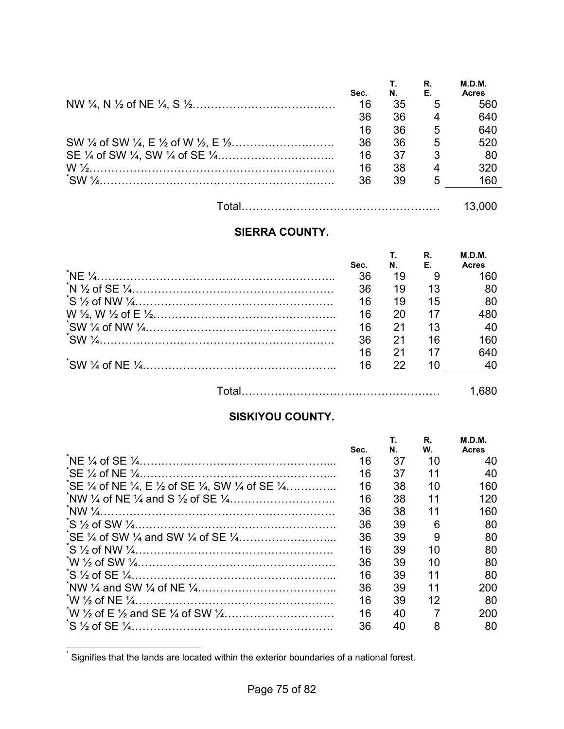| | Sec. | T. N. | R. E. | M.D.M. Acres |
|---|---|---|---|---|
| NW ¼, N ½ of NE ¼, S ½………………………………… | 16 | 35 | 5 | 560 |
| | 36 | 36 | 4 | 640 |
| | 16 | 36 | 5 | 640 |
| SW ¼ of SW ¼, E ½ of W ½, E ½……………………… | 36 | 36 | 5 | 520 |
| SE ¼ of SW ¼, SW ¼ of SE ¼………………………….. | 16 | 37 | 3 | 80 |
| W ½………………………………………………………. | 16 | 38 | 4 | 320 |
| *SW ¼……………………………………………………. | 36 | 39 | 5 | 160 |
| Total……………………………………………… | | | | 13,000 |

## SIERRA COUNTY.

| | Sec. | T. N. | R. E. | M.D.M. Acres |
|---|---|---|---|---|
| *NE ¼…………………………………………………….. | 36 | 19 | 9 | 160 |
| *N ½ of SE ¼……………………………………………. | 36 | 19 | 13 | 80 |
| *S ½ of NW ¼…………………………………………… | 16 | 19 | 15 | 80 |
| W ½, W ½ of E ½……………………………………….. | 16 | 20 | 17 | 480 |
| *SW ¼ of NW ¼…………………………………………. | 16 | 21 | 13 | 40 |
| *SW ¼……………………………………………………. | 36 | 21 | 16 | 160 |
| | 16 | 21 | 17 | 640 |
| *SW ¼ of NE ¼………………………………………….. | 16 | 22 | 10 | 40 |
| Total……………………………………………… | | | | 1,680 |

## SISKIYOU COUNTY.

| | Sec. | T. N. | R. W. | M.D.M. Acres |
|---|---|---|---|---|
| *NE ¼ of SE ¼………………………………………….. | 16 | 37 | 10 | 40 |
| *SE ¼ of NE ¼………………………………………….. | 16 | 37 | 11 | 40 |
| *SE ¼ of NE ¼, E ½ of SE ¼, SW ¼ of SE ¼………….. | 16 | 38 | 10 | 160 |
| *NW ¼ of NE ¼ and S ½ of SE ¼……………………….. | 16 | 38 | 11 | 120 |
| *NW ¼……………………………………………………. | 36 | 38 | 11 | 160 |
| *S ½ of SW ¼……………………………………………. | 36 | 39 | 6 | 80 |
| *SE ¼ of SW ¼ and SW ¼ of SE ¼……………………... | 36 | 39 | 9 | 80 |
| *S ½ of NW ¼…………………………………………… | 16 | 39 | 10 | 80 |
| *W ½ of SW ¼…………………………………………… | 36 | 39 | 10 | 80 |
| *S ½ of SE ¼…………………………………………….. | 16 | 39 | 11 | 80 |
| *NW ¼ and SW ¼ of NE ¼……………………………….. | 36 | 39 | 11 | 200 |
| *W ½ of NE ¼…………………………………………… | 16 | 39 | 12 | 80 |
| *W ½ of E ½ and SE ¼ of SW ¼………………………… | 16 | 40 | 7 | 200 |
| *S ½ of SE ¼……………………………………………. | 36 | 40 | 8 | 80 |

* Signifies that the lands are located within the exterior boundaries of a national forest.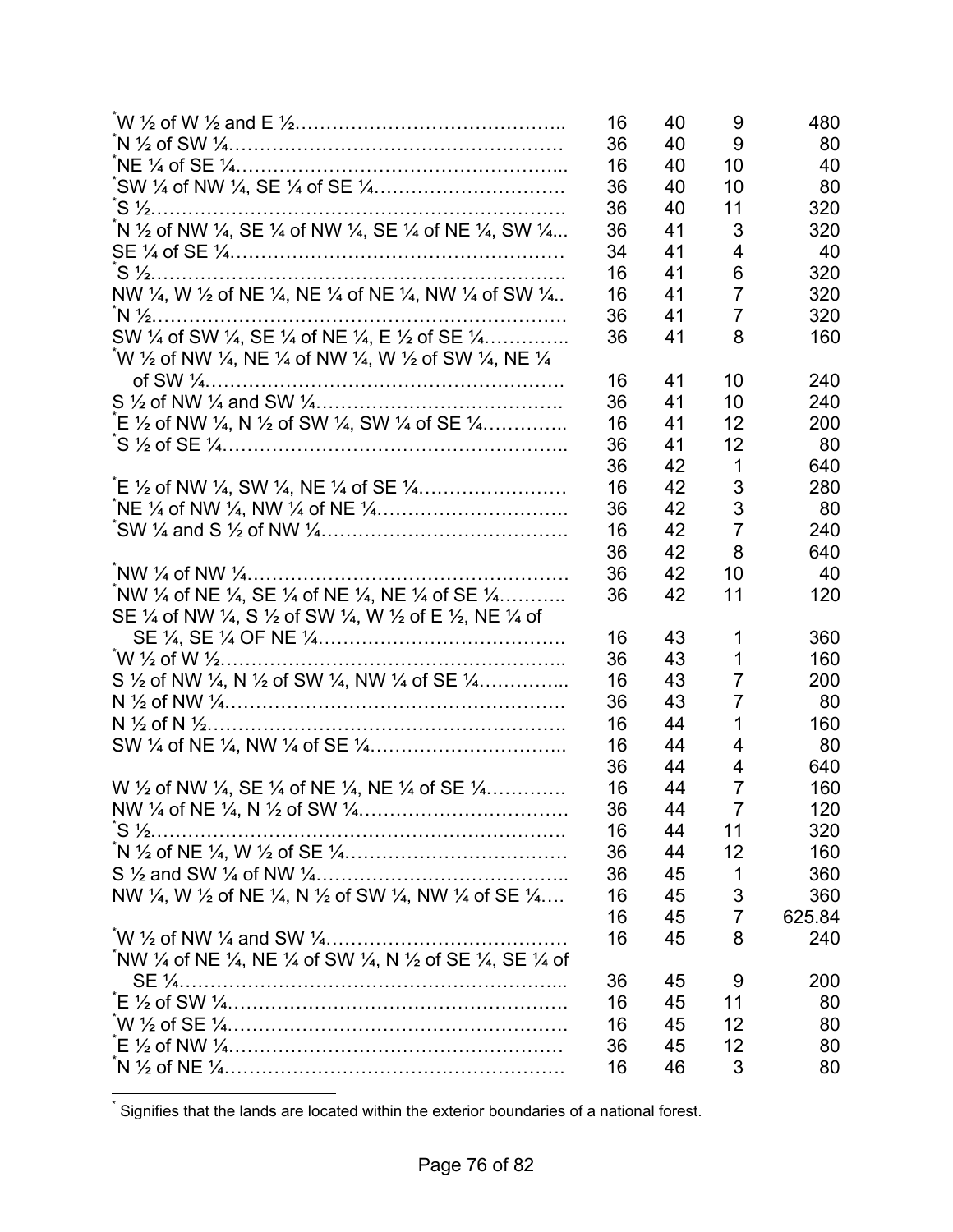| | | | | |
|---|---|---|---|---|
| *W ½ of W ½ and E ½…………………………………….. | 16 | 40 | 9 | 480 |
| *N ½ of SW ¼……………………………………………… | 36 | 40 | 9 | 80 |
| *NE ¼ of SE ¼…………………………………………….. | 16 | 40 | 10 | 40 |
| *SW ¼ of NW ¼, SE ¼ of SE ¼………………………… | 36 | 40 | 10 | 80 |
| *S ½………………………………………………………… | 36 | 40 | 11 | 320 |
| *N ½ of NW ¼, SE ¼ of NW ¼, SE ¼ of NE ¼, SW ¼... | 36 | 41 | 3 | 320 |
| SE ¼ of SE ¼……………………………………………… | 34 | 41 | 4 | 40 |
| *S ½………………………………………………………… | 16 | 41 | 6 | 320 |
| NW ¼, W ½ of NE ¼, NE ¼ of NE ¼, NW ¼ of SW ¼.. | 16 | 41 | 7 | 320 |
| *N ½………………………………………………………… | 36 | 41 | 7 | 320 |
| SW ¼ of SW ¼, SE ¼ of NE ¼, E ½ of SE ¼………….. | 36 | 41 | 8 | 160 |
| *W ½ of NW ¼, NE ¼ of NW ¼, W ½ of SW ¼, NE ¼ of SW ¼………………………………………………… | 16 | 41 | 10 | 240 |
| S ½ of NW ¼ and SW ¼………………………………. | 36 | 41 | 10 | 240 |
| *E ½ of NW ¼, N ½ of SW ¼, SW ¼ of SE ¼………….. | 16 | 41 | 12 | 200 |
| *S ½ of SE ¼……………………………………………….. | 36 | 41 | 12 | 80 |
| | 36 | 42 | 1 | 640 |
| *E ½ of NW ¼, SW ¼, NE ¼ of SE ¼…………………… | 16 | 42 | 3 | 280 |
| *NE ¼ of NW ¼, NW ¼ of NE ¼…………………………. | 36 | 42 | 3 | 80 |
| *SW ¼ and S ½ of NW ¼…………………………………. | 16 | 42 | 7 | 240 |
| | 36 | 42 | 8 | 640 |
| *NW ¼ of NW ¼……………………………………………. | 36 | 42 | 10 | 40 |
| *NW ¼ of NE ¼, SE ¼ of NE ¼, NE ¼ of SE ¼……….. | 36 | 42 | 11 | 120 |
| SE ¼ of NW ¼, S ½ of SW ¼, W ½ of E ½, NE ¼ of SE ¼, SE ¼ OF NE ¼…………………………………. | 16 | 43 | 1 | 360 |
| *W ½ of W ½……………………………………………….. | 36 | 43 | 1 | 160 |
| S ½ of NW ¼, N ½ of SW ¼, NW ¼ of SE ¼………….... | 16 | 43 | 7 | 200 |
| N ½ of NW ¼……………………………………………… | 36 | 43 | 7 | 80 |
| N ½ of N ½…………………………………………………. | 16 | 44 | 1 | 160 |
| SW ¼ of NE ¼, NW ¼ of SE ¼………………………….. | 16 | 44 | 4 | 80 |
| | 36 | 44 | 4 | 640 |
| W ½ of NW ¼, SE ¼ of NE ¼, NE ¼ of SE ¼…………. | 16 | 44 | 7 | 160 |
| NW ¼ of NE ¼, N ½ of SW ¼……………………………. | 36 | 44 | 7 | 120 |
| *S ½………………………………………………………… | 16 | 44 | 11 | 320 |
| *N ½ of NE ¼, W ½ of SE ¼……………………………… | 36 | 44 | 12 | 160 |
| S ½ and SW ¼ of NW ¼…………………………………. | 36 | 45 | 1 | 360 |
| NW ¼, W ½ of NE ¼, N ½ of SW ¼, NW ¼ of SE ¼…. | 16 | 45 | 3 | 360 |
| | 16 | 45 | 7 | 625.84 |
| *W ½ of NW ¼ and SW ¼………………………………… | 16 | 45 | 8 | 240 |
| *NW ¼ of NE ¼, NE ¼ of SW ¼, N ½ of SE ¼, SE ¼ of SE ¼……………………………………………………... | 36 | 45 | 9 | 200 |
| *E ½ of SW ¼……………………………………………… | 16 | 45 | 11 | 80 |
| *W ½ of SE ¼……………………………………………… | 16 | 45 | 12 | 80 |
| *E ½ of NW ¼……………………………………………… | 36 | 45 | 12 | 80 |
| *N ½ of NE ¼……………………………………………… | 16 | 46 | 3 | 80 |

* Signifies that the lands are located within the exterior boundaries of a national forest.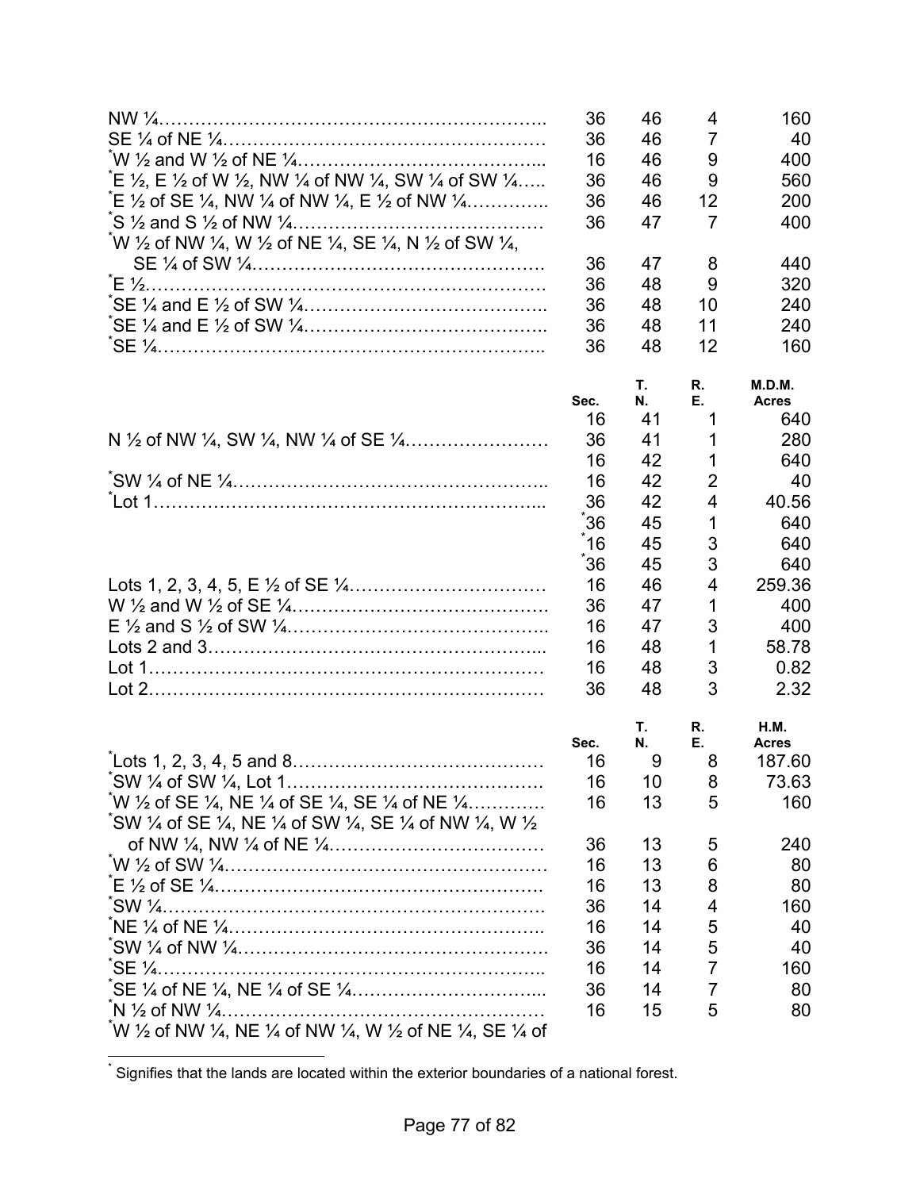| | Sec. | T. N. | R. E. | Acres |
|---|---|---|---|---|
| NW ¼………………………………………………………. | 36 | 46 | 4 | 160 |
| SE ¼ of NE ¼……………………………………………… | 36 | 46 | 7 | 40 |
| *W ½ and W ½ of NE ¼…………………………………... | 16 | 46 | 9 | 400 |
| *E ½, E ½ of W ½, NW ¼ of NW ¼, SW ¼ of SW ¼….. | 36 | 46 | 9 | 560 |
| *E ½ of SE ¼, NW ¼ of NW ¼, E ½ of NW ¼…………. | 36 | 46 | 12 | 200 |
| *S ½ and S ½ of NW ¼…………………………………… | 36 | 47 | 7 | 400 |
| *W ½ of NW ¼, W ½ of NE ¼, SE ¼, N ½ of SW ¼, SE ¼ of SW ¼…………………………………………. | 36 | 47 | 8 | 440 |
| *E ½………………………………………………………. | 36 | 48 | 9 | 320 |
| *SE ¼ and E ½ of SW ¼………………………………….. | 36 | 48 | 10 | 240 |
| *SE ¼ and E ½ of SW ¼………………………………….. | 36 | 48 | 11 | 240 |
| *SE ¼…………………………………………………….. | 36 | 48 | 12 | 160 |

| | Sec. | T. N. | R. E. | M.D.M. Acres |
|---|---|---|---|---|
| | 16 | 41 | 1 | 640 |
| N ½ of NW ¼, SW ¼, NW ¼ of SE ¼…………………… | 36 | 41 | 1 | 280 |
| | 16 | 42 | 1 | 640 |
| *SW ¼ of NE ¼…………………………………………….. | 16 | 42 | 2 | 40 |
| *Lot 1……………………………………………………... | 36 | 42 | 4 | 40.56 |
| | *36 | 45 | 1 | 640 |
| | *16 | 45 | 3 | 640 |
| | *36 | 45 | 3 | 640 |
| Lots 1, 2, 3, 4, 5, E ½ of SE ¼……………………………. | 16 | 46 | 4 | 259.36 |
| W ½ and W ½ of SE ¼……………………………………. | 36 | 47 | 1 | 400 |
| E ½ and S ½ of SW ¼…………………………………….. | 16 | 47 | 3 | 400 |
| Lots 2 and 3……………………………………………... | 16 | 48 | 1 | 58.78 |
| Lot 1……………………………………………………… | 16 | 48 | 3 | 0.82 |
| Lot 2……………………………………………………… | 36 | 48 | 3 | 2.32 |

| | Sec. | T. N. | R. E. | H.M. Acres |
|---|---|---|---|---|
| *Lots 1, 2, 3, 4, 5 and 8…………………………………… | 16 | 9 | 8 | 187.60 |
| *SW ¼ of SW ¼, Lot 1……………………………………. | 16 | 10 | 8 | 73.63 |
| *W ½ of SE ¼, NE ¼ of SE ¼, SE ¼ of NE ¼………… | 16 | 13 | 5 | 160 |
| *SW ¼ of SE ¼, NE ¼ of SW ¼, SE ¼ of NW ¼, W ½ of NW ¼, NW ¼ of NE ¼……………………………… | 36 | 13 | 5 | 240 |
| *W ½ of SW ¼……………………………………………… | 16 | 13 | 6 | 80 |
| *E ½ of SE ¼……………………………………………… | 16 | 13 | 8 | 80 |
| *SW ¼……………………………………………………. | 36 | 14 | 4 | 160 |
| *NE ¼ of NE ¼…………………………………………….. | 16 | 14 | 5 | 40 |
| *SW ¼ of NW ¼……………………………………………. | 36 | 14 | 5 | 40 |
| *SE ¼…………………………………………………….. | 16 | 14 | 7 | 160 |
| *SE ¼ of NE ¼, NE ¼ of SE ¼…………………………... | 36 | 14 | 7 | 80 |
| *N ½ of NW ¼……………………………………………… | 16 | 15 | 5 | 80 |
| *W ½ of NW ¼, NE ¼ of NW ¼, W ½ of NE ¼, SE ¼ of | | | | |

* Signifies that the lands are located within the exterior boundaries of a national forest.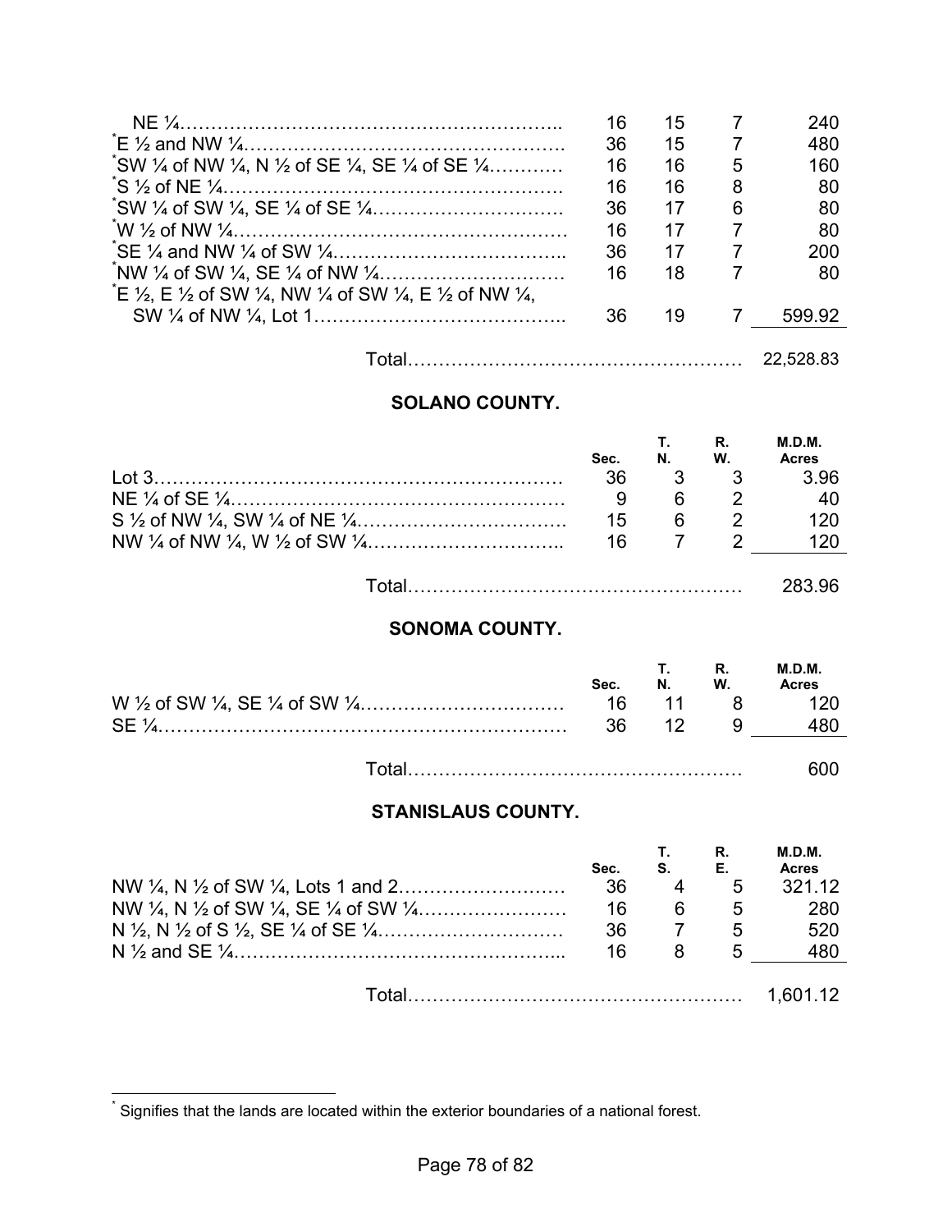| | | | | |
|---|---|---|---|---|
| NE ¼ | 16 | 15 | 7 | 240 |
| *E ½ and NW ¼ | 36 | 15 | 7 | 480 |
| *SW ¼ of NW ¼, N ½ of SE ¼, SE ¼ of SE ¼ | 16 | 16 | 5 | 160 |
| *S ½ of NE ¼ | 16 | 16 | 8 | 80 |
| *SW ¼ of SW ¼, SE ¼ of SE ¼ | 36 | 17 | 6 | 80 |
| *W ½ of NW ¼ | 16 | 17 | 7 | 80 |
| *SE ¼ and NW ¼ of SW ¼ | 36 | 17 | 7 | 200 |
| *NW ¼ of SW ¼, SE ¼ of NW ¼ | 16 | 18 | 7 | 80 |
| *E ½, E ½ of SW ¼, NW ¼ of SW ¼, E ½ of NW ¼, SW ¼ of NW ¼, Lot 1 | 36 | 19 | 7 | 599.92 |
| Total | | | | 22,528.83 |

## SOLANO COUNTY.

| | Sec. | T. N. | R. W. | M.D.M. Acres |
|---|---|---|---|---|
| Lot 3 | 36 | 3 | 3 | 3.96 |
| NE ¼ of SE ¼ | 9 | 6 | 2 | 40 |
| S ½ of NW ¼, SW ¼ of NE ¼ | 15 | 6 | 2 | 120 |
| NW ¼ of NW ¼, W ½ of SW ¼ | 16 | 7 | 2 | 120 |
| Total | | | | 283.96 |

## SONOMA COUNTY.

| | Sec. | T. N. | R. W. | M.D.M. Acres |
|---|---|---|---|---|
| W ½ of SW ¼, SE ¼ of SW ¼ | 16 | 11 | 8 | 120 |
| SE ¼ | 36 | 12 | 9 | 480 |
| Total | | | | 600 |

## STANISLAUS COUNTY.

| | Sec. | T. S. | R. E. | M.D.M. Acres |
|---|---|---|---|---|
| NW ¼, N ½ of SW ¼, Lots 1 and 2 | 36 | 4 | 5 | 321.12 |
| NW ¼, N ½ of SW ¼, SE ¼ of SW ¼ | 16 | 6 | 5 | 280 |
| N ½, N ½ of S ½, SE ¼ of SE ¼ | 36 | 7 | 5 | 520 |
| N ½ and SE ¼ | 16 | 8 | 5 | 480 |
| Total | | | | 1,601.12 |

* Signifies that the lands are located within the exterior boundaries of a national forest.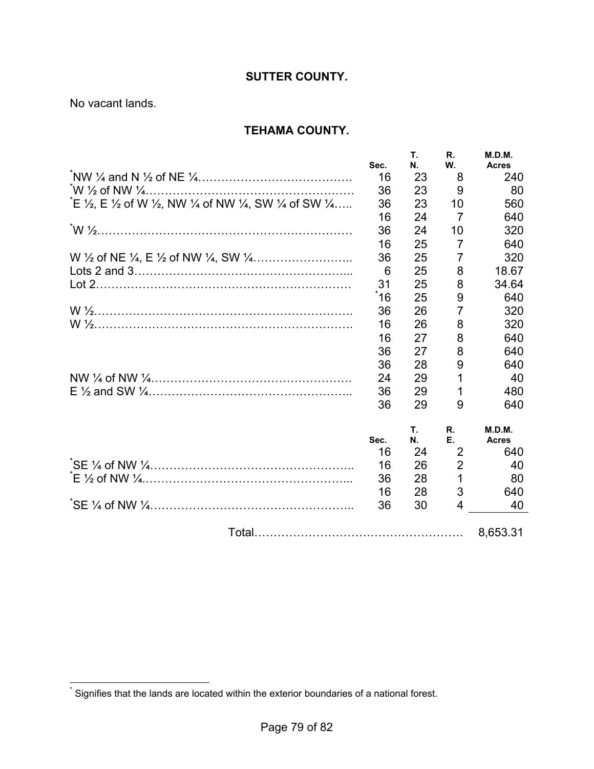## SUTTER COUNTY.

No vacant lands.

## TEHAMA COUNTY.

| | Sec. | T. N. | R. W. | M.D.M. Acres |
|---|---|---|---|---|
| *NW ¼ and N ½ of NE ¼…………………………………. | 16 | 23 | 8 | 240 |
| *W ½ of NW ¼………………………………………………… | 36 | 23 | 9 | 80 |
| *E ½, E ½ of W ½, NW ¼ of NW ¼, SW ¼ of SW ¼….. | 36 | 23 | 10 | 560 |
| | 16 | 24 | 7 | 640 |
| *W ½………………………………………………………… | 36 | 24 | 10 | 320 |
| | 16 | 25 | 7 | 640 |
| W ½ of NE ¼, E ½ of NW ¼, SW ¼…………………….. | 36 | 25 | 7 | 320 |
| Lots 2 and 3………………………………………………... | 6 | 25 | 8 | 18.67 |
| Lot 2………………………………………………………… | 31 | 25 | 8 | 34.64 |
| | *16 | 25 | 9 | 640 |
| W ½…………………………………………………………. | 36 | 26 | 7 | 320 |
| W ½………………………………………………………….. | 16 | 26 | 8 | 320 |
| | 16 | 27 | 8 | 640 |
| | 36 | 27 | 8 | 640 |
| | 36 | 28 | 9 | 640 |
| NW ¼ of NW ¼……………………………………………. | 24 | 29 | 1 | 40 |
| E ½ and SW ¼…………………………………………….. | 36 | 29 | 1 | 480 |
| | 36 | 29 | 9 | 640 |

| | Sec. | T. N. | R. E. | M.D.M. Acres |
|---|---|---|---|---|
| | 16 | 24 | 2 | 640 |
| *SE ¼ of NW ¼…………………………………………….. | 16 | 26 | 2 | 40 |
| *E ½ of NW ¼……………………………………………... | 36 | 28 | 1 | 80 |
| | 16 | 28 | 3 | 640 |
| *SE ¼ of NW ¼…………………………………………….. | 36 | 30 | 4 | 40 |
| Total……………………………………………… | | | | 8,653.31 |

* Signifies that the lands are located within the exterior boundaries of a national forest.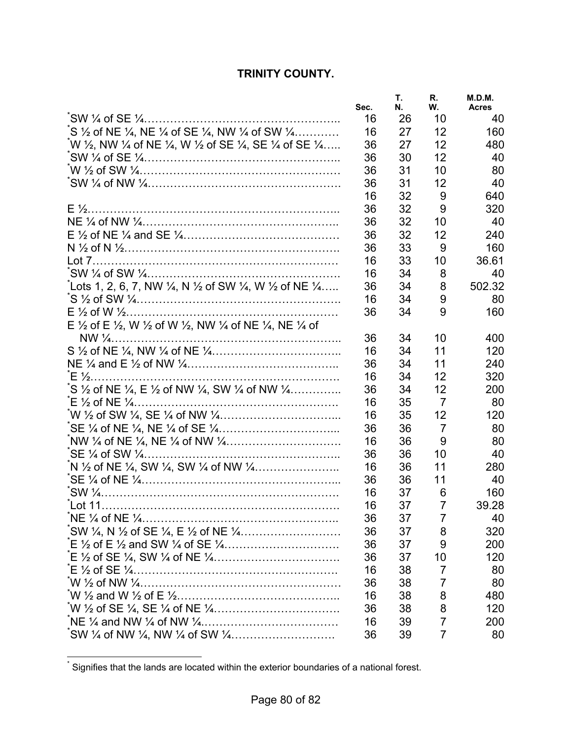## TRINITY COUNTY.

| | Sec. | T. N. | R. W. | M.D.M. Acres |
|---|---|---|---|---|
| *SW ¼ of SE ¼…………………………………………… | 16 | 26 | 10 | 40 |
| *S ½ of NE ¼, NE ¼ of SE ¼, NW ¼ of SW ¼………… | 16 | 27 | 12 | 160 |
| *W ½, NW ¼ of NE ¼, W ½ of SE ¼, SE ¼ of SE ¼….. | 36 | 27 | 12 | 480 |
| *SW ¼ of SE ¼…………………………………………… | 36 | 30 | 12 | 40 |
| *W ½ of SW ¼…………………………………………… | 36 | 31 | 10 | 80 |
| *SW ¼ of NW ¼…………………………………………… | 36 | 31 | 12 | 40 |
| | 16 | 32 | 9 | 640 |
| E ½………………………………………………………… | 36 | 32 | 9 | 320 |
| NE ¼ of NW ¼…………………………………………… | 36 | 32 | 10 | 40 |
| E ½ of NE ¼ and SE ¼………………………………… | 36 | 32 | 12 | 240 |
| N ½ of N ½……………………………………………… | 36 | 33 | 9 | 160 |
| Lot 7……………………………………………………… | 16 | 33 | 10 | 36.61 |
| *SW ¼ of SW ¼…………………………………………… | 16 | 34 | 8 | 40 |
| *Lots 1, 2, 6, 7, NW ¼, N ½ of SW ¼, W ½ of NE ¼….. | 36 | 34 | 8 | 502.32 |
| *S ½ of SW ¼……………………………………………… | 16 | 34 | 9 | 80 |
| E ½ of W ½……………………………………………… | 36 | 34 | 9 | 160 |
| E ½ of E ½, W ½ of W ½, NW ¼ of NE ¼, NE ¼ of NW ¼…………………………………………………… | 36 | 34 | 10 | 400 |
| S ½ of NE ¼, NW ¼ of NE ¼…………………………… | 16 | 34 | 11 | 120 |
| NE ¼ and E ½ of NW ¼………………………………… | 36 | 34 | 11 | 240 |
| *E ½………………………………………………………… | 16 | 34 | 12 | 320 |
| *S ½ of NE ¼, E ½ of NW ¼, SW ¼ of NW ¼………….. | 36 | 34 | 12 | 200 |
| *E ½ of NE ¼……………………………………………… | 16 | 35 | 7 | 80 |
| *W ½ of SW ¼, SE ¼ of NW ¼………………………….. | 16 | 35 | 12 | 120 |
| *SE ¼ of NE ¼, NE ¼ of SE ¼………………………….. | 36 | 36 | 7 | 80 |
| *NW ¼ of NE ¼, NE ¼ of NW ¼………………………… | 16 | 36 | 9 | 80 |
| *SE ¼ of SW ¼…………………………………………… | 36 | 36 | 10 | 40 |
| *N ½ of NE ¼, SW ¼, SW ¼ of NW ¼………………….. | 16 | 36 | 11 | 280 |
| *SE ¼ of NE ¼……………………………………………. | 36 | 36 | 11 | 40 |
| *SW ¼……………………………………………………… | 16 | 37 | 6 | 160 |
| *Lot 11……………………………………………………. | 16 | 37 | 7 | 39.28 |
| *NE ¼ of NE ¼…………………………………………… | 36 | 37 | 7 | 40 |
| *SW ¼, N ½ of SE ¼, E ½ of NE ¼…………………… | 36 | 37 | 8 | 320 |
| *E ½ of E ½ and SW ¼ of SE ¼………………………… | 36 | 37 | 9 | 200 |
| *E ½ of SE ¼, SW ¼ of NE ¼…………………………… | 36 | 37 | 10 | 120 |
| *E ½ of SE ¼……………………………………………… | 16 | 38 | 7 | 80 |
| *W ½ of NW ¼……………………………………………. | 36 | 38 | 7 | 80 |
| *W ½ and W ½ of E ½…………………………………... | 16 | 38 | 8 | 480 |
| *W ½ of SE ¼, SE ¼ of NE ¼…………………………… | 36 | 38 | 8 | 120 |
| *NE ¼ and NW ¼ of NW ¼……………………………… | 16 | 39 | 7 | 200 |
| *SW ¼ of NW ¼, NW ¼ of SW ¼……………………… | 36 | 39 | 7 | 80 |

* Signifies that the lands are located within the exterior boundaries of a national forest.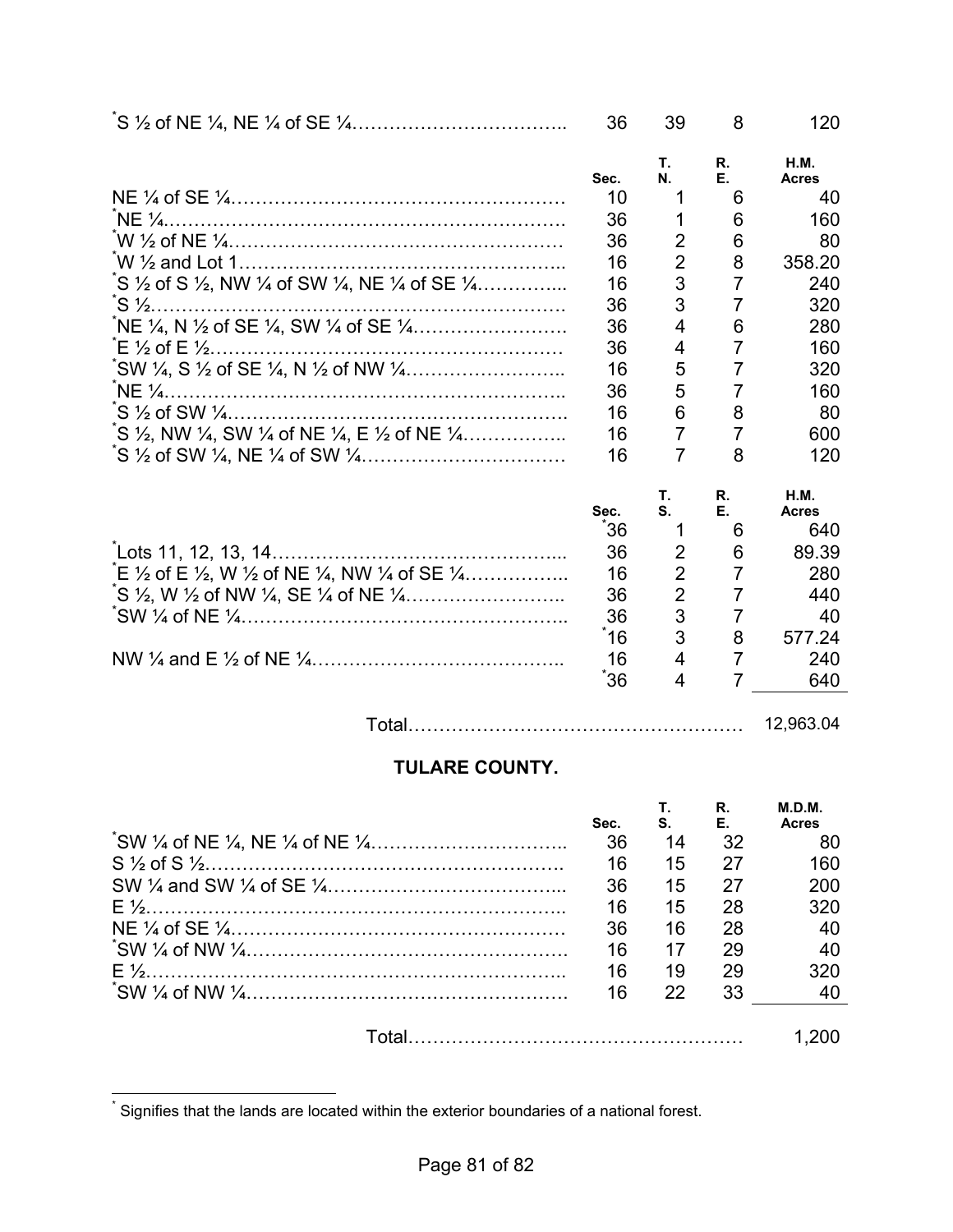| | | | | |
|---|---|---|---|---|
| *S ½ of NE ¼, NE ¼ of SE ¼…………………………… | 36 | 39 | 8 | 120 |

| | Sec. | T. N. | R. E. | H.M. Acres |
|---|---|---|---|---|
| NE ¼ of SE ¼……………………………………………… | 10 | 1 | 6 | 40 |
| *NE ¼……………………………………………………… | 36 | 1 | 6 | 160 |
| *W ½ of NE ¼…………………………………………… | 36 | 2 | 6 | 80 |
| *W ½ and Lot 1………………………………………… | 16 | 2 | 8 | 358.20 |
| *S ½ of S ½, NW ¼ of SW ¼, NE ¼ of SE ¼………….. | 16 | 3 | 7 | 240 |
| *S ½………………………………………………………. | 36 | 3 | 7 | 320 |
| *NE ¼, N ½ of SE ¼, SW ¼ of SE ¼……………………. | 36 | 4 | 6 | 280 |
| *E ½ of E ½………………………………………………… | 36 | 4 | 7 | 160 |
| *SW ¼, S ½ of SE ¼, N ½ of NW ¼…………………….. | 16 | 5 | 7 | 320 |
| *NE ¼……………………………………………………….. | 36 | 5 | 7 | 160 |
| *S ½ of SW ¼……………………………………………….. | 16 | 6 | 8 | 80 |
| *S ½, NW ¼, SW ¼ of NE ¼, E ½ of NE ¼…………….. | 16 | 7 | 7 | 600 |
| *S ½ of SW ¼, NE ¼ of SW ¼…………………………… | 16 | 7 | 8 | 120 |

| | Sec. | T. S. | R. E. | H.M. Acres |
|---|---|---|---|---|
| | *36 | 1 | 6 | 640 |
| *Lots 11, 12, 13, 14……………………………………….. | 36 | 2 | 6 | 89.39 |
| *E ½ of E ½, W ½ of NE ¼, NW ¼ of SE ¼……………. | 16 | 2 | 7 | 280 |
| *S ½, W ½ of NW ¼, SE ¼ of NE ¼…………………….. | 36 | 2 | 7 | 440 |
| *SW ¼ of NE ¼…………………………………………….. | 36 | 3 | 7 | 40 |
| | *16 | 3 | 8 | 577.24 |
| NW ¼ and E ½ of NE ¼………………………………….. | 16 | 4 | 7 | 240 |
| | *36 | 4 | 7 | 640 |
| Total…………………………………………… | | | | 12,963.04 |

## TULARE COUNTY.

| | Sec. | T. S. | R. E. | M.D.M. Acres |
|---|---|---|---|---|
| *SW ¼ of NE ¼, NE ¼ of NE ¼………………………….. | 36 | 14 | 32 | 80 |
| S ½ of S ½………………………………………………. | 16 | 15 | 27 | 160 |
| SW ¼ and SW ¼ of SE ¼……………………………... | 36 | 15 | 27 | 200 |
| E ½………………………………………………………….. | 16 | 15 | 28 | 320 |
| NE ¼ of SE ¼……………………………………………… | 36 | 16 | 28 | 40 |
| *SW ¼ of NW ¼……………………………………………. | 16 | 17 | 29 | 40 |
| E ½………………………………………………………….. | 16 | 19 | 29 | 320 |
| *SW ¼ of NW ¼……………………………………………. | 16 | 22 | 33 | 40 |
| Total…………………………………………… | | | | 1,200 |

* Signifies that the lands are located within the exterior boundaries of a national forest.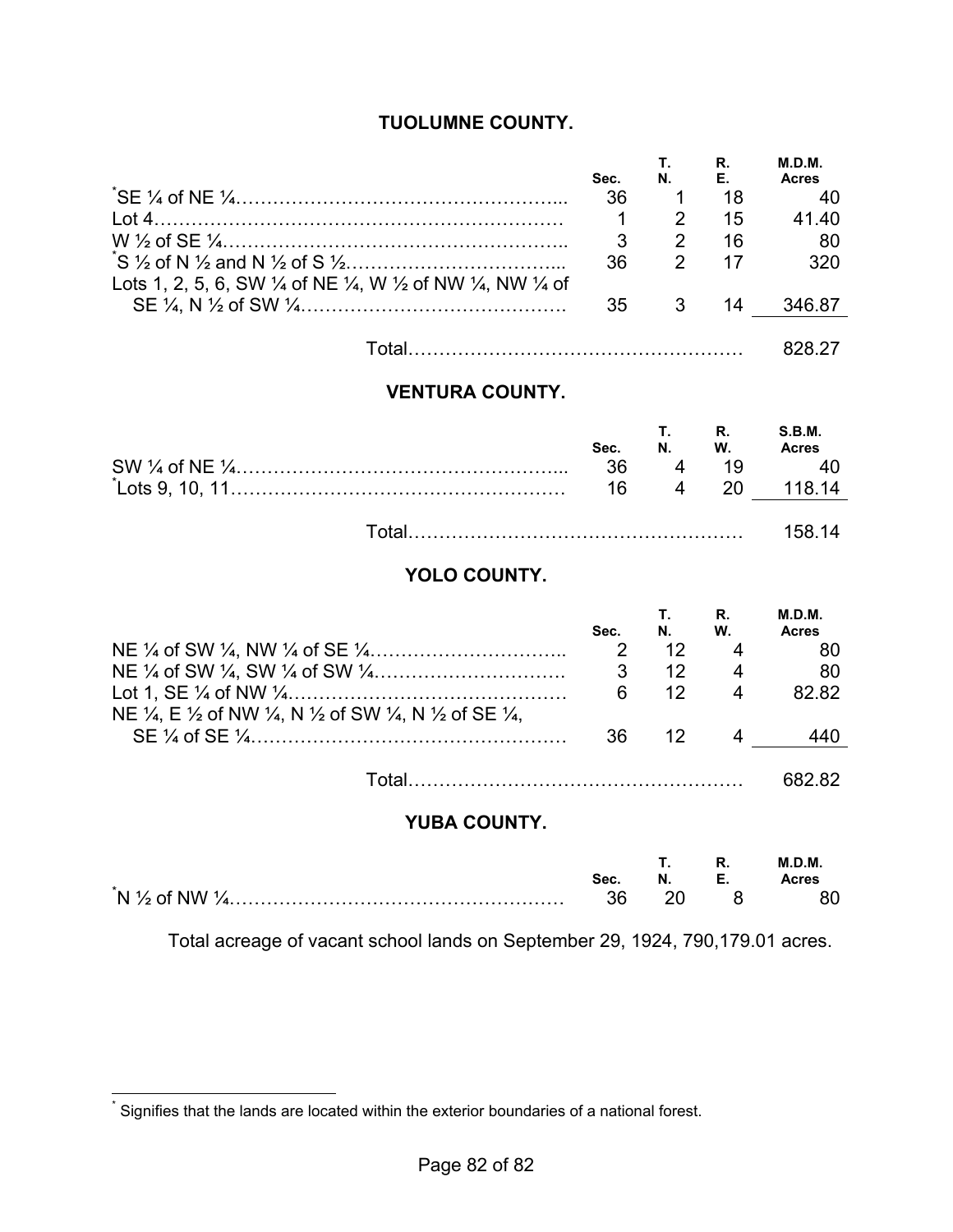## TUOLUMNE COUNTY.

| | Sec. | T. N. | R. E. | M.D.M. Acres |
|---|---|---|---|---|
| *SE ¼ of NE ¼ | 36 | 1 | 18 | 40 |
| Lot 4 | 1 | 2 | 15 | 41.40 |
| W ½ of SE ¼ | 3 | 2 | 16 | 80 |
| *S ½ of N ½ and N ½ of S ½ | 36 | 2 | 17 | 320 |
| Lots 1, 2, 5, 6, SW ¼ of NE ¼, W ½ of NW ¼, NW ¼ of SE ¼, N ½ of SW ¼ | 35 | 3 | 14 | 346.87 |
| Total | | | | 828.27 |

## VENTURA COUNTY.

| | Sec. | T. N. | R. W. | S.B.M. Acres |
|---|---|---|---|---|
| SW ¼ of NE ¼ | 36 | 4 | 19 | 40 |
| *Lots 9, 10, 11 | 16 | 4 | 20 | 118.14 |
| Total | | | | 158.14 |

## YOLO COUNTY.

| | Sec. | T. N. | R. W. | M.D.M. Acres |
|---|---|---|---|---|
| NE ¼ of SW ¼, NW ¼ of SE ¼ | 2 | 12 | 4 | 80 |
| NE ¼ of SW ¼, SW ¼ of SW ¼ | 3 | 12 | 4 | 80 |
| Lot 1, SE ¼ of NW ¼ | 6 | 12 | 4 | 82.82 |
| NE ¼, E ½ of NW ¼, N ½ of SW ¼, N ½ of SE ¼, SE ¼ of SE ¼ | 36 | 12 | 4 | 440 |
| Total | | | | 682.82 |

## YUBA COUNTY.

| | Sec. | T. N. | R. E. | M.D.M. Acres |
|---|---|---|---|---|
| *N ½ of NW ¼ | 36 | 20 | 8 | 80 |

Total acreage of vacant school lands on September 29, 1924, 790,179.01 acres.

* Signifies that the lands are located within the exterior boundaries of a national forest.